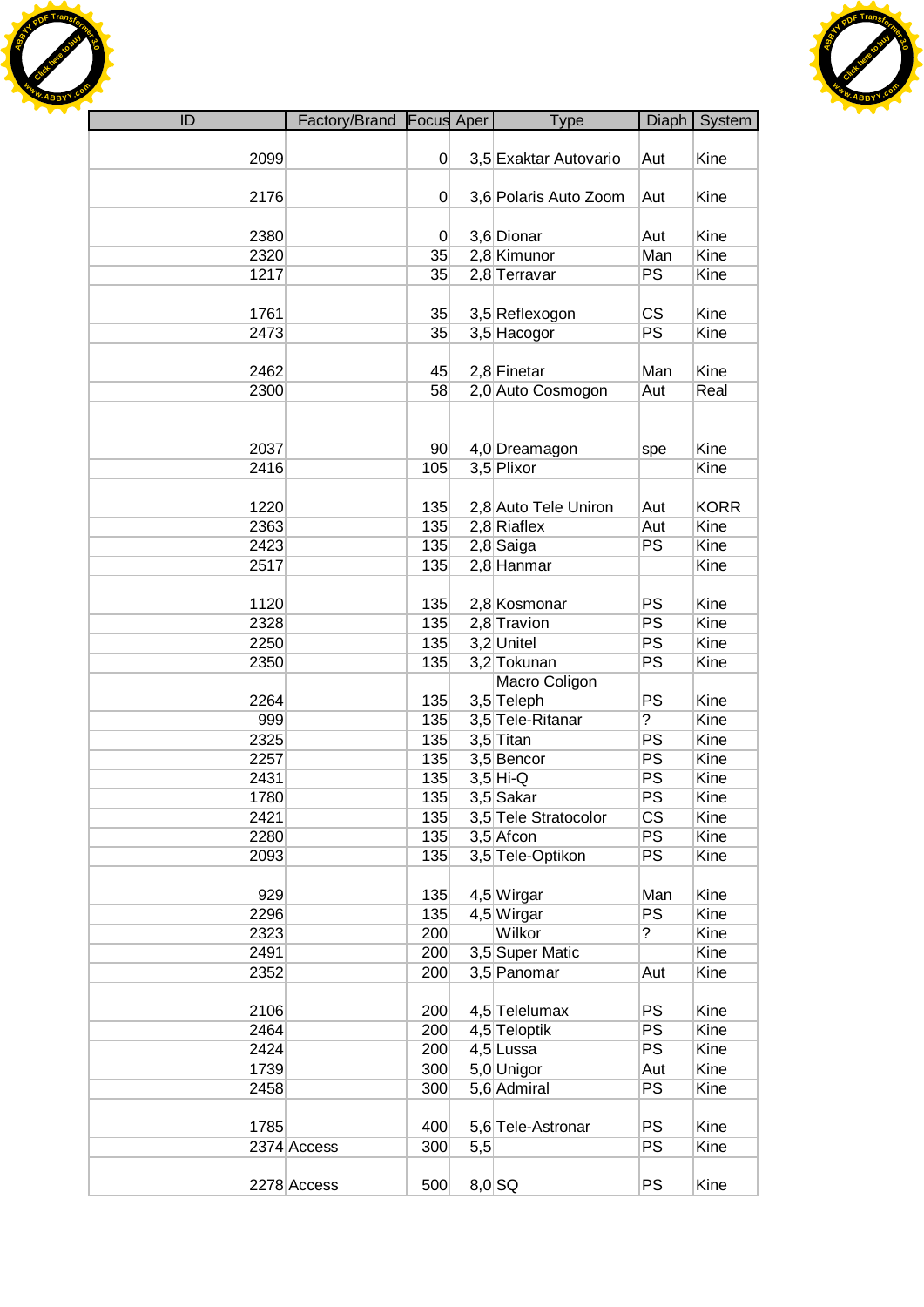| ID | Factory/Brand | Focus | Aper | Type | Diaph | System |
|---|---|---|---|---|---|---|
| 2099 | | 0 | 3,5 | Exaktar Autovario | Aut | Kine |
| 2176 | | 0 | 3,6 | Polaris Auto Zoom | Aut | Kine |
| 2380 | | 0 | 3,6 | Dionar | Aut | Kine |
| 2320 | | 35 | 2,8 | Kimunor | Man | Kine |
| 1217 | | 35 | 2,8 | Terravar | PS | Kine |
| 1761 | | 35 | 3,5 | Reflexogon | CS | Kine |
| 2473 | | 35 | 3,5 | Hacogor | PS | Kine |
| 2462 | | 45 | 2,8 | Finetar | Man | Kine |
| 2300 | | 58 | 2,0 | Auto Cosmogon | Aut | Real |
| 2037 | | 90 | 4,0 | Dreamagon | spe | Kine |
| 2416 | | 105 | 3,5 | Plixor | | Kine |
| 1220 | | 135 | 2,8 | Auto Tele Uniron | Aut | KORR |
| 2363 | | 135 | 2,8 | Riaflex | Aut | Kine |
| 2423 | | 135 | 2,8 | Saiga | PS | Kine |
| 2517 | | 135 | 2,8 | Hanmar | | Kine |
| 1120 | | 135 | 2,8 | Kosmonar | PS | Kine |
| 2328 | | 135 | 2,8 | Travion | PS | Kine |
| 2250 | | 135 | 3,2 | Unitel | PS | Kine |
| 2350 | | 135 | 3,2 | Tokunan | PS | Kine |
| 2264 | | 135 | 3,5 | Macro Coligon Teleph | PS | Kine |
| 999 | | 135 | 3,5 | Tele-Ritanar | ? | Kine |
| 2325 | | 135 | 3,5 | Titan | PS | Kine |
| 2257 | | 135 | 3,5 | Bencor | PS | Kine |
| 2431 | | 135 | 3,5 | Hi-Q | PS | Kine |
| 1780 | | 135 | 3,5 | Sakar | PS | Kine |
| 2421 | | 135 | 3,5 | Tele Stratocolor | CS | Kine |
| 2280 | | 135 | 3,5 | Afcon | PS | Kine |
| 2093 | | 135 | 3,5 | Tele-Optikon | PS | Kine |
| 929 | | 135 | 4,5 | Wirgar | Man | Kine |
| 2296 | | 135 | 4,5 | Wirgar | PS | Kine |
| 2323 | | 200 | | Wilkor | ? | Kine |
| 2491 | | 200 | 3,5 | Super Matic | | Kine |
| 2352 | | 200 | 3,5 | Panomar | Aut | Kine |
| 2106 | | 200 | 4,5 | Telelumax | PS | Kine |
| 2464 | | 200 | 4,5 | Teloptik | PS | Kine |
| 2424 | | 200 | 4,5 | Lussa | PS | Kine |
| 1739 | | 300 | 5,0 | Unigor | Aut | Kine |
| 2458 | | 300 | 5,6 | Admiral | PS | Kine |
| 1785 | | 400 | 5,6 | Tele-Astronar | PS | Kine |
| 2374 | Access | 300 | 5,5 | | PS | Kine |
| 2278 | Access | 500 | 8,0 | SQ | PS | Kine |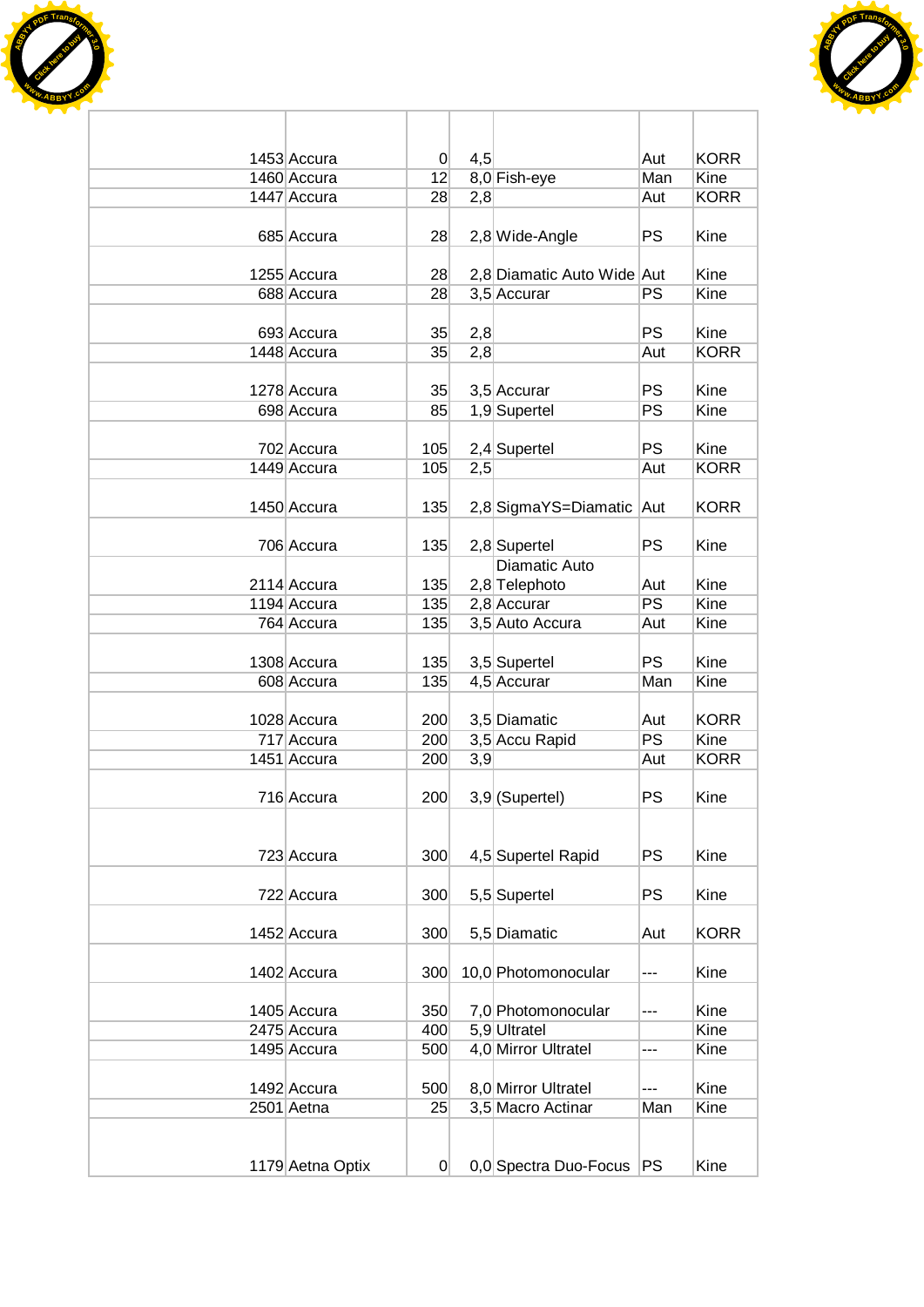| | | | | | | |
|---|---|---|---|---|---|---|
| 1453 | Accura | 0 | 4,5 | | Aut | KORR |
| 1460 | Accura | 12 | 8,0 | Fish-eye | Man | Kine |
| 1447 | Accura | 28 | 2,8 | | Aut | KORR |
| 685 | Accura | 28 | 2,8 | Wide-Angle | PS | Kine |
| 1255 | Accura | 28 | 2,8 | Diamatic Auto Wide | Aut | Kine |
| 688 | Accura | 28 | 3,5 | Accurar | PS | Kine |
| 693 | Accura | 35 | 2,8 | | PS | Kine |
| 1448 | Accura | 35 | 2,8 | | Aut | KORR |
| 1278 | Accura | 35 | 3,5 | Accurar | PS | Kine |
| 698 | Accura | 85 | 1,9 | Supertel | PS | Kine |
| 702 | Accura | 105 | 2,4 | Supertel | PS | Kine |
| 1449 | Accura | 105 | 2,5 | | Aut | KORR |
| 1450 | Accura | 135 | 2,8 | SigmaYS=Diamatic | Aut | KORR |
| 706 | Accura | 135 | 2,8 | Supertel | PS | Kine |
| 2114 | Accura | 135 | 2,8 | Diamatic Auto Telephoto | Aut | Kine |
| 1194 | Accura | 135 | 2,8 | Accurar | PS | Kine |
| 764 | Accura | 135 | 3,5 | Auto Accura | Aut | Kine |
| 1308 | Accura | 135 | 3,5 | Supertel | PS | Kine |
| 608 | Accura | 135 | 4,5 | Accurar | Man | Kine |
| 1028 | Accura | 200 | 3,5 | Diamatic | Aut | KORR |
| 717 | Accura | 200 | 3,5 | Accu Rapid | PS | Kine |
| 1451 | Accura | 200 | 3,9 | | Aut | KORR |
| 716 | Accura | 200 | 3,9 | (Supertel) | PS | Kine |
| 723 | Accura | 300 | 4,5 | Supertel Rapid | PS | Kine |
| 722 | Accura | 300 | 5,5 | Supertel | PS | Kine |
| 1452 | Accura | 300 | 5,5 | Diamatic | Aut | KORR |
| 1402 | Accura | 300 | 10,0 | Photomonocular | --- | Kine |
| 1405 | Accura | 350 | 7,0 | Photomonocular | --- | Kine |
| 2475 | Accura | 400 | 5,9 | Ultratel | | Kine |
| 1495 | Accura | 500 | 4,0 | Mirror Ultratel | --- | Kine |
| 1492 | Accura | 500 | 8,0 | Mirror Ultratel | --- | Kine |
| 2501 | Aetna | 25 | 3,5 | Macro Actinar | Man | Kine |
| 1179 | Aetna Optix | 0 | 0,0 | Spectra Duo-Focus | PS | Kine |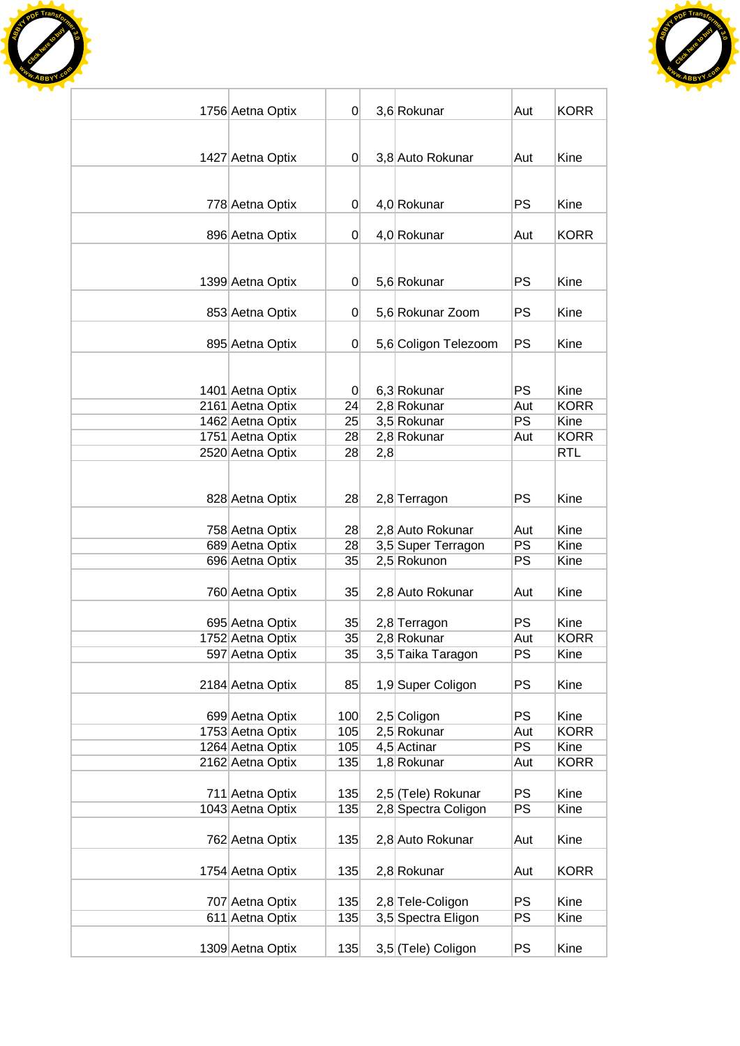| | | | | | | |
|---|---|---|---|---|---|---|
| 1756 | Aetna Optix | 0 | 3,6 | Rokunar | Aut | KORR |
| 1427 | Aetna Optix | 0 | 3,8 | Auto Rokunar | Aut | Kine |
| 778 | Aetna Optix | 0 | 4,0 | Rokunar | PS | Kine |
| 896 | Aetna Optix | 0 | 4,0 | Rokunar | Aut | KORR |
| 1399 | Aetna Optix | 0 | 5,6 | Rokunar | PS | Kine |
| 853 | Aetna Optix | 0 | 5,6 | Rokunar Zoom | PS | Kine |
| 895 | Aetna Optix | 0 | 5,6 | Coligon Telezoom | PS | Kine |
| 1401 | Aetna Optix | 0 | 6,3 | Rokunar | PS | Kine |
| 2161 | Aetna Optix | 24 | 2,8 | Rokunar | Aut | KORR |
| 1462 | Aetna Optix | 25 | 3,5 | Rokunar | PS | Kine |
| 1751 | Aetna Optix | 28 | 2,8 | Rokunar | Aut | KORR |
| 2520 | Aetna Optix | 28 | 2,8 | | | RTL |
| 828 | Aetna Optix | 28 | 2,8 | Terragon | PS | Kine |
| 758 | Aetna Optix | 28 | 2,8 | Auto Rokunar | Aut | Kine |
| 689 | Aetna Optix | 28 | 3,5 | Super Terragon | PS | Kine |
| 696 | Aetna Optix | 35 | 2,5 | Rokunon | PS | Kine |
| 760 | Aetna Optix | 35 | 2,8 | Auto Rokunar | Aut | Kine |
| 695 | Aetna Optix | 35 | 2,8 | Terragon | PS | Kine |
| 1752 | Aetna Optix | 35 | 2,8 | Rokunar | Aut | KORR |
| 597 | Aetna Optix | 35 | 3,5 | Taika Taragon | PS | Kine |
| 2184 | Aetna Optix | 85 | 1,9 | Super Coligon | PS | Kine |
| 699 | Aetna Optix | 100 | 2,5 | Coligon | PS | Kine |
| 1753 | Aetna Optix | 105 | 2,5 | Rokunar | Aut | KORR |
| 1264 | Aetna Optix | 105 | 4,5 | Actinar | PS | Kine |
| 2162 | Aetna Optix | 135 | 1,8 | Rokunar | Aut | KORR |
| 711 | Aetna Optix | 135 | 2,5 | (Tele) Rokunar | PS | Kine |
| 1043 | Aetna Optix | 135 | 2,8 | Spectra Coligon | PS | Kine |
| 762 | Aetna Optix | 135 | 2,8 | Auto Rokunar | Aut | Kine |
| 1754 | Aetna Optix | 135 | 2,8 | Rokunar | Aut | KORR |
| 707 | Aetna Optix | 135 | 2,8 | Tele-Coligon | PS | Kine |
| 611 | Aetna Optix | 135 | 3,5 | Spectra Eligon | PS | Kine |
| 1309 | Aetna Optix | 135 | 3,5 | (Tele) Coligon | PS | Kine |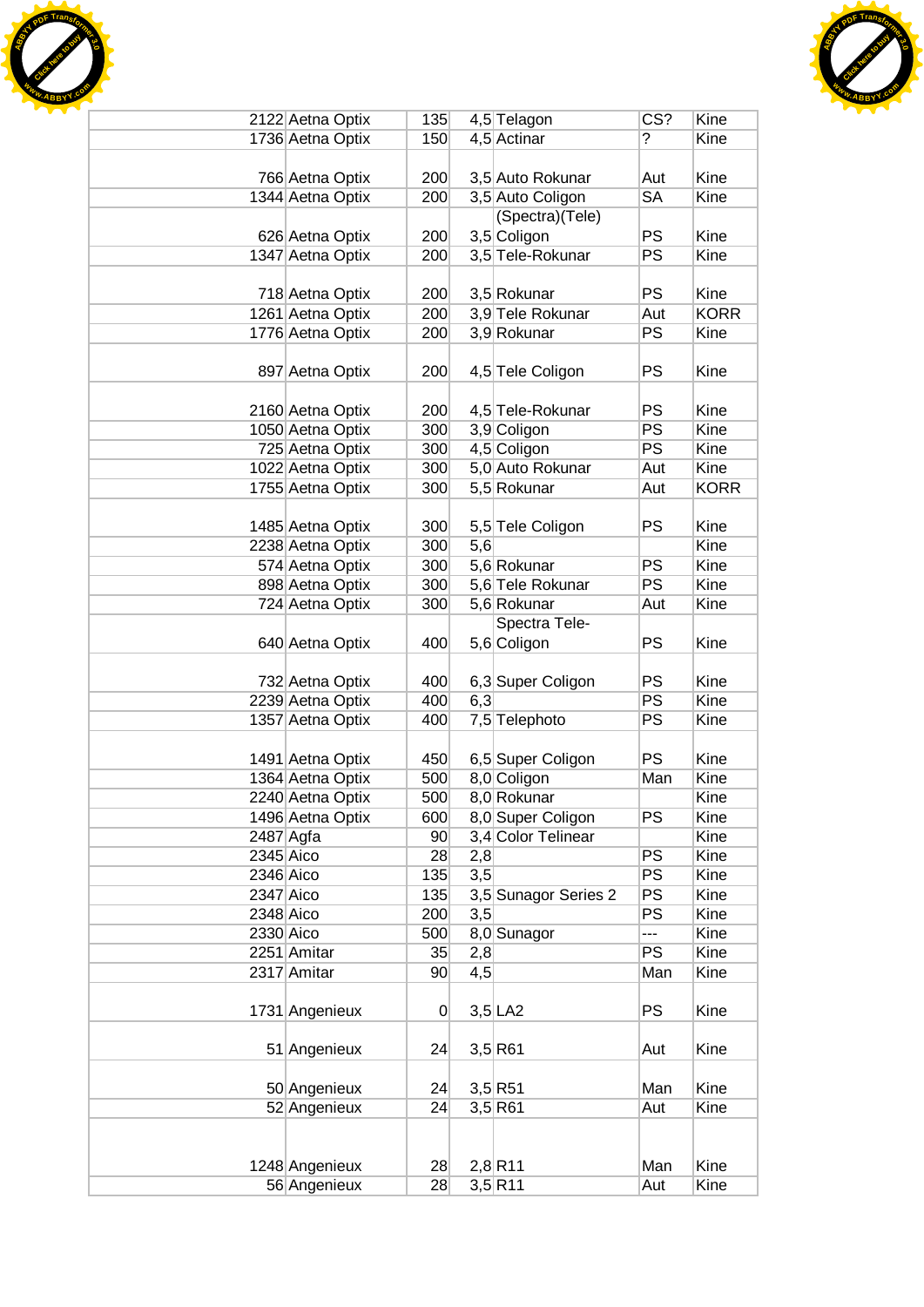|  |  |  |  |  |  |  |
|---|---|---|---|---|---|---|
| 2122 | Aetna Optix | 135 | 4,5 | Telagon | CS? | Kine |
| 1736 | Aetna Optix | 150 | 4,5 | Actinar | ? | Kine |
| 766 | Aetna Optix | 200 | 3,5 | Auto Rokunar | Aut | Kine |
| 1344 | Aetna Optix | 200 | 3,5 | Auto Coligon | SA | Kine |
| 626 | Aetna Optix | 200 | 3,5 | (Spectra)(Tele) Coligon | PS | Kine |
| 1347 | Aetna Optix | 200 | 3,5 | Tele-Rokunar | PS | Kine |
| 718 | Aetna Optix | 200 | 3,5 | Rokunar | PS | Kine |
| 1261 | Aetna Optix | 200 | 3,9 | Tele Rokunar | Aut | KORR |
| 1776 | Aetna Optix | 200 | 3,9 | Rokunar | PS | Kine |
| 897 | Aetna Optix | 200 | 4,5 | Tele Coligon | PS | Kine |
| 2160 | Aetna Optix | 200 | 4,5 | Tele-Rokunar | PS | Kine |
| 1050 | Aetna Optix | 300 | 3,9 | Coligon | PS | Kine |
| 725 | Aetna Optix | 300 | 4,5 | Coligon | PS | Kine |
| 1022 | Aetna Optix | 300 | 5,0 | Auto Rokunar | Aut | Kine |
| 1755 | Aetna Optix | 300 | 5,5 | Rokunar | Aut | KORR |
| 1485 | Aetna Optix | 300 | 5,5 | Tele Coligon | PS | Kine |
| 2238 | Aetna Optix | 300 | 5,6 |  |  | Kine |
| 574 | Aetna Optix | 300 | 5,6 | Rokunar | PS | Kine |
| 898 | Aetna Optix | 300 | 5,6 | Tele Rokunar | PS | Kine |
| 724 | Aetna Optix | 300 | 5,6 | Rokunar | Aut | Kine |
| 640 | Aetna Optix | 400 | 5,6 | Spectra Tele-Coligon | PS | Kine |
| 732 | Aetna Optix | 400 | 6,3 | Super Coligon | PS | Kine |
| 2239 | Aetna Optix | 400 | 6,3 |  | PS | Kine |
| 1357 | Aetna Optix | 400 | 7,5 | Telephoto | PS | Kine |
| 1491 | Aetna Optix | 450 | 6,5 | Super Coligon | PS | Kine |
| 1364 | Aetna Optix | 500 | 8,0 | Coligon | Man | Kine |
| 2240 | Aetna Optix | 500 | 8,0 | Rokunar |  | Kine |
| 1496 | Aetna Optix | 600 | 8,0 | Super Coligon | PS | Kine |
| 2487 | Agfa | 90 | 3,4 | Color Telinear |  | Kine |
| 2345 | Aico | 28 | 2,8 |  | PS | Kine |
| 2346 | Aico | 135 | 3,5 |  | PS | Kine |
| 2347 | Aico | 135 | 3,5 | Sunagor Series 2 | PS | Kine |
| 2348 | Aico | 200 | 3,5 |  | PS | Kine |
| 2330 | Aico | 500 | 8,0 | Sunagor | --- | Kine |
| 2251 | Amitar | 35 | 2,8 |  | PS | Kine |
| 2317 | Amitar | 90 | 4,5 |  | Man | Kine |
| 1731 | Angenieux | 0 | 3,5 | LA2 | PS | Kine |
| 51 | Angenieux | 24 | 3,5 | R61 | Aut | Kine |
| 50 | Angenieux | 24 | 3,5 | R51 | Man | Kine |
| 52 | Angenieux | 24 | 3,5 | R61 | Aut | Kine |
| 1248 | Angenieux | 28 | 2,8 | R11 | Man | Kine |
| 56 | Angenieux | 28 | 3,5 | R11 | Aut | Kine |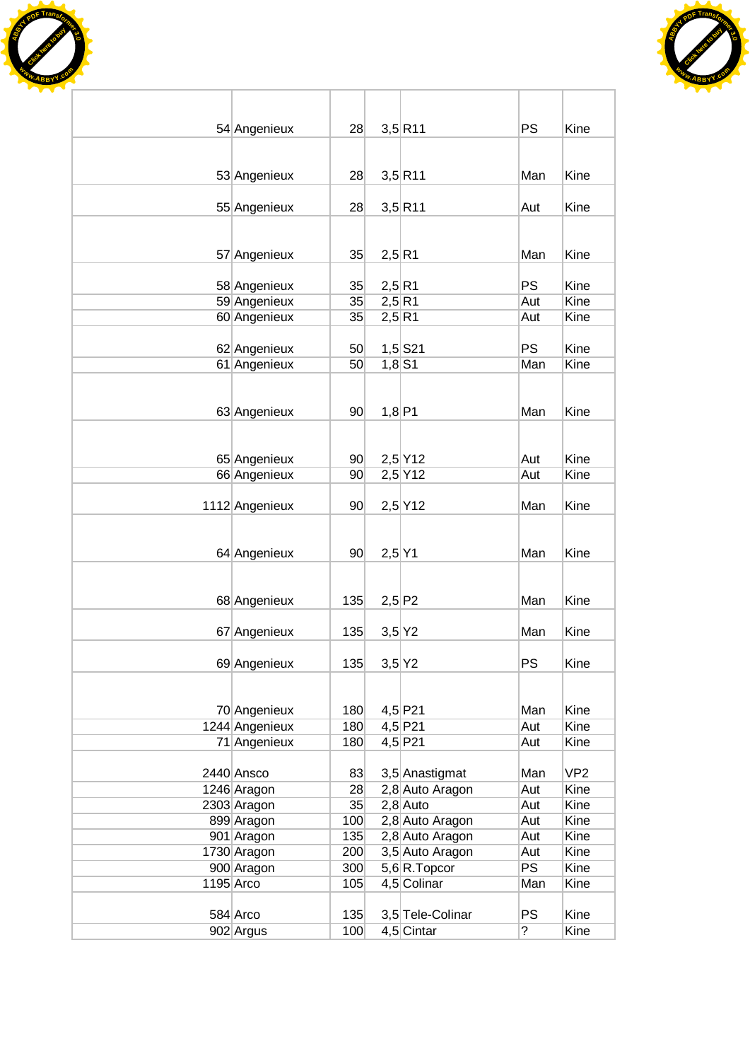| | | | | | | |
|---|---|---|---|---|---|---|
| 54 | Angenieux | 28 | 3,5 | R11 | PS | Kine |
| 53 | Angenieux | 28 | 3,5 | R11 | Man | Kine |
| 55 | Angenieux | 28 | 3,5 | R11 | Aut | Kine |
| 57 | Angenieux | 35 | 2,5 | R1 | Man | Kine |
| 58 | Angenieux | 35 | 2,5 | R1 | PS | Kine |
| 59 | Angenieux | 35 | 2,5 | R1 | Aut | Kine |
| 60 | Angenieux | 35 | 2,5 | R1 | Aut | Kine |
| 62 | Angenieux | 50 | 1,5 | S21 | PS | Kine |
| 61 | Angenieux | 50 | 1,8 | S1 | Man | Kine |
| 63 | Angenieux | 90 | 1,8 | P1 | Man | Kine |
| 65 | Angenieux | 90 | 2,5 | Y12 | Aut | Kine |
| 66 | Angenieux | 90 | 2,5 | Y12 | Aut | Kine |
| 1112 | Angenieux | 90 | 2,5 | Y12 | Man | Kine |
| 64 | Angenieux | 90 | 2,5 | Y1 | Man | Kine |
| 68 | Angenieux | 135 | 2,5 | P2 | Man | Kine |
| 67 | Angenieux | 135 | 3,5 | Y2 | Man | Kine |
| 69 | Angenieux | 135 | 3,5 | Y2 | PS | Kine |
| 70 | Angenieux | 180 | 4,5 | P21 | Man | Kine |
| 1244 | Angenieux | 180 | 4,5 | P21 | Aut | Kine |
| 71 | Angenieux | 180 | 4,5 | P21 | Aut | Kine |
| 2440 | Ansco | 83 | 3,5 | Anastigmat | Man | VP2 |
| 1246 | Aragon | 28 | 2,8 | Auto Aragon | Aut | Kine |
| 2303 | Aragon | 35 | 2,8 | Auto | Aut | Kine |
| 899 | Aragon | 100 | 2,8 | Auto Aragon | Aut | Kine |
| 901 | Aragon | 135 | 2,8 | Auto Aragon | Aut | Kine |
| 1730 | Aragon | 200 | 3,5 | Auto Aragon | Aut | Kine |
| 900 | Aragon | 300 | 5,6 | R.Topcor | PS | Kine |
| 1195 | Arco | 105 | 4,5 | Colinar | Man | Kine |
| 584 | Arco | 135 | 3,5 | Tele-Colinar | PS | Kine |
| 902 | Argus | 100 | 4,5 | Cintar | ? | Kine |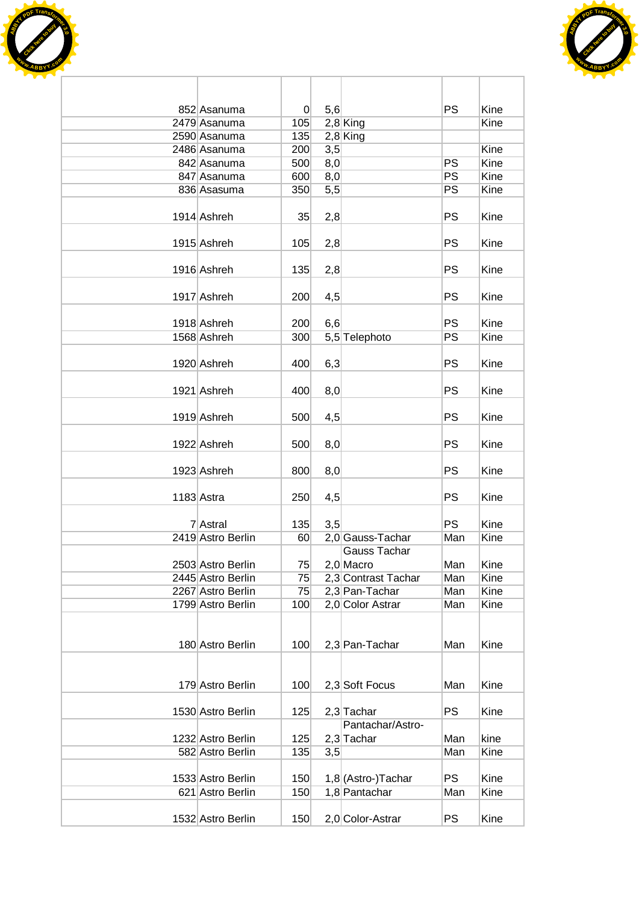| | | | | | | |
|---|---|---|---|---|---|---|
| 852 | Asanuma | 0 | 5,6 | | PS | Kine |
| 2479 | Asanuma | 105 | 2,8 | King | | Kine |
| 2590 | Asanuma | 135 | 2,8 | King | | |
| 2486 | Asanuma | 200 | 3,5 | | | Kine |
| 842 | Asanuma | 500 | 8,0 | | PS | Kine |
| 847 | Asanuma | 600 | 8,0 | | PS | Kine |
| 836 | Asasuma | 350 | 5,5 | | PS | Kine |
| 1914 | Ashreh | 35 | 2,8 | | PS | Kine |
| 1915 | Ashreh | 105 | 2,8 | | PS | Kine |
| 1916 | Ashreh | 135 | 2,8 | | PS | Kine |
| 1917 | Ashreh | 200 | 4,5 | | PS | Kine |
| 1918 | Ashreh | 200 | 6,6 | | PS | Kine |
| 1568 | Ashreh | 300 | 5,5 | Telephoto | PS | Kine |
| 1920 | Ashreh | 400 | 6,3 | | PS | Kine |
| 1921 | Ashreh | 400 | 8,0 | | PS | Kine |
| 1919 | Ashreh | 500 | 4,5 | | PS | Kine |
| 1922 | Ashreh | 500 | 8,0 | | PS | Kine |
| 1923 | Ashreh | 800 | 8,0 | | PS | Kine |
| 1183 | Astra | 250 | 4,5 | | PS | Kine |
| 7 | Astral | 135 | 3,5 | | PS | Kine |
| 2419 | Astro Berlin | 60 | 2,0 | Gauss-Tachar | Man | Kine |
| 2503 | Astro Berlin | 75 | 2,0 | Gauss Tachar Macro | Man | Kine |
| 2445 | Astro Berlin | 75 | 2,3 | Contrast Tachar | Man | Kine |
| 2267 | Astro Berlin | 75 | 2,3 | Pan-Tachar | Man | Kine |
| 1799 | Astro Berlin | 100 | 2,0 | Color Astrar | Man | Kine |
| 180 | Astro Berlin | 100 | 2,3 | Pan-Tachar | Man | Kine |
| 179 | Astro Berlin | 100 | 2,3 | Soft Focus | Man | Kine |
| 1530 | Astro Berlin | 125 | 2,3 | Tachar | PS | Kine |
| 1232 | Astro Berlin | 125 | 2,3 | Pantachar/Astro-Tachar | Man | kine |
| 582 | Astro Berlin | 135 | 3,5 | | Man | Kine |
| 1533 | Astro Berlin | 150 | 1,8 | (Astro-)Tachar | PS | Kine |
| 621 | Astro Berlin | 150 | 1,8 | Pantachar | Man | Kine |
| 1532 | Astro Berlin | 150 | 2,0 | Color-Astrar | PS | Kine |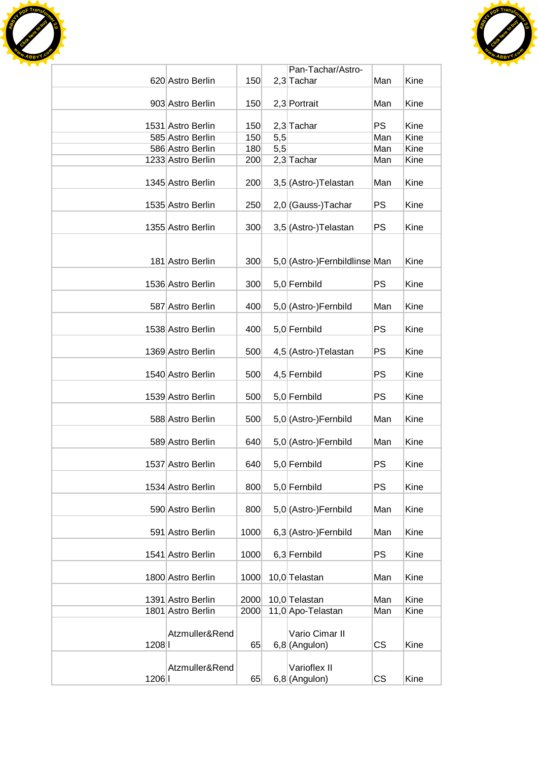| | | | | | | |
|---|---|---|---|---|---|---|
| 620 | Astro Berlin | 150 | 2,3 | Pan-Tachar/Astro-Tachar | Man | Kine |
| 903 | Astro Berlin | 150 | 2,3 | Portrait | Man | Kine |
| 1531 | Astro Berlin | 150 | 2,3 | Tachar | PS | Kine |
| 585 | Astro Berlin | 150 | 5,5 | | Man | Kine |
| 586 | Astro Berlin | 180 | 5,5 | | Man | Kine |
| 1233 | Astro Berlin | 200 | 2,3 | Tachar | Man | Kine |
| 1345 | Astro Berlin | 200 | 3,5 | (Astro-)Telastan | Man | Kine |
| 1535 | Astro Berlin | 250 | 2,0 | (Gauss-)Tachar | PS | Kine |
| 1355 | Astro Berlin | 300 | 3,5 | (Astro-)Telastan | PS | Kine |
| 181 | Astro Berlin | 300 | 5,0 | (Astro-)Fernbildlinse | Man | Kine |
| 1536 | Astro Berlin | 300 | 5,0 | Fernbild | PS | Kine |
| 587 | Astro Berlin | 400 | 5,0 | (Astro-)Fernbild | Man | Kine |
| 1538 | Astro Berlin | 400 | 5,0 | Fernbild | PS | Kine |
| 1369 | Astro Berlin | 500 | 4,5 | (Astro-)Telastan | PS | Kine |
| 1540 | Astro Berlin | 500 | 4,5 | Fernbild | PS | Kine |
| 1539 | Astro Berlin | 500 | 5,0 | Fernbild | PS | Kine |
| 588 | Astro Berlin | 500 | 5,0 | (Astro-)Fernbild | Man | Kine |
| 589 | Astro Berlin | 640 | 5,0 | (Astro-)Fernbild | Man | Kine |
| 1537 | Astro Berlin | 640 | 5,0 | Fernbild | PS | Kine |
| 1534 | Astro Berlin | 800 | 5,0 | Fernbild | PS | Kine |
| 590 | Astro Berlin | 800 | 5,0 | (Astro-)Fernbild | Man | Kine |
| 591 | Astro Berlin | 1000 | 6,3 | (Astro-)Fernbild | Man | Kine |
| 1541 | Astro Berlin | 1000 | 6,3 | Fernbild | PS | Kine |
| 1800 | Astro Berlin | 1000 | 10,0 | Telastan | Man | Kine |
| 1391 | Astro Berlin | 2000 | 10,0 | Telastan | Man | Kine |
| 1801 | Astro Berlin | 2000 | 11,0 | Apo-Telastan | Man | Kine |
| 1208 | Atzmuller&Rendl | 65 | 6,8 | Vario Cimar II (Angulon) | CS | Kine |
| 1206 | Atzmuller&Rendl | 65 | 6,8 | Varioflex II (Angulon) | CS | Kine |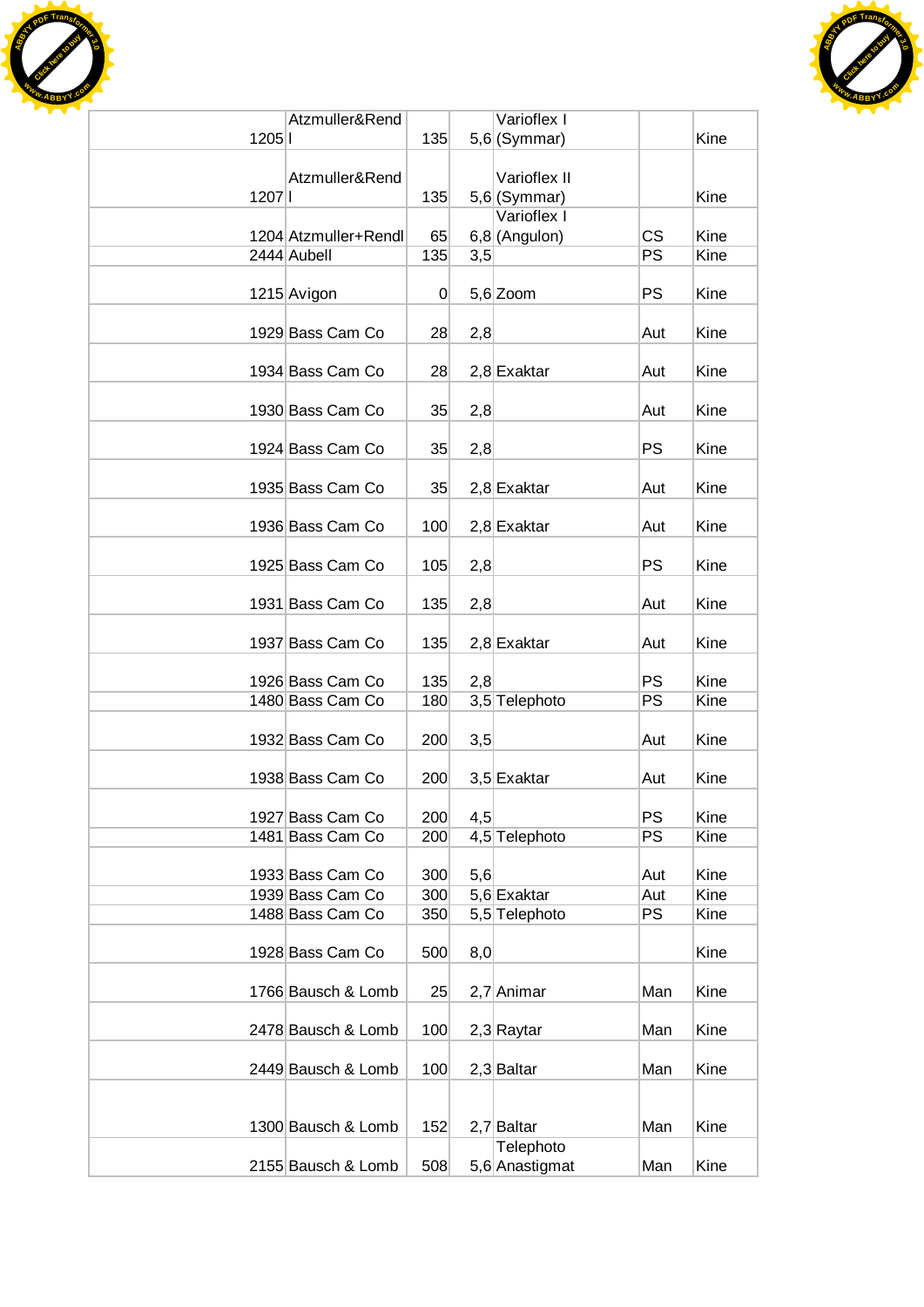| | | | | | | |
|---|---|---|---|---|---|---|
| 1205 | Atzmuller&Rendl | 135 | 5,6 | Varioflex I (Symmar) | | Kine |
| 1207 | Atzmuller&Rendl | 135 | 5,6 | Varioflex II (Symmar) | | Kine |
| 1204 | Atzmuller+Rendl | 65 | 6,8 | Varioflex I (Angulon) | CS | Kine |
| 2444 | Aubell | 135 | 3,5 | | PS | Kine |
| 1215 | Avigon | 0 | 5,6 | Zoom | PS | Kine |
| 1929 | Bass Cam Co | 28 | 2,8 | | Aut | Kine |
| 1934 | Bass Cam Co | 28 | 2,8 | Exaktar | Aut | Kine |
| 1930 | Bass Cam Co | 35 | 2,8 | | Aut | Kine |
| 1924 | Bass Cam Co | 35 | 2,8 | | PS | Kine |
| 1935 | Bass Cam Co | 35 | 2,8 | Exaktar | Aut | Kine |
| 1936 | Bass Cam Co | 100 | 2,8 | Exaktar | Aut | Kine |
| 1925 | Bass Cam Co | 105 | 2,8 | | PS | Kine |
| 1931 | Bass Cam Co | 135 | 2,8 | | Aut | Kine |
| 1937 | Bass Cam Co | 135 | 2,8 | Exaktar | Aut | Kine |
| 1926 | Bass Cam Co | 135 | 2,8 | | PS | Kine |
| 1480 | Bass Cam Co | 180 | 3,5 | Telephoto | PS | Kine |
| 1932 | Bass Cam Co | 200 | 3,5 | | Aut | Kine |
| 1938 | Bass Cam Co | 200 | 3,5 | Exaktar | Aut | Kine |
| 1927 | Bass Cam Co | 200 | 4,5 | | PS | Kine |
| 1481 | Bass Cam Co | 200 | 4,5 | Telephoto | PS | Kine |
| 1933 | Bass Cam Co | 300 | 5,6 | | Aut | Kine |
| 1939 | Bass Cam Co | 300 | 5,6 | Exaktar | Aut | Kine |
| 1488 | Bass Cam Co | 350 | 5,5 | Telephoto | PS | Kine |
| 1928 | Bass Cam Co | 500 | 8,0 | | | Kine |
| 1766 | Bausch & Lomb | 25 | 2,7 | Animar | Man | Kine |
| 2478 | Bausch & Lomb | 100 | 2,3 | Raytar | Man | Kine |
| 2449 | Bausch & Lomb | 100 | 2,3 | Baltar | Man | Kine |
| 1300 | Bausch & Lomb | 152 | 2,7 | Baltar | Man | Kine |
| 2155 | Bausch & Lomb | 508 | 5,6 | Telephoto Anastigmat | Man | Kine |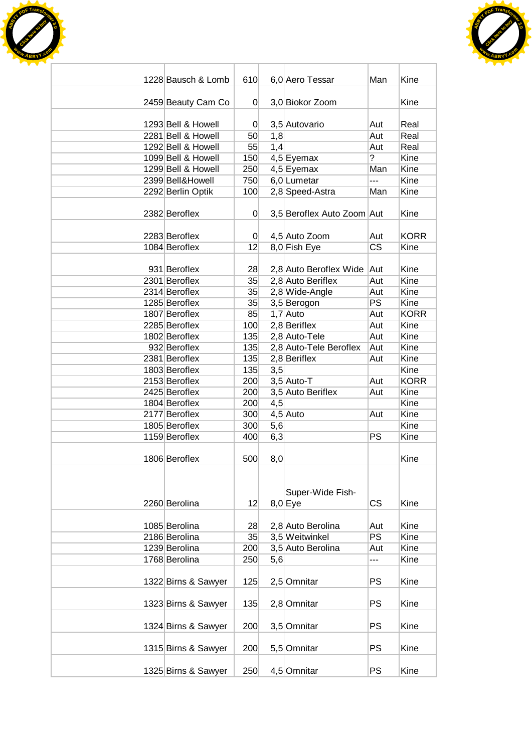| | | | | | | |
|---|---|---|---|---|---|---|
| 1228 | Bausch & Lomb | 610 | 6,0 | Aero Tessar | Man | Kine |
| 2459 | Beauty Cam Co | 0 | 3,0 | Biokor Zoom | | Kine |
| 1293 | Bell & Howell | 0 | 3,5 | Autovario | Aut | Real |
| 2281 | Bell & Howell | 50 | 1,8 | | Aut | Real |
| 1292 | Bell & Howell | 55 | 1,4 | | Aut | Real |
| 1099 | Bell & Howell | 150 | 4,5 | Eyemax | ? | Kine |
| 1299 | Bell & Howell | 250 | 4,5 | Eyemax | Man | Kine |
| 2399 | Bell&Howell | 750 | 6,0 | Lumetar | --- | Kine |
| 2292 | Berlin Optik | 100 | 2,8 | Speed-Astra | Man | Kine |
| 2382 | Beroflex | 0 | 3,5 | Beroflex Auto Zoom | Aut | Kine |
| 2283 | Beroflex | 0 | 4,5 | Auto Zoom | Aut | KORR |
| 1084 | Beroflex | 12 | 8,0 | Fish Eye | CS | Kine |
| 931 | Beroflex | 28 | 2,8 | Auto Beroflex Wide | Aut | Kine |
| 2301 | Beroflex | 35 | 2,8 | Auto Beriflex | Aut | Kine |
| 2314 | Beroflex | 35 | 2,8 | Wide-Angle | Aut | Kine |
| 1285 | Beroflex | 35 | 3,5 | Berogon | PS | Kine |
| 1807 | Beroflex | 85 | 1,7 | Auto | Aut | KORR |
| 2285 | Beroflex | 100 | 2,8 | Beriflex | Aut | Kine |
| 1802 | Beroflex | 135 | 2,8 | Auto-Tele | Aut | Kine |
| 932 | Beroflex | 135 | 2,8 | Auto-Tele Beroflex | Aut | Kine |
| 2381 | Beroflex | 135 | 2,8 | Beriflex | Aut | Kine |
| 1803 | Beroflex | 135 | 3,5 | | | Kine |
| 2153 | Beroflex | 200 | 3,5 | Auto-T | Aut | KORR |
| 2425 | Beroflex | 200 | 3,5 | Auto Beriflex | Aut | Kine |
| 1804 | Beroflex | 200 | 4,5 | | | Kine |
| 2177 | Beroflex | 300 | 4,5 | Auto | Aut | Kine |
| 1805 | Beroflex | 300 | 5,6 | | | Kine |
| 1159 | Beroflex | 400 | 6,3 | | PS | Kine |
| 1806 | Beroflex | 500 | 8,0 | | | Kine |
| 2260 | Berolina | 12 | 8,0 | Super-Wide Fish-Eye | CS | Kine |
| 1085 | Berolina | 28 | 2,8 | Auto Berolina | Aut | Kine |
| 2186 | Berolina | 35 | 3,5 | Weitwinkel | PS | Kine |
| 1239 | Berolina | 200 | 3,5 | Auto Berolina | Aut | Kine |
| 1768 | Berolina | 250 | 5,6 | | --- | Kine |
| 1322 | Birns & Sawyer | 125 | 2,5 | Omnitar | PS | Kine |
| 1323 | Birns & Sawyer | 135 | 2,8 | Omnitar | PS | Kine |
| 1324 | Birns & Sawyer | 200 | 3,5 | Omnitar | PS | Kine |
| 1315 | Birns & Sawyer | 200 | 5,5 | Omnitar | PS | Kine |
| 1325 | Birns & Sawyer | 250 | 4,5 | Omnitar | PS | Kine |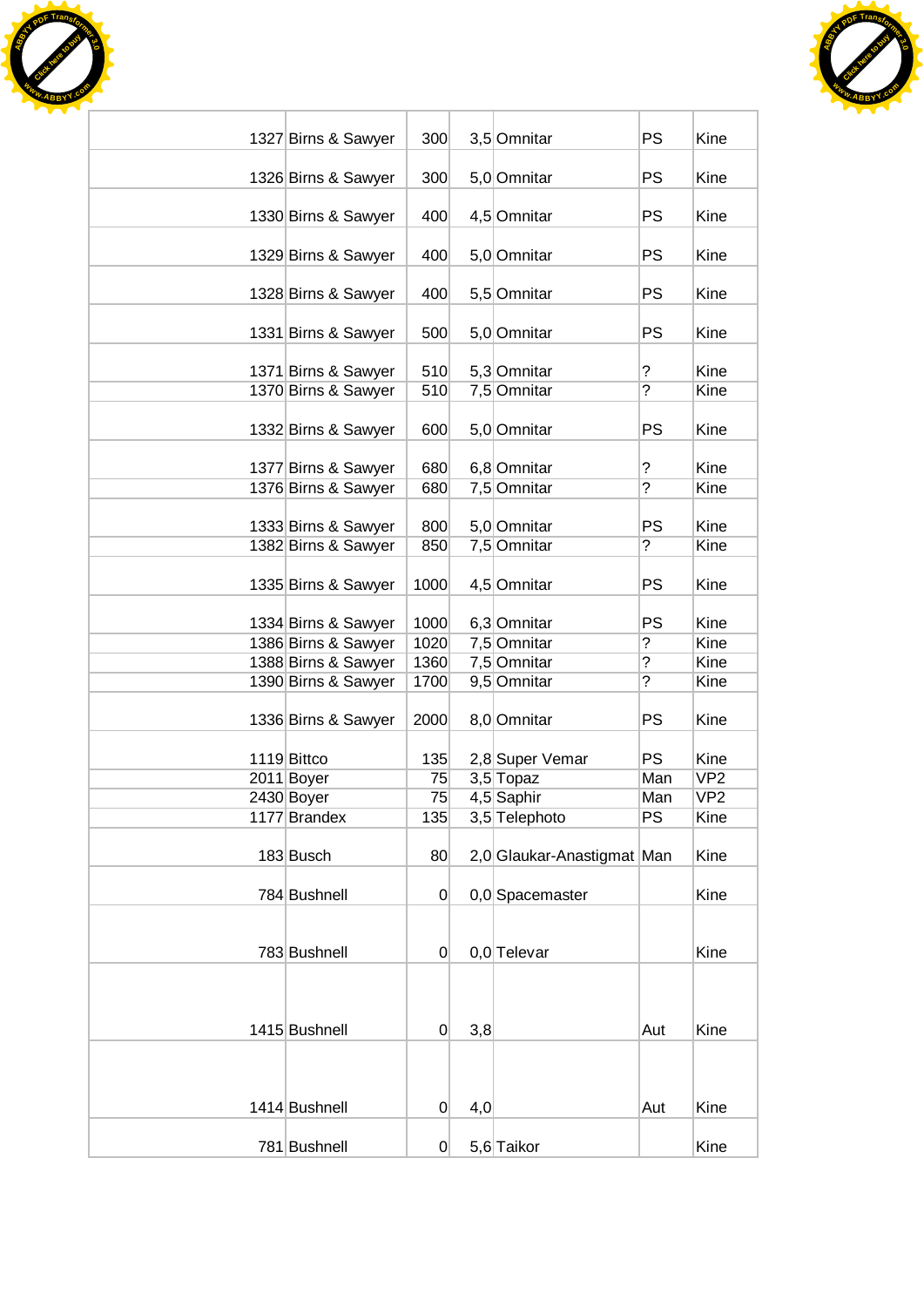| | | | | | | |
|---|---|---|---|---|---|---|
| 1327 | Birns & Sawyer | 300 | 3,5 | Omnitar | PS | Kine |
| 1326 | Birns & Sawyer | 300 | 5,0 | Omnitar | PS | Kine |
| 1330 | Birns & Sawyer | 400 | 4,5 | Omnitar | PS | Kine |
| 1329 | Birns & Sawyer | 400 | 5,0 | Omnitar | PS | Kine |
| 1328 | Birns & Sawyer | 400 | 5,5 | Omnitar | PS | Kine |
| 1331 | Birns & Sawyer | 500 | 5,0 | Omnitar | PS | Kine |
| 1371 | Birns & Sawyer | 510 | 5,3 | Omnitar | ? | Kine |
| 1370 | Birns & Sawyer | 510 | 7,5 | Omnitar | ? | Kine |
| 1332 | Birns & Sawyer | 600 | 5,0 | Omnitar | PS | Kine |
| 1377 | Birns & Sawyer | 680 | 6,8 | Omnitar | ? | Kine |
| 1376 | Birns & Sawyer | 680 | 7,5 | Omnitar | ? | Kine |
| 1333 | Birns & Sawyer | 800 | 5,0 | Omnitar | PS | Kine |
| 1382 | Birns & Sawyer | 850 | 7,5 | Omnitar | ? | Kine |
| 1335 | Birns & Sawyer | 1000 | 4,5 | Omnitar | PS | Kine |
| 1334 | Birns & Sawyer | 1000 | 6,3 | Omnitar | PS | Kine |
| 1386 | Birns & Sawyer | 1020 | 7,5 | Omnitar | ? | Kine |
| 1388 | Birns & Sawyer | 1360 | 7,5 | Omnitar | ? | Kine |
| 1390 | Birns & Sawyer | 1700 | 9,5 | Omnitar | ? | Kine |
| 1336 | Birns & Sawyer | 2000 | 8,0 | Omnitar | PS | Kine |
| 1119 | Bittco | 135 | 2,8 | Super Vemar | PS | Kine |
| 2011 | Boyer | 75 | 3,5 | Topaz | Man | VP2 |
| 2430 | Boyer | 75 | 4,5 | Saphir | Man | VP2 |
| 1177 | Brandex | 135 | 3,5 | Telephoto | PS | Kine |
| 183 | Busch | 80 | 2,0 | Glaukar-Anastigmat | Man | Kine |
| 784 | Bushnell | 0 | 0,0 | Spacemaster | | Kine |
| 783 | Bushnell | 0 | 0,0 | Televar | | Kine |
| 1415 | Bushnell | 0 | 3,8 | | Aut | Kine |
| 1414 | Bushnell | 0 | 4,0 | | Aut | Kine |
| 781 | Bushnell | 0 | 5,6 | Taikor | | Kine |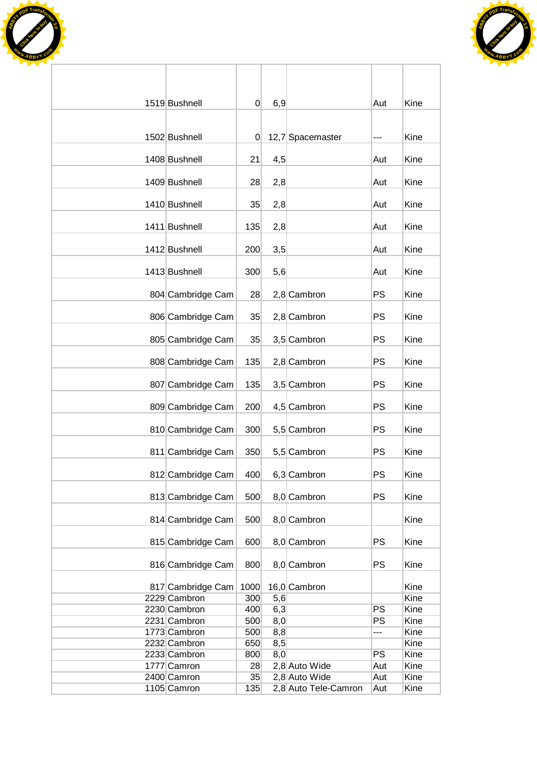| | | | | | | |
|---|---|---|---|---|---|---|
| 1519 | Bushnell | 0 | 6,9 | | Aut | Kine |
| 1502 | Bushnell | 0 | 12,7 | Spacemaster | --- | Kine |
| 1408 | Bushnell | 21 | 4,5 | | Aut | Kine |
| 1409 | Bushnell | 28 | 2,8 | | Aut | Kine |
| 1410 | Bushnell | 35 | 2,8 | | Aut | Kine |
| 1411 | Bushnell | 135 | 2,8 | | Aut | Kine |
| 1412 | Bushnell | 200 | 3,5 | | Aut | Kine |
| 1413 | Bushnell | 300 | 5,6 | | Aut | Kine |
| 804 | Cambridge Cam | 28 | 2,8 | Cambron | PS | Kine |
| 806 | Cambridge Cam | 35 | 2,8 | Cambron | PS | Kine |
| 805 | Cambridge Cam | 35 | 3,5 | Cambron | PS | Kine |
| 808 | Cambridge Cam | 135 | 2,8 | Cambron | PS | Kine |
| 807 | Cambridge Cam | 135 | 3,5 | Cambron | PS | Kine |
| 809 | Cambridge Cam | 200 | 4,5 | Cambron | PS | Kine |
| 810 | Cambridge Cam | 300 | 5,5 | Cambron | PS | Kine |
| 811 | Cambridge Cam | 350 | 5,5 | Cambron | PS | Kine |
| 812 | Cambridge Cam | 400 | 6,3 | Cambron | PS | Kine |
| 813 | Cambridge Cam | 500 | 8,0 | Cambron | PS | Kine |
| 814 | Cambridge Cam | 500 | 8,0 | Cambron | | Kine |
| 815 | Cambridge Cam | 600 | 8,0 | Cambron | PS | Kine |
| 816 | Cambridge Cam | 800 | 8,0 | Cambron | PS | Kine |
| 817 | Cambridge Cam | 1000 | 16,0 | Cambron | | Kine |
| 2229 | Cambron | 300 | 5,6 | | | Kine |
| 2230 | Cambron | 400 | 6,3 | | PS | Kine |
| 2231 | Cambron | 500 | 8,0 | | PS | Kine |
| 1773 | Cambron | 500 | 8,8 | | --- | Kine |
| 2232 | Cambron | 650 | 8,5 | | | Kine |
| 2233 | Cambron | 800 | 8,0 | | PS | Kine |
| 1777 | Camron | 28 | 2,8 | Auto Wide | Aut | Kine |
| 2400 | Camron | 35 | 2,8 | Auto Wide | Aut | Kine |
| 1105 | Camron | 135 | 2,8 | Auto Tele-Camron | Aut | Kine |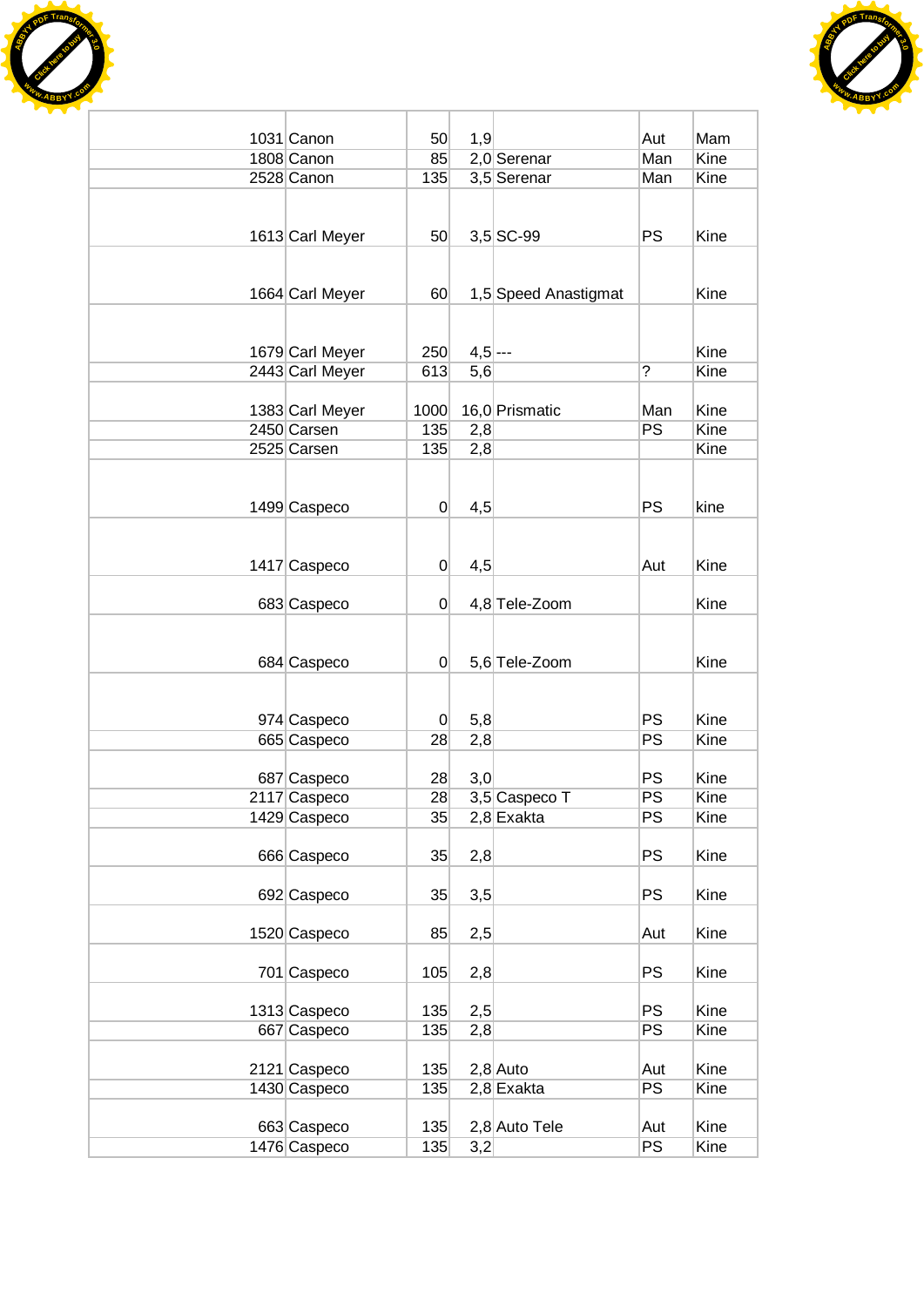| | | | | | | |
|---|---|---|---|---|---|---|
| 1031 | Canon | 50 | 1,9 | | Aut | Mam |
| 1808 | Canon | 85 | 2,0 | Serenar | Man | Kine |
| 2528 | Canon | 135 | 3,5 | Serenar | Man | Kine |
| 1613 | Carl Meyer | 50 | 3,5 | SC-99 | PS | Kine |
| 1664 | Carl Meyer | 60 | 1,5 | Speed Anastigmat | | Kine |
| 1679 | Carl Meyer | 250 | 4,5 | --- | | Kine |
| 2443 | Carl Meyer | 613 | 5,6 | | ? | Kine |
| 1383 | Carl Meyer | 1000 | 16,0 | Prismatic | Man | Kine |
| 2450 | Carsen | 135 | 2,8 | | PS | Kine |
| 2525 | Carsen | 135 | 2,8 | | | Kine |
| 1499 | Caspeco | 0 | 4,5 | | PS | kine |
| 1417 | Caspeco | 0 | 4,5 | | Aut | Kine |
| 683 | Caspeco | 0 | 4,8 | Tele-Zoom | | Kine |
| 684 | Caspeco | 0 | 5,6 | Tele-Zoom | | Kine |
| 974 | Caspeco | 0 | 5,8 | | PS | Kine |
| 665 | Caspeco | 28 | 2,8 | | PS | Kine |
| 687 | Caspeco | 28 | 3,0 | | PS | Kine |
| 2117 | Caspeco | 28 | 3,5 | Caspeco T | PS | Kine |
| 1429 | Caspeco | 35 | 2,8 | Exakta | PS | Kine |
| 666 | Caspeco | 35 | 2,8 | | PS | Kine |
| 692 | Caspeco | 35 | 3,5 | | PS | Kine |
| 1520 | Caspeco | 85 | 2,5 | | Aut | Kine |
| 701 | Caspeco | 105 | 2,8 | | PS | Kine |
| 1313 | Caspeco | 135 | 2,5 | | PS | Kine |
| 667 | Caspeco | 135 | 2,8 | | PS | Kine |
| 2121 | Caspeco | 135 | 2,8 | Auto | Aut | Kine |
| 1430 | Caspeco | 135 | 2,8 | Exakta | PS | Kine |
| 663 | Caspeco | 135 | 2,8 | Auto Tele | Aut | Kine |
| 1476 | Caspeco | 135 | 3,2 | | PS | Kine |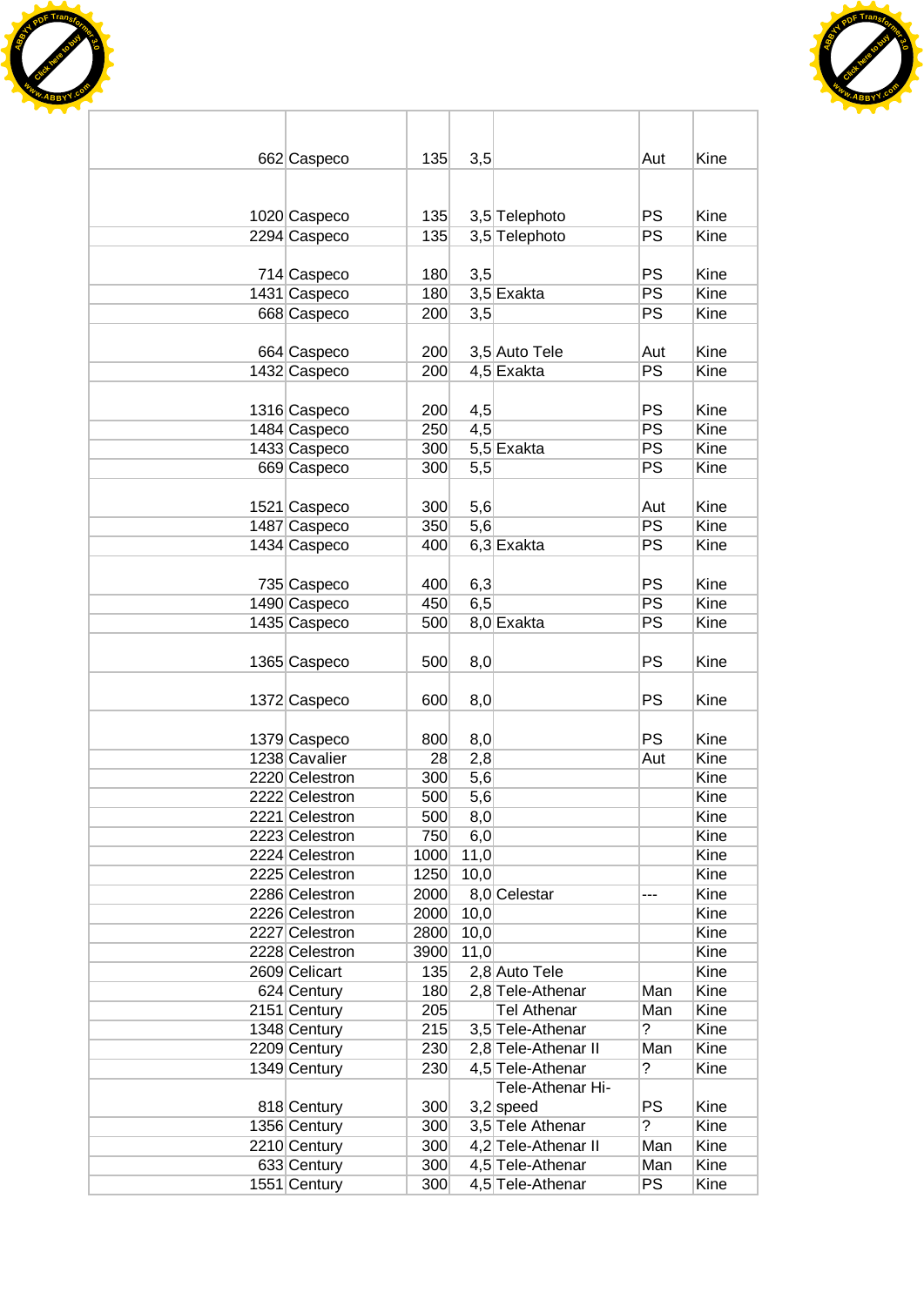| | | | | | | |
|---|---|---|---|---|---|---|
| 662 | Caspeco | 135 | 3,5 | | Aut | Kine |
| 1020 | Caspeco | 135 | 3,5 | Telephoto | PS | Kine |
| 2294 | Caspeco | 135 | 3,5 | Telephoto | PS | Kine |
| 714 | Caspeco | 180 | 3,5 | | PS | Kine |
| 1431 | Caspeco | 180 | 3,5 | Exakta | PS | Kine |
| 668 | Caspeco | 200 | 3,5 | | PS | Kine |
| 664 | Caspeco | 200 | 3,5 | Auto Tele | Aut | Kine |
| 1432 | Caspeco | 200 | 4,5 | Exakta | PS | Kine |
| 1316 | Caspeco | 200 | 4,5 | | PS | Kine |
| 1484 | Caspeco | 250 | 4,5 | | PS | Kine |
| 1433 | Caspeco | 300 | 5,5 | Exakta | PS | Kine |
| 669 | Caspeco | 300 | 5,5 | | PS | Kine |
| 1521 | Caspeco | 300 | 5,6 | | Aut | Kine |
| 1487 | Caspeco | 350 | 5,6 | | PS | Kine |
| 1434 | Caspeco | 400 | 6,3 | Exakta | PS | Kine |
| 735 | Caspeco | 400 | 6,3 | | PS | Kine |
| 1490 | Caspeco | 450 | 6,5 | | PS | Kine |
| 1435 | Caspeco | 500 | 8,0 | Exakta | PS | Kine |
| 1365 | Caspeco | 500 | 8,0 | | PS | Kine |
| 1372 | Caspeco | 600 | 8,0 | | PS | Kine |
| 1379 | Caspeco | 800 | 8,0 | | PS | Kine |
| 1238 | Cavalier | 28 | 2,8 | | Aut | Kine |
| 2220 | Celestron | 300 | 5,6 | | | Kine |
| 2222 | Celestron | 500 | 5,6 | | | Kine |
| 2221 | Celestron | 500 | 8,0 | | | Kine |
| 2223 | Celestron | 750 | 6,0 | | | Kine |
| 2224 | Celestron | 1000 | 11,0 | | | Kine |
| 2225 | Celestron | 1250 | 10,0 | | | Kine |
| 2286 | Celestron | 2000 | 8,0 | Celestar | --- | Kine |
| 2226 | Celestron | 2000 | 10,0 | | | Kine |
| 2227 | Celestron | 2800 | 10,0 | | | Kine |
| 2228 | Celestron | 3900 | 11,0 | | | Kine |
| 2609 | Celicart | 135 | 2,8 | Auto Tele | | Kine |
| 624 | Century | 180 | 2,8 | Tele-Athenar | Man | Kine |
| 2151 | Century | 205 | | Tel Athenar | Man | Kine |
| 1348 | Century | 215 | 3,5 | Tele-Athenar | ? | Kine |
| 2209 | Century | 230 | 2,8 | Tele-Athenar II | Man | Kine |
| 1349 | Century | 230 | 4,5 | Tele-Athenar | ? | Kine |
| 818 | Century | 300 | 3,2 | Tele-Athenar Hi-speed | PS | Kine |
| 1356 | Century | 300 | 3,5 | Tele Athenar | ? | Kine |
| 2210 | Century | 300 | 4,2 | Tele-Athenar II | Man | Kine |
| 633 | Century | 300 | 4,5 | Tele-Athenar | Man | Kine |
| 1551 | Century | 300 | 4,5 | Tele-Athenar | PS | Kine |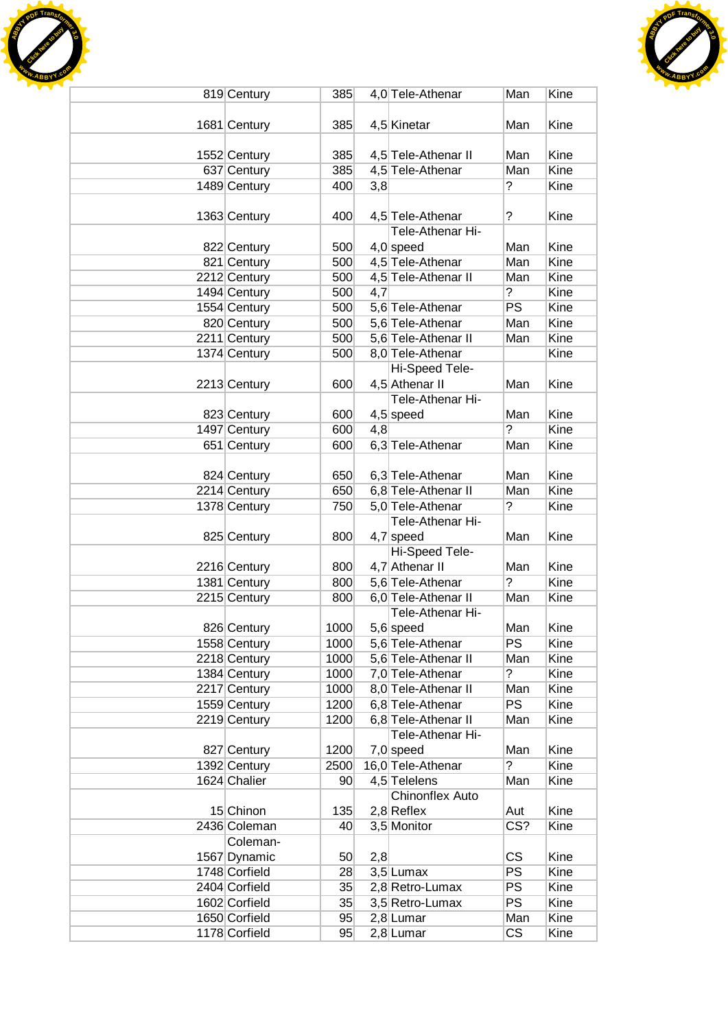| | | | | | | |
|---|---|---|---|---|---|---|
| 819 | Century | 385 | 4,0 | Tele-Athenar | Man | Kine |
| 1681 | Century | 385 | 4,5 | Kinetar | Man | Kine |
| 1552 | Century | 385 | 4,5 | Tele-Athenar II | Man | Kine |
| 637 | Century | 385 | 4,5 | Tele-Athenar | Man | Kine |
| 1489 | Century | 400 | 3,8 | | ? | Kine |
| 1363 | Century | 400 | 4,5 | Tele-Athenar | ? | Kine |
| 822 | Century | 500 | 4,0 | Tele-Athenar Hi-speed | Man | Kine |
| 821 | Century | 500 | 4,5 | Tele-Athenar | Man | Kine |
| 2212 | Century | 500 | 4,5 | Tele-Athenar II | Man | Kine |
| 1494 | Century | 500 | 4,7 | | ? | Kine |
| 1554 | Century | 500 | 5,6 | Tele-Athenar | PS | Kine |
| 820 | Century | 500 | 5,6 | Tele-Athenar | Man | Kine |
| 2211 | Century | 500 | 5,6 | Tele-Athenar II | Man | Kine |
| 1374 | Century | 500 | 8,0 | Tele-Athenar | | Kine |
| 2213 | Century | 600 | 4,5 | Hi-Speed Tele-Athenar II | Man | Kine |
| 823 | Century | 600 | 4,5 | Tele-Athenar Hi-speed | Man | Kine |
| 1497 | Century | 600 | 4,8 | | ? | Kine |
| 651 | Century | 600 | 6,3 | Tele-Athenar | Man | Kine |
| 824 | Century | 650 | 6,3 | Tele-Athenar | Man | Kine |
| 2214 | Century | 650 | 6,8 | Tele-Athenar II | Man | Kine |
| 1378 | Century | 750 | 5,0 | Tele-Athenar | ? | Kine |
| 825 | Century | 800 | 4,7 | Tele-Athenar Hi-speed | Man | Kine |
| 2216 | Century | 800 | 4,7 | Hi-Speed Tele-Athenar II | Man | Kine |
| 1381 | Century | 800 | 5,6 | Tele-Athenar | ? | Kine |
| 2215 | Century | 800 | 6,0 | Tele-Athenar II | Man | Kine |
| 826 | Century | 1000 | 5,6 | Tele-Athenar Hi-speed | Man | Kine |
| 1558 | Century | 1000 | 5,6 | Tele-Athenar | PS | Kine |
| 2218 | Century | 1000 | 5,6 | Tele-Athenar II | Man | Kine |
| 1384 | Century | 1000 | 7,0 | Tele-Athenar | ? | Kine |
| 2217 | Century | 1000 | 8,0 | Tele-Athenar II | Man | Kine |
| 1559 | Century | 1200 | 6,8 | Tele-Athenar | PS | Kine |
| 2219 | Century | 1200 | 6,8 | Tele-Athenar II | Man | Kine |
| 827 | Century | 1200 | 7,0 | Tele-Athenar Hi-speed | Man | Kine |
| 1392 | Century | 2500 | 16,0 | Tele-Athenar | ? | Kine |
| 1624 | Chalier | 90 | 4,5 | Telelens | Man | Kine |
| 15 | Chinon | 135 | 2,8 | Chinonflex Auto Reflex | Aut | Kine |
| 2436 | Coleman | 40 | 3,5 | Monitor | CS? | Kine |
| 1567 | Coleman-Dynamic | 50 | 2,8 | | CS | Kine |
| 1748 | Corfield | 28 | 3,5 | Lumax | PS | Kine |
| 2404 | Corfield | 35 | 2,8 | Retro-Lumax | PS | Kine |
| 1602 | Corfield | 35 | 3,5 | Retro-Lumax | PS | Kine |
| 1650 | Corfield | 95 | 2,8 | Lumar | Man | Kine |
| 1178 | Corfield | 95 | 2,8 | Lumar | CS | Kine |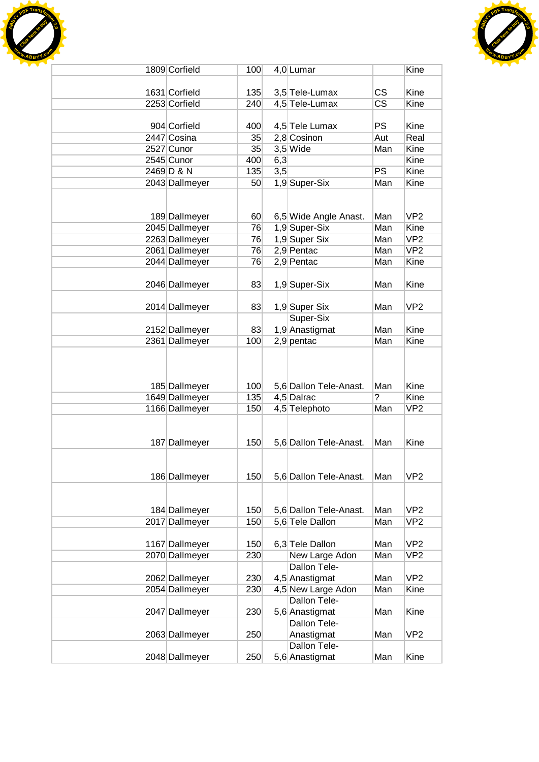| | | | | | | |
|---|---|---|---|---|---|---|
| 1809 | Corfield | 100 | 4,0 | Lumar | | Kine |
| 1631 | Corfield | 135 | 3,5 | Tele-Lumax | CS | Kine |
| 2253 | Corfield | 240 | 4,5 | Tele-Lumax | CS | Kine |
| 904 | Corfield | 400 | 4,5 | Tele Lumax | PS | Kine |
| 2447 | Cosina | 35 | 2,8 | Cosinon | Aut | Real |
| 2527 | Cunor | 35 | 3,5 | Wide | Man | Kine |
| 2545 | Cunor | 400 | 6,3 | | | Kine |
| 2469 | D & N | 135 | 3,5 | | PS | Kine |
| 2043 | Dallmeyer | 50 | 1,9 | Super-Six | Man | Kine |
| 189 | Dallmeyer | 60 | 6,5 | Wide Angle Anast. | Man | VP2 |
| 2045 | Dallmeyer | 76 | 1,9 | Super-Six | Man | Kine |
| 2263 | Dallmeyer | 76 | 1,9 | Super Six | Man | VP2 |
| 2061 | Dallmeyer | 76 | 2,9 | Pentac | Man | VP2 |
| 2044 | Dallmeyer | 76 | 2,9 | Pentac | Man | Kine |
| 2046 | Dallmeyer | 83 | 1,9 | Super-Six | Man | Kine |
| 2014 | Dallmeyer | 83 | 1,9 | Super Six | Man | VP2 |
| 2152 | Dallmeyer | 83 | 1,9 | Super-Six Anastigmat | Man | Kine |
| 2361 | Dallmeyer | 100 | 2,9 | pentac | Man | Kine |
| 185 | Dallmeyer | 100 | 5,6 | Dallon Tele-Anast. | Man | Kine |
| 1649 | Dallmeyer | 135 | 4,5 | Dalrac | ? | Kine |
| 1166 | Dallmeyer | 150 | 4,5 | Telephoto | Man | VP2 |
| 187 | Dallmeyer | 150 | 5,6 | Dallon Tele-Anast. | Man | Kine |
| 186 | Dallmeyer | 150 | 5,6 | Dallon Tele-Anast. | Man | VP2 |
| 184 | Dallmeyer | 150 | 5,6 | Dallon Tele-Anast. | Man | VP2 |
| 2017 | Dallmeyer | 150 | 5,6 | Tele Dallon | Man | VP2 |
| 1167 | Dallmeyer | 150 | 6,3 | Tele Dallon | Man | VP2 |
| 2070 | Dallmeyer | 230 | | New Large Adon | Man | VP2 |
| 2062 | Dallmeyer | 230 | 4,5 | Dallon Tele-Anastigmat | Man | VP2 |
| 2054 | Dallmeyer | 230 | 4,5 | New Large Adon | Man | Kine |
| 2047 | Dallmeyer | 230 | 5,6 | Dallon Tele-Anastigmat | Man | Kine |
| 2063 | Dallmeyer | 250 | | Dallon Tele-Anastigmat | Man | VP2 |
| 2048 | Dallmeyer | 250 | 5,6 | Dallon Tele-Anastigmat | Man | Kine |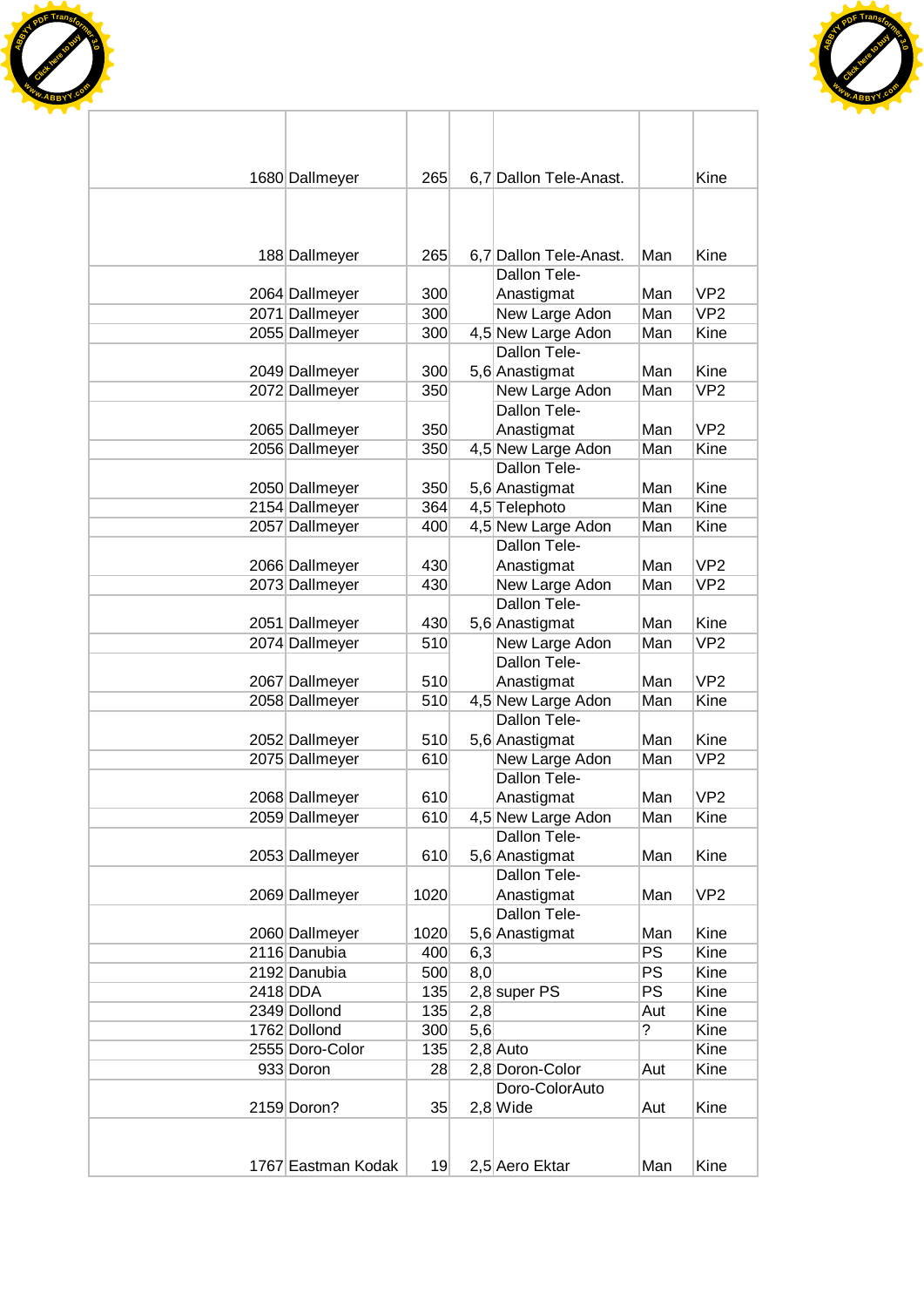| | | | | | | |
|---|---|---|---|---|---|---|
| 1680 | Dallmeyer | 265 | 6,7 | Dallon Tele-Anast. | | Kine |
| 188 | Dallmeyer | 265 | 6,7 | Dallon Tele-Anast. | Man | Kine |
| 2064 | Dallmeyer | 300 | | Dallon Tele-Anastigmat | Man | VP2 |
| 2071 | Dallmeyer | 300 | | New Large Adon | Man | VP2 |
| 2055 | Dallmeyer | 300 | 4,5 | New Large Adon | Man | Kine |
| 2049 | Dallmeyer | 300 | 5,6 | Dallon Tele-Anastigmat | Man | Kine |
| 2072 | Dallmeyer | 350 | | New Large Adon | Man | VP2 |
| 2065 | Dallmeyer | 350 | | Dallon Tele-Anastigmat | Man | VP2 |
| 2056 | Dallmeyer | 350 | 4,5 | New Large Adon | Man | Kine |
| 2050 | Dallmeyer | 350 | 5,6 | Dallon Tele-Anastigmat | Man | Kine |
| 2154 | Dallmeyer | 364 | 4,5 | Telephoto | Man | Kine |
| 2057 | Dallmeyer | 400 | 4,5 | New Large Adon | Man | Kine |
| 2066 | Dallmeyer | 430 | | Dallon Tele-Anastigmat | Man | VP2 |
| 2073 | Dallmeyer | 430 | | New Large Adon | Man | VP2 |
| 2051 | Dallmeyer | 430 | 5,6 | Dallon Tele-Anastigmat | Man | Kine |
| 2074 | Dallmeyer | 510 | | New Large Adon | Man | VP2 |
| 2067 | Dallmeyer | 510 | | Dallon Tele-Anastigmat | Man | VP2 |
| 2058 | Dallmeyer | 510 | 4,5 | New Large Adon | Man | Kine |
| 2052 | Dallmeyer | 510 | 5,6 | Dallon Tele-Anastigmat | Man | Kine |
| 2075 | Dallmeyer | 610 | | New Large Adon | Man | VP2 |
| 2068 | Dallmeyer | 610 | | Dallon Tele-Anastigmat | Man | VP2 |
| 2059 | Dallmeyer | 610 | 4,5 | New Large Adon | Man | Kine |
| 2053 | Dallmeyer | 610 | 5,6 | Dallon Tele-Anastigmat | Man | Kine |
| 2069 | Dallmeyer | 1020 | | Dallon Tele-Anastigmat | Man | VP2 |
| 2060 | Dallmeyer | 1020 | 5,6 | Dallon Tele-Anastigmat | Man | Kine |
| 2116 | Danubia | 400 | 6,3 | | PS | Kine |
| 2192 | Danubia | 500 | 8,0 | | PS | Kine |
| 2418 | DDA | 135 | 2,8 | super PS | PS | Kine |
| 2349 | Dollond | 135 | 2,8 | | Aut | Kine |
| 1762 | Dollond | 300 | 5,6 | | ? | Kine |
| 2555 | Doro-Color | 135 | 2,8 | Auto | | Kine |
| 933 | Doron | 28 | 2,8 | Doron-Color | Aut | Kine |
| 2159 | Doron? | 35 | 2,8 | Doro-ColorAuto Wide | Aut | Kine |
| 1767 | Eastman Kodak | 19 | 2,5 | Aero Ektar | Man | Kine |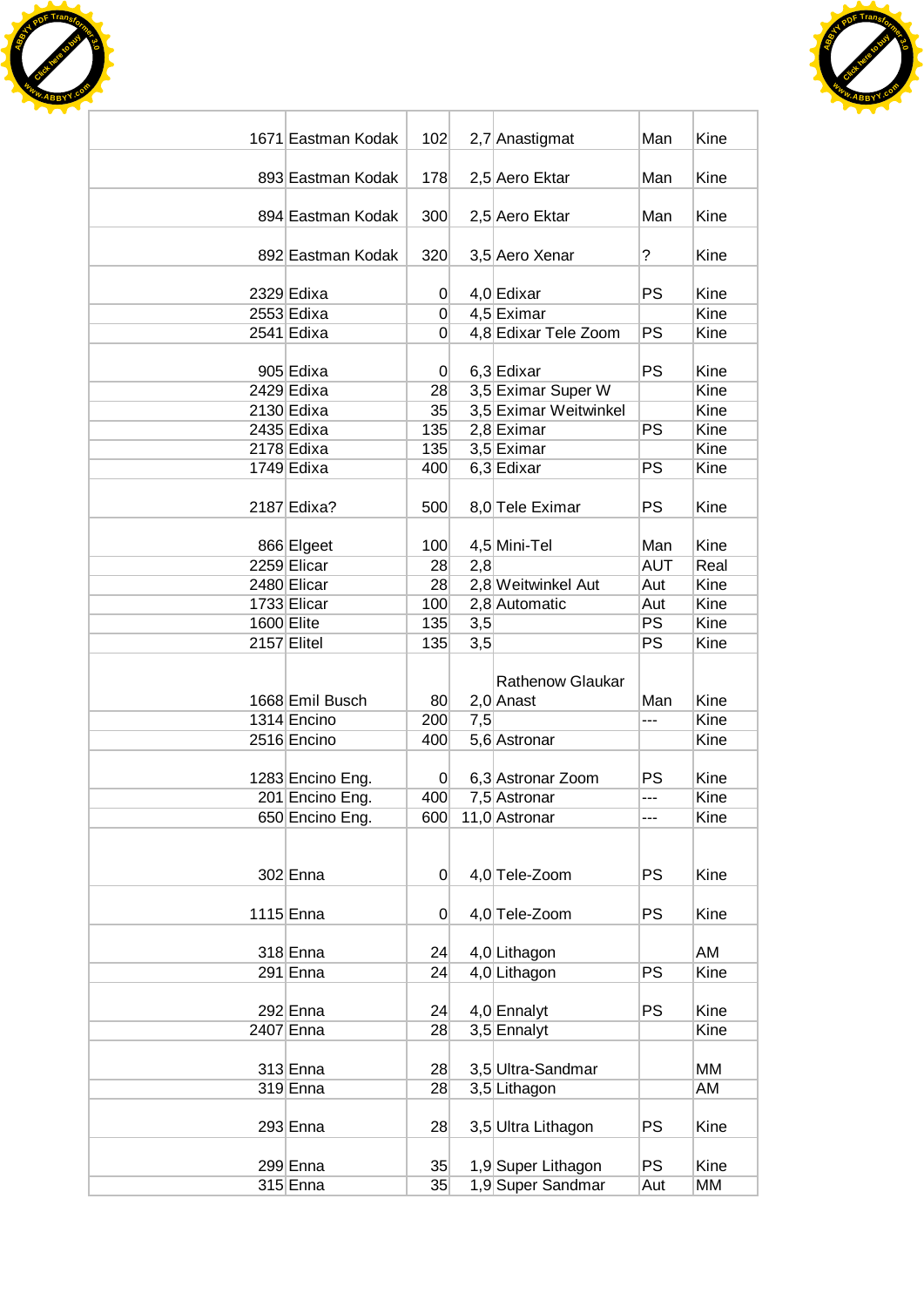| | | | | | | |
|---|---|---|---|---|---|---|
| 1671 | Eastman Kodak | 102 | 2,7 | Anastigmat | Man | Kine |
| 893 | Eastman Kodak | 178 | 2,5 | Aero Ektar | Man | Kine |
| 894 | Eastman Kodak | 300 | 2,5 | Aero Ektar | Man | Kine |
| 892 | Eastman Kodak | 320 | 3,5 | Aero Xenar | ? | Kine |
| 2329 | Edixa | 0 | 4,0 | Edixar | PS | Kine |
| 2553 | Edixa | 0 | 4,5 | Eximar | | Kine |
| 2541 | Edixa | 0 | 4,8 | Edixar Tele Zoom | PS | Kine |
| 905 | Edixa | 0 | 6,3 | Edixar | PS | Kine |
| 2429 | Edixa | 28 | 3,5 | Eximar Super W | | Kine |
| 2130 | Edixa | 35 | 3,5 | Eximar Weitwinkel | | Kine |
| 2435 | Edixa | 135 | 2,8 | Eximar | PS | Kine |
| 2178 | Edixa | 135 | 3,5 | Eximar | | Kine |
| 1749 | Edixa | 400 | 6,3 | Edixar | PS | Kine |
| 2187 | Edixa? | 500 | 8,0 | Tele Eximar | PS | Kine |
| 866 | Elgeet | 100 | 4,5 | Mini-Tel | Man | Kine |
| 2259 | Elicar | 28 | 2,8 | | AUT | Real |
| 2480 | Elicar | 28 | 2,8 | Weitwinkel Aut | Aut | Kine |
| 1733 | Elicar | 100 | 2,8 | Automatic | Aut | Kine |
| 1600 | Elite | 135 | 3,5 | | PS | Kine |
| 2157 | Elitel | 135 | 3,5 | | PS | Kine |
| 1668 | Emil Busch | 80 | 2,0 | Rathenow Glaukar Anast | Man | Kine |
| 1314 | Encino | 200 | 7,5 | | --- | Kine |
| 2516 | Encino | 400 | 5,6 | Astronar | | Kine |
| 1283 | Encino Eng. | 0 | 6,3 | Astronar Zoom | PS | Kine |
| 201 | Encino Eng. | 400 | 7,5 | Astronar | --- | Kine |
| 650 | Encino Eng. | 600 | 11,0 | Astronar | --- | Kine |
| 302 | Enna | 0 | 4,0 | Tele-Zoom | PS | Kine |
| 1115 | Enna | 0 | 4,0 | Tele-Zoom | PS | Kine |
| 318 | Enna | 24 | 4,0 | Lithagon | | AM |
| 291 | Enna | 24 | 4,0 | Lithagon | PS | Kine |
| 292 | Enna | 24 | 4,0 | Ennalyt | PS | Kine |
| 2407 | Enna | 28 | 3,5 | Ennalyt | | Kine |
| 313 | Enna | 28 | 3,5 | Ultra-Sandmar | | MM |
| 319 | Enna | 28 | 3,5 | Lithagon | | AM |
| 293 | Enna | 28 | 3,5 | Ultra Lithagon | PS | Kine |
| 299 | Enna | 35 | 1,9 | Super Lithagon | PS | Kine |
| 315 | Enna | 35 | 1,9 | Super Sandmar | Aut | MM |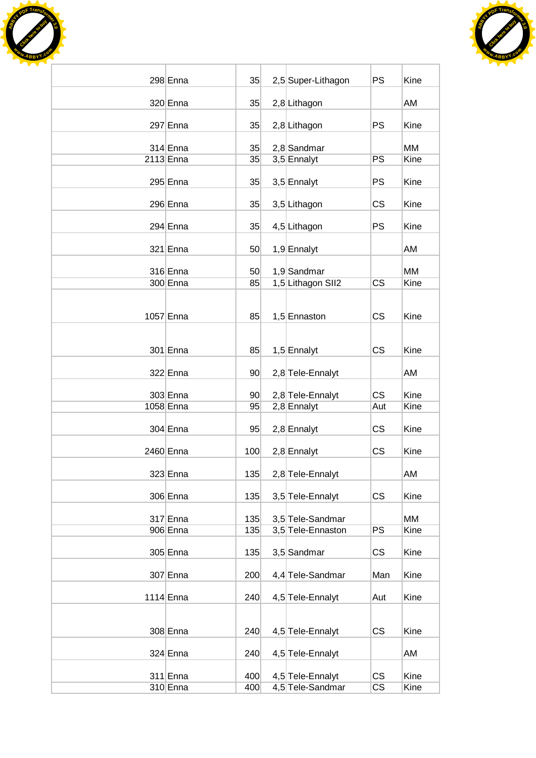| | | | | | | |
|---|---|---|---|---|---|---|
| 298 | Enna | 35 | 2,5 | Super-Lithagon | PS | Kine |
| 320 | Enna | 35 | 2,8 | Lithagon | | AM |
| 297 | Enna | 35 | 2,8 | Lithagon | PS | Kine |
| 314 | Enna | 35 | 2,8 | Sandmar | | MM |
| 2113 | Enna | 35 | 3,5 | Ennalyt | PS | Kine |
| 295 | Enna | 35 | 3,5 | Ennalyt | PS | Kine |
| 296 | Enna | 35 | 3,5 | Lithagon | CS | Kine |
| 294 | Enna | 35 | 4,5 | Lithagon | PS | Kine |
| 321 | Enna | 50 | 1,9 | Ennalyt | | AM |
| 316 | Enna | 50 | 1,9 | Sandmar | | MM |
| 300 | Enna | 85 | 1,5 | Lithagon SII2 | CS | Kine |
| 1057 | Enna | 85 | 1,5 | Ennaston | CS | Kine |
| 301 | Enna | 85 | 1,5 | Ennalyt | CS | Kine |
| 322 | Enna | 90 | 2,8 | Tele-Ennalyt | | AM |
| 303 | Enna | 90 | 2,8 | Tele-Ennalyt | CS | Kine |
| 1058 | Enna | 95 | 2,8 | Ennalyt | Aut | Kine |
| 304 | Enna | 95 | 2,8 | Ennalyt | CS | Kine |
| 2460 | Enna | 100 | 2,8 | Ennalyt | CS | Kine |
| 323 | Enna | 135 | 2,8 | Tele-Ennalyt | | AM |
| 306 | Enna | 135 | 3,5 | Tele-Ennalyt | CS | Kine |
| 317 | Enna | 135 | 3,5 | Tele-Sandmar | | MM |
| 906 | Enna | 135 | 3,5 | Tele-Ennaston | PS | Kine |
| 305 | Enna | 135 | 3,5 | Sandmar | CS | Kine |
| 307 | Enna | 200 | 4,4 | Tele-Sandmar | Man | Kine |
| 1114 | Enna | 240 | 4,5 | Tele-Ennalyt | Aut | Kine |
| 308 | Enna | 240 | 4,5 | Tele-Ennalyt | CS | Kine |
| 324 | Enna | 240 | 4,5 | Tele-Ennalyt | | AM |
| 311 | Enna | 400 | 4,5 | Tele-Ennalyt | CS | Kine |
| 310 | Enna | 400 | 4,5 | Tele-Sandmar | CS | Kine |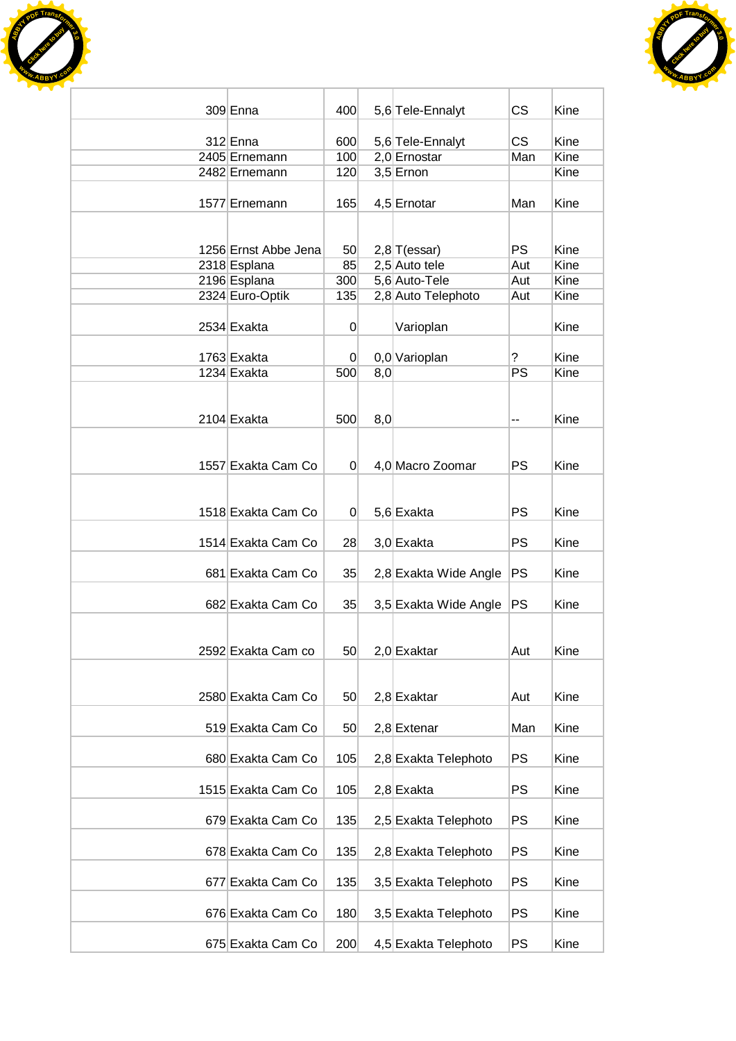| | | | | | | |
|---|---|---|---|---|---|---|
| 309 | Enna | 400 | 5,6 | Tele-Ennalyt | CS | Kine |
| 312 | Enna | 600 | 5,6 | Tele-Ennalyt | CS | Kine |
| 2405 | Ernemann | 100 | 2,0 | Ernostar | Man | Kine |
| 2482 | Ernemann | 120 | 3,5 | Ernon | | Kine |
| 1577 | Ernemann | 165 | 4,5 | Ernotar | Man | Kine |
| 1256 | Ernst Abbe Jena | 50 | 2,8 | T(essar) | PS | Kine |
| 2318 | Esplana | 85 | 2,5 | Auto tele | Aut | Kine |
| 2196 | Esplana | 300 | 5,6 | Auto-Tele | Aut | Kine |
| 2324 | Euro-Optik | 135 | 2,8 | Auto Telephoto | Aut | Kine |
| 2534 | Exakta | 0 | | Varioplan | | Kine |
| 1763 | Exakta | 0 | 0,0 | Varioplan | ? | Kine |
| 1234 | Exakta | 500 | 8,0 | | PS | Kine |
| 2104 | Exakta | 500 | 8,0 | | -- | Kine |
| 1557 | Exakta Cam Co | 0 | 4,0 | Macro Zoomar | PS | Kine |
| 1518 | Exakta Cam Co | 0 | 5,6 | Exakta | PS | Kine |
| 1514 | Exakta Cam Co | 28 | 3,0 | Exakta | PS | Kine |
| 681 | Exakta Cam Co | 35 | 2,8 | Exakta Wide Angle | PS | Kine |
| 682 | Exakta Cam Co | 35 | 3,5 | Exakta Wide Angle | PS | Kine |
| 2592 | Exakta Cam co | 50 | 2,0 | Exaktar | Aut | Kine |
| 2580 | Exakta Cam Co | 50 | 2,8 | Exaktar | Aut | Kine |
| 519 | Exakta Cam Co | 50 | 2,8 | Extenar | Man | Kine |
| 680 | Exakta Cam Co | 105 | 2,8 | Exakta Telephoto | PS | Kine |
| 1515 | Exakta Cam Co | 105 | 2,8 | Exakta | PS | Kine |
| 679 | Exakta Cam Co | 135 | 2,5 | Exakta Telephoto | PS | Kine |
| 678 | Exakta Cam Co | 135 | 2,8 | Exakta Telephoto | PS | Kine |
| 677 | Exakta Cam Co | 135 | 3,5 | Exakta Telephoto | PS | Kine |
| 676 | Exakta Cam Co | 180 | 3,5 | Exakta Telephoto | PS | Kine |
| 675 | Exakta Cam Co | 200 | 4,5 | Exakta Telephoto | PS | Kine |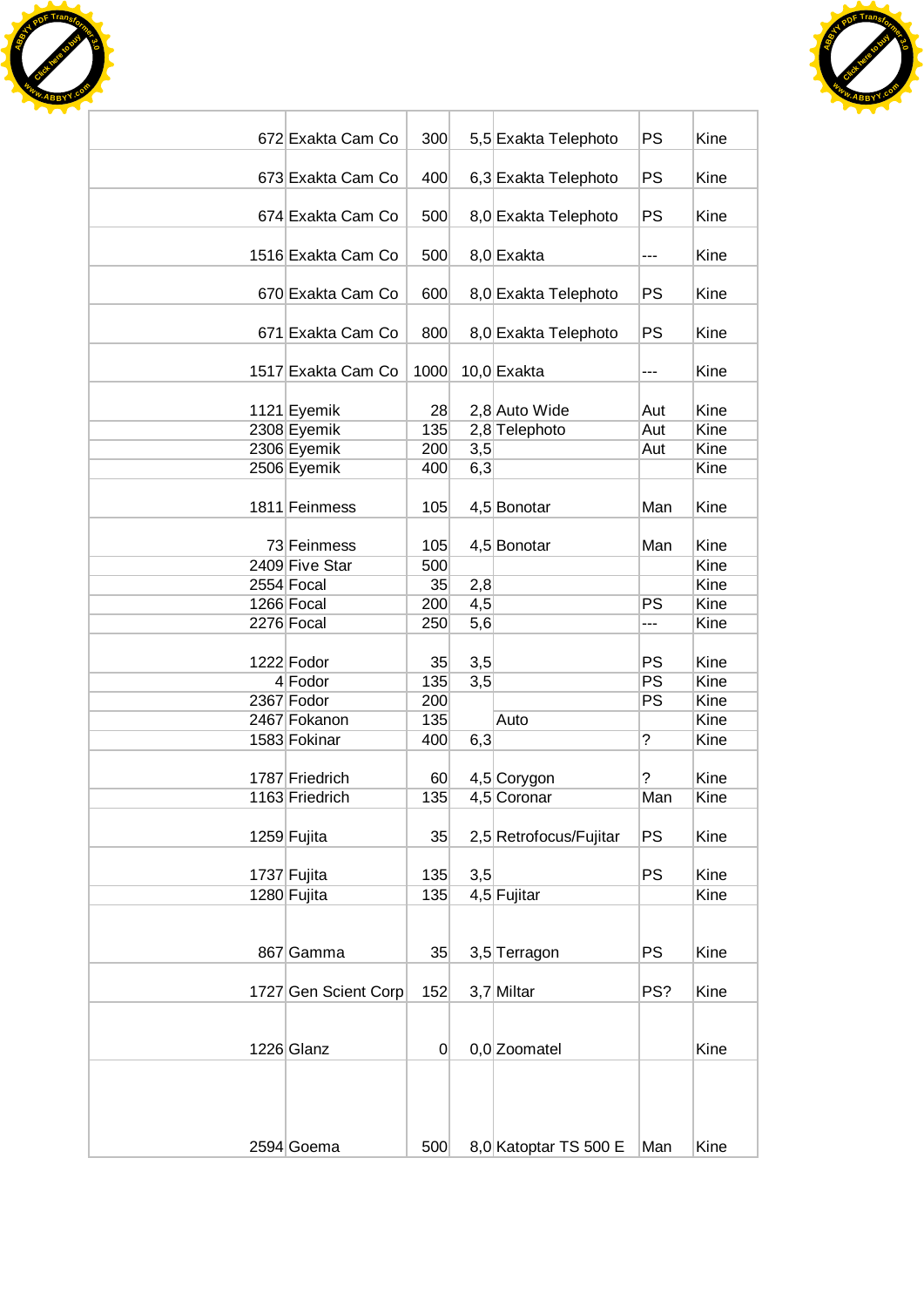| | | | | | | |
|---|---|---|---|---|---|---|
| 672 | Exakta Cam Co | 300 | 5,5 | Exakta Telephoto | PS | Kine |
| 673 | Exakta Cam Co | 400 | 6,3 | Exakta Telephoto | PS | Kine |
| 674 | Exakta Cam Co | 500 | 8,0 | Exakta Telephoto | PS | Kine |
| 1516 | Exakta Cam Co | 500 | 8,0 | Exakta | --- | Kine |
| 670 | Exakta Cam Co | 600 | 8,0 | Exakta Telephoto | PS | Kine |
| 671 | Exakta Cam Co | 800 | 8,0 | Exakta Telephoto | PS | Kine |
| 1517 | Exakta Cam Co | 1000 | 10,0 | Exakta | --- | Kine |
| 1121 | Eyemik | 28 | 2,8 | Auto Wide | Aut | Kine |
| 2308 | Eyemik | 135 | 2,8 | Telephoto | Aut | Kine |
| 2306 | Eyemik | 200 | 3,5 | | Aut | Kine |
| 2506 | Eyemik | 400 | 6,3 | | | Kine |
| 1811 | Feinmess | 105 | 4,5 | Bonotar | Man | Kine |
| 73 | Feinmess | 105 | 4,5 | Bonotar | Man | Kine |
| 2409 | Five Star | 500 | | | | Kine |
| 2554 | Focal | 35 | 2,8 | | | Kine |
| 1266 | Focal | 200 | 4,5 | | PS | Kine |
| 2276 | Focal | 250 | 5,6 | | --- | Kine |
| 1222 | Fodor | 35 | 3,5 | | PS | Kine |
| 4 | Fodor | 135 | 3,5 | | PS | Kine |
| 2367 | Fodor | 200 | | | PS | Kine |
| 2467 | Fokanon | 135 | | Auto | | Kine |
| 1583 | Fokinar | 400 | 6,3 | | ? | Kine |
| 1787 | Friedrich | 60 | 4,5 | Corygon | ? | Kine |
| 1163 | Friedrich | 135 | 4,5 | Coronar | Man | Kine |
| 1259 | Fujita | 35 | 2,5 | Retrofocus/Fujitar | PS | Kine |
| 1737 | Fujita | 135 | 3,5 | | PS | Kine |
| 1280 | Fujita | 135 | 4,5 | Fujitar | | Kine |
| 867 | Gamma | 35 | 3,5 | Terragon | PS | Kine |
| 1727 | Gen Scient Corp | 152 | 3,7 | Miltar | PS? | Kine |
| 1226 | Glanz | 0 | 0,0 | Zoomatel | | Kine |
| 2594 | Goema | 500 | 8,0 | Katoptar TS 500 E | Man | Kine |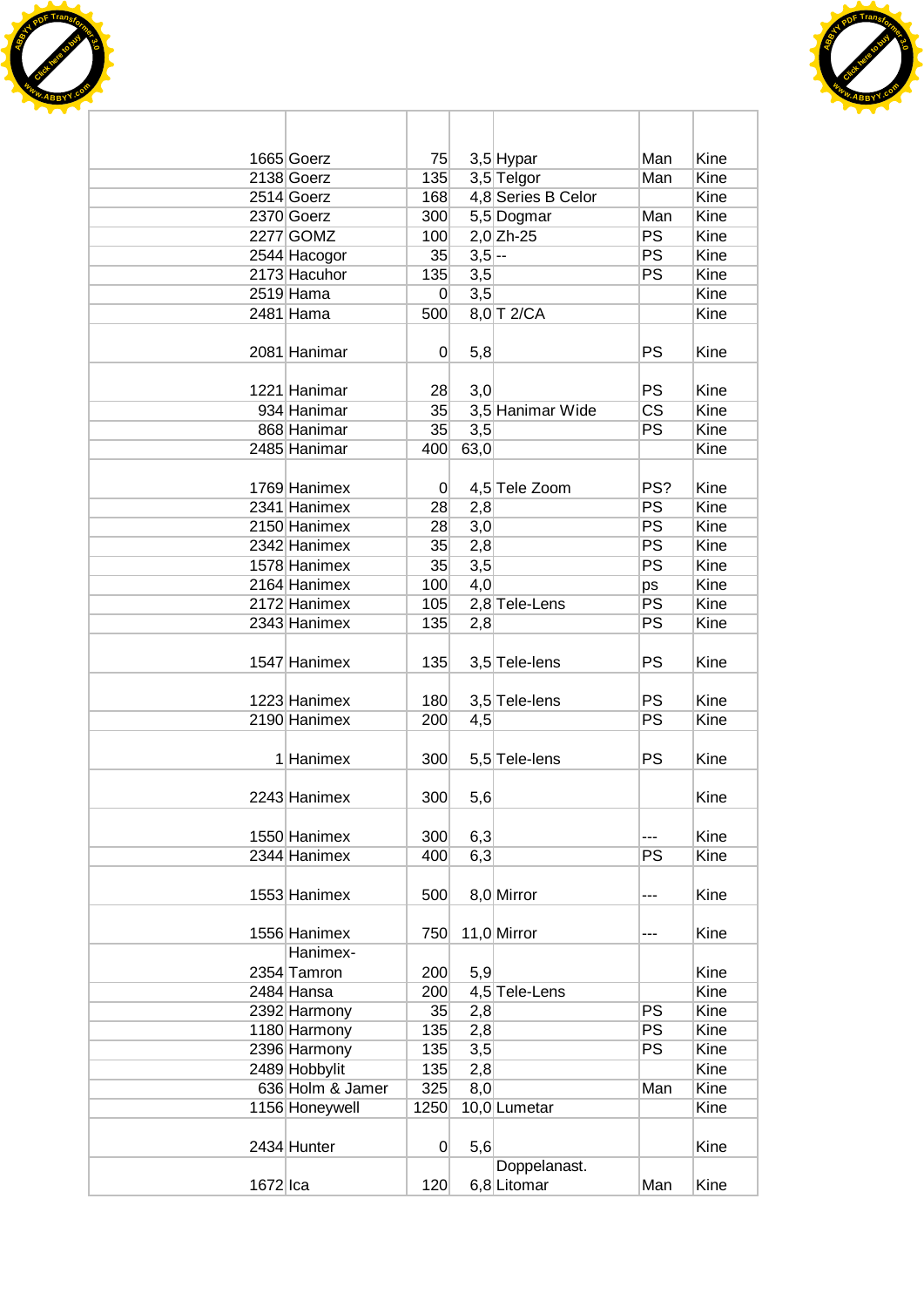| | | | | | | |
|---|---|---|---|---|---|---|
| 1665 | Goerz | 75 | 3,5 | Hypar | Man | Kine |
| 2138 | Goerz | 135 | 3,5 | Telgor | Man | Kine |
| 2514 | Goerz | 168 | 4,8 | Series B Celor | | Kine |
| 2370 | Goerz | 300 | 5,5 | Dogmar | Man | Kine |
| 2277 | GOMZ | 100 | 2,0 | Zh-25 | PS | Kine |
| 2544 | Hacogor | 35 | 3,5 | -- | PS | Kine |
| 2173 | Hacuhor | 135 | 3,5 | | PS | Kine |
| 2519 | Hama | 0 | 3,5 | | | Kine |
| 2481 | Hama | 500 | 8,0 | T 2/CA | | Kine |
| 2081 | Hanimar | 0 | 5,8 | | PS | Kine |
| 1221 | Hanimar | 28 | 3,0 | | PS | Kine |
| 934 | Hanimar | 35 | 3,5 | Hanimar Wide | CS | Kine |
| 868 | Hanimar | 35 | 3,5 | | PS | Kine |
| 2485 | Hanimar | 400 | 63,0 | | | Kine |
| 1769 | Hanimex | 0 | 4,5 | Tele Zoom | PS? | Kine |
| 2341 | Hanimex | 28 | 2,8 | | PS | Kine |
| 2150 | Hanimex | 28 | 3,0 | | PS | Kine |
| 2342 | Hanimex | 35 | 2,8 | | PS | Kine |
| 1578 | Hanimex | 35 | 3,5 | | PS | Kine |
| 2164 | Hanimex | 100 | 4,0 | | ps | Kine |
| 2172 | Hanimex | 105 | 2,8 | Tele-Lens | PS | Kine |
| 2343 | Hanimex | 135 | 2,8 | | PS | Kine |
| 1547 | Hanimex | 135 | 3,5 | Tele-lens | PS | Kine |
| 1223 | Hanimex | 180 | 3,5 | Tele-lens | PS | Kine |
| 2190 | Hanimex | 200 | 4,5 | | PS | Kine |
| 1 | Hanimex | 300 | 5,5 | Tele-lens | PS | Kine |
| 2243 | Hanimex | 300 | 5,6 | | | Kine |
| 1550 | Hanimex | 300 | 6,3 | | --- | Kine |
| 2344 | Hanimex | 400 | 6,3 | | PS | Kine |
| 1553 | Hanimex | 500 | 8,0 | Mirror | --- | Kine |
| 1556 | Hanimex | 750 | 11,0 | Mirror | --- | Kine |
| 2354 | Hanimex-Tamron | 200 | 5,9 | | | Kine |
| 2484 | Hansa | 200 | 4,5 | Tele-Lens | | Kine |
| 2392 | Harmony | 35 | 2,8 | | PS | Kine |
| 1180 | Harmony | 135 | 2,8 | | PS | Kine |
| 2396 | Harmony | 135 | 3,5 | | PS | Kine |
| 2489 | Hobbylit | 135 | 2,8 | | | Kine |
| 636 | Holm & Jamer | 325 | 8,0 | | Man | Kine |
| 1156 | Honeywell | 1250 | 10,0 | Lumetar | | Kine |
| 2434 | Hunter | 0 | 5,6 | | | Kine |
| 1672 | Ica | 120 | 6,8 | Doppelanast. Litomar | Man | Kine |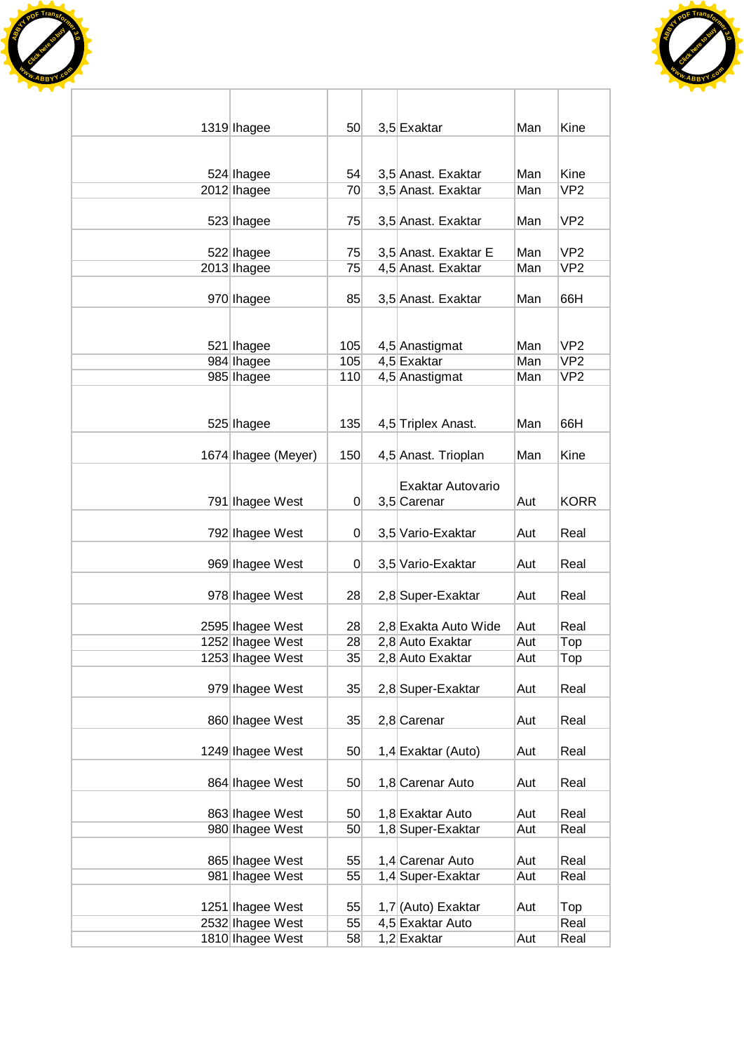| | | | | | | |
|---|---|---|---|---|---|---|
| 1319 | Ihagee | 50 | 3,5 | Exaktar | Man | Kine |
| 524 | Ihagee | 54 | 3,5 | Anast. Exaktar | Man | Kine |
| 2012 | Ihagee | 70 | 3,5 | Anast. Exaktar | Man | VP2 |
| 523 | Ihagee | 75 | 3,5 | Anast. Exaktar | Man | VP2 |
| 522 | Ihagee | 75 | 3,5 | Anast. Exaktar E | Man | VP2 |
| 2013 | Ihagee | 75 | 4,5 | Anast. Exaktar | Man | VP2 |
| 970 | Ihagee | 85 | 3,5 | Anast. Exaktar | Man | 66H |
| 521 | Ihagee | 105 | 4,5 | Anastigmat | Man | VP2 |
| 984 | Ihagee | 105 | 4,5 | Exaktar | Man | VP2 |
| 985 | Ihagee | 110 | 4,5 | Anastigmat | Man | VP2 |
| 525 | Ihagee | 135 | 4,5 | Triplex Anast. | Man | 66H |
| 1674 | Ihagee (Meyer) | 150 | 4,5 | Anast. Trioplan | Man | Kine |
| 791 | Ihagee West | 0 | 3,5 | Exaktar Autovario Carenar | Aut | KORR |
| 792 | Ihagee West | 0 | 3,5 | Vario-Exaktar | Aut | Real |
| 969 | Ihagee West | 0 | 3,5 | Vario-Exaktar | Aut | Real |
| 978 | Ihagee West | 28 | 2,8 | Super-Exaktar | Aut | Real |
| 2595 | Ihagee West | 28 | 2,8 | Exakta Auto Wide | Aut | Real |
| 1252 | Ihagee West | 28 | 2,8 | Auto Exaktar | Aut | Top |
| 1253 | Ihagee West | 35 | 2,8 | Auto Exaktar | Aut | Top |
| 979 | Ihagee West | 35 | 2,8 | Super-Exaktar | Aut | Real |
| 860 | Ihagee West | 35 | 2,8 | Carenar | Aut | Real |
| 1249 | Ihagee West | 50 | 1,4 | Exaktar (Auto) | Aut | Real |
| 864 | Ihagee West | 50 | 1,8 | Carenar Auto | Aut | Real |
| 863 | Ihagee West | 50 | 1,8 | Exaktar Auto | Aut | Real |
| 980 | Ihagee West | 50 | 1,8 | Super-Exaktar | Aut | Real |
| 865 | Ihagee West | 55 | 1,4 | Carenar Auto | Aut | Real |
| 981 | Ihagee West | 55 | 1,4 | Super-Exaktar | Aut | Real |
| 1251 | Ihagee West | 55 | 1,7 | (Auto) Exaktar | Aut | Top |
| 2532 | Ihagee West | 55 | 4,5 | Exaktar Auto | | Real |
| 1810 | Ihagee West | 58 | 1,2 | Exaktar | Aut | Real |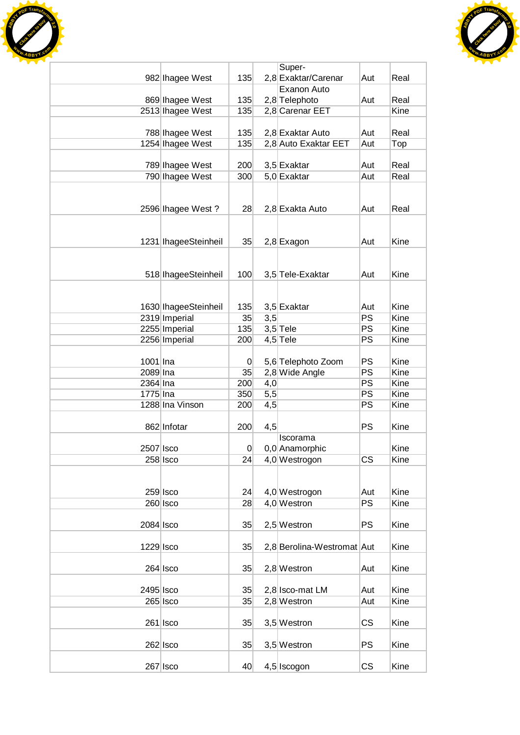| | | | | | | |
|---|---|---|---|---|---|---|
| 982 | Ihagee West | 135 | 2,8 | Super-Exaktar/Carenar | Aut | Real |
| 869 | Ihagee West | 135 | 2,8 | Exanon Auto Telephoto | Aut | Real |
| 2513 | Ihagee West | 135 | 2,8 | Carenar EET | | Kine |
| 788 | Ihagee West | 135 | 2,8 | Exaktar Auto | Aut | Real |
| 1254 | Ihagee West | 135 | 2,8 | Auto Exaktar EET | Aut | Top |
| 789 | Ihagee West | 200 | 3,5 | Exaktar | Aut | Real |
| 790 | Ihagee West | 300 | 5,0 | Exaktar | Aut | Real |
| 2596 | Ihagee West ? | 28 | 2,8 | Exakta Auto | Aut | Real |
| 1231 | IhageeSteinheil | 35 | 2,8 | Exagon | Aut | Kine |
| 518 | IhageeSteinheil | 100 | 3,5 | Tele-Exaktar | Aut | Kine |
| 1630 | IhageeSteinheil | 135 | 3,5 | Exaktar | Aut | Kine |
| 2319 | Imperial | 35 | 3,5 | | PS | Kine |
| 2255 | Imperial | 135 | 3,5 | Tele | PS | Kine |
| 2256 | Imperial | 200 | 4,5 | Tele | PS | Kine |
| 1001 | Ina | 0 | 5,6 | Telephoto Zoom | PS | Kine |
| 2089 | Ina | 35 | 2,8 | Wide Angle | PS | Kine |
| 2364 | Ina | 200 | 4,0 | | PS | Kine |
| 1775 | Ina | 350 | 5,5 | | PS | Kine |
| 1288 | Ina Vinson | 200 | 4,5 | | PS | Kine |
| 862 | Infotar | 200 | 4,5 | | PS | Kine |
| 2507 | Isco | 0 | 0,0 | Iscorama Anamorphic | | Kine |
| 258 | Isco | 24 | 4,0 | Westrogon | CS | Kine |
| 259 | Isco | 24 | 4,0 | Westrogon | Aut | Kine |
| 260 | Isco | 28 | 4,0 | Westron | PS | Kine |
| 2084 | Isco | 35 | 2,5 | Westron | PS | Kine |
| 1229 | Isco | 35 | 2,8 | Berolina-Westromat | Aut | Kine |
| 264 | Isco | 35 | 2,8 | Westron | Aut | Kine |
| 2495 | Isco | 35 | 2,8 | Isco-mat LM | Aut | Kine |
| 265 | Isco | 35 | 2,8 | Westron | Aut | Kine |
| 261 | Isco | 35 | 3,5 | Westron | CS | Kine |
| 262 | Isco | 35 | 3,5 | Westron | PS | Kine |
| 267 | Isco | 40 | 4,5 | Iscogon | CS | Kine |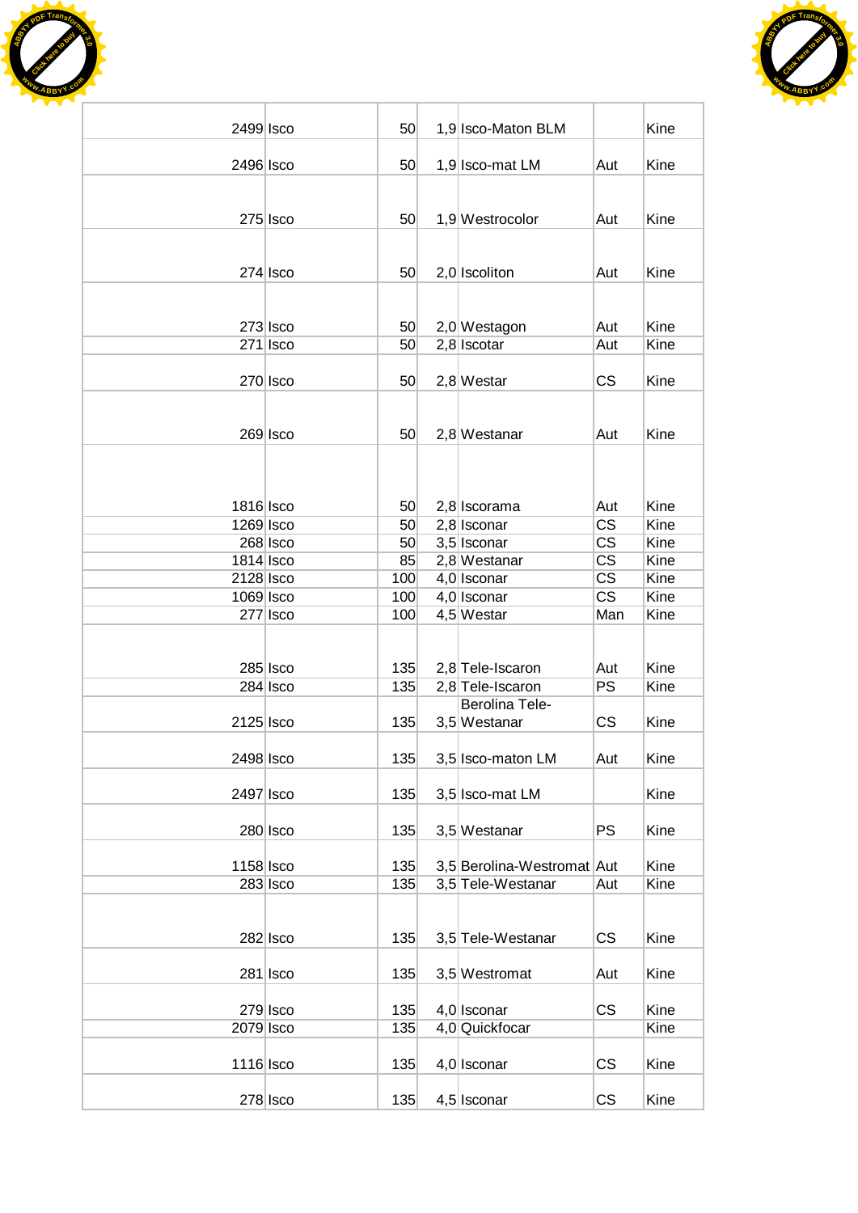| | | | | | | |
|---|---|---|---|---|---|---|
| 2499 | Isco | 50 | 1,9 | Isco-Maton BLM | | Kine |
| 2496 | Isco | 50 | 1,9 | Isco-mat LM | Aut | Kine |
| 275 | Isco | 50 | 1,9 | Westrocolor | Aut | Kine |
| 274 | Isco | 50 | 2,0 | Iscoliton | Aut | Kine |
| 273 | Isco | 50 | 2,0 | Westagon | Aut | Kine |
| 271 | Isco | 50 | 2,8 | Iscotar | Aut | Kine |
| 270 | Isco | 50 | 2,8 | Westar | CS | Kine |
| 269 | Isco | 50 | 2,8 | Westanar | Aut | Kine |
| 1816 | Isco | 50 | 2,8 | Iscorama | Aut | Kine |
| 1269 | Isco | 50 | 2,8 | Isconar | CS | Kine |
| 268 | Isco | 50 | 3,5 | Isconar | CS | Kine |
| 1814 | Isco | 85 | 2,8 | Westanar | CS | Kine |
| 2128 | Isco | 100 | 4,0 | Isconar | CS | Kine |
| 1069 | Isco | 100 | 4,0 | Isconar | CS | Kine |
| 277 | Isco | 100 | 4,5 | Westar | Man | Kine |
| 285 | Isco | 135 | 2,8 | Tele-Iscaron | Aut | Kine |
| 284 | Isco | 135 | 2,8 | Tele-Iscaron | PS | Kine |
| 2125 | Isco | 135 | 3,5 | Berolina Tele-Westanar | CS | Kine |
| 2498 | Isco | 135 | 3,5 | Isco-maton LM | Aut | Kine |
| 2497 | Isco | 135 | 3,5 | Isco-mat LM | | Kine |
| 280 | Isco | 135 | 3,5 | Westanar | PS | Kine |
| 1158 | Isco | 135 | 3,5 | Berolina-Westromat | Aut | Kine |
| 283 | Isco | 135 | 3,5 | Tele-Westanar | Aut | Kine |
| 282 | Isco | 135 | 3,5 | Tele-Westanar | CS | Kine |
| 281 | Isco | 135 | 3,5 | Westromat | Aut | Kine |
| 279 | Isco | 135 | 4,0 | Isconar | CS | Kine |
| 2079 | Isco | 135 | 4,0 | Quickfocar | | Kine |
| 1116 | Isco | 135 | 4,0 | Isconar | CS | Kine |
| 278 | Isco | 135 | 4,5 | Isconar | CS | Kine |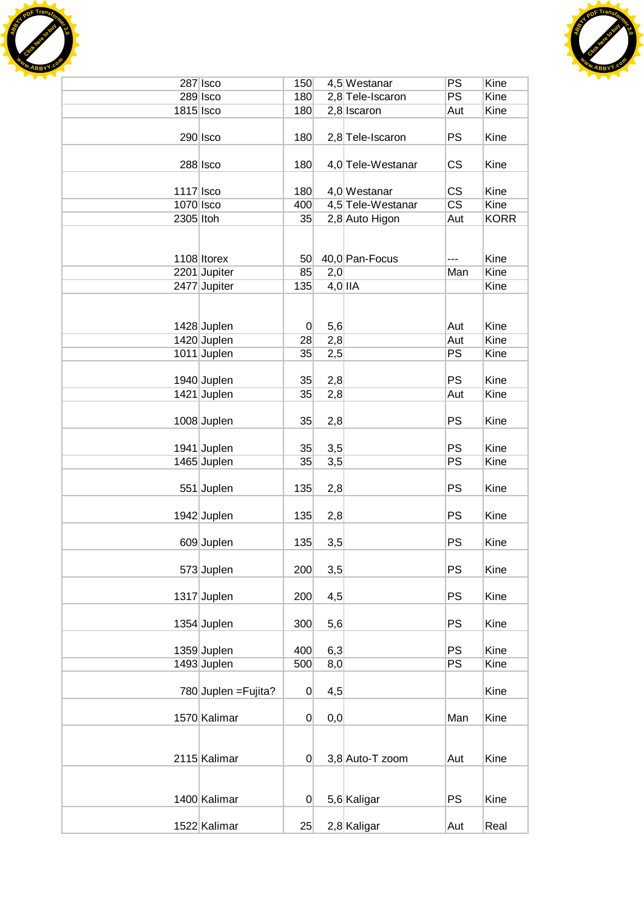| | | | | | | |
|---|---|---|---|---|---|---|
| 287 | Isco | 150 | 4,5 | Westanar | PS | Kine |
| 289 | Isco | 180 | 2,8 | Tele-Iscaron | PS | Kine |
| 1815 | Isco | 180 | 2,8 | Iscaron | Aut | Kine |
| 290 | Isco | 180 | 2,8 | Tele-Iscaron | PS | Kine |
| 288 | Isco | 180 | 4,0 | Tele-Westanar | CS | Kine |
| 1117 | Isco | 180 | 4,0 | Westanar | CS | Kine |
| 1070 | Isco | 400 | 4,5 | Tele-Westanar | CS | Kine |
| 2305 | Itoh | 35 | 2,8 | Auto Higon | Aut | KORR |
| 1108 | Itorex | 50 | 40,0 | Pan-Focus | --- | Kine |
| 2201 | Jupiter | 85 | 2,0 | | Man | Kine |
| 2477 | Jupiter | 135 | 4,0 | IIA | | Kine |
| 1428 | Juplen | 0 | 5,6 | | Aut | Kine |
| 1420 | Juplen | 28 | 2,8 | | Aut | Kine |
| 1011 | Juplen | 35 | 2,5 | | PS | Kine |
| 1940 | Juplen | 35 | 2,8 | | PS | Kine |
| 1421 | Juplen | 35 | 2,8 | | Aut | Kine |
| 1008 | Juplen | 35 | 2,8 | | PS | Kine |
| 1941 | Juplen | 35 | 3,5 | | PS | Kine |
| 1465 | Juplen | 35 | 3,5 | | PS | Kine |
| 551 | Juplen | 135 | 2,8 | | PS | Kine |
| 1942 | Juplen | 135 | 2,8 | | PS | Kine |
| 609 | Juplen | 135 | 3,5 | | PS | Kine |
| 573 | Juplen | 200 | 3,5 | | PS | Kine |
| 1317 | Juplen | 200 | 4,5 | | PS | Kine |
| 1354 | Juplen | 300 | 5,6 | | PS | Kine |
| 1359 | Juplen | 400 | 6,3 | | PS | Kine |
| 1493 | Juplen | 500 | 8,0 | | PS | Kine |
| 780 | Juplen =Fujita? | 0 | 4,5 | | | Kine |
| 1570 | Kalimar | 0 | 0,0 | | Man | Kine |
| 2115 | Kalimar | 0 | 3,8 | Auto-T zoom | Aut | Kine |
| 1400 | Kalimar | 0 | 5,6 | Kaligar | PS | Kine |
| 1522 | Kalimar | 25 | 2,8 | Kaligar | Aut | Real |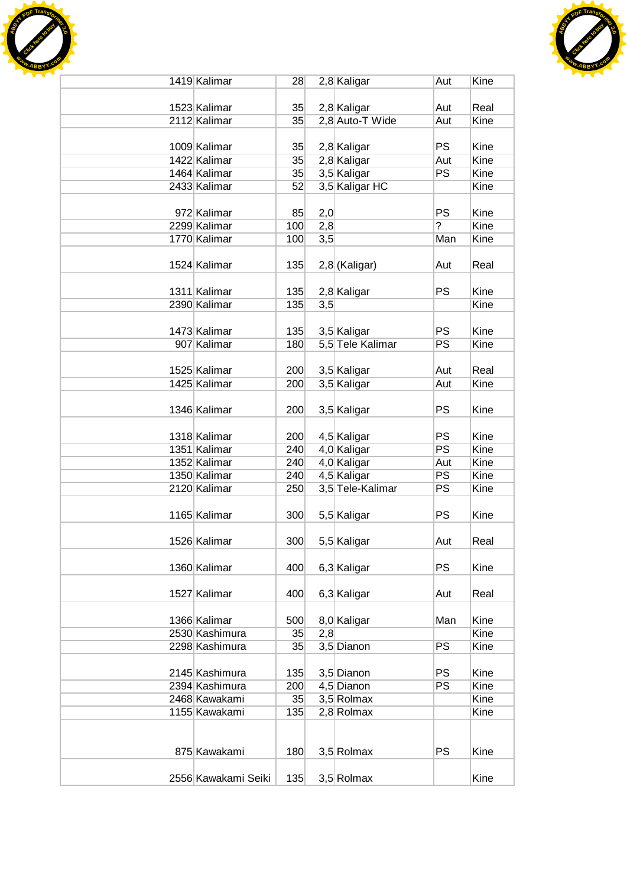| | | | | | | |
|---|---|---|---|---|---|---|
| 1419 | Kalimar | 28 | 2,8 | Kaligar | Aut | Kine |
| 1523 | Kalimar | 35 | 2,8 | Kaligar | Aut | Real |
| 2112 | Kalimar | 35 | 2,8 | Auto-T Wide | Aut | Kine |
| 1009 | Kalimar | 35 | 2,8 | Kaligar | PS | Kine |
| 1422 | Kalimar | 35 | 2,8 | Kaligar | Aut | Kine |
| 1464 | Kalimar | 35 | 3,5 | Kaligar | PS | Kine |
| 2433 | Kalimar | 52 | 3,5 | Kaligar HC | | Kine |
| 972 | Kalimar | 85 | 2,0 | | PS | Kine |
| 2299 | Kalimar | 100 | 2,8 | | ? | Kine |
| 1770 | Kalimar | 100 | 3,5 | | Man | Kine |
| 1524 | Kalimar | 135 | 2,8 | (Kaligar) | Aut | Real |
| 1311 | Kalimar | 135 | 2,8 | Kaligar | PS | Kine |
| 2390 | Kalimar | 135 | 3,5 | | | Kine |
| 1473 | Kalimar | 135 | 3,5 | Kaligar | PS | Kine |
| 907 | Kalimar | 180 | 5,5 | Tele Kalimar | PS | Kine |
| 1525 | Kalimar | 200 | 3,5 | Kaligar | Aut | Real |
| 1425 | Kalimar | 200 | 3,5 | Kaligar | Aut | Kine |
| 1346 | Kalimar | 200 | 3,5 | Kaligar | PS | Kine |
| 1318 | Kalimar | 200 | 4,5 | Kaligar | PS | Kine |
| 1351 | Kalimar | 240 | 4,0 | Kaligar | PS | Kine |
| 1352 | Kalimar | 240 | 4,0 | Kaligar | Aut | Kine |
| 1350 | Kalimar | 240 | 4,5 | Kaligar | PS | Kine |
| 2120 | Kalimar | 250 | 3,5 | Tele-Kalimar | PS | Kine |
| 1165 | Kalimar | 300 | 5,5 | Kaligar | PS | Kine |
| 1526 | Kalimar | 300 | 5,5 | Kaligar | Aut | Real |
| 1360 | Kalimar | 400 | 6,3 | Kaligar | PS | Kine |
| 1527 | Kalimar | 400 | 6,3 | Kaligar | Aut | Real |
| 1366 | Kalimar | 500 | 8,0 | Kaligar | Man | Kine |
| 2530 | Kashimura | 35 | 2,8 | | | Kine |
| 2298 | Kashimura | 35 | 3,5 | Dianon | PS | Kine |
| 2145 | Kashimura | 135 | 3,5 | Dianon | PS | Kine |
| 2394 | Kashimura | 200 | 4,5 | Dianon | PS | Kine |
| 2468 | Kawakami | 35 | 3,5 | Rolmax | | Kine |
| 1155 | Kawakami | 135 | 2,8 | Rolmax | | Kine |
| 875 | Kawakami | 180 | 3,5 | Rolmax | PS | Kine |
| 2556 | Kawakami Seiki | 135 | 3,5 | Rolmax | | Kine |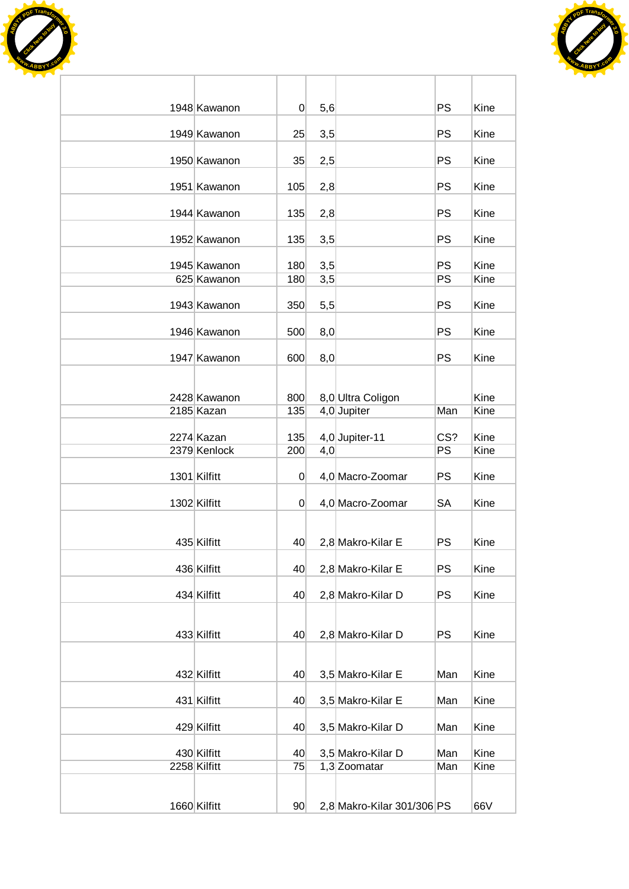| | | | | | | |
|---|---|---|---|---|---|---|
| 1948 | Kawanon | 0 | 5,6 | | PS | Kine |
| 1949 | Kawanon | 25 | 3,5 | | PS | Kine |
| 1950 | Kawanon | 35 | 2,5 | | PS | Kine |
| 1951 | Kawanon | 105 | 2,8 | | PS | Kine |
| 1944 | Kawanon | 135 | 2,8 | | PS | Kine |
| 1952 | Kawanon | 135 | 3,5 | | PS | Kine |
| 1945 | Kawanon | 180 | 3,5 | | PS | Kine |
| 625 | Kawanon | 180 | 3,5 | | PS | Kine |
| 1943 | Kawanon | 350 | 5,5 | | PS | Kine |
| 1946 | Kawanon | 500 | 8,0 | | PS | Kine |
| 1947 | Kawanon | 600 | 8,0 | | PS | Kine |
| 2428 | Kawanon | 800 | 8,0 | Ultra Coligon | | Kine |
| 2185 | Kazan | 135 | 4,0 | Jupiter | Man | Kine |
| 2274 | Kazan | 135 | 4,0 | Jupiter-11 | CS? | Kine |
| 2379 | Kenlock | 200 | 4,0 | | PS | Kine |
| 1301 | Kilfitt | 0 | 4,0 | Macro-Zoomar | PS | Kine |
| 1302 | Kilfitt | 0 | 4,0 | Macro-Zoomar | SA | Kine |
| 435 | Kilfitt | 40 | 2,8 | Makro-Kilar E | PS | Kine |
| 436 | Kilfitt | 40 | 2,8 | Makro-Kilar E | PS | Kine |
| 434 | Kilfitt | 40 | 2,8 | Makro-Kilar D | PS | Kine |
| 433 | Kilfitt | 40 | 2,8 | Makro-Kilar D | PS | Kine |
| 432 | Kilfitt | 40 | 3,5 | Makro-Kilar E | Man | Kine |
| 431 | Kilfitt | 40 | 3,5 | Makro-Kilar E | Man | Kine |
| 429 | Kilfitt | 40 | 3,5 | Makro-Kilar D | Man | Kine |
| 430 | Kilfitt | 40 | 3,5 | Makro-Kilar D | Man | Kine |
| 2258 | Kilfitt | 75 | 1,3 | Zoomatar | Man | Kine |
| 1660 | Kilfitt | 90 | 2,8 | Makro-Kilar 301/306 | PS | 66V |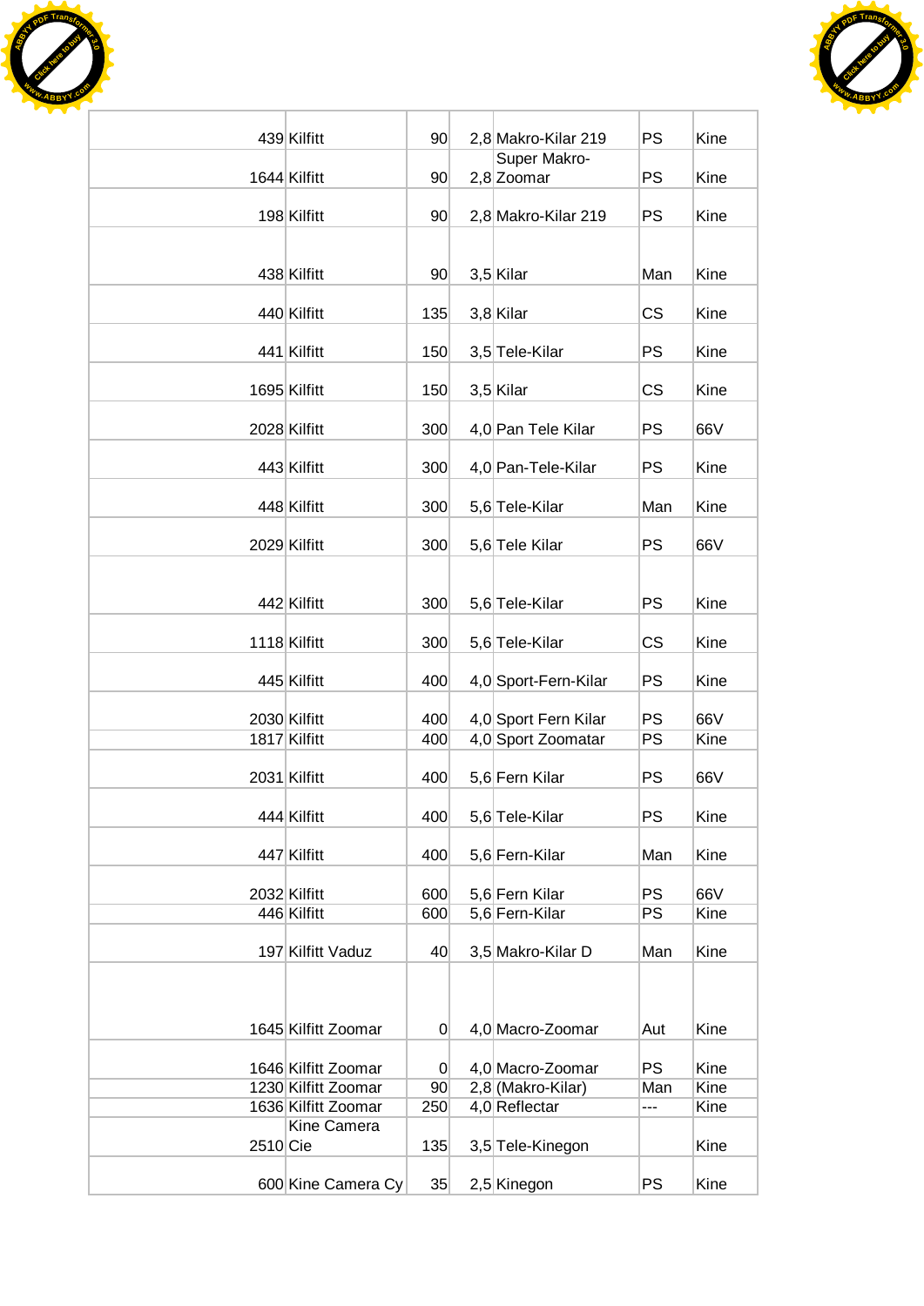| | | | | | | |
|---|---|---|---|---|---|---|
| 439 | Kilfitt | 90 | 2,8 | Makro-Kilar 219 | PS | Kine |
| 1644 | Kilfitt | 90 | 2,8 | Super Makro-Zoomar | PS | Kine |
| 198 | Kilfitt | 90 | 2,8 | Makro-Kilar 219 | PS | Kine |
| 438 | Kilfitt | 90 | 3,5 | Kilar | Man | Kine |
| 440 | Kilfitt | 135 | 3,8 | Kilar | CS | Kine |
| 441 | Kilfitt | 150 | 3,5 | Tele-Kilar | PS | Kine |
| 1695 | Kilfitt | 150 | 3,5 | Kilar | CS | Kine |
| 2028 | Kilfitt | 300 | 4,0 | Pan Tele Kilar | PS | 66V |
| 443 | Kilfitt | 300 | 4,0 | Pan-Tele-Kilar | PS | Kine |
| 448 | Kilfitt | 300 | 5,6 | Tele-Kilar | Man | Kine |
| 2029 | Kilfitt | 300 | 5,6 | Tele Kilar | PS | 66V |
| 442 | Kilfitt | 300 | 5,6 | Tele-Kilar | PS | Kine |
| 1118 | Kilfitt | 300 | 5,6 | Tele-Kilar | CS | Kine |
| 445 | Kilfitt | 400 | 4,0 | Sport-Fern-Kilar | PS | Kine |
| 2030 | Kilfitt | 400 | 4,0 | Sport Fern Kilar | PS | 66V |
| 1817 | Kilfitt | 400 | 4,0 | Sport Zoomatar | PS | Kine |
| 2031 | Kilfitt | 400 | 5,6 | Fern Kilar | PS | 66V |
| 444 | Kilfitt | 400 | 5,6 | Tele-Kilar | PS | Kine |
| 447 | Kilfitt | 400 | 5,6 | Fern-Kilar | Man | Kine |
| 2032 | Kilfitt | 600 | 5,6 | Fern Kilar | PS | 66V |
| 446 | Kilfitt | 600 | 5,6 | Fern-Kilar | PS | Kine |
| 197 | Kilfitt Vaduz | 40 | 3,5 | Makro-Kilar D | Man | Kine |
| 1645 | Kilfitt Zoomar | 0 | 4,0 | Macro-Zoomar | Aut | Kine |
| 1646 | Kilfitt Zoomar | 0 | 4,0 | Macro-Zoomar | PS | Kine |
| 1230 | Kilfitt Zoomar | 90 | 2,8 | (Makro-Kilar) | Man | Kine |
| 1636 | Kilfitt Zoomar | 250 | 4,0 | Reflectar | --- | Kine |
| 2510 | Kine Camera Cie | 135 | 3,5 | Tele-Kinegon | | Kine |
| 600 | Kine Camera Cy | 35 | 2,5 | Kinegon | PS | Kine |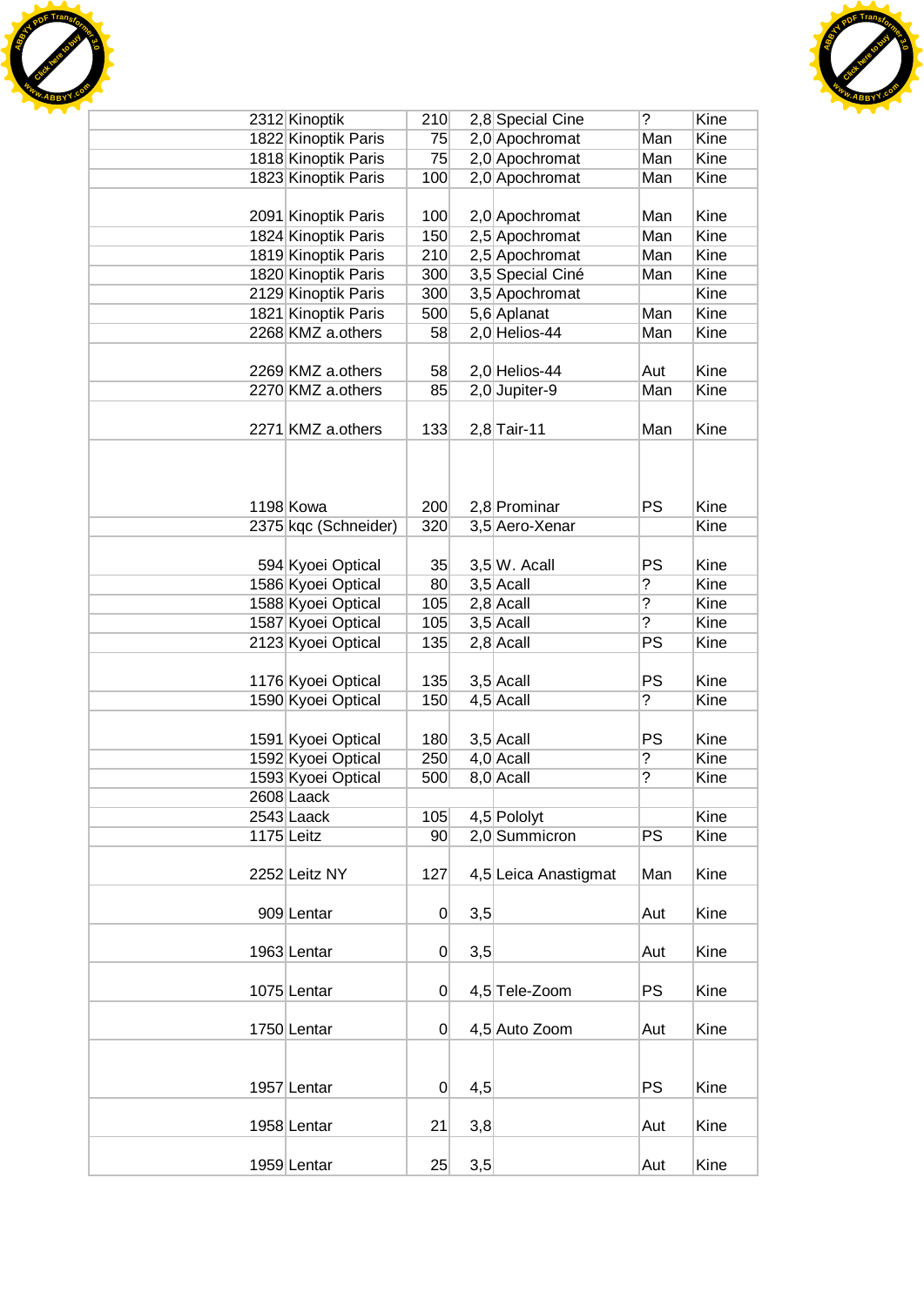| | | | | | | |
|---|---|---|---|---|---|---|
| 2312 | Kinoptik | 210 | 2,8 | Special Cine | ? | Kine |
| 1822 | Kinoptik Paris | 75 | 2,0 | Apochromat | Man | Kine |
| 1818 | Kinoptik Paris | 75 | 2,0 | Apochromat | Man | Kine |
| 1823 | Kinoptik Paris | 100 | 2,0 | Apochromat | Man | Kine |
| 2091 | Kinoptik Paris | 100 | 2,0 | Apochromat | Man | Kine |
| 1824 | Kinoptik Paris | 150 | 2,5 | Apochromat | Man | Kine |
| 1819 | Kinoptik Paris | 210 | 2,5 | Apochromat | Man | Kine |
| 1820 | Kinoptik Paris | 300 | 3,5 | Special Ciné | Man | Kine |
| 2129 | Kinoptik Paris | 300 | 3,5 | Apochromat | | Kine |
| 1821 | Kinoptik Paris | 500 | 5,6 | Aplanat | Man | Kine |
| 2268 | KMZ a.others | 58 | 2,0 | Helios-44 | Man | Kine |
| 2269 | KMZ a.others | 58 | 2,0 | Helios-44 | Aut | Kine |
| 2270 | KMZ a.others | 85 | 2,0 | Jupiter-9 | Man | Kine |
| 2271 | KMZ a.others | 133 | 2,8 | Tair-11 | Man | Kine |
| 1198 | Kowa | 200 | 2,8 | Prominar | PS | Kine |
| 2375 | kqc (Schneider) | 320 | 3,5 | Aero-Xenar | | Kine |
| 594 | Kyoei Optical | 35 | 3,5 | W. Acall | PS | Kine |
| 1586 | Kyoei Optical | 80 | 3,5 | Acall | ? | Kine |
| 1588 | Kyoei Optical | 105 | 2,8 | Acall | ? | Kine |
| 1587 | Kyoei Optical | 105 | 3,5 | Acall | ? | Kine |
| 2123 | Kyoei Optical | 135 | 2,8 | Acall | PS | Kine |
| 1176 | Kyoei Optical | 135 | 3,5 | Acall | PS | Kine |
| 1590 | Kyoei Optical | 150 | 4,5 | Acall | ? | Kine |
| 1591 | Kyoei Optical | 180 | 3,5 | Acall | PS | Kine |
| 1592 | Kyoei Optical | 250 | 4,0 | Acall | ? | Kine |
| 1593 | Kyoei Optical | 500 | 8,0 | Acall | ? | Kine |
| 2608 | Laack | | | | | |
| 2543 | Laack | 105 | 4,5 | Pololyt | | Kine |
| 1175 | Leitz | 90 | 2,0 | Summicron | PS | Kine |
| 2252 | Leitz NY | 127 | 4,5 | Leica Anastigmat | Man | Kine |
| 909 | Lentar | 0 | 3,5 | | Aut | Kine |
| 1963 | Lentar | 0 | 3,5 | | Aut | Kine |
| 1075 | Lentar | 0 | 4,5 | Tele-Zoom | PS | Kine |
| 1750 | Lentar | 0 | 4,5 | Auto Zoom | Aut | Kine |
| 1957 | Lentar | 0 | 4,5 | | PS | Kine |
| 1958 | Lentar | 21 | 3,8 | | Aut | Kine |
| 1959 | Lentar | 25 | 3,5 | | Aut | Kine |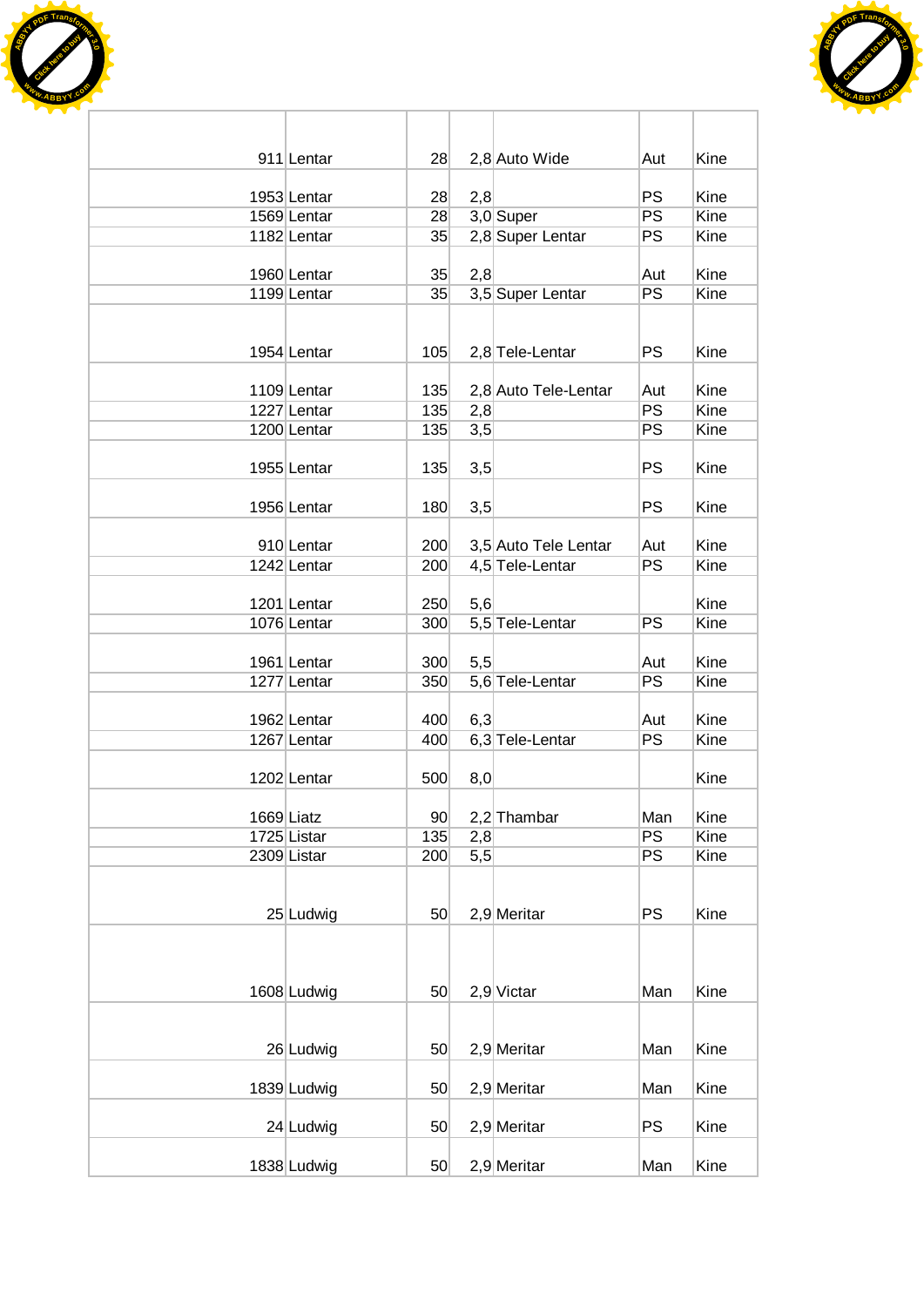| | | | | | | |
|---|---|---|---|---|---|---|
| 911 | Lentar | 28 | 2,8 | Auto Wide | Aut | Kine |
| 1953 | Lentar | 28 | 2,8 | | PS | Kine |
| 1569 | Lentar | 28 | 3,0 | Super | PS | Kine |
| 1182 | Lentar | 35 | 2,8 | Super Lentar | PS | Kine |
| 1960 | Lentar | 35 | 2,8 | | Aut | Kine |
| 1199 | Lentar | 35 | 3,5 | Super Lentar | PS | Kine |
| 1954 | Lentar | 105 | 2,8 | Tele-Lentar | PS | Kine |
| 1109 | Lentar | 135 | 2,8 | Auto Tele-Lentar | Aut | Kine |
| 1227 | Lentar | 135 | 2,8 | | PS | Kine |
| 1200 | Lentar | 135 | 3,5 | | PS | Kine |
| 1955 | Lentar | 135 | 3,5 | | PS | Kine |
| 1956 | Lentar | 180 | 3,5 | | PS | Kine |
| 910 | Lentar | 200 | 3,5 | Auto Tele Lentar | Aut | Kine |
| 1242 | Lentar | 200 | 4,5 | Tele-Lentar | PS | Kine |
| 1201 | Lentar | 250 | 5,6 | | | Kine |
| 1076 | Lentar | 300 | 5,5 | Tele-Lentar | PS | Kine |
| 1961 | Lentar | 300 | 5,5 | | Aut | Kine |
| 1277 | Lentar | 350 | 5,6 | Tele-Lentar | PS | Kine |
| 1962 | Lentar | 400 | 6,3 | | Aut | Kine |
| 1267 | Lentar | 400 | 6,3 | Tele-Lentar | PS | Kine |
| 1202 | Lentar | 500 | 8,0 | | | Kine |
| 1669 | Liatz | 90 | 2,2 | Thambar | Man | Kine |
| 1725 | Listar | 135 | 2,8 | | PS | Kine |
| 2309 | Listar | 200 | 5,5 | | PS | Kine |
| 25 | Ludwig | 50 | 2,9 | Meritar | PS | Kine |
| 1608 | Ludwig | 50 | 2,9 | Victar | Man | Kine |
| 26 | Ludwig | 50 | 2,9 | Meritar | Man | Kine |
| 1839 | Ludwig | 50 | 2,9 | Meritar | Man | Kine |
| 24 | Ludwig | 50 | 2,9 | Meritar | PS | Kine |
| 1838 | Ludwig | 50 | 2,9 | Meritar | Man | Kine |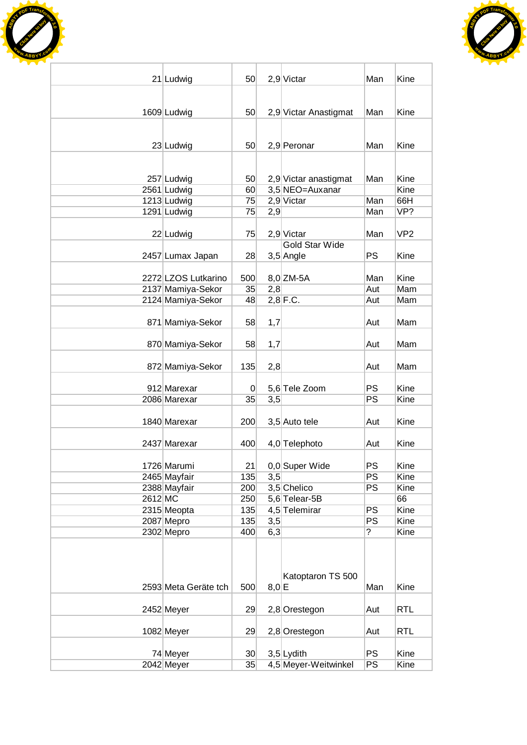| | | | | | | |
|---|---|---|---|---|---|---|
| 21 | Ludwig | 50 | 2,9 | Victar | Man | Kine |
| 1609 | Ludwig | 50 | 2,9 | Victar Anastigmat | Man | Kine |
| 23 | Ludwig | 50 | 2,9 | Peronar | Man | Kine |
| 257 | Ludwig | 50 | 2,9 | Victar anastigmat | Man | Kine |
| 2561 | Ludwig | 60 | 3,5 | NEO=Auxanar | | Kine |
| 1213 | Ludwig | 75 | 2,9 | Victar | Man | 66H |
| 1291 | Ludwig | 75 | 2,9 | | Man | VP? |
| 22 | Ludwig | 75 | 2,9 | Victar | Man | VP2 |
| 2457 | Lumax Japan | 28 | 3,5 | Gold Star Wide Angle | PS | Kine |
| 2272 | LZOS Lutkarino | 500 | 8,0 | ZM-5A | Man | Kine |
| 2137 | Mamiya-Sekor | 35 | 2,8 | | Aut | Mam |
| 2124 | Mamiya-Sekor | 48 | 2,8 | F.C. | Aut | Mam |
| 871 | Mamiya-Sekor | 58 | 1,7 | | Aut | Mam |
| 870 | Mamiya-Sekor | 58 | 1,7 | | Aut | Mam |
| 872 | Mamiya-Sekor | 135 | 2,8 | | Aut | Mam |
| 912 | Marexar | 0 | 5,6 | Tele Zoom | PS | Kine |
| 2086 | Marexar | 35 | 3,5 | | PS | Kine |
| 1840 | Marexar | 200 | 3,5 | Auto tele | Aut | Kine |
| 2437 | Marexar | 400 | 4,0 | Telephoto | Aut | Kine |
| 1726 | Marumi | 21 | 0,0 | Super Wide | PS | Kine |
| 2465 | Mayfair | 135 | 3,5 | | PS | Kine |
| 2388 | Mayfair | 200 | 3,5 | Chelico | PS | Kine |
| 2612 | MC | 250 | 5,6 | Telear-5B | | 66 |
| 2315 | Meopta | 135 | 4,5 | Telemirar | PS | Kine |
| 2087 | Mepro | 135 | 3,5 | | PS | Kine |
| 2302 | Mepro | 400 | 6,3 | | ? | Kine |
| 2593 | Meta Geräte tch | 500 | 8,0 | Katoptaron TS 500 E | Man | Kine |
| 2452 | Meyer | 29 | 2,8 | Orestegon | Aut | RTL |
| 1082 | Meyer | 29 | 2,8 | Orestegon | Aut | RTL |
| 74 | Meyer | 30 | 3,5 | Lydith | PS | Kine |
| 2042 | Meyer | 35 | 4,5 | Meyer-Weitwinkel | PS | Kine |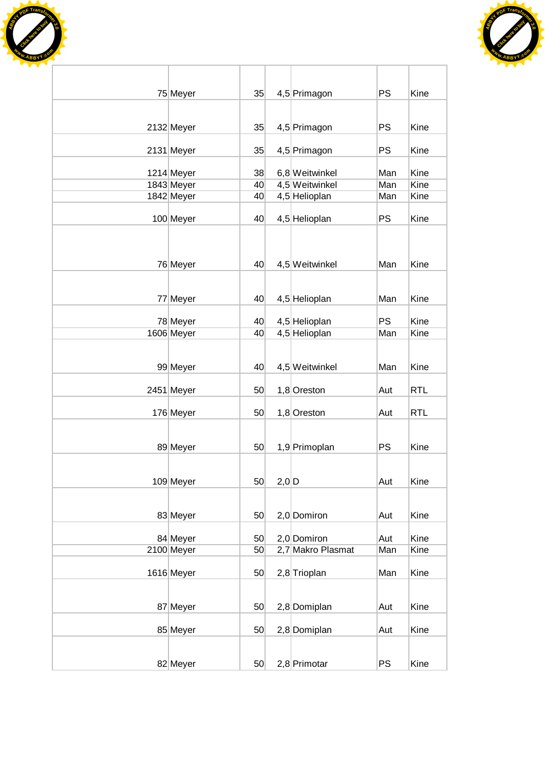| | | | | | | |
|---|---|---|---|---|---|---|
| 75 | Meyer | 35 | 4,5 | Primagon | PS | Kine |
| 2132 | Meyer | 35 | 4,5 | Primagon | PS | Kine |
| 2131 | Meyer | 35 | 4,5 | Primagon | PS | Kine |
| 1214 | Meyer | 38 | 6,8 | Weitwinkel | Man | Kine |
| 1843 | Meyer | 40 | 4,5 | Weitwinkel | Man | Kine |
| 1842 | Meyer | 40 | 4,5 | Helioplan | Man | Kine |
| 100 | Meyer | 40 | 4,5 | Helioplan | PS | Kine |
| 76 | Meyer | 40 | 4,5 | Weitwinkel | Man | Kine |
| 77 | Meyer | 40 | 4,5 | Helioplan | Man | Kine |
| 78 | Meyer | 40 | 4,5 | Helioplan | PS | Kine |
| 1606 | Meyer | 40 | 4,5 | Helioplan | Man | Kine |
| 99 | Meyer | 40 | 4,5 | Weitwinkel | Man | Kine |
| 2451 | Meyer | 50 | 1,8 | Oreston | Aut | RTL |
| 176 | Meyer | 50 | 1,8 | Oreston | Aut | RTL |
| 89 | Meyer | 50 | 1,9 | Primoplan | PS | Kine |
| 109 | Meyer | 50 | 2,0 | D | Aut | Kine |
| 83 | Meyer | 50 | 2,0 | Domiron | Aut | Kine |
| 84 | Meyer | 50 | 2,0 | Domiron | Aut | Kine |
| 2100 | Meyer | 50 | 2,7 | Makro Plasmat | Man | Kine |
| 1616 | Meyer | 50 | 2,8 | Trioplan | Man | Kine |
| 87 | Meyer | 50 | 2,8 | Domiplan | Aut | Kine |
| 85 | Meyer | 50 | 2,8 | Domiplan | Aut | Kine |
| 82 | Meyer | 50 | 2,8 | Primotar | PS | Kine |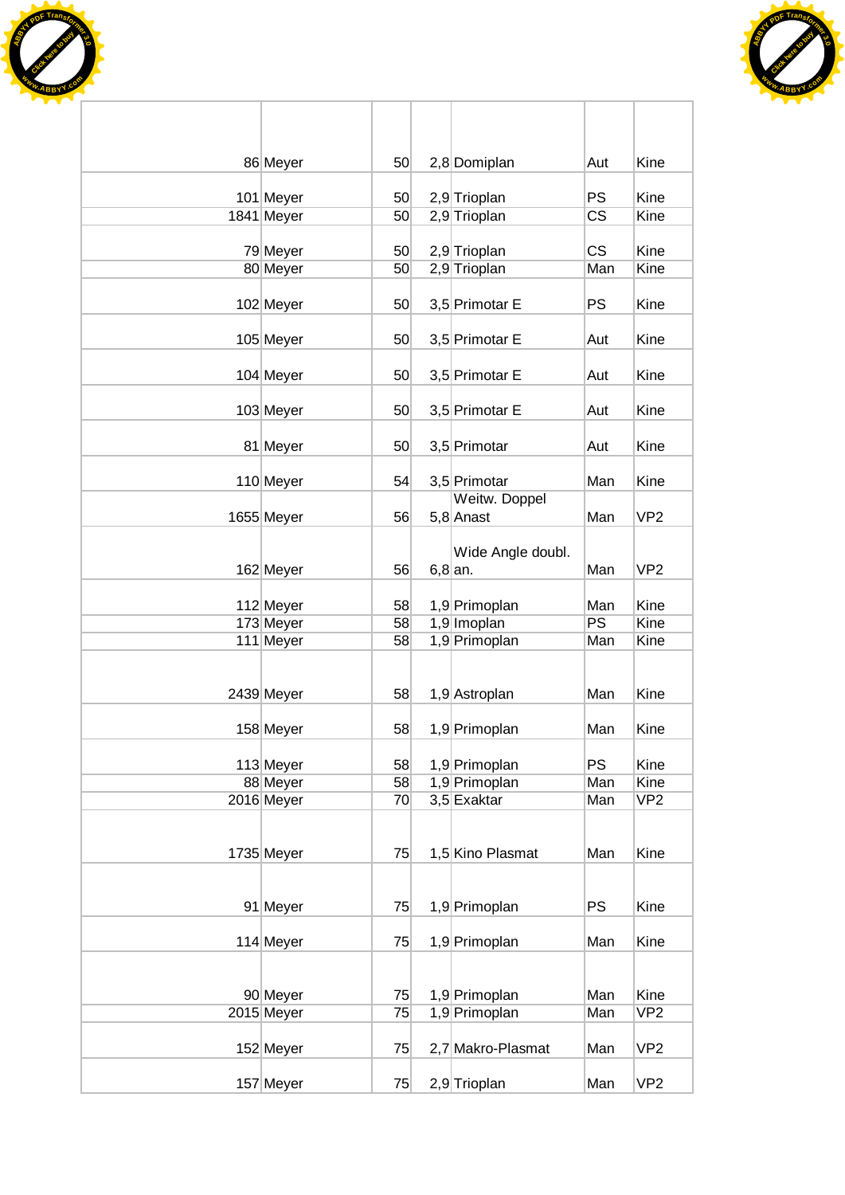| | | | | | | |
|---|---|---|---|---|---|---|
| 86 | Meyer | 50 | 2,8 | Domiplan | Aut | Kine |
| 101 | Meyer | 50 | 2,9 | Trioplan | PS | Kine |
| 1841 | Meyer | 50 | 2,9 | Trioplan | CS | Kine |
| 79 | Meyer | 50 | 2,9 | Trioplan | CS | Kine |
| 80 | Meyer | 50 | 2,9 | Trioplan | Man | Kine |
| 102 | Meyer | 50 | 3,5 | Primotar E | PS | Kine |
| 105 | Meyer | 50 | 3,5 | Primotar E | Aut | Kine |
| 104 | Meyer | 50 | 3,5 | Primotar E | Aut | Kine |
| 103 | Meyer | 50 | 3,5 | Primotar E | Aut | Kine |
| 81 | Meyer | 50 | 3,5 | Primotar | Aut | Kine |
| 110 | Meyer | 54 | 3,5 | Primotar | Man | Kine |
| 1655 | Meyer | 56 | 5,8 | Weitw. Doppel Anast | Man | VP2 |
| 162 | Meyer | 56 | 6,8 | Wide Angle doubl. an. | Man | VP2 |
| 112 | Meyer | 58 | 1,9 | Primoplan | Man | Kine |
| 173 | Meyer | 58 | 1,9 | Imoplan | PS | Kine |
| 111 | Meyer | 58 | 1,9 | Primoplan | Man | Kine |
| 2439 | Meyer | 58 | 1,9 | Astroplan | Man | Kine |
| 158 | Meyer | 58 | 1,9 | Primoplan | Man | Kine |
| 113 | Meyer | 58 | 1,9 | Primoplan | PS | Kine |
| 88 | Meyer | 58 | 1,9 | Primoplan | Man | Kine |
| 2016 | Meyer | 70 | 3,5 | Exaktar | Man | VP2 |
| 1735 | Meyer | 75 | 1,5 | Kino Plasmat | Man | Kine |
| 91 | Meyer | 75 | 1,9 | Primoplan | PS | Kine |
| 114 | Meyer | 75 | 1,9 | Primoplan | Man | Kine |
| 90 | Meyer | 75 | 1,9 | Primoplan | Man | Kine |
| 2015 | Meyer | 75 | 1,9 | Primoplan | Man | VP2 |
| 152 | Meyer | 75 | 2,7 | Makro-Plasmat | Man | VP2 |
| 157 | Meyer | 75 | 2,9 | Trioplan | Man | VP2 |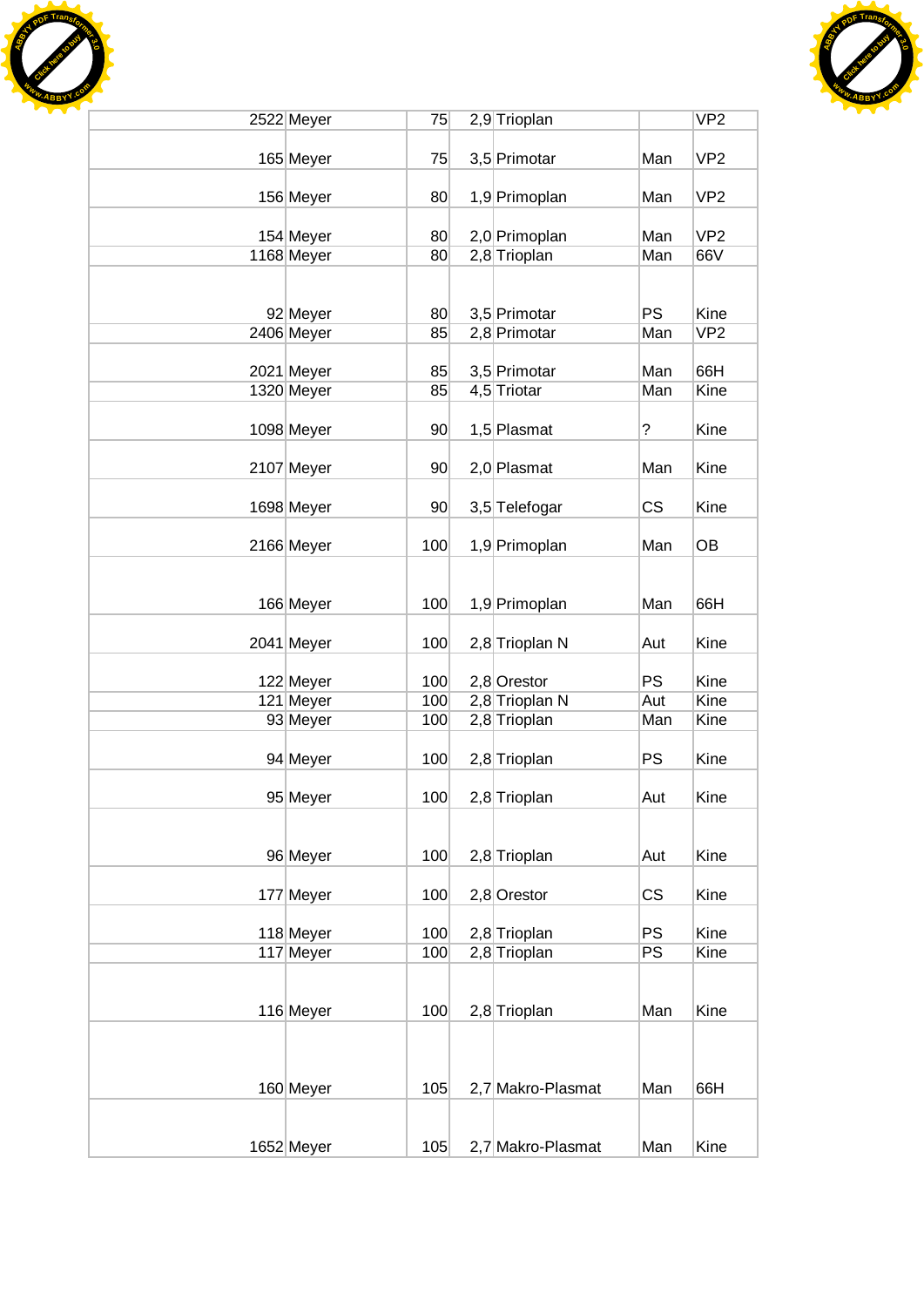| | | | | | | |
|---|---|---|---|---|---|---|
| 2522 | Meyer | 75 | 2,9 | Trioplan | | VP2 |
| 165 | Meyer | 75 | 3,5 | Primotar | Man | VP2 |
| 156 | Meyer | 80 | 1,9 | Primoplan | Man | VP2 |
| 154 | Meyer | 80 | 2,0 | Primoplan | Man | VP2 |
| 1168 | Meyer | 80 | 2,8 | Trioplan | Man | 66V |
| 92 | Meyer | 80 | 3,5 | Primotar | PS | Kine |
| 2406 | Meyer | 85 | 2,8 | Primotar | Man | VP2 |
| 2021 | Meyer | 85 | 3,5 | Primotar | Man | 66H |
| 1320 | Meyer | 85 | 4,5 | Triotar | Man | Kine |
| 1098 | Meyer | 90 | 1,5 | Plasmat | ? | Kine |
| 2107 | Meyer | 90 | 2,0 | Plasmat | Man | Kine |
| 1698 | Meyer | 90 | 3,5 | Telefogar | CS | Kine |
| 2166 | Meyer | 100 | 1,9 | Primoplan | Man | OB |
| 166 | Meyer | 100 | 1,9 | Primoplan | Man | 66H |
| 2041 | Meyer | 100 | 2,8 | Trioplan N | Aut | Kine |
| 122 | Meyer | 100 | 2,8 | Orestor | PS | Kine |
| 121 | Meyer | 100 | 2,8 | Trioplan N | Aut | Kine |
| 93 | Meyer | 100 | 2,8 | Trioplan | Man | Kine |
| 94 | Meyer | 100 | 2,8 | Trioplan | PS | Kine |
| 95 | Meyer | 100 | 2,8 | Trioplan | Aut | Kine |
| 96 | Meyer | 100 | 2,8 | Trioplan | Aut | Kine |
| 177 | Meyer | 100 | 2,8 | Orestor | CS | Kine |
| 118 | Meyer | 100 | 2,8 | Trioplan | PS | Kine |
| 117 | Meyer | 100 | 2,8 | Trioplan | PS | Kine |
| 116 | Meyer | 100 | 2,8 | Trioplan | Man | Kine |
| 160 | Meyer | 105 | 2,7 | Makro-Plasmat | Man | 66H |
| 1652 | Meyer | 105 | 2,7 | Makro-Plasmat | Man | Kine |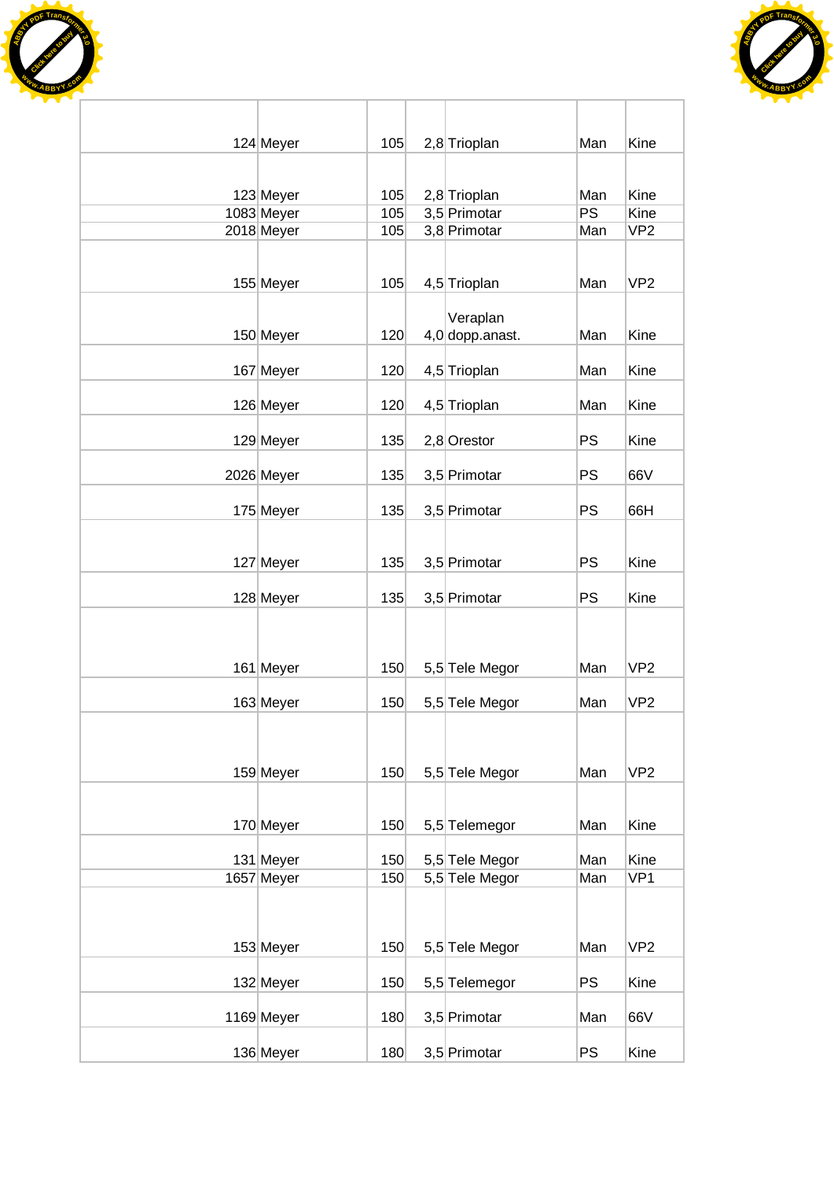| | | | | | | |
|---|---|---|---|---|---|---|
| 124 | Meyer | 105 | 2,8 | Trioplan | Man | Kine |
| 123 | Meyer | 105 | 2,8 | Trioplan | Man | Kine |
| 1083 | Meyer | 105 | 3,5 | Primotar | PS | Kine |
| 2018 | Meyer | 105 | 3,8 | Primotar | Man | VP2 |
| 155 | Meyer | 105 | 4,5 | Trioplan | Man | VP2 |
| 150 | Meyer | 120 | 4,0 | Veraplan dopp.anast. | Man | Kine |
| 167 | Meyer | 120 | 4,5 | Trioplan | Man | Kine |
| 126 | Meyer | 120 | 4,5 | Trioplan | Man | Kine |
| 129 | Meyer | 135 | 2,8 | Orestor | PS | Kine |
| 2026 | Meyer | 135 | 3,5 | Primotar | PS | 66V |
| 175 | Meyer | 135 | 3,5 | Primotar | PS | 66H |
| 127 | Meyer | 135 | 3,5 | Primotar | PS | Kine |
| 128 | Meyer | 135 | 3,5 | Primotar | PS | Kine |
| 161 | Meyer | 150 | 5,5 | Tele Megor | Man | VP2 |
| 163 | Meyer | 150 | 5,5 | Tele Megor | Man | VP2 |
| 159 | Meyer | 150 | 5,5 | Tele Megor | Man | VP2 |
| 170 | Meyer | 150 | 5,5 | Telemegor | Man | Kine |
| 131 | Meyer | 150 | 5,5 | Tele Megor | Man | Kine |
| 1657 | Meyer | 150 | 5,5 | Tele Megor | Man | VP1 |
| 153 | Meyer | 150 | 5,5 | Tele Megor | Man | VP2 |
| 132 | Meyer | 150 | 5,5 | Telemegor | PS | Kine |
| 1169 | Meyer | 180 | 3,5 | Primotar | Man | 66V |
| 136 | Meyer | 180 | 3,5 | Primotar | PS | Kine |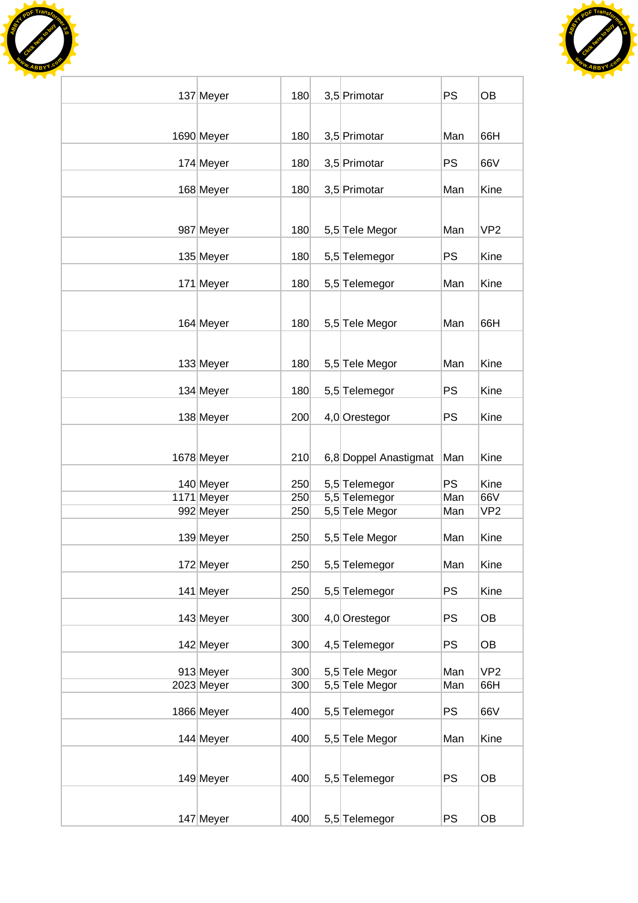| | | | | | | |
|---|---|---|---|---|---|---|
| 137 | Meyer | 180 | 3,5 | Primotar | PS | OB |
| 1690 | Meyer | 180 | 3,5 | Primotar | Man | 66H |
| 174 | Meyer | 180 | 3,5 | Primotar | PS | 66V |
| 168 | Meyer | 180 | 3,5 | Primotar | Man | Kine |
| 987 | Meyer | 180 | 5,5 | Tele Megor | Man | VP2 |
| 135 | Meyer | 180 | 5,5 | Telemegor | PS | Kine |
| 171 | Meyer | 180 | 5,5 | Telemegor | Man | Kine |
| 164 | Meyer | 180 | 5,5 | Tele Megor | Man | 66H |
| 133 | Meyer | 180 | 5,5 | Tele Megor | Man | Kine |
| 134 | Meyer | 180 | 5,5 | Telemegor | PS | Kine |
| 138 | Meyer | 200 | 4,0 | Orestegor | PS | Kine |
| 1678 | Meyer | 210 | 6,8 | Doppel Anastigmat | Man | Kine |
| 140 | Meyer | 250 | 5,5 | Telemegor | PS | Kine |
| 1171 | Meyer | 250 | 5,5 | Telemegor | Man | 66V |
| 992 | Meyer | 250 | 5,5 | Tele Megor | Man | VP2 |
| 139 | Meyer | 250 | 5,5 | Tele Megor | Man | Kine |
| 172 | Meyer | 250 | 5,5 | Telemegor | Man | Kine |
| 141 | Meyer | 250 | 5,5 | Telemegor | PS | Kine |
| 143 | Meyer | 300 | 4,0 | Orestegor | PS | OB |
| 142 | Meyer | 300 | 4,5 | Telemegor | PS | OB |
| 913 | Meyer | 300 | 5,5 | Tele Megor | Man | VP2 |
| 2023 | Meyer | 300 | 5,5 | Tele Megor | Man | 66H |
| 1866 | Meyer | 400 | 5,5 | Telemegor | PS | 66V |
| 144 | Meyer | 400 | 5,5 | Tele Megor | Man | Kine |
| 149 | Meyer | 400 | 5,5 | Telemegor | PS | OB |
| 147 | Meyer | 400 | 5,5 | Telemegor | PS | OB |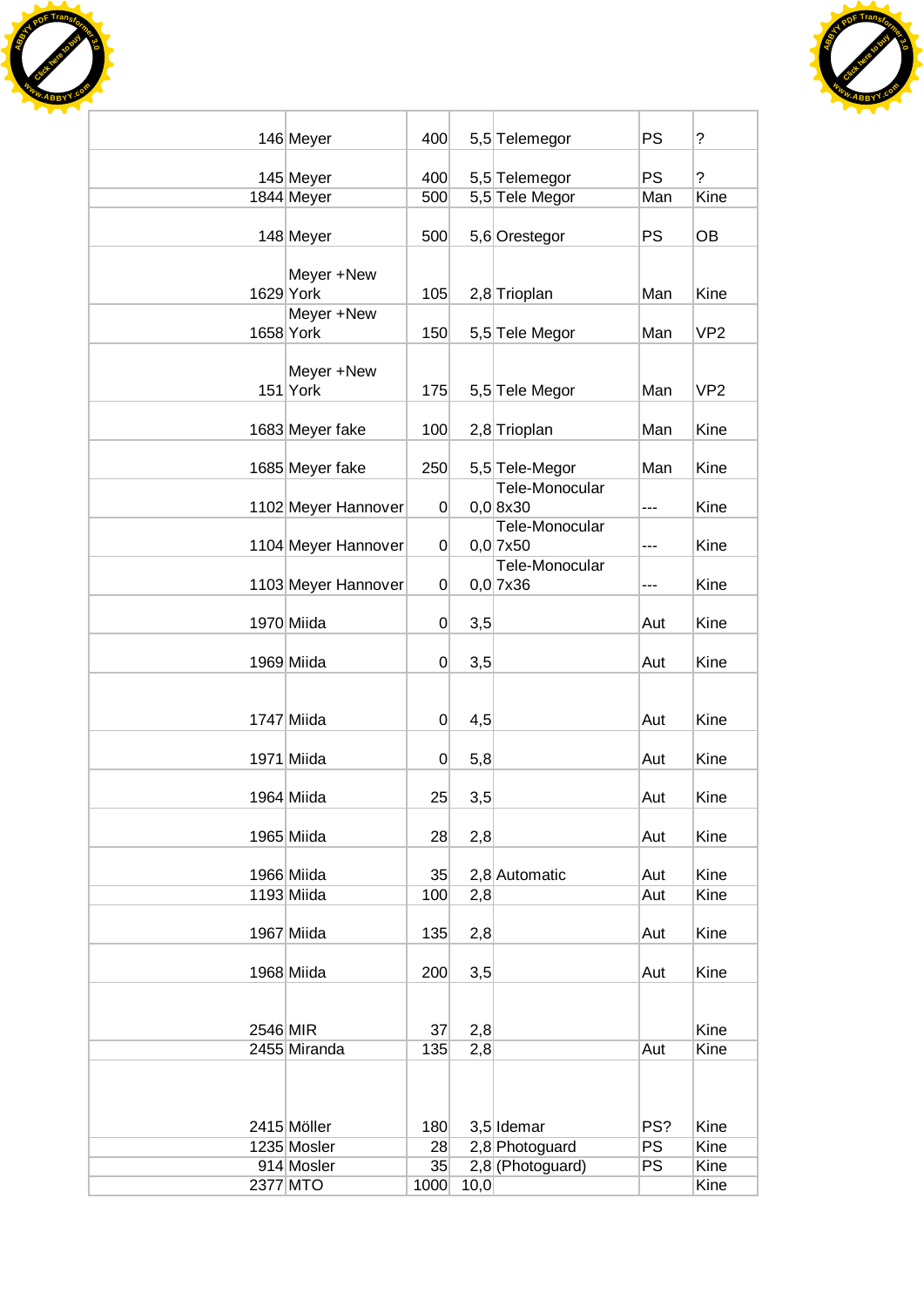| | | | | | | |
|---|---|---|---|---|---|---|
| 146 | Meyer | 400 | 5,5 | Telemegor | PS | ? |
| 145 | Meyer | 400 | 5,5 | Telemegor | PS | ? |
| 1844 | Meyer | 500 | 5,5 | Tele Megor | Man | Kine |
| 148 | Meyer | 500 | 5,6 | Orestegor | PS | OB |
| 1629 | Meyer +New York | 105 | 2,8 | Trioplan | Man | Kine |
| 1658 | Meyer +New York | 150 | 5,5 | Tele Megor | Man | VP2 |
| 151 | Meyer +New York | 175 | 5,5 | Tele Megor | Man | VP2 |
| 1683 | Meyer fake | 100 | 2,8 | Trioplan | Man | Kine |
| 1685 | Meyer fake | 250 | 5,5 | Tele-Megor | Man | Kine |
| 1102 | Meyer Hannover | 0 | 0,0 | Tele-Monocular 8x30 | --- | Kine |
| 1104 | Meyer Hannover | 0 | 0,0 | Tele-Monocular 7x50 | --- | Kine |
| 1103 | Meyer Hannover | 0 | 0,0 | Tele-Monocular 7x36 | --- | Kine |
| 1970 | Miida | 0 | 3,5 | | Aut | Kine |
| 1969 | Miida | 0 | 3,5 | | Aut | Kine |
| 1747 | Miida | 0 | 4,5 | | Aut | Kine |
| 1971 | Miida | 0 | 5,8 | | Aut | Kine |
| 1964 | Miida | 25 | 3,5 | | Aut | Kine |
| 1965 | Miida | 28 | 2,8 | | Aut | Kine |
| 1966 | Miida | 35 | 2,8 | Automatic | Aut | Kine |
| 1193 | Miida | 100 | 2,8 | | Aut | Kine |
| 1967 | Miida | 135 | 2,8 | | Aut | Kine |
| 1968 | Miida | 200 | 3,5 | | Aut | Kine |
| 2546 | MIR | 37 | 2,8 | | | Kine |
| 2455 | Miranda | 135 | 2,8 | | Aut | Kine |
| 2415 | Möller | 180 | 3,5 | Idemar | PS? | Kine |
| 1235 | Mosler | 28 | 2,8 | Photoguard | PS | Kine |
| 914 | Mosler | 35 | 2,8 | (Photoguard) | PS | Kine |
| 2377 | MTO | 1000 | 10,0 | | | Kine |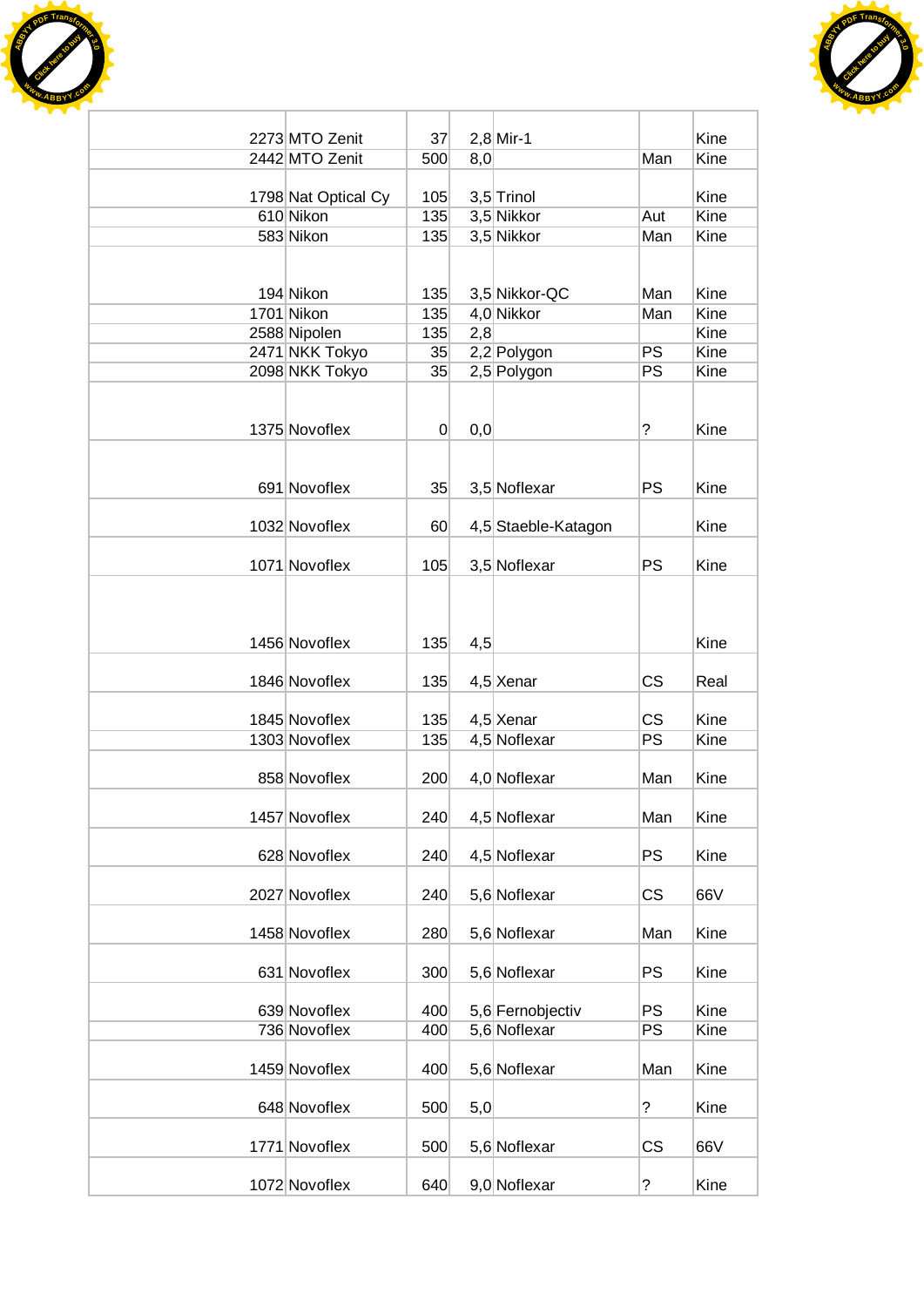| | | | | | | |
|---|---|---|---|---|---|---|
| 2273 | MTO Zenit | 37 | 2,8 | Mir-1 | | Kine |
| 2442 | MTO Zenit | 500 | 8,0 | | Man | Kine |
| 1798 | Nat Optical Cy | 105 | 3,5 | Trinol | | Kine |
| 610 | Nikon | 135 | 3,5 | Nikkor | Aut | Kine |
| 583 | Nikon | 135 | 3,5 | Nikkor | Man | Kine |
| 194 | Nikon | 135 | 3,5 | Nikkor-QC | Man | Kine |
| 1701 | Nikon | 135 | 4,0 | Nikkor | Man | Kine |
| 2588 | Nipolen | 135 | 2,8 | | | Kine |
| 2471 | NKK Tokyo | 35 | 2,2 | Polygon | PS | Kine |
| 2098 | NKK Tokyo | 35 | 2,5 | Polygon | PS | Kine |
| 1375 | Novoflex | 0 | 0,0 | | ? | Kine |
| 691 | Novoflex | 35 | 3,5 | Noflexar | PS | Kine |
| 1032 | Novoflex | 60 | 4,5 | Staeble-Katagon | | Kine |
| 1071 | Novoflex | 105 | 3,5 | Noflexar | PS | Kine |
| 1456 | Novoflex | 135 | 4,5 | | | Kine |
| 1846 | Novoflex | 135 | 4,5 | Xenar | CS | Real |
| 1845 | Novoflex | 135 | 4,5 | Xenar | CS | Kine |
| 1303 | Novoflex | 135 | 4,5 | Noflexar | PS | Kine |
| 858 | Novoflex | 200 | 4,0 | Noflexar | Man | Kine |
| 1457 | Novoflex | 240 | 4,5 | Noflexar | Man | Kine |
| 628 | Novoflex | 240 | 4,5 | Noflexar | PS | Kine |
| 2027 | Novoflex | 240 | 5,6 | Noflexar | CS | 66V |
| 1458 | Novoflex | 280 | 5,6 | Noflexar | Man | Kine |
| 631 | Novoflex | 300 | 5,6 | Noflexar | PS | Kine |
| 639 | Novoflex | 400 | 5,6 | Fernobjectiv | PS | Kine |
| 736 | Novoflex | 400 | 5,6 | Noflexar | PS | Kine |
| 1459 | Novoflex | 400 | 5,6 | Noflexar | Man | Kine |
| 648 | Novoflex | 500 | 5,0 | | ? | Kine |
| 1771 | Novoflex | 500 | 5,6 | Noflexar | CS | 66V |
| 1072 | Novoflex | 640 | 9,0 | Noflexar | ? | Kine |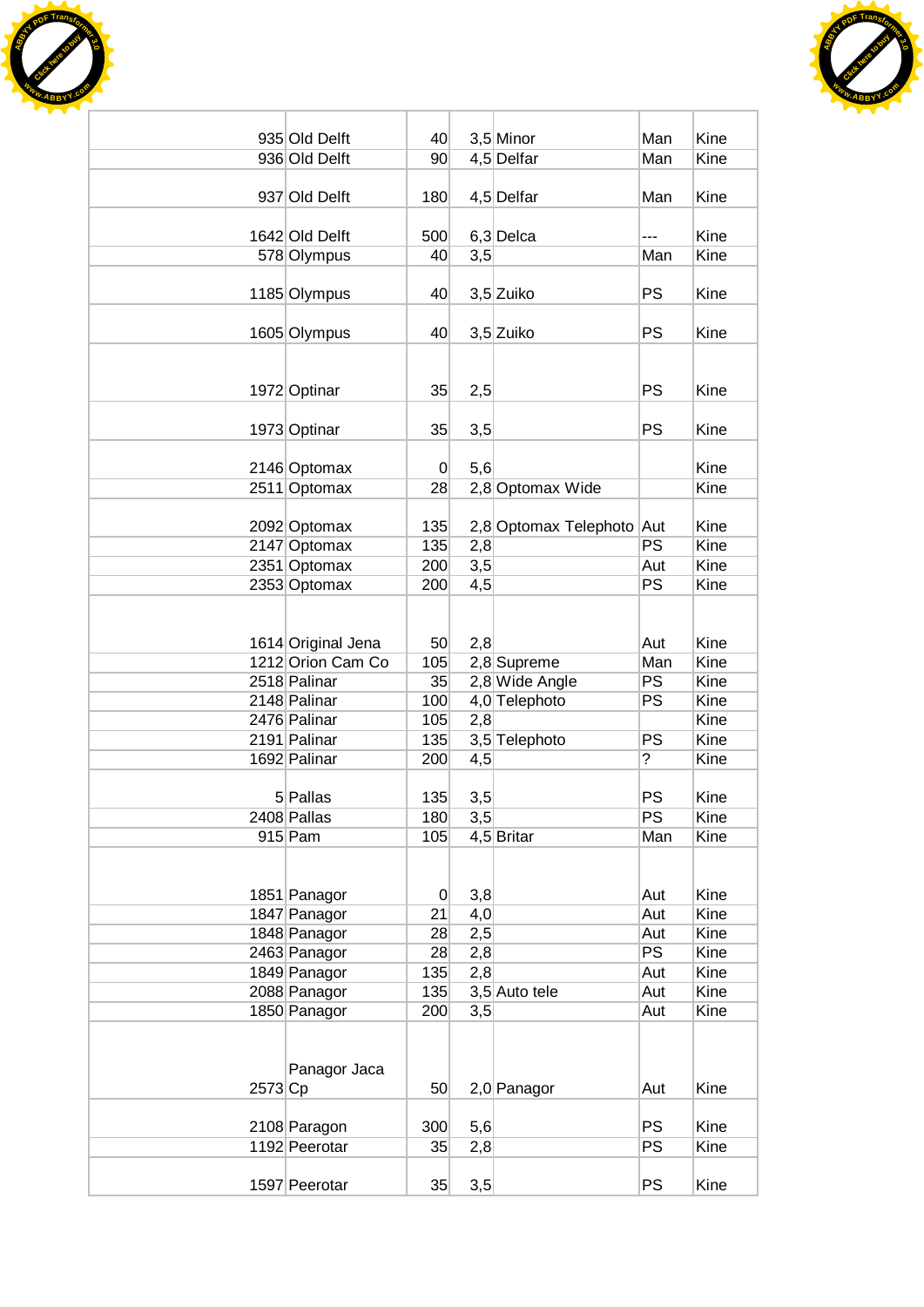| | | | | | | |
|---|---|---|---|---|---|---|
| 935 | Old Delft | 40 | 3,5 | Minor | Man | Kine |
| 936 | Old Delft | 90 | 4,5 | Delfar | Man | Kine |
| 937 | Old Delft | 180 | 4,5 | Delfar | Man | Kine |
| 1642 | Old Delft | 500 | 6,3 | Delca | --- | Kine |
| 578 | Olympus | 40 | 3,5 | | Man | Kine |
| 1185 | Olympus | 40 | 3,5 | Zuiko | PS | Kine |
| 1605 | Olympus | 40 | 3,5 | Zuiko | PS | Kine |
| 1972 | Optinar | 35 | 2,5 | | PS | Kine |
| 1973 | Optinar | 35 | 3,5 | | PS | Kine |
| 2146 | Optomax | 0 | 5,6 | | | Kine |
| 2511 | Optomax | 28 | 2,8 | Optomax Wide | | Kine |
| 2092 | Optomax | 135 | 2,8 | Optomax Telephoto | Aut | Kine |
| 2147 | Optomax | 135 | 2,8 | | PS | Kine |
| 2351 | Optomax | 200 | 3,5 | | Aut | Kine |
| 2353 | Optomax | 200 | 4,5 | | PS | Kine |
| 1614 | Original Jena | 50 | 2,8 | | Aut | Kine |
| 1212 | Orion Cam Co | 105 | 2,8 | Supreme | Man | Kine |
| 2518 | Palinar | 35 | 2,8 | Wide Angle | PS | Kine |
| 2148 | Palinar | 100 | 4,0 | Telephoto | PS | Kine |
| 2476 | Palinar | 105 | 2,8 | | | Kine |
| 2191 | Palinar | 135 | 3,5 | Telephoto | PS | Kine |
| 1692 | Palinar | 200 | 4,5 | | ? | Kine |
| 5 | Pallas | 135 | 3,5 | | PS | Kine |
| 2408 | Pallas | 180 | 3,5 | | PS | Kine |
| 915 | Pam | 105 | 4,5 | Britar | Man | Kine |
| 1851 | Panagor | 0 | 3,8 | | Aut | Kine |
| 1847 | Panagor | 21 | 4,0 | | Aut | Kine |
| 1848 | Panagor | 28 | 2,5 | | Aut | Kine |
| 2463 | Panagor | 28 | 2,8 | | PS | Kine |
| 1849 | Panagor | 135 | 2,8 | | Aut | Kine |
| 2088 | Panagor | 135 | 3,5 | Auto tele | Aut | Kine |
| 1850 | Panagor | 200 | 3,5 | | Aut | Kine |
| 2573 | Panagor Jaca Cp | 50 | 2,0 | Panagor | Aut | Kine |
| 2108 | Paragon | 300 | 5,6 | | PS | Kine |
| 1192 | Peerotar | 35 | 2,8 | | PS | Kine |
| 1597 | Peerotar | 35 | 3,5 | | PS | Kine |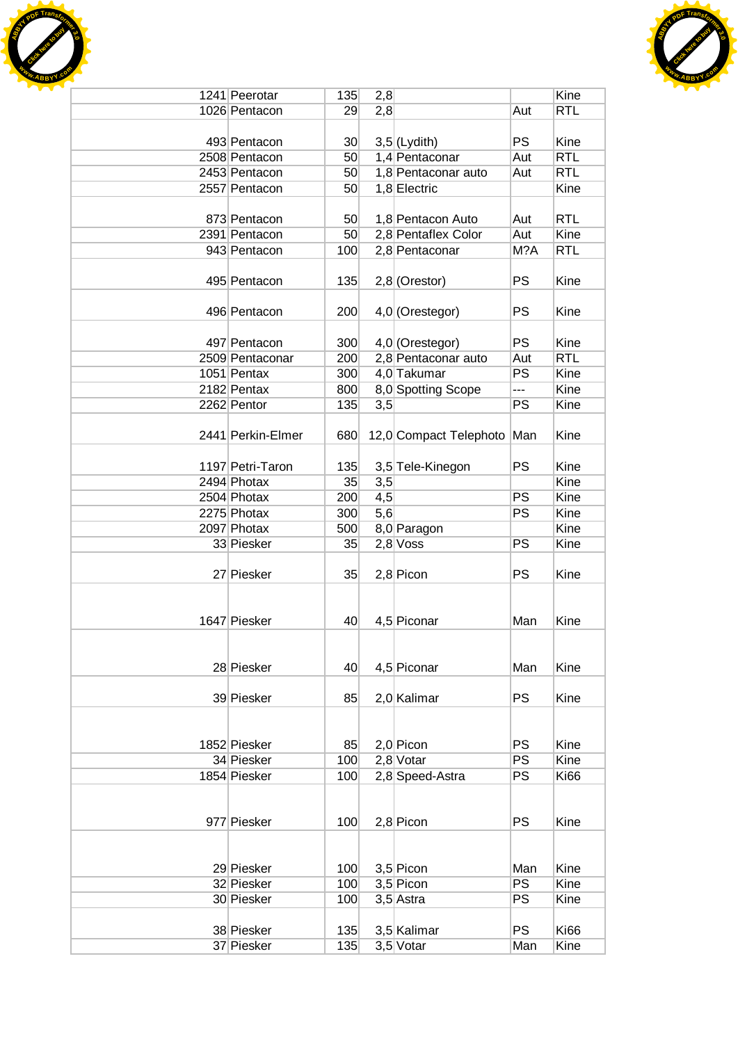| | | | | | | |
|---|---|---|---|---|---|---|
| 1241 | Peerotar | 135 | 2,8 | | | Kine |
| 1026 | Pentacon | 29 | 2,8 | | Aut | RTL |
| 493 | Pentacon | 30 | 3,5 | (Lydith) | PS | Kine |
| 2508 | Pentacon | 50 | 1,4 | Pentaconar | Aut | RTL |
| 2453 | Pentacon | 50 | 1,8 | Pentaconar auto | Aut | RTL |
| 2557 | Pentacon | 50 | 1,8 | Electric | | Kine |
| 873 | Pentacon | 50 | 1,8 | Pentacon Auto | Aut | RTL |
| 2391 | Pentacon | 50 | 2,8 | Pentaflex Color | Aut | Kine |
| 943 | Pentacon | 100 | 2,8 | Pentaconar | M?A | RTL |
| 495 | Pentacon | 135 | 2,8 | (Orestor) | PS | Kine |
| 496 | Pentacon | 200 | 4,0 | (Orestegor) | PS | Kine |
| 497 | Pentacon | 300 | 4,0 | (Orestegor) | PS | Kine |
| 2509 | Pentaconar | 200 | 2,8 | Pentaconar auto | Aut | RTL |
| 1051 | Pentax | 300 | 4,0 | Takumar | PS | Kine |
| 2182 | Pentax | 800 | 8,0 | Spotting Scope | --- | Kine |
| 2262 | Pentor | 135 | 3,5 | | PS | Kine |
| 2441 | Perkin-Elmer | 680 | 12,0 | Compact Telephoto | Man | Kine |
| 1197 | Petri-Taron | 135 | 3,5 | Tele-Kinegon | PS | Kine |
| 2494 | Photax | 35 | 3,5 | | | Kine |
| 2504 | Photax | 200 | 4,5 | | PS | Kine |
| 2275 | Photax | 300 | 5,6 | | PS | Kine |
| 2097 | Photax | 500 | 8,0 | Paragon | | Kine |
| 33 | Piesker | 35 | 2,8 | Voss | PS | Kine |
| 27 | Piesker | 35 | 2,8 | Picon | PS | Kine |
| 1647 | Piesker | 40 | 4,5 | Piconar | Man | Kine |
| 28 | Piesker | 40 | 4,5 | Piconar | Man | Kine |
| 39 | Piesker | 85 | 2,0 | Kalimar | PS | Kine |
| 1852 | Piesker | 85 | 2,0 | Picon | PS | Kine |
| 34 | Piesker | 100 | 2,8 | Votar | PS | Kine |
| 1854 | Piesker | 100 | 2,8 | Speed-Astra | PS | Ki66 |
| 977 | Piesker | 100 | 2,8 | Picon | PS | Kine |
| 29 | Piesker | 100 | 3,5 | Picon | Man | Kine |
| 32 | Piesker | 100 | 3,5 | Picon | PS | Kine |
| 30 | Piesker | 100 | 3,5 | Astra | PS | Kine |
| 38 | Piesker | 135 | 3,5 | Kalimar | PS | Ki66 |
| 37 | Piesker | 135 | 3,5 | Votar | Man | Kine |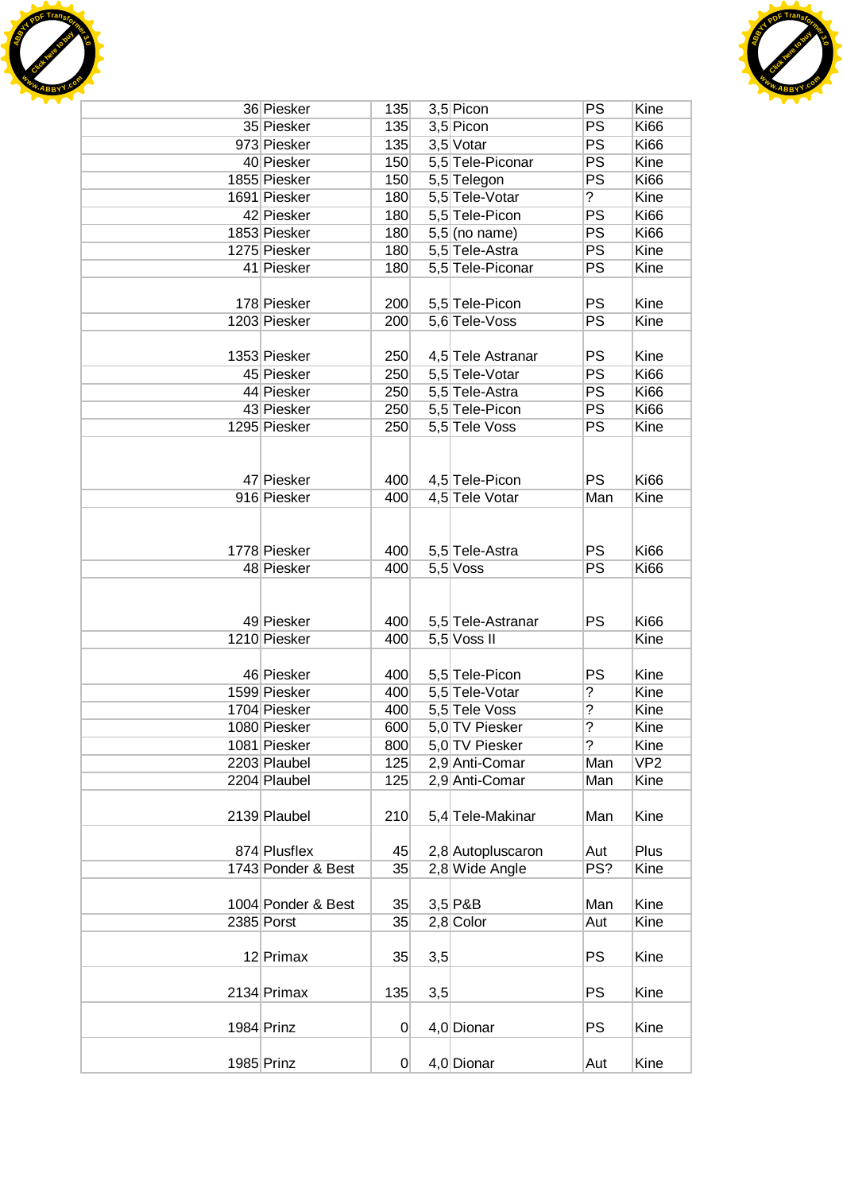| | | | | | | |
|---|---|---|---|---|---|---|
| 36 | Piesker | 135 | 3,5 | Picon | PS | Kine |
| 35 | Piesker | 135 | 3,5 | Picon | PS | Ki66 |
| 973 | Piesker | 135 | 3,5 | Votar | PS | Ki66 |
| 40 | Piesker | 150 | 5,5 | Tele-Piconar | PS | Kine |
| 1855 | Piesker | 150 | 5,5 | Telegon | PS | Ki66 |
| 1691 | Piesker | 180 | 5,5 | Tele-Votar | ? | Kine |
| 42 | Piesker | 180 | 5,5 | Tele-Picon | PS | Ki66 |
| 1853 | Piesker | 180 | 5,5 | (no name) | PS | Ki66 |
| 1275 | Piesker | 180 | 5,5 | Tele-Astra | PS | Kine |
| 41 | Piesker | 180 | 5,5 | Tele-Piconar | PS | Kine |
| 178 | Piesker | 200 | 5,5 | Tele-Picon | PS | Kine |
| 1203 | Piesker | 200 | 5,6 | Tele-Voss | PS | Kine |
| 1353 | Piesker | 250 | 4,5 | Tele Astranar | PS | Kine |
| 45 | Piesker | 250 | 5,5 | Tele-Votar | PS | Ki66 |
| 44 | Piesker | 250 | 5,5 | Tele-Astra | PS | Ki66 |
| 43 | Piesker | 250 | 5,5 | Tele-Picon | PS | Ki66 |
| 1295 | Piesker | 250 | 5,5 | Tele Voss | PS | Kine |
| 47 | Piesker | 400 | 4,5 | Tele-Picon | PS | Ki66 |
| 916 | Piesker | 400 | 4,5 | Tele Votar | Man | Kine |
| 1778 | Piesker | 400 | 5,5 | Tele-Astra | PS | Ki66 |
| 48 | Piesker | 400 | 5,5 | Voss | PS | Ki66 |
| 49 | Piesker | 400 | 5,5 | Tele-Astranar | PS | Ki66 |
| 1210 | Piesker | 400 | 5,5 | Voss II | | Kine |
| 46 | Piesker | 400 | 5,5 | Tele-Picon | PS | Kine |
| 1599 | Piesker | 400 | 5,5 | Tele-Votar | ? | Kine |
| 1704 | Piesker | 400 | 5,5 | Tele Voss | ? | Kine |
| 1080 | Piesker | 600 | 5,0 | TV Piesker | ? | Kine |
| 1081 | Piesker | 800 | 5,0 | TV Piesker | ? | Kine |
| 2203 | Plaubel | 125 | 2,9 | Anti-Comar | Man | VP2 |
| 2204 | Plaubel | 125 | 2,9 | Anti-Comar | Man | Kine |
| 2139 | Plaubel | 210 | 5,4 | Tele-Makinar | Man | Kine |
| 874 | Plusflex | 45 | 2,8 | Autopluscaron | Aut | Plus |
| 1743 | Ponder & Best | 35 | 2,8 | Wide Angle | PS? | Kine |
| 1004 | Ponder & Best | 35 | 3,5 | P&B | Man | Kine |
| 2385 | Porst | 35 | 2,8 | Color | Aut | Kine |
| 12 | Primax | 35 | 3,5 | | PS | Kine |
| 2134 | Primax | 135 | 3,5 | | PS | Kine |
| 1984 | Prinz | 0 | 4,0 | Dionar | PS | Kine |
| 1985 | Prinz | 0 | 4,0 | Dionar | Aut | Kine |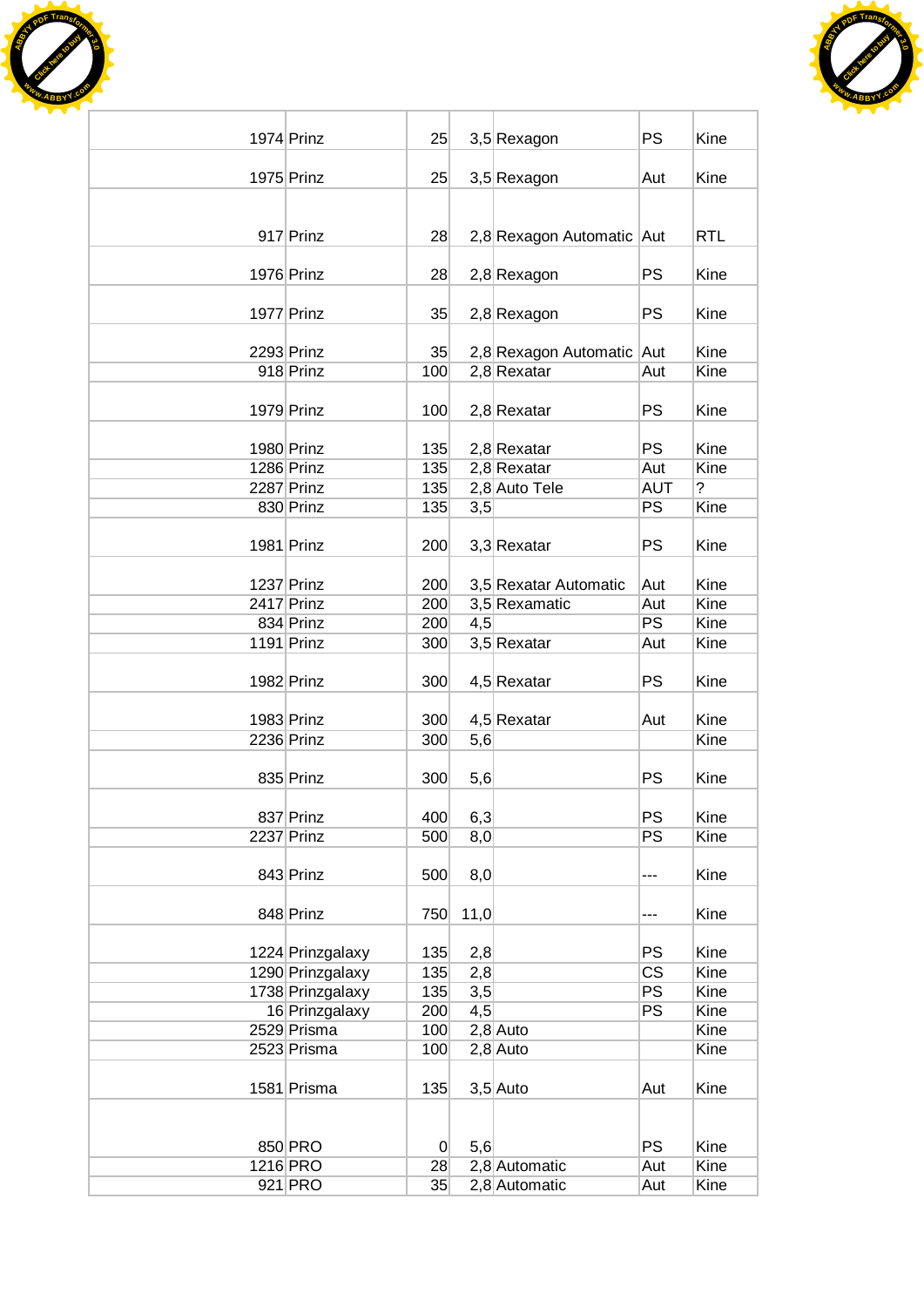| | | | | | | |
|---|---|---|---|---|---|---|
| 1974 | Prinz | 25 | 3,5 | Rexagon | PS | Kine |
| 1975 | Prinz | 25 | 3,5 | Rexagon | Aut | Kine |
| 917 | Prinz | 28 | 2,8 | Rexagon Automatic | Aut | RTL |
| 1976 | Prinz | 28 | 2,8 | Rexagon | PS | Kine |
| 1977 | Prinz | 35 | 2,8 | Rexagon | PS | Kine |
| 2293 | Prinz | 35 | 2,8 | Rexagon Automatic | Aut | Kine |
| 918 | Prinz | 100 | 2,8 | Rexatar | Aut | Kine |
| 1979 | Prinz | 100 | 2,8 | Rexatar | PS | Kine |
| 1980 | Prinz | 135 | 2,8 | Rexatar | PS | Kine |
| 1286 | Prinz | 135 | 2,8 | Rexatar | Aut | Kine |
| 2287 | Prinz | 135 | 2,8 | Auto Tele | AUT | ? |
| 830 | Prinz | 135 | 3,5 | | PS | Kine |
| 1981 | Prinz | 200 | 3,3 | Rexatar | PS | Kine |
| 1237 | Prinz | 200 | 3,5 | Rexatar Automatic | Aut | Kine |
| 2417 | Prinz | 200 | 3,5 | Rexamatic | Aut | Kine |
| 834 | Prinz | 200 | 4,5 | | PS | Kine |
| 1191 | Prinz | 300 | 3,5 | Rexatar | Aut | Kine |
| 1982 | Prinz | 300 | 4,5 | Rexatar | PS | Kine |
| 1983 | Prinz | 300 | 4,5 | Rexatar | Aut | Kine |
| 2236 | Prinz | 300 | 5,6 | | | Kine |
| 835 | Prinz | 300 | 5,6 | | PS | Kine |
| 837 | Prinz | 400 | 6,3 | | PS | Kine |
| 2237 | Prinz | 500 | 8,0 | | PS | Kine |
| 843 | Prinz | 500 | 8,0 | | --- | Kine |
| 848 | Prinz | 750 | 11,0 | | --- | Kine |
| 1224 | Prinzgalaxy | 135 | 2,8 | | PS | Kine |
| 1290 | Prinzgalaxy | 135 | 2,8 | | CS | Kine |
| 1738 | Prinzgalaxy | 135 | 3,5 | | PS | Kine |
| 16 | Prinzgalaxy | 200 | 4,5 | | PS | Kine |
| 2529 | Prisma | 100 | 2,8 | Auto | | Kine |
| 2523 | Prisma | 100 | 2,8 | Auto | | Kine |
| 1581 | Prisma | 135 | 3,5 | Auto | Aut | Kine |
| 850 | PRO | 0 | 5,6 | | PS | Kine |
| 1216 | PRO | 28 | 2,8 | Automatic | Aut | Kine |
| 921 | PRO | 35 | 2,8 | Automatic | Aut | Kine |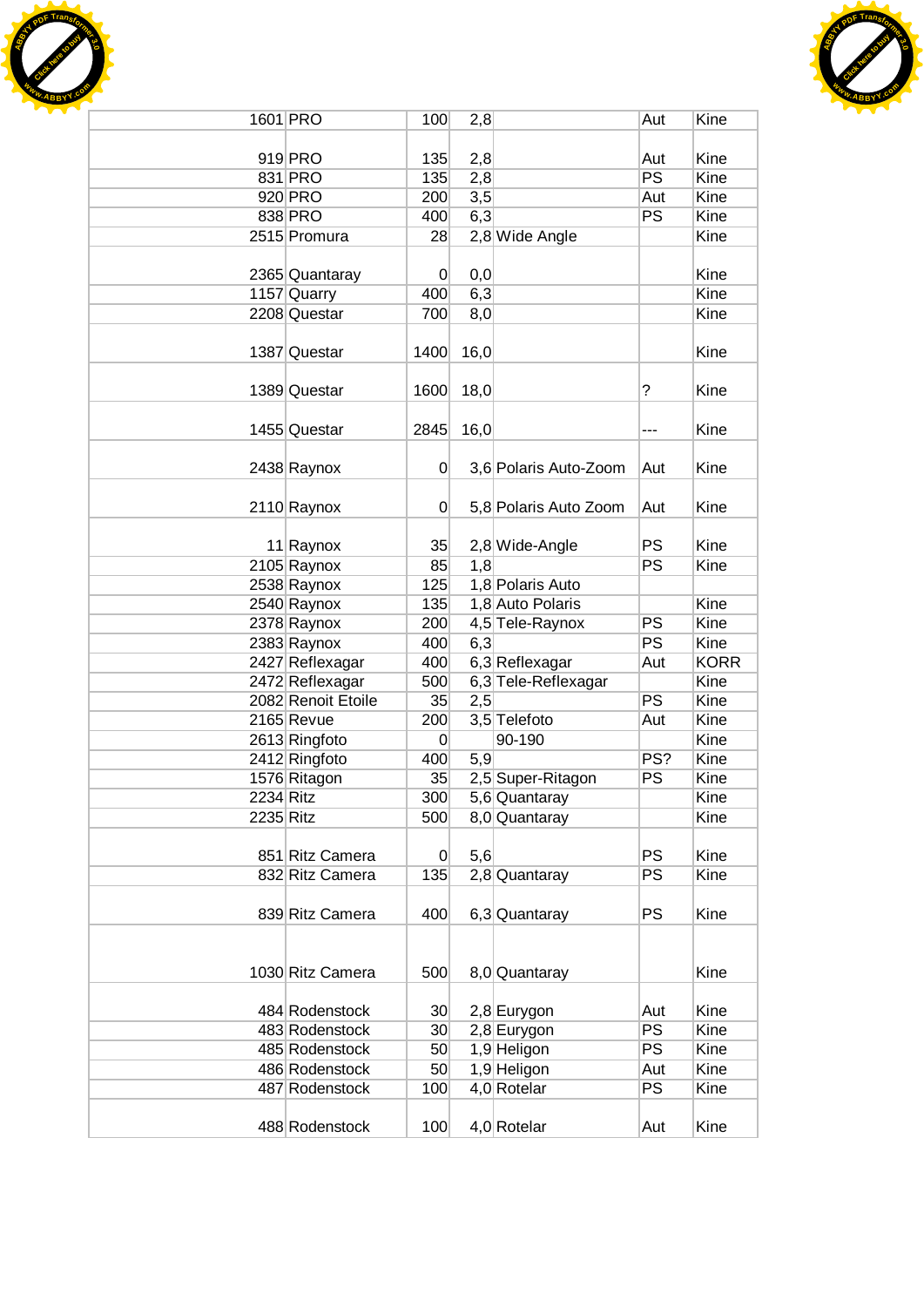| | | | | | | |
|---|---|---|---|---|---|---|
| 1601 | PRO | 100 | 2,8 | | Aut | Kine |
| 919 | PRO | 135 | 2,8 | | Aut | Kine |
| 831 | PRO | 135 | 2,8 | | PS | Kine |
| 920 | PRO | 200 | 3,5 | | Aut | Kine |
| 838 | PRO | 400 | 6,3 | | PS | Kine |
| 2515 | Promura | 28 | 2,8 | Wide Angle | | Kine |
| 2365 | Quantaray | 0 | 0,0 | | | Kine |
| 1157 | Quarry | 400 | 6,3 | | | Kine |
| 2208 | Questar | 700 | 8,0 | | | Kine |
| 1387 | Questar | 1400 | 16,0 | | | Kine |
| 1389 | Questar | 1600 | 18,0 | | ? | Kine |
| 1455 | Questar | 2845 | 16,0 | | --- | Kine |
| 2438 | Raynox | 0 | 3,6 | Polaris Auto-Zoom | Aut | Kine |
| 2110 | Raynox | 0 | 5,8 | Polaris Auto Zoom | Aut | Kine |
| 11 | Raynox | 35 | 2,8 | Wide-Angle | PS | Kine |
| 2105 | Raynox | 85 | 1,8 | | PS | Kine |
| 2538 | Raynox | 125 | 1,8 | Polaris Auto | | |
| 2540 | Raynox | 135 | 1,8 | Auto Polaris | | Kine |
| 2378 | Raynox | 200 | 4,5 | Tele-Raynox | PS | Kine |
| 2383 | Raynox | 400 | 6,3 | | PS | Kine |
| 2427 | Reflexagar | 400 | 6,3 | Reflexagar | Aut | KORR |
| 2472 | Reflexagar | 500 | 6,3 | Tele-Reflexagar | | Kine |
| 2082 | Renoit Etoile | 35 | 2,5 | | PS | Kine |
| 2165 | Revue | 200 | 3,5 | Telefoto | Aut | Kine |
| 2613 | Ringfoto | 0 | | 90-190 | | Kine |
| 2412 | Ringfoto | 400 | 5,9 | | PS? | Kine |
| 1576 | Ritagon | 35 | 2,5 | Super-Ritagon | PS | Kine |
| 2234 | Ritz | 300 | 5,6 | Quantaray | | Kine |
| 2235 | Ritz | 500 | 8,0 | Quantaray | | Kine |
| 851 | Ritz Camera | 0 | 5,6 | | PS | Kine |
| 832 | Ritz Camera | 135 | 2,8 | Quantaray | PS | Kine |
| 839 | Ritz Camera | 400 | 6,3 | Quantaray | PS | Kine |
| 1030 | Ritz Camera | 500 | 8,0 | Quantaray | | Kine |
| 484 | Rodenstock | 30 | 2,8 | Eurygon | Aut | Kine |
| 483 | Rodenstock | 30 | 2,8 | Eurygon | PS | Kine |
| 485 | Rodenstock | 50 | 1,9 | Heligon | PS | Kine |
| 486 | Rodenstock | 50 | 1,9 | Heligon | Aut | Kine |
| 487 | Rodenstock | 100 | 4,0 | Rotelar | PS | Kine |
| 488 | Rodenstock | 100 | 4,0 | Rotelar | Aut | Kine |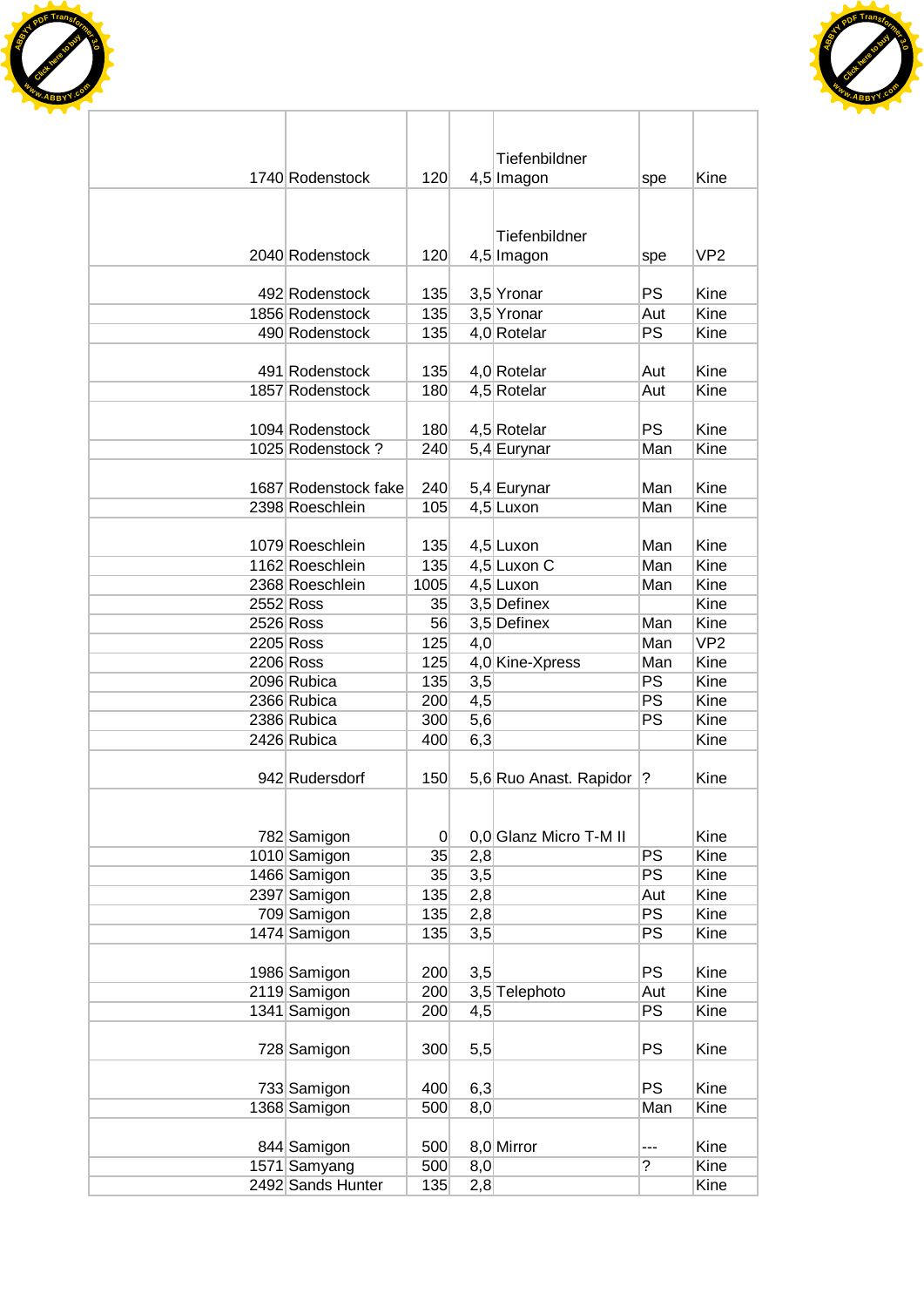| | | | | | | |
|---|---|---|---|---|---|---|
| 1740 | Rodenstock | 120 | 4,5 | Tiefenbildner Imagon | spe | Kine |
| 2040 | Rodenstock | 120 | 4,5 | Tiefenbildner Imagon | spe | VP2 |
| 492 | Rodenstock | 135 | 3,5 | Yronar | PS | Kine |
| 1856 | Rodenstock | 135 | 3,5 | Yronar | Aut | Kine |
| 490 | Rodenstock | 135 | 4,0 | Rotelar | PS | Kine |
| 491 | Rodenstock | 135 | 4,0 | Rotelar | Aut | Kine |
| 1857 | Rodenstock | 180 | 4,5 | Rotelar | Aut | Kine |
| 1094 | Rodenstock | 180 | 4,5 | Rotelar | PS | Kine |
| 1025 | Rodenstock ? | 240 | 5,4 | Eurynar | Man | Kine |
| 1687 | Rodenstock fake | 240 | 5,4 | Eurynar | Man | Kine |
| 2398 | Roeschlein | 105 | 4,5 | Luxon | Man | Kine |
| 1079 | Roeschlein | 135 | 4,5 | Luxon | Man | Kine |
| 1162 | Roeschlein | 135 | 4,5 | Luxon C | Man | Kine |
| 2368 | Roeschlein | 1005 | 4,5 | Luxon | Man | Kine |
| 2552 | Ross | 35 | 3,5 | Definex | | Kine |
| 2526 | Ross | 56 | 3,5 | Definex | Man | Kine |
| 2205 | Ross | 125 | 4,0 | | Man | VP2 |
| 2206 | Ross | 125 | 4,0 | Kine-Xpress | Man | Kine |
| 2096 | Rubica | 135 | 3,5 | | PS | Kine |
| 2366 | Rubica | 200 | 4,5 | | PS | Kine |
| 2386 | Rubica | 300 | 5,6 | | PS | Kine |
| 2426 | Rubica | 400 | 6,3 | | | Kine |
| 942 | Rudersdorf | 150 | 5,6 | Ruo Anast. Rapidor | ? | Kine |
| 782 | Samigon | 0 | 0,0 | Glanz Micro T-M II | | Kine |
| 1010 | Samigon | 35 | 2,8 | | PS | Kine |
| 1466 | Samigon | 35 | 3,5 | | PS | Kine |
| 2397 | Samigon | 135 | 2,8 | | Aut | Kine |
| 709 | Samigon | 135 | 2,8 | | PS | Kine |
| 1474 | Samigon | 135 | 3,5 | | PS | Kine |
| 1986 | Samigon | 200 | 3,5 | | PS | Kine |
| 2119 | Samigon | 200 | 3,5 | Telephoto | Aut | Kine |
| 1341 | Samigon | 200 | 4,5 | | PS | Kine |
| 728 | Samigon | 300 | 5,5 | | PS | Kine |
| 733 | Samigon | 400 | 6,3 | | PS | Kine |
| 1368 | Samigon | 500 | 8,0 | | Man | Kine |
| 844 | Samigon | 500 | 8,0 | Mirror | --- | Kine |
| 1571 | Samyang | 500 | 8,0 | | ? | Kine |
| 2492 | Sands Hunter | 135 | 2,8 | | | Kine |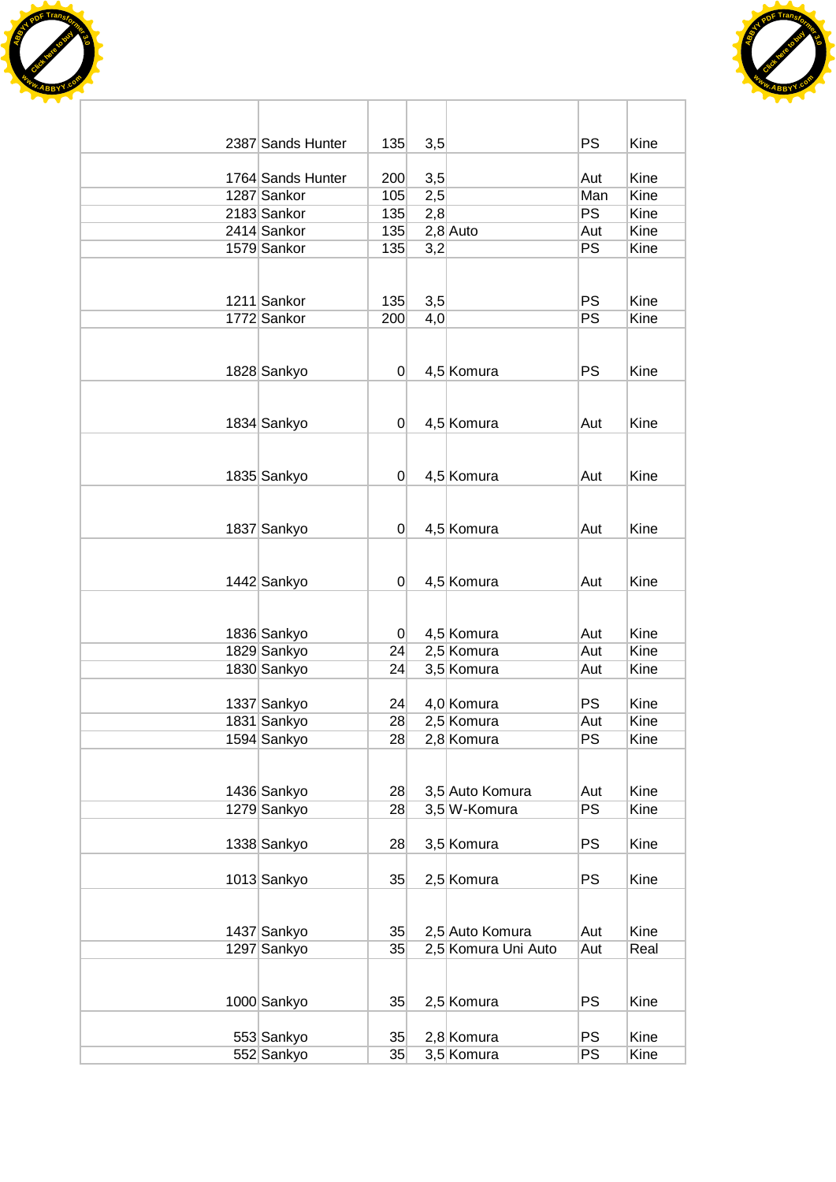| | | | | | | |
|---|---|---|---|---|---|---|
| 2387 | Sands Hunter | 135 | 3,5 | | PS | Kine |
| 1764 | Sands Hunter | 200 | 3,5 | | Aut | Kine |
| 1287 | Sankor | 105 | 2,5 | | Man | Kine |
| 2183 | Sankor | 135 | 2,8 | | PS | Kine |
| 2414 | Sankor | 135 | 2,8 | Auto | Aut | Kine |
| 1579 | Sankor | 135 | 3,2 | | PS | Kine |
| 1211 | Sankor | 135 | 3,5 | | PS | Kine |
| 1772 | Sankor | 200 | 4,0 | | PS | Kine |
| 1828 | Sankyo | 0 | 4,5 | Komura | PS | Kine |
| 1834 | Sankyo | 0 | 4,5 | Komura | Aut | Kine |
| 1835 | Sankyo | 0 | 4,5 | Komura | Aut | Kine |
| 1837 | Sankyo | 0 | 4,5 | Komura | Aut | Kine |
| 1442 | Sankyo | 0 | 4,5 | Komura | Aut | Kine |
| 1836 | Sankyo | 0 | 4,5 | Komura | Aut | Kine |
| 1829 | Sankyo | 24 | 2,5 | Komura | Aut | Kine |
| 1830 | Sankyo | 24 | 3,5 | Komura | Aut | Kine |
| 1337 | Sankyo | 24 | 4,0 | Komura | PS | Kine |
| 1831 | Sankyo | 28 | 2,5 | Komura | Aut | Kine |
| 1594 | Sankyo | 28 | 2,8 | Komura | PS | Kine |
| 1436 | Sankyo | 28 | 3,5 | Auto Komura | Aut | Kine |
| 1279 | Sankyo | 28 | 3,5 | W-Komura | PS | Kine |
| 1338 | Sankyo | 28 | 3,5 | Komura | PS | Kine |
| 1013 | Sankyo | 35 | 2,5 | Komura | PS | Kine |
| 1437 | Sankyo | 35 | 2,5 | Auto Komura | Aut | Kine |
| 1297 | Sankyo | 35 | 2,5 | Komura Uni Auto | Aut | Real |
| 1000 | Sankyo | 35 | 2,5 | Komura | PS | Kine |
| 553 | Sankyo | 35 | 2,8 | Komura | PS | Kine |
| 552 | Sankyo | 35 | 3,5 | Komura | PS | Kine |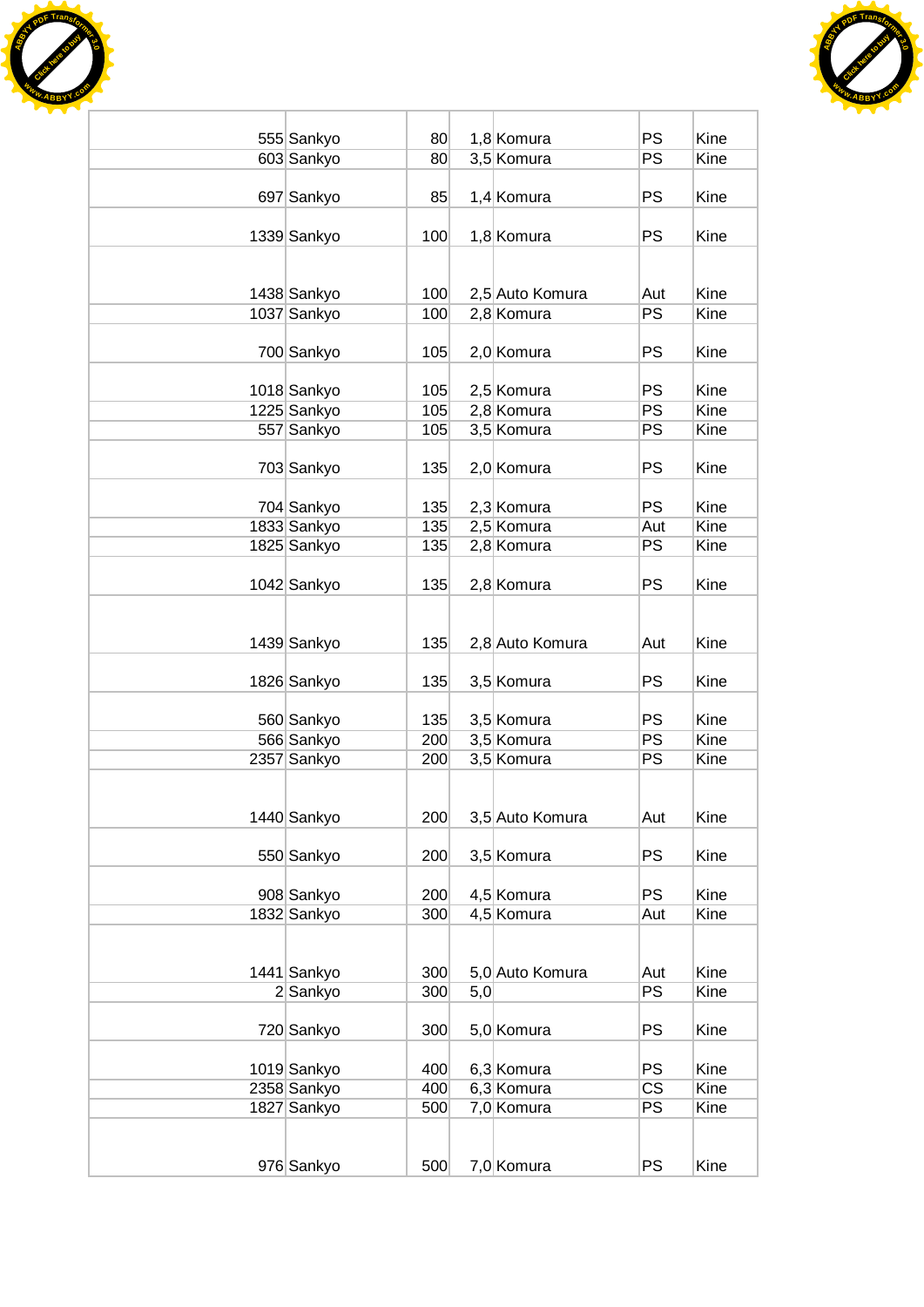| | | | | | | |
|---|---|---|---|---|---|---|
| 555 | Sankyo | 80 | 1,8 | Komura | PS | Kine |
| 603 | Sankyo | 80 | 3,5 | Komura | PS | Kine |
| 697 | Sankyo | 85 | 1,4 | Komura | PS | Kine |
| 1339 | Sankyo | 100 | 1,8 | Komura | PS | Kine |
| 1438 | Sankyo | 100 | 2,5 | Auto Komura | Aut | Kine |
| 1037 | Sankyo | 100 | 2,8 | Komura | PS | Kine |
| 700 | Sankyo | 105 | 2,0 | Komura | PS | Kine |
| 1018 | Sankyo | 105 | 2,5 | Komura | PS | Kine |
| 1225 | Sankyo | 105 | 2,8 | Komura | PS | Kine |
| 557 | Sankyo | 105 | 3,5 | Komura | PS | Kine |
| 703 | Sankyo | 135 | 2,0 | Komura | PS | Kine |
| 704 | Sankyo | 135 | 2,3 | Komura | PS | Kine |
| 1833 | Sankyo | 135 | 2,5 | Komura | Aut | Kine |
| 1825 | Sankyo | 135 | 2,8 | Komura | PS | Kine |
| 1042 | Sankyo | 135 | 2,8 | Komura | PS | Kine |
| 1439 | Sankyo | 135 | 2,8 | Auto Komura | Aut | Kine |
| 1826 | Sankyo | 135 | 3,5 | Komura | PS | Kine |
| 560 | Sankyo | 135 | 3,5 | Komura | PS | Kine |
| 566 | Sankyo | 200 | 3,5 | Komura | PS | Kine |
| 2357 | Sankyo | 200 | 3,5 | Komura | PS | Kine |
| 1440 | Sankyo | 200 | 3,5 | Auto Komura | Aut | Kine |
| 550 | Sankyo | 200 | 3,5 | Komura | PS | Kine |
| 908 | Sankyo | 200 | 4,5 | Komura | PS | Kine |
| 1832 | Sankyo | 300 | 4,5 | Komura | Aut | Kine |
| 1441 | Sankyo | 300 | 5,0 | Auto Komura | Aut | Kine |
| 2 | Sankyo | 300 | 5,0 | | PS | Kine |
| 720 | Sankyo | 300 | 5,0 | Komura | PS | Kine |
| 1019 | Sankyo | 400 | 6,3 | Komura | PS | Kine |
| 2358 | Sankyo | 400 | 6,3 | Komura | CS | Kine |
| 1827 | Sankyo | 500 | 7,0 | Komura | PS | Kine |
| 976 | Sankyo | 500 | 7,0 | Komura | PS | Kine |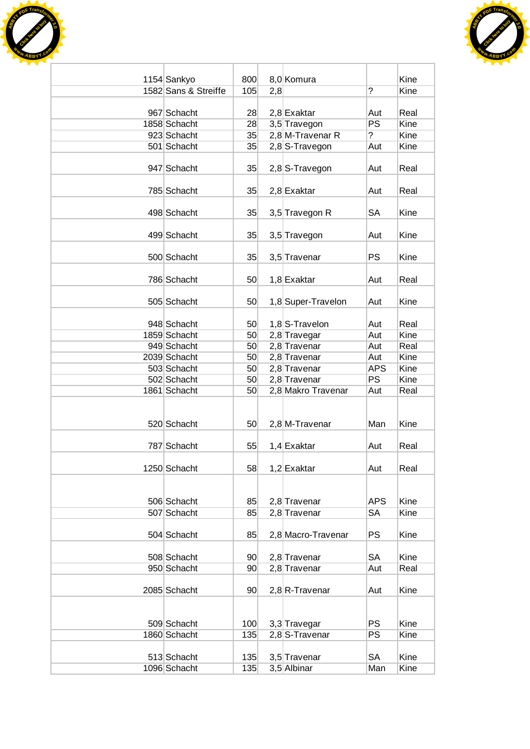| | | | | | | |
|---|---|---|---|---|---|---|
| 1154 | Sankyo | 800 | 8,0 | Komura | | Kine |
| 1582 | Sans & Streiffe | 105 | 2,8 | | ? | Kine |
| 967 | Schacht | 28 | 2,8 | Exaktar | Aut | Real |
| 1858 | Schacht | 28 | 3,5 | Travegon | PS | Kine |
| 923 | Schacht | 35 | 2,8 | M-Travenar R | ? | Kine |
| 501 | Schacht | 35 | 2,8 | S-Travegon | Aut | Kine |
| 947 | Schacht | 35 | 2,8 | S-Travegon | Aut | Real |
| 785 | Schacht | 35 | 2,8 | Exaktar | Aut | Real |
| 498 | Schacht | 35 | 3,5 | Travegon R | SA | Kine |
| 499 | Schacht | 35 | 3,5 | Travegon | Aut | Kine |
| 500 | Schacht | 35 | 3,5 | Travenar | PS | Kine |
| 786 | Schacht | 50 | 1,8 | Exaktar | Aut | Real |
| 505 | Schacht | 50 | 1,8 | Super-Travelon | Aut | Kine |
| 948 | Schacht | 50 | 1,8 | S-Travelon | Aut | Real |
| 1859 | Schacht | 50 | 2,8 | Travegar | Aut | Kine |
| 949 | Schacht | 50 | 2,8 | Travenar | Aut | Real |
| 2039 | Schacht | 50 | 2,8 | Travenar | Aut | Kine |
| 503 | Schacht | 50 | 2,8 | Travenar | APS | Kine |
| 502 | Schacht | 50 | 2,8 | Travenar | PS | Kine |
| 1861 | Schacht | 50 | 2,8 | Makro Travenar | Aut | Real |
| 520 | Schacht | 50 | 2,8 | M-Travenar | Man | Kine |
| 787 | Schacht | 55 | 1,4 | Exaktar | Aut | Real |
| 1250 | Schacht | 58 | 1,2 | Exaktar | Aut | Real |
| 506 | Schacht | 85 | 2,8 | Travenar | APS | Kine |
| 507 | Schacht | 85 | 2,8 | Travenar | SA | Kine |
| 504 | Schacht | 85 | 2,8 | Macro-Travenar | PS | Kine |
| 508 | Schacht | 90 | 2,8 | Travenar | SA | Kine |
| 950 | Schacht | 90 | 2,8 | Travenar | Aut | Real |
| 2085 | Schacht | 90 | 2,8 | R-Travenar | Aut | Kine |
| 509 | Schacht | 100 | 3,3 | Travegar | PS | Kine |
| 1860 | Schacht | 135 | 2,8 | S-Travenar | PS | Kine |
| 513 | Schacht | 135 | 3,5 | Travenar | SA | Kine |
| 1096 | Schacht | 135 | 3,5 | Albinar | Man | Kine |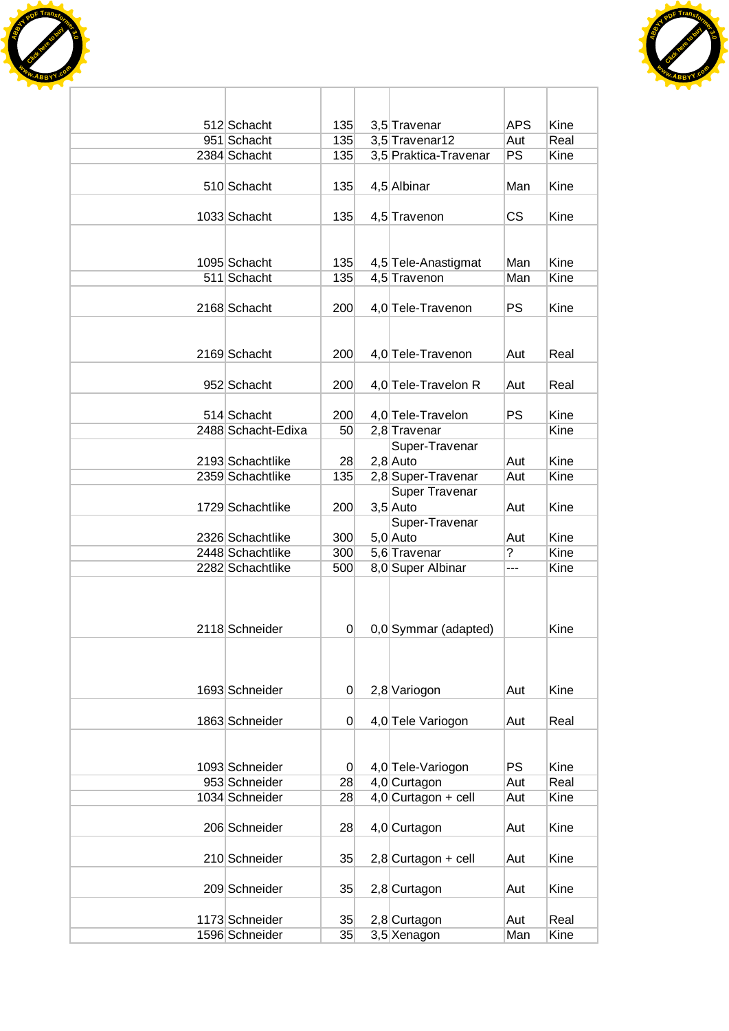| | | | | | | |
|---|---|---|---|---|---|---|
| 512 | Schacht | 135 | 3,5 | Travenar | APS | Kine |
| 951 | Schacht | 135 | 3,5 | Travenar12 | Aut | Real |
| 2384 | Schacht | 135 | 3,5 | Praktica-Travenar | PS | Kine |
| 510 | Schacht | 135 | 4,5 | Albinar | Man | Kine |
| 1033 | Schacht | 135 | 4,5 | Travenon | CS | Kine |
| 1095 | Schacht | 135 | 4,5 | Tele-Anastigmat | Man | Kine |
| 511 | Schacht | 135 | 4,5 | Travenon | Man | Kine |
| 2168 | Schacht | 200 | 4,0 | Tele-Travenon | PS | Kine |
| 2169 | Schacht | 200 | 4,0 | Tele-Travenon | Aut | Real |
| 952 | Schacht | 200 | 4,0 | Tele-Travelon R | Aut | Real |
| 514 | Schacht | 200 | 4,0 | Tele-Travelon | PS | Kine |
| 2488 | Schacht-Edixa | 50 | 2,8 | Travenar | | Kine |
| 2193 | Schachtlike | 28 | 2,8 | Super-Travenar Auto | Aut | Kine |
| 2359 | Schachtlike | 135 | 2,8 | Super-Travenar | Aut | Kine |
| 1729 | Schachtlike | 200 | 3,5 | Super Travenar Auto | Aut | Kine |
| 2326 | Schachtlike | 300 | 5,0 | Super-Travenar Auto | Aut | Kine |
| 2448 | Schachtlike | 300 | 5,6 | Travenar | ? | Kine |
| 2282 | Schachtlike | 500 | 8,0 | Super Albinar | --- | Kine |
| 2118 | Schneider | 0 | 0,0 | Symmar (adapted) | | Kine |
| 1693 | Schneider | 0 | 2,8 | Variogon | Aut | Kine |
| 1863 | Schneider | 0 | 4,0 | Tele Variogon | Aut | Real |
| 1093 | Schneider | 0 | 4,0 | Tele-Variogon | PS | Kine |
| 953 | Schneider | 28 | 4,0 | Curtagon | Aut | Real |
| 1034 | Schneider | 28 | 4,0 | Curtagon + cell | Aut | Kine |
| 206 | Schneider | 28 | 4,0 | Curtagon | Aut | Kine |
| 210 | Schneider | 35 | 2,8 | Curtagon + cell | Aut | Kine |
| 209 | Schneider | 35 | 2,8 | Curtagon | Aut | Kine |
| 1173 | Schneider | 35 | 2,8 | Curtagon | Aut | Real |
| 1596 | Schneider | 35 | 3,5 | Xenagon | Man | Kine |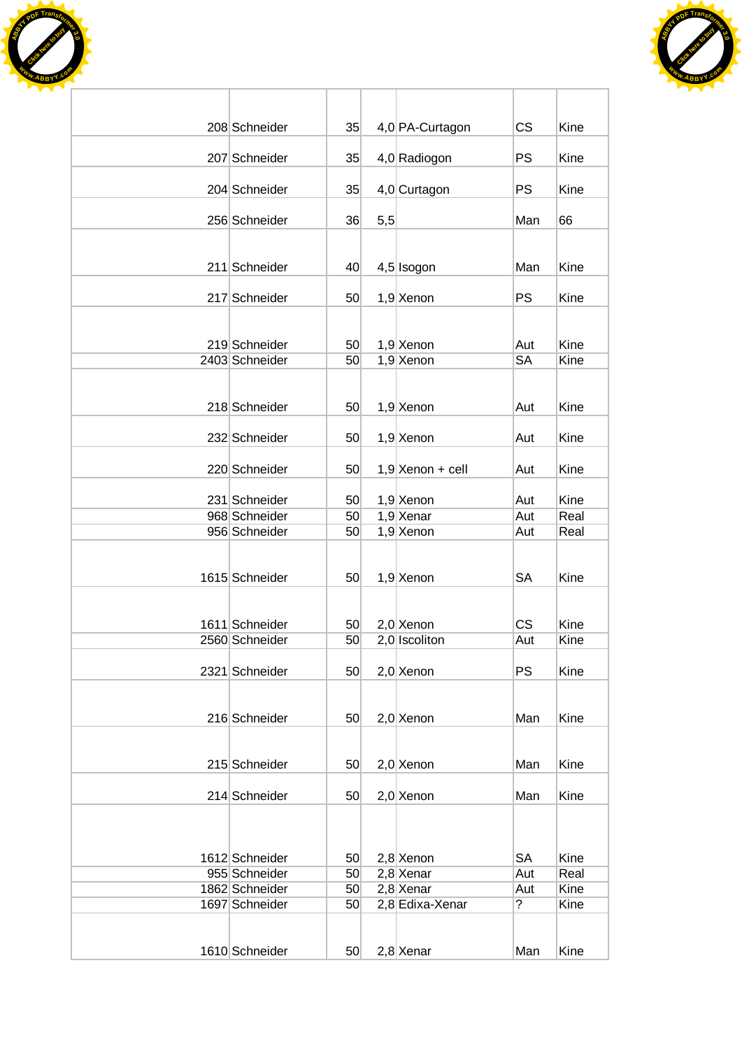| | | | | | | |
|---|---|---|---|---|---|---|
| 208 | Schneider | 35 | 4,0 | PA-Curtagon | CS | Kine |
| 207 | Schneider | 35 | 4,0 | Radiogon | PS | Kine |
| 204 | Schneider | 35 | 4,0 | Curtagon | PS | Kine |
| 256 | Schneider | 36 | 5,5 | | Man | 66 |
| 211 | Schneider | 40 | 4,5 | Isogon | Man | Kine |
| 217 | Schneider | 50 | 1,9 | Xenon | PS | Kine |
| 219 | Schneider | 50 | 1,9 | Xenon | Aut | Kine |
| 2403 | Schneider | 50 | 1,9 | Xenon | SA | Kine |
| 218 | Schneider | 50 | 1,9 | Xenon | Aut | Kine |
| 232 | Schneider | 50 | 1,9 | Xenon | Aut | Kine |
| 220 | Schneider | 50 | 1,9 | Xenon + cell | Aut | Kine |
| 231 | Schneider | 50 | 1,9 | Xenon | Aut | Kine |
| 968 | Schneider | 50 | 1,9 | Xenar | Aut | Real |
| 956 | Schneider | 50 | 1,9 | Xenon | Aut | Real |
| 1615 | Schneider | 50 | 1,9 | Xenon | SA | Kine |
| 1611 | Schneider | 50 | 2,0 | Xenon | CS | Kine |
| 2560 | Schneider | 50 | 2,0 | Iscoliton | Aut | Kine |
| 2321 | Schneider | 50 | 2,0 | Xenon | PS | Kine |
| 216 | Schneider | 50 | 2,0 | Xenon | Man | Kine |
| 215 | Schneider | 50 | 2,0 | Xenon | Man | Kine |
| 214 | Schneider | 50 | 2,0 | Xenon | Man | Kine |
| 1612 | Schneider | 50 | 2,8 | Xenon | SA | Kine |
| 955 | Schneider | 50 | 2,8 | Xenar | Aut | Real |
| 1862 | Schneider | 50 | 2,8 | Xenar | Aut | Kine |
| 1697 | Schneider | 50 | 2,8 | Edixa-Xenar | ? | Kine |
| 1610 | Schneider | 50 | 2,8 | Xenar | Man | Kine |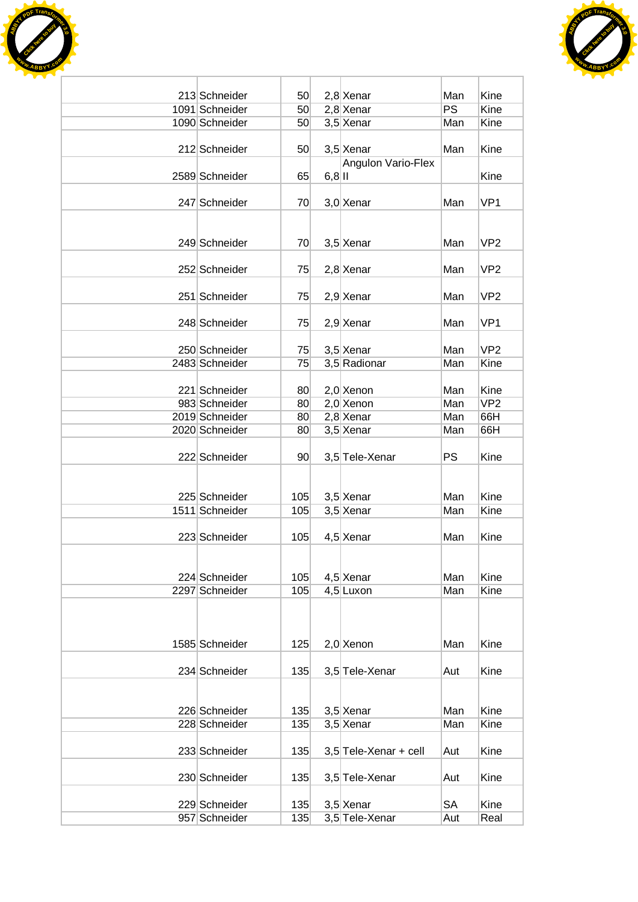| | | | | | | |
|---|---|---|---|---|---|---|
| 213 | Schneider | 50 | 2,8 | Xenar | Man | Kine |
| 1091 | Schneider | 50 | 2,8 | Xenar | PS | Kine |
| 1090 | Schneider | 50 | 3,5 | Xenar | Man | Kine |
| 212 | Schneider | 50 | 3,5 | Xenar | Man | Kine |
| 2589 | Schneider | 65 | 6,8 | Angulon Vario-Flex II | | Kine |
| 247 | Schneider | 70 | 3,0 | Xenar | Man | VP1 |
| 249 | Schneider | 70 | 3,5 | Xenar | Man | VP2 |
| 252 | Schneider | 75 | 2,8 | Xenar | Man | VP2 |
| 251 | Schneider | 75 | 2,9 | Xenar | Man | VP2 |
| 248 | Schneider | 75 | 2,9 | Xenar | Man | VP1 |
| 250 | Schneider | 75 | 3,5 | Xenar | Man | VP2 |
| 2483 | Schneider | 75 | 3,5 | Radionar | Man | Kine |
| 221 | Schneider | 80 | 2,0 | Xenon | Man | Kine |
| 983 | Schneider | 80 | 2,0 | Xenon | Man | VP2 |
| 2019 | Schneider | 80 | 2,8 | Xenar | Man | 66H |
| 2020 | Schneider | 80 | 3,5 | Xenar | Man | 66H |
| 222 | Schneider | 90 | 3,5 | Tele-Xenar | PS | Kine |
| 225 | Schneider | 105 | 3,5 | Xenar | Man | Kine |
| 1511 | Schneider | 105 | 3,5 | Xenar | Man | Kine |
| 223 | Schneider | 105 | 4,5 | Xenar | Man | Kine |
| 224 | Schneider | 105 | 4,5 | Xenar | Man | Kine |
| 2297 | Schneider | 105 | 4,5 | Luxon | Man | Kine |
| 1585 | Schneider | 125 | 2,0 | Xenon | Man | Kine |
| 234 | Schneider | 135 | 3,5 | Tele-Xenar | Aut | Kine |
| 226 | Schneider | 135 | 3,5 | Xenar | Man | Kine |
| 228 | Schneider | 135 | 3,5 | Xenar | Man | Kine |
| 233 | Schneider | 135 | 3,5 | Tele-Xenar + cell | Aut | Kine |
| 230 | Schneider | 135 | 3,5 | Tele-Xenar | Aut | Kine |
| 229 | Schneider | 135 | 3,5 | Xenar | SA | Kine |
| 957 | Schneider | 135 | 3,5 | Tele-Xenar | Aut | Real |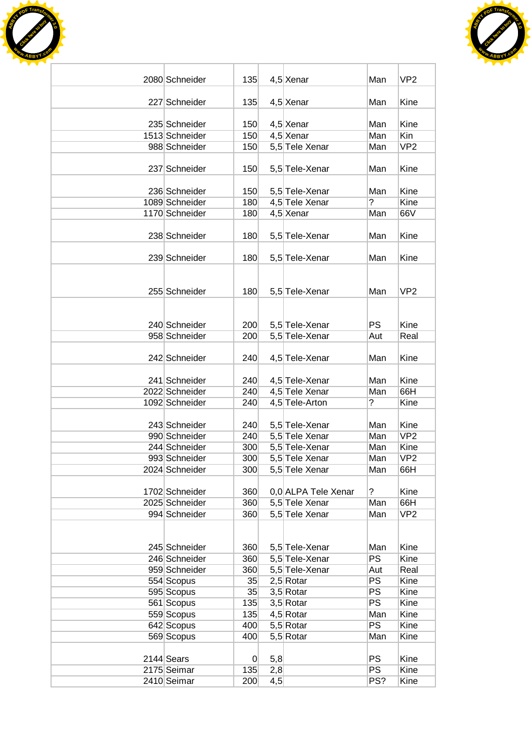| | | | | | | |
|---|---|---|---|---|---|---|
| 2080 | Schneider | 135 | 4,5 | Xenar | Man | VP2 |
| 227 | Schneider | 135 | 4,5 | Xenar | Man | Kine |
| 235 | Schneider | 150 | 4,5 | Xenar | Man | Kine |
| 1513 | Schneider | 150 | 4,5 | Xenar | Man | Kin |
| 988 | Schneider | 150 | 5,5 | Tele Xenar | Man | VP2 |
| 237 | Schneider | 150 | 5,5 | Tele-Xenar | Man | Kine |
| 236 | Schneider | 150 | 5,5 | Tele-Xenar | Man | Kine |
| 1089 | Schneider | 180 | 4,5 | Tele Xenar | ? | Kine |
| 1170 | Schneider | 180 | 4,5 | Xenar | Man | 66V |
| 238 | Schneider | 180 | 5,5 | Tele-Xenar | Man | Kine |
| 239 | Schneider | 180 | 5,5 | Tele-Xenar | Man | Kine |
| 255 | Schneider | 180 | 5,5 | Tele-Xenar | Man | VP2 |
| 240 | Schneider | 200 | 5,5 | Tele-Xenar | PS | Kine |
| 958 | Schneider | 200 | 5,5 | Tele-Xenar | Aut | Real |
| 242 | Schneider | 240 | 4,5 | Tele-Xenar | Man | Kine |
| 241 | Schneider | 240 | 4,5 | Tele-Xenar | Man | Kine |
| 2022 | Schneider | 240 | 4,5 | Tele Xenar | Man | 66H |
| 1092 | Schneider | 240 | 4,5 | Tele-Arton | ? | Kine |
| 243 | Schneider | 240 | 5,5 | Tele-Xenar | Man | Kine |
| 990 | Schneider | 240 | 5,5 | Tele Xenar | Man | VP2 |
| 244 | Schneider | 300 | 5,5 | Tele-Xenar | Man | Kine |
| 993 | Schneider | 300 | 5,5 | Tele Xenar | Man | VP2 |
| 2024 | Schneider | 300 | 5,5 | Tele Xenar | Man | 66H |
| 1702 | Schneider | 360 | 0,0 | ALPA Tele Xenar | ? | Kine |
| 2025 | Schneider | 360 | 5,5 | Tele Xenar | Man | 66H |
| 994 | Schneider | 360 | 5,5 | Tele Xenar | Man | VP2 |
| 245 | Schneider | 360 | 5,5 | Tele-Xenar | Man | Kine |
| 246 | Schneider | 360 | 5,5 | Tele-Xenar | PS | Kine |
| 959 | Schneider | 360 | 5,5 | Tele-Xenar | Aut | Real |
| 554 | Scopus | 35 | 2,5 | Rotar | PS | Kine |
| 595 | Scopus | 35 | 3,5 | Rotar | PS | Kine |
| 561 | Scopus | 135 | 3,5 | Rotar | PS | Kine |
| 559 | Scopus | 135 | 4,5 | Rotar | Man | Kine |
| 642 | Scopus | 400 | 5,5 | Rotar | PS | Kine |
| 569 | Scopus | 400 | 5,5 | Rotar | Man | Kine |
| 2144 | Sears | 0 | 5,8 | | PS | Kine |
| 2175 | Seimar | 135 | 2,8 | | PS | Kine |
| 2410 | Seimar | 200 | 4,5 | | PS? | Kine |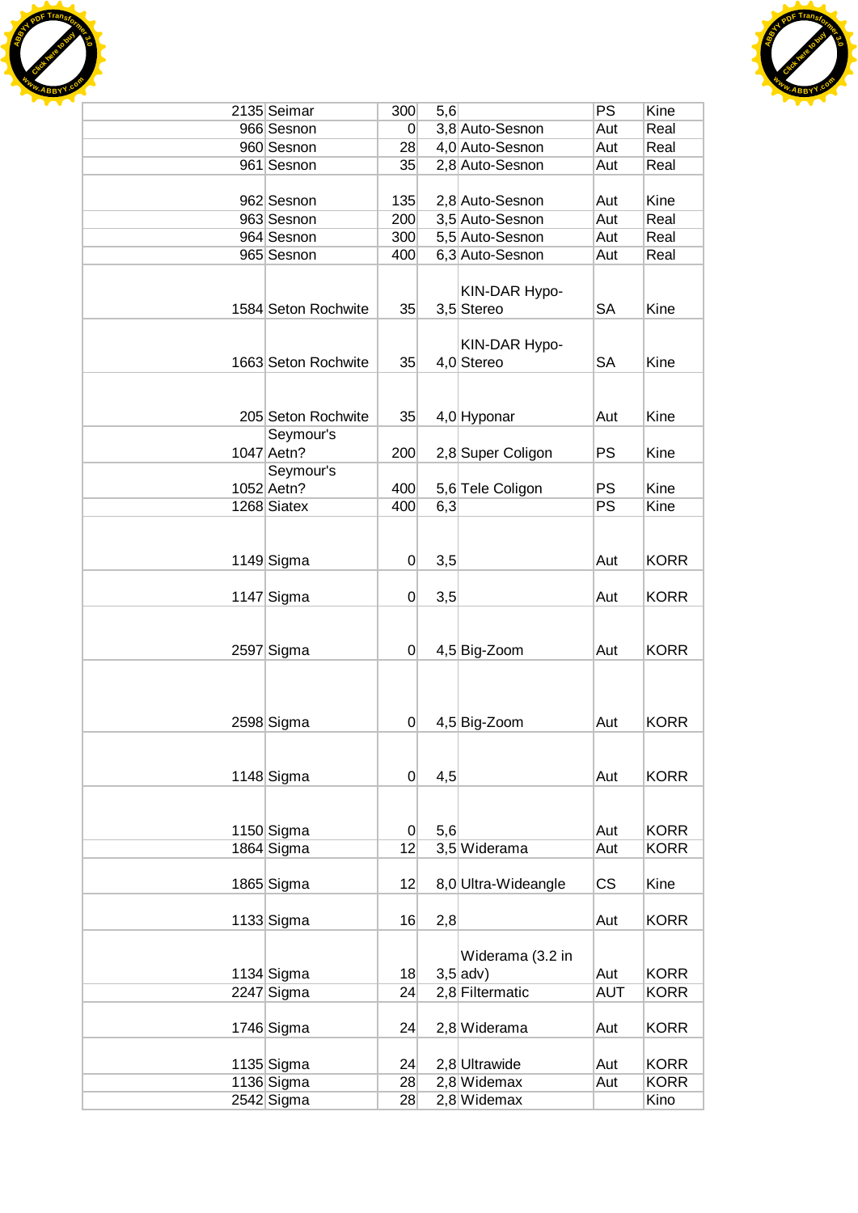| | | | | | | |
|---|---|---|---|---|---|---|
| 2135 | Seimar | 300 | 5,6 | | PS | Kine |
| 966 | Sesnon | 0 | 3,8 | Auto-Sesnon | Aut | Real |
| 960 | Sesnon | 28 | 4,0 | Auto-Sesnon | Aut | Real |
| 961 | Sesnon | 35 | 2,8 | Auto-Sesnon | Aut | Real |
| 962 | Sesnon | 135 | 2,8 | Auto-Sesnon | Aut | Kine |
| 963 | Sesnon | 200 | 3,5 | Auto-Sesnon | Aut | Real |
| 964 | Sesnon | 300 | 5,5 | Auto-Sesnon | Aut | Real |
| 965 | Sesnon | 400 | 6,3 | Auto-Sesnon | Aut | Real |
| 1584 | Seton Rochwite | 35 | 3,5 | KIN-DAR Hypo-Stereo | SA | Kine |
| 1663 | Seton Rochwite | 35 | 4,0 | KIN-DAR Hypo-Stereo | SA | Kine |
| 205 | Seton Rochwite | 35 | 4,0 | Hyponar | Aut | Kine |
| 1047 | Seymour's Aetn? | 200 | 2,8 | Super Coligon | PS | Kine |
| 1052 | Seymour's Aetn? | 400 | 5,6 | Tele Coligon | PS | Kine |
| 1268 | Siatex | 400 | 6,3 | | PS | Kine |
| 1149 | Sigma | 0 | 3,5 | | Aut | KORR |
| 1147 | Sigma | 0 | 3,5 | | Aut | KORR |
| 2597 | Sigma | 0 | 4,5 | Big-Zoom | Aut | KORR |
| 2598 | Sigma | 0 | 4,5 | Big-Zoom | Aut | KORR |
| 1148 | Sigma | 0 | 4,5 | | Aut | KORR |
| 1150 | Sigma | 0 | 5,6 | | Aut | KORR |
| 1864 | Sigma | 12 | 3,5 | Widerama | Aut | KORR |
| 1865 | Sigma | 12 | 8,0 | Ultra-Wideangle | CS | Kine |
| 1133 | Sigma | 16 | 2,8 | | Aut | KORR |
| 1134 | Sigma | 18 | 3,5 | Widerama (3.2 in adv) | Aut | KORR |
| 2247 | Sigma | 24 | 2,8 | Filtermatic | AUT | KORR |
| 1746 | Sigma | 24 | 2,8 | Widerama | Aut | KORR |
| 1135 | Sigma | 24 | 2,8 | Ultrawide | Aut | KORR |
| 1136 | Sigma | 28 | 2,8 | Widemax | Aut | KORR |
| 2542 | Sigma | 28 | 2,8 | Widemax | | Kino |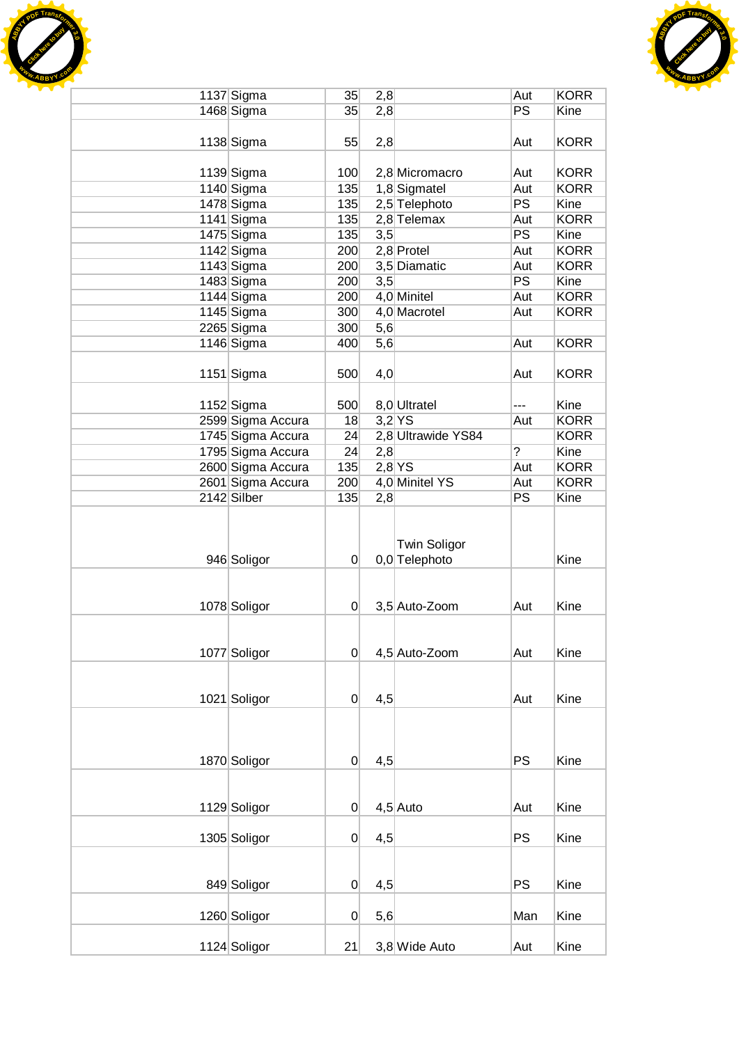| | | | | | | |
|---|---|---|---|---|---|---|
| 1137 | Sigma | 35 | 2,8 | | Aut | KORR |
| 1468 | Sigma | 35 | 2,8 | | PS | Kine |
| 1138 | Sigma | 55 | 2,8 | | Aut | KORR |
| 1139 | Sigma | 100 | 2,8 | Micromacro | Aut | KORR |
| 1140 | Sigma | 135 | 1,8 | Sigmatel | Aut | KORR |
| 1478 | Sigma | 135 | 2,5 | Telephoto | PS | Kine |
| 1141 | Sigma | 135 | 2,8 | Telemax | Aut | KORR |
| 1475 | Sigma | 135 | 3,5 | | PS | Kine |
| 1142 | Sigma | 200 | 2,8 | Protel | Aut | KORR |
| 1143 | Sigma | 200 | 3,5 | Diamatic | Aut | KORR |
| 1483 | Sigma | 200 | 3,5 | | PS | Kine |
| 1144 | Sigma | 200 | 4,0 | Minitel | Aut | KORR |
| 1145 | Sigma | 300 | 4,0 | Macrotel | Aut | KORR |
| 2265 | Sigma | 300 | 5,6 | | | |
| 1146 | Sigma | 400 | 5,6 | | Aut | KORR |
| 1151 | Sigma | 500 | 4,0 | | Aut | KORR |
| 1152 | Sigma | 500 | 8,0 | Ultratel | --- | Kine |
| 2599 | Sigma Accura | 18 | 3,2 | YS | Aut | KORR |
| 1745 | Sigma Accura | 24 | 2,8 | Ultrawide YS84 | | KORR |
| 1795 | Sigma Accura | 24 | 2,8 | | ? | Kine |
| 2600 | Sigma Accura | 135 | 2,8 | YS | Aut | KORR |
| 2601 | Sigma Accura | 200 | 4,0 | Minitel YS | Aut | KORR |
| 2142 | Silber | 135 | 2,8 | | PS | Kine |
| 946 | Soligor | 0 | 0,0 | Twin Soligor Telephoto | | Kine |
| 1078 | Soligor | 0 | 3,5 | Auto-Zoom | Aut | Kine |
| 1077 | Soligor | 0 | 4,5 | Auto-Zoom | Aut | Kine |
| 1021 | Soligor | 0 | 4,5 | | Aut | Kine |
| 1870 | Soligor | 0 | 4,5 | | PS | Kine |
| 1129 | Soligor | 0 | 4,5 | Auto | Aut | Kine |
| 1305 | Soligor | 0 | 4,5 | | PS | Kine |
| 849 | Soligor | 0 | 4,5 | | PS | Kine |
| 1260 | Soligor | 0 | 5,6 | | Man | Kine |
| 1124 | Soligor | 21 | 3,8 | Wide Auto | Aut | Kine |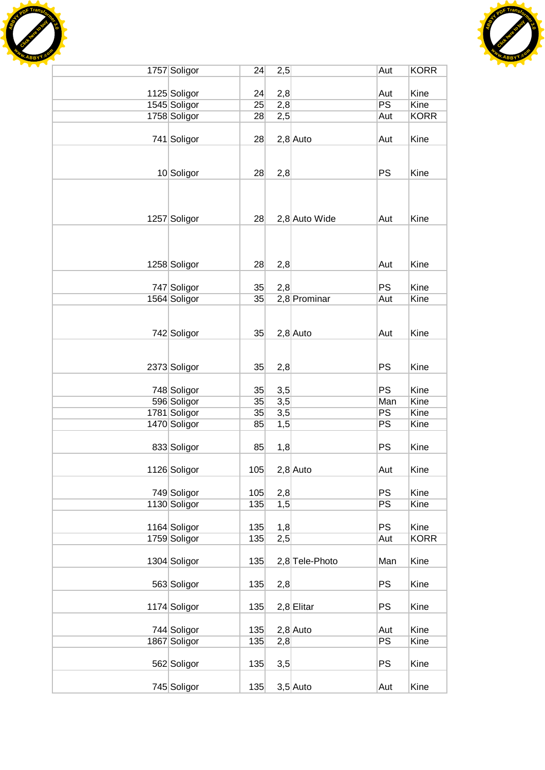| | | | | | | |
|---|---|---|---|---|---|---|
| 1757 | Soligor | 24 | 2,5 | | Aut | KORR |
| 1125 | Soligor | 24 | 2,8 | | Aut | Kine |
| 1545 | Soligor | 25 | 2,8 | | PS | Kine |
| 1758 | Soligor | 28 | 2,5 | | Aut | KORR |
| 741 | Soligor | 28 | 2,8 | Auto | Aut | Kine |
| 10 | Soligor | 28 | 2,8 | | PS | Kine |
| 1257 | Soligor | 28 | 2,8 | Auto Wide | Aut | Kine |
| 1258 | Soligor | 28 | 2,8 | | Aut | Kine |
| 747 | Soligor | 35 | 2,8 | | PS | Kine |
| 1564 | Soligor | 35 | 2,8 | Prominar | Aut | Kine |
| 742 | Soligor | 35 | 2,8 | Auto | Aut | Kine |
| 2373 | Soligor | 35 | 2,8 | | PS | Kine |
| 748 | Soligor | 35 | 3,5 | | PS | Kine |
| 596 | Soligor | 35 | 3,5 | | Man | Kine |
| 1781 | Soligor | 35 | 3,5 | | PS | Kine |
| 1470 | Soligor | 85 | 1,5 | | PS | Kine |
| 833 | Soligor | 85 | 1,8 | | PS | Kine |
| 1126 | Soligor | 105 | 2,8 | Auto | Aut | Kine |
| 749 | Soligor | 105 | 2,8 | | PS | Kine |
| 1130 | Soligor | 135 | 1,5 | | PS | Kine |
| 1164 | Soligor | 135 | 1,8 | | PS | Kine |
| 1759 | Soligor | 135 | 2,5 | | Aut | KORR |
| 1304 | Soligor | 135 | 2,8 | Tele-Photo | Man | Kine |
| 563 | Soligor | 135 | 2,8 | | PS | Kine |
| 1174 | Soligor | 135 | 2,8 | Elitar | PS | Kine |
| 744 | Soligor | 135 | 2,8 | Auto | Aut | Kine |
| 1867 | Soligor | 135 | 2,8 | | PS | Kine |
| 562 | Soligor | 135 | 3,5 | | PS | Kine |
| 745 | Soligor | 135 | 3,5 | Auto | Aut | Kine |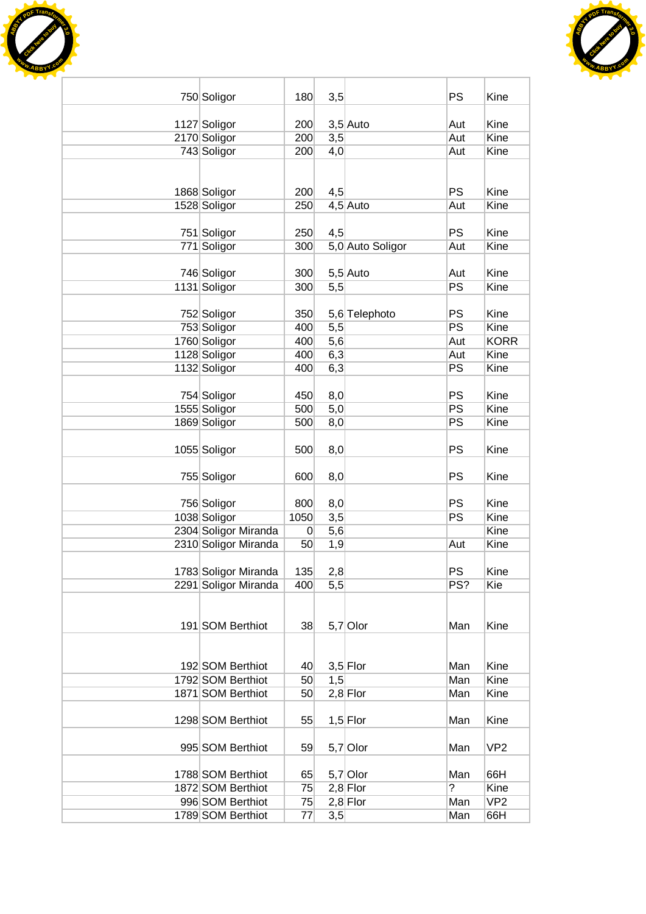| | | | | | | |
|---|---|---|---|---|---|---|
| 750 | Soligor | 180 | 3,5 | | PS | Kine |
| 1127 | Soligor | 200 | 3,5 | Auto | Aut | Kine |
| 2170 | Soligor | 200 | 3,5 | | Aut | Kine |
| 743 | Soligor | 200 | 4,0 | | Aut | Kine |
| 1868 | Soligor | 200 | 4,5 | | PS | Kine |
| 1528 | Soligor | 250 | 4,5 | Auto | Aut | Kine |
| 751 | Soligor | 250 | 4,5 | | PS | Kine |
| 771 | Soligor | 300 | 5,0 | Auto Soligor | Aut | Kine |
| 746 | Soligor | 300 | 5,5 | Auto | Aut | Kine |
| 1131 | Soligor | 300 | 5,5 | | PS | Kine |
| 752 | Soligor | 350 | 5,6 | Telephoto | PS | Kine |
| 753 | Soligor | 400 | 5,5 | | PS | Kine |
| 1760 | Soligor | 400 | 5,6 | | Aut | KORR |
| 1128 | Soligor | 400 | 6,3 | | Aut | Kine |
| 1132 | Soligor | 400 | 6,3 | | PS | Kine |
| 754 | Soligor | 450 | 8,0 | | PS | Kine |
| 1555 | Soligor | 500 | 5,0 | | PS | Kine |
| 1869 | Soligor | 500 | 8,0 | | PS | Kine |
| 1055 | Soligor | 500 | 8,0 | | PS | Kine |
| 755 | Soligor | 600 | 8,0 | | PS | Kine |
| 756 | Soligor | 800 | 8,0 | | PS | Kine |
| 1038 | Soligor | 1050 | 3,5 | | PS | Kine |
| 2304 | Soligor Miranda | 0 | 5,6 | | | Kine |
| 2310 | Soligor Miranda | 50 | 1,9 | | Aut | Kine |
| 1783 | Soligor Miranda | 135 | 2,8 | | PS | Kine |
| 2291 | Soligor Miranda | 400 | 5,5 | | PS? | Kie |
| 191 | SOM Berthiot | 38 | 5,7 | Olor | Man | Kine |
| 192 | SOM Berthiot | 40 | 3,5 | Flor | Man | Kine |
| 1792 | SOM Berthiot | 50 | 1,5 | | Man | Kine |
| 1871 | SOM Berthiot | 50 | 2,8 | Flor | Man | Kine |
| 1298 | SOM Berthiot | 55 | 1,5 | Flor | Man | Kine |
| 995 | SOM Berthiot | 59 | 5,7 | Olor | Man | VP2 |
| 1788 | SOM Berthiot | 65 | 5,7 | Olor | Man | 66H |
| 1872 | SOM Berthiot | 75 | 2,8 | Flor | ? | Kine |
| 996 | SOM Berthiot | 75 | 2,8 | Flor | Man | VP2 |
| 1789 | SOM Berthiot | 77 | 3,5 | | Man | 66H |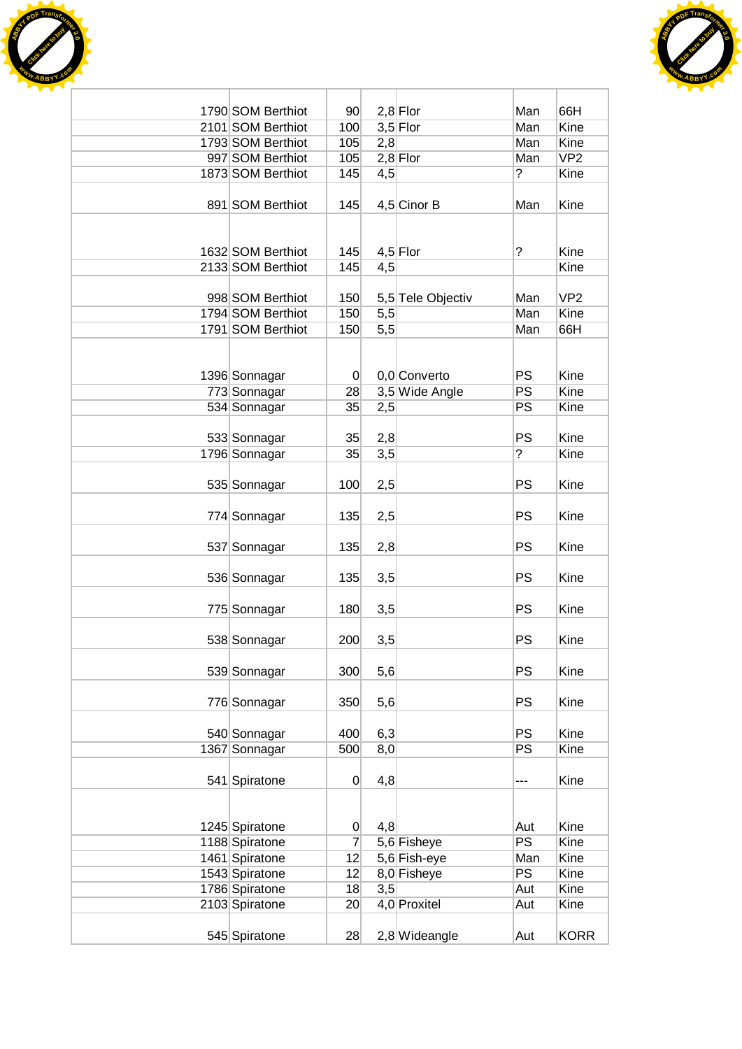| | | | | | | |
|---|---|---|---|---|---|---|
| 1790 | SOM Berthiot | 90 | 2,8 | Flor | Man | 66H |
| 2101 | SOM Berthiot | 100 | 3,5 | Flor | Man | Kine |
| 1793 | SOM Berthiot | 105 | 2,8 | | Man | Kine |
| 997 | SOM Berthiot | 105 | 2,8 | Flor | Man | VP2 |
| 1873 | SOM Berthiot | 145 | 4,5 | | ? | Kine |
| 891 | SOM Berthiot | 145 | 4,5 | Cinor B | Man | Kine |
| 1632 | SOM Berthiot | 145 | 4,5 | Flor | ? | Kine |
| 2133 | SOM Berthiot | 145 | 4,5 | | | Kine |
| 998 | SOM Berthiot | 150 | 5,5 | Tele Objectiv | Man | VP2 |
| 1794 | SOM Berthiot | 150 | 5,5 | | Man | Kine |
| 1791 | SOM Berthiot | 150 | 5,5 | | Man | 66H |
| 1396 | Sonnagar | 0 | 0,0 | Converto | PS | Kine |
| 773 | Sonnagar | 28 | 3,5 | Wide Angle | PS | Kine |
| 534 | Sonnagar | 35 | 2,5 | | PS | Kine |
| 533 | Sonnagar | 35 | 2,8 | | PS | Kine |
| 1796 | Sonnagar | 35 | 3,5 | | ? | Kine |
| 535 | Sonnagar | 100 | 2,5 | | PS | Kine |
| 774 | Sonnagar | 135 | 2,5 | | PS | Kine |
| 537 | Sonnagar | 135 | 2,8 | | PS | Kine |
| 536 | Sonnagar | 135 | 3,5 | | PS | Kine |
| 775 | Sonnagar | 180 | 3,5 | | PS | Kine |
| 538 | Sonnagar | 200 | 3,5 | | PS | Kine |
| 539 | Sonnagar | 300 | 5,6 | | PS | Kine |
| 776 | Sonnagar | 350 | 5,6 | | PS | Kine |
| 540 | Sonnagar | 400 | 6,3 | | PS | Kine |
| 1367 | Sonnagar | 500 | 8,0 | | PS | Kine |
| 541 | Spiratone | 0 | 4,8 | | --- | Kine |
| 1245 | Spiratone | 0 | 4,8 | | Aut | Kine |
| 1188 | Spiratone | 7 | 5,6 | Fisheye | PS | Kine |
| 1461 | Spiratone | 12 | 5,6 | Fish-eye | Man | Kine |
| 1543 | Spiratone | 12 | 8,0 | Fisheye | PS | Kine |
| 1786 | Spiratone | 18 | 3,5 | | Aut | Kine |
| 2103 | Spiratone | 20 | 4,0 | Proxitel | Aut | Kine |
| 545 | Spiratone | 28 | 2,8 | Wideangle | Aut | KORR |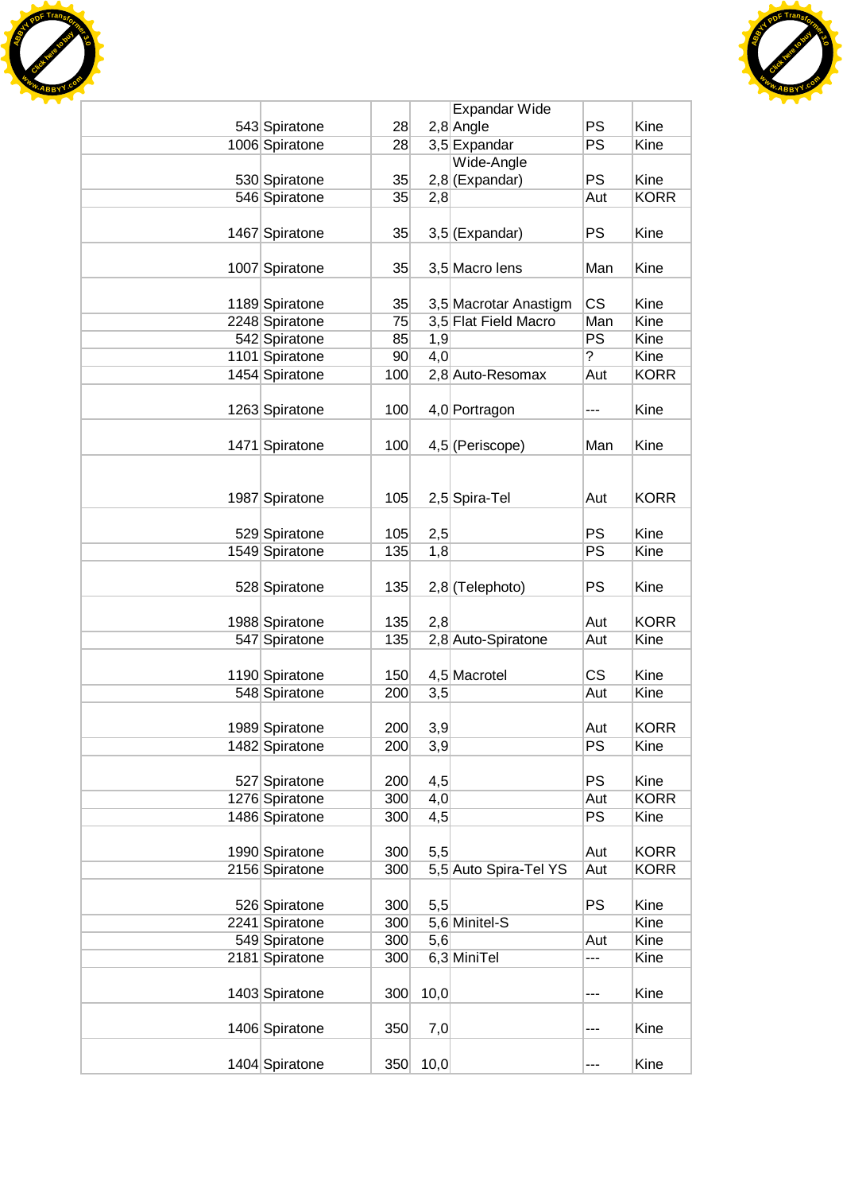| | | | | | | |
|---|---|---|---|---|---|---|
| 543 | Spiratone | 28 | 2,8 | Expandar Wide Angle | PS | Kine |
| 1006 | Spiratone | 28 | 3,5 | Expandar | PS | Kine |
| 530 | Spiratone | 35 | 2,8 | Wide-Angle (Expandar) | PS | Kine |
| 546 | Spiratone | 35 | 2,8 | | Aut | KORR |
| 1467 | Spiratone | 35 | 3,5 | (Expandar) | PS | Kine |
| 1007 | Spiratone | 35 | 3,5 | Macro lens | Man | Kine |
| 1189 | Spiratone | 35 | 3,5 | Macrotar Anastigm | CS | Kine |
| 2248 | Spiratone | 75 | 3,5 | Flat Field Macro | Man | Kine |
| 542 | Spiratone | 85 | 1,9 | | PS | Kine |
| 1101 | Spiratone | 90 | 4,0 | | ? | Kine |
| 1454 | Spiratone | 100 | 2,8 | Auto-Resomax | Aut | KORR |
| 1263 | Spiratone | 100 | 4,0 | Portragon | --- | Kine |
| 1471 | Spiratone | 100 | 4,5 | (Periscope) | Man | Kine |
| 1987 | Spiratone | 105 | 2,5 | Spira-Tel | Aut | KORR |
| 529 | Spiratone | 105 | 2,5 | | PS | Kine |
| 1549 | Spiratone | 135 | 1,8 | | PS | Kine |
| 528 | Spiratone | 135 | 2,8 | (Telephoto) | PS | Kine |
| 1988 | Spiratone | 135 | 2,8 | | Aut | KORR |
| 547 | Spiratone | 135 | 2,8 | Auto-Spiratone | Aut | Kine |
| 1190 | Spiratone | 150 | 4,5 | Macrotel | CS | Kine |
| 548 | Spiratone | 200 | 3,5 | | Aut | Kine |
| 1989 | Spiratone | 200 | 3,9 | | Aut | KORR |
| 1482 | Spiratone | 200 | 3,9 | | PS | Kine |
| 527 | Spiratone | 200 | 4,5 | | PS | Kine |
| 1276 | Spiratone | 300 | 4,0 | | Aut | KORR |
| 1486 | Spiratone | 300 | 4,5 | | PS | Kine |
| 1990 | Spiratone | 300 | 5,5 | | Aut | KORR |
| 2156 | Spiratone | 300 | 5,5 | Auto Spira-Tel YS | Aut | KORR |
| 526 | Spiratone | 300 | 5,5 | | PS | Kine |
| 2241 | Spiratone | 300 | 5,6 | Minitel-S | | Kine |
| 549 | Spiratone | 300 | 5,6 | | Aut | Kine |
| 2181 | Spiratone | 300 | 6,3 | MiniTel | --- | Kine |
| 1403 | Spiratone | 300 | 10,0 | | --- | Kine |
| 1406 | Spiratone | 350 | 7,0 | | --- | Kine |
| 1404 | Spiratone | 350 | 10,0 | | --- | Kine |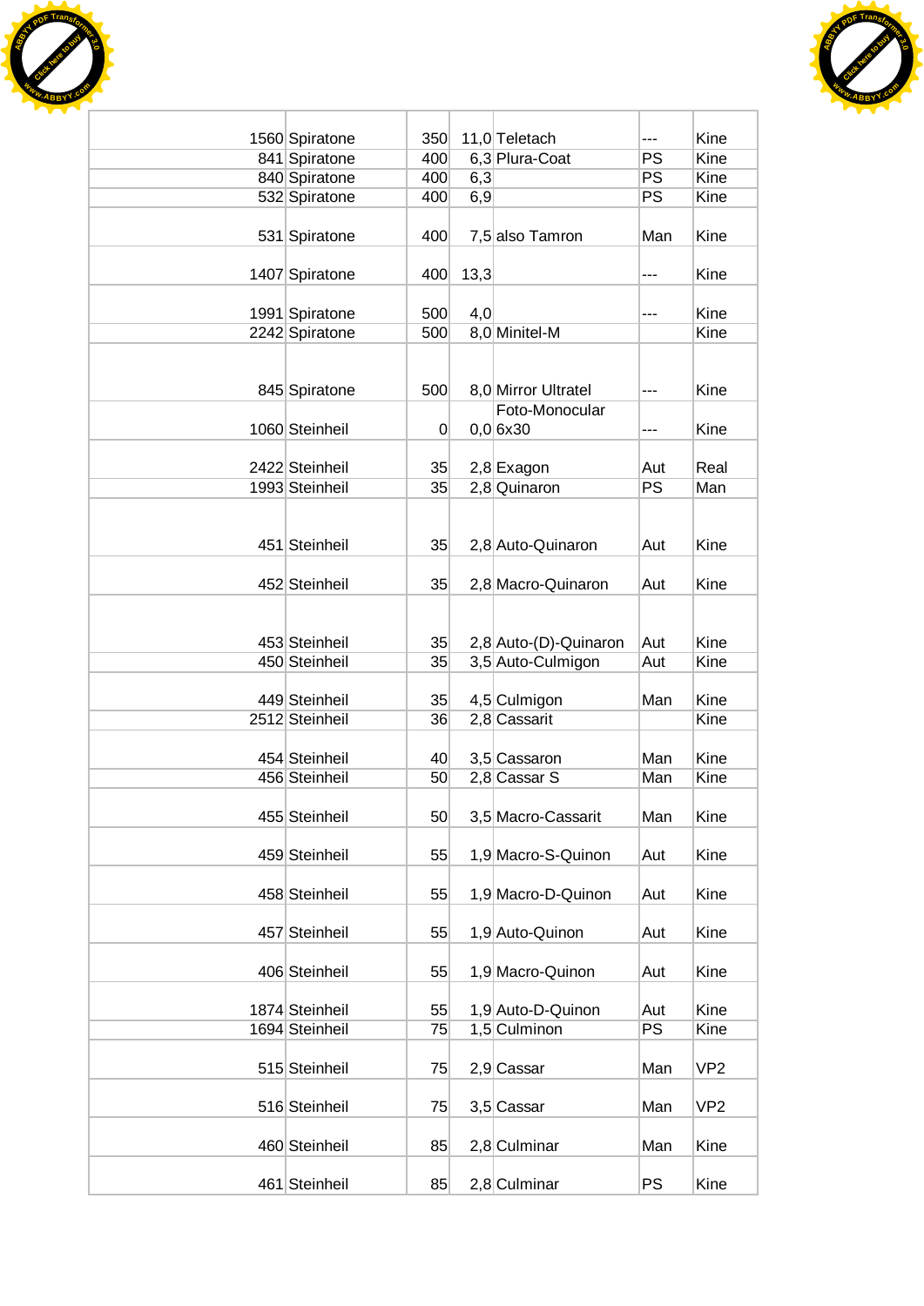| | | | | | | |
|---|---|---|---|---|---|---|
| 1560 | Spiratone | 350 | 11,0 | Teletach | --- | Kine |
| 841 | Spiratone | 400 | 6,3 | Plura-Coat | PS | Kine |
| 840 | Spiratone | 400 | 6,3 | | PS | Kine |
| 532 | Spiratone | 400 | 6,9 | | PS | Kine |
| 531 | Spiratone | 400 | 7,5 | also Tamron | Man | Kine |
| 1407 | Spiratone | 400 | 13,3 | | --- | Kine |
| 1991 | Spiratone | 500 | 4,0 | | --- | Kine |
| 2242 | Spiratone | 500 | 8,0 | Minitel-M | | Kine |
| 845 | Spiratone | 500 | 8,0 | Mirror Ultratel | --- | Kine |
| 1060 | Steinheil | 0 | 0,0 | Foto-Monocular 6x30 | --- | Kine |
| 2422 | Steinheil | 35 | 2,8 | Exagon | Aut | Real |
| 1993 | Steinheil | 35 | 2,8 | Quinaron | PS | Man |
| 451 | Steinheil | 35 | 2,8 | Auto-Quinaron | Aut | Kine |
| 452 | Steinheil | 35 | 2,8 | Macro-Quinaron | Aut | Kine |
| 453 | Steinheil | 35 | 2,8 | Auto-(D)-Quinaron | Aut | Kine |
| 450 | Steinheil | 35 | 3,5 | Auto-Culmigon | Aut | Kine |
| 449 | Steinheil | 35 | 4,5 | Culmigon | Man | Kine |
| 2512 | Steinheil | 36 | 2,8 | Cassarit | | Kine |
| 454 | Steinheil | 40 | 3,5 | Cassaron | Man | Kine |
| 456 | Steinheil | 50 | 2,8 | Cassar S | Man | Kine |
| 455 | Steinheil | 50 | 3,5 | Macro-Cassarit | Man | Kine |
| 459 | Steinheil | 55 | 1,9 | Macro-S-Quinon | Aut | Kine |
| 458 | Steinheil | 55 | 1,9 | Macro-D-Quinon | Aut | Kine |
| 457 | Steinheil | 55 | 1,9 | Auto-Quinon | Aut | Kine |
| 406 | Steinheil | 55 | 1,9 | Macro-Quinon | Aut | Kine |
| 1874 | Steinheil | 55 | 1,9 | Auto-D-Quinon | Aut | Kine |
| 1694 | Steinheil | 75 | 1,5 | Culminon | PS | Kine |
| 515 | Steinheil | 75 | 2,9 | Cassar | Man | VP2 |
| 516 | Steinheil | 75 | 3,5 | Cassar | Man | VP2 |
| 460 | Steinheil | 85 | 2,8 | Culminar | Man | Kine |
| 461 | Steinheil | 85 | 2,8 | Culminar | PS | Kine |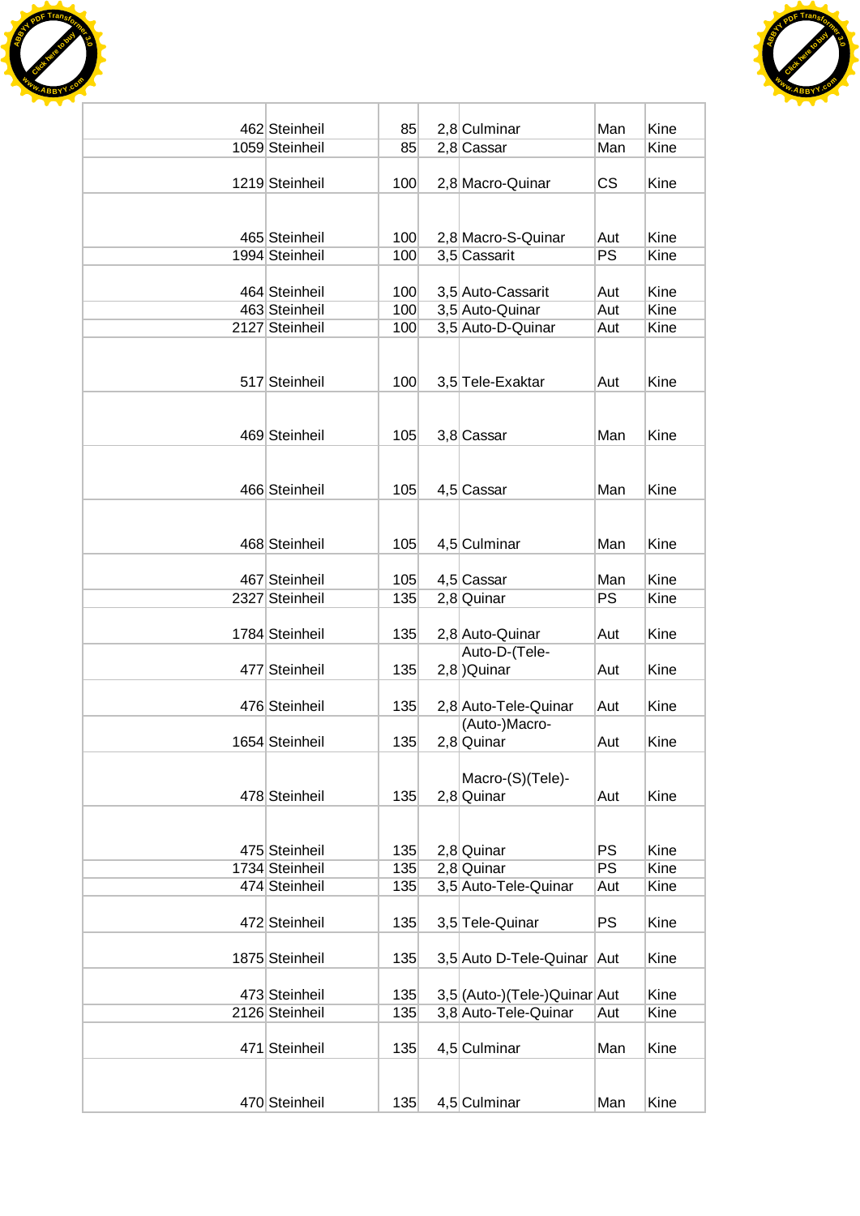| | | | | | | |
|---|---|---|---|---|---|---|
| 462 | Steinheil | 85 | 2,8 | Culminar | Man | Kine |
| 1059 | Steinheil | 85 | 2,8 | Cassar | Man | Kine |
| 1219 | Steinheil | 100 | 2,8 | Macro-Quinar | CS | Kine |
| 465 | Steinheil | 100 | 2,8 | Macro-S-Quinar | Aut | Kine |
| 1994 | Steinheil | 100 | 3,5 | Cassarit | PS | Kine |
| 464 | Steinheil | 100 | 3,5 | Auto-Cassarit | Aut | Kine |
| 463 | Steinheil | 100 | 3,5 | Auto-Quinar | Aut | Kine |
| 2127 | Steinheil | 100 | 3,5 | Auto-D-Quinar | Aut | Kine |
| 517 | Steinheil | 100 | 3,5 | Tele-Exaktar | Aut | Kine |
| 469 | Steinheil | 105 | 3,8 | Cassar | Man | Kine |
| 466 | Steinheil | 105 | 4,5 | Cassar | Man | Kine |
| 468 | Steinheil | 105 | 4,5 | Culminar | Man | Kine |
| 467 | Steinheil | 105 | 4,5 | Cassar | Man | Kine |
| 2327 | Steinheil | 135 | 2,8 | Quinar | PS | Kine |
| 1784 | Steinheil | 135 | 2,8 | Auto-Quinar | Aut | Kine |
| 477 | Steinheil | 135 | 2,8 | Auto-D-(Tele-)Quinar | Aut | Kine |
| 476 | Steinheil | 135 | 2,8 | Auto-Tele-Quinar | Aut | Kine |
| 1654 | Steinheil | 135 | 2,8 | (Auto-)Macro-Quinar | Aut | Kine |
| 478 | Steinheil | 135 | 2,8 | Macro-(S)(Tele)-Quinar | Aut | Kine |
| 475 | Steinheil | 135 | 2,8 | Quinar | PS | Kine |
| 1734 | Steinheil | 135 | 2,8 | Quinar | PS | Kine |
| 474 | Steinheil | 135 | 3,5 | Auto-Tele-Quinar | Aut | Kine |
| 472 | Steinheil | 135 | 3,5 | Tele-Quinar | PS | Kine |
| 1875 | Steinheil | 135 | 3,5 | Auto D-Tele-Quinar | Aut | Kine |
| 473 | Steinheil | 135 | 3,5 | (Auto-)(Tele-)Quinar | Aut | Kine |
| 2126 | Steinheil | 135 | 3,8 | Auto-Tele-Quinar | Aut | Kine |
| 471 | Steinheil | 135 | 4,5 | Culminar | Man | Kine |
| 470 | Steinheil | 135 | 4,5 | Culminar | Man | Kine |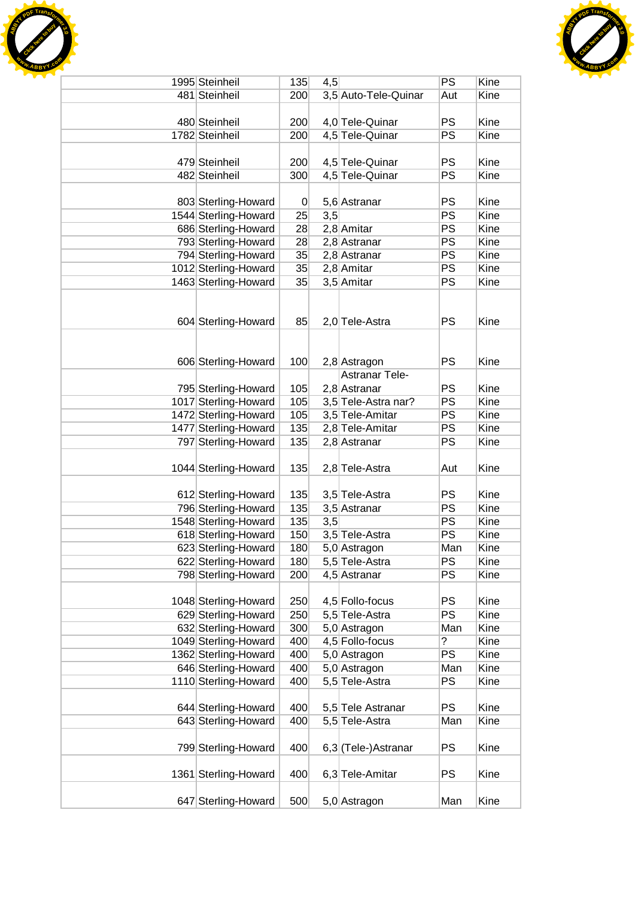| | | | | | | |
|---|---|---|---|---|---|---|
| 1995 | Steinheil | 135 | 4,5 | | PS | Kine |
| 481 | Steinheil | 200 | 3,5 | Auto-Tele-Quinar | Aut | Kine |
| 480 | Steinheil | 200 | 4,0 | Tele-Quinar | PS | Kine |
| 1782 | Steinheil | 200 | 4,5 | Tele-Quinar | PS | Kine |
| 479 | Steinheil | 200 | 4,5 | Tele-Quinar | PS | Kine |
| 482 | Steinheil | 300 | 4,5 | Tele-Quinar | PS | Kine |
| 803 | Sterling-Howard | 0 | 5,6 | Astranar | PS | Kine |
| 1544 | Sterling-Howard | 25 | 3,5 | | PS | Kine |
| 686 | Sterling-Howard | 28 | 2,8 | Amitar | PS | Kine |
| 793 | Sterling-Howard | 28 | 2,8 | Astranar | PS | Kine |
| 794 | Sterling-Howard | 35 | 2,8 | Astranar | PS | Kine |
| 1012 | Sterling-Howard | 35 | 2,8 | Amitar | PS | Kine |
| 1463 | Sterling-Howard | 35 | 3,5 | Amitar | PS | Kine |
| 604 | Sterling-Howard | 85 | 2,0 | Tele-Astra | PS | Kine |
| 606 | Sterling-Howard | 100 | 2,8 | Astragon | PS | Kine |
| 795 | Sterling-Howard | 105 | 2,8 | Astranar Tele-Astranar | PS | Kine |
| 1017 | Sterling-Howard | 105 | 3,5 | Tele-Astra nar? | PS | Kine |
| 1472 | Sterling-Howard | 105 | 3,5 | Tele-Amitar | PS | Kine |
| 1477 | Sterling-Howard | 135 | 2,8 | Tele-Amitar | PS | Kine |
| 797 | Sterling-Howard | 135 | 2,8 | Astranar | PS | Kine |
| 1044 | Sterling-Howard | 135 | 2,8 | Tele-Astra | Aut | Kine |
| 612 | Sterling-Howard | 135 | 3,5 | Tele-Astra | PS | Kine |
| 796 | Sterling-Howard | 135 | 3,5 | Astranar | PS | Kine |
| 1548 | Sterling-Howard | 135 | 3,5 | | PS | Kine |
| 618 | Sterling-Howard | 150 | 3,5 | Tele-Astra | PS | Kine |
| 623 | Sterling-Howard | 180 | 5,0 | Astragon | Man | Kine |
| 622 | Sterling-Howard | 180 | 5,5 | Tele-Astra | PS | Kine |
| 798 | Sterling-Howard | 200 | 4,5 | Astranar | PS | Kine |
| 1048 | Sterling-Howard | 250 | 4,5 | Follo-focus | PS | Kine |
| 629 | Sterling-Howard | 250 | 5,5 | Tele-Astra | PS | Kine |
| 632 | Sterling-Howard | 300 | 5,0 | Astragon | Man | Kine |
| 1049 | Sterling-Howard | 400 | 4,5 | Follo-focus | ? | Kine |
| 1362 | Sterling-Howard | 400 | 5,0 | Astragon | PS | Kine |
| 646 | Sterling-Howard | 400 | 5,0 | Astragon | Man | Kine |
| 1110 | Sterling-Howard | 400 | 5,5 | Tele-Astra | PS | Kine |
| 644 | Sterling-Howard | 400 | 5,5 | Tele Astranar | PS | Kine |
| 643 | Sterling-Howard | 400 | 5,5 | Tele-Astra | Man | Kine |
| 799 | Sterling-Howard | 400 | 6,3 | (Tele-)Astranar | PS | Kine |
| 1361 | Sterling-Howard | 400 | 6,3 | Tele-Amitar | PS | Kine |
| 647 | Sterling-Howard | 500 | 5,0 | Astragon | Man | Kine |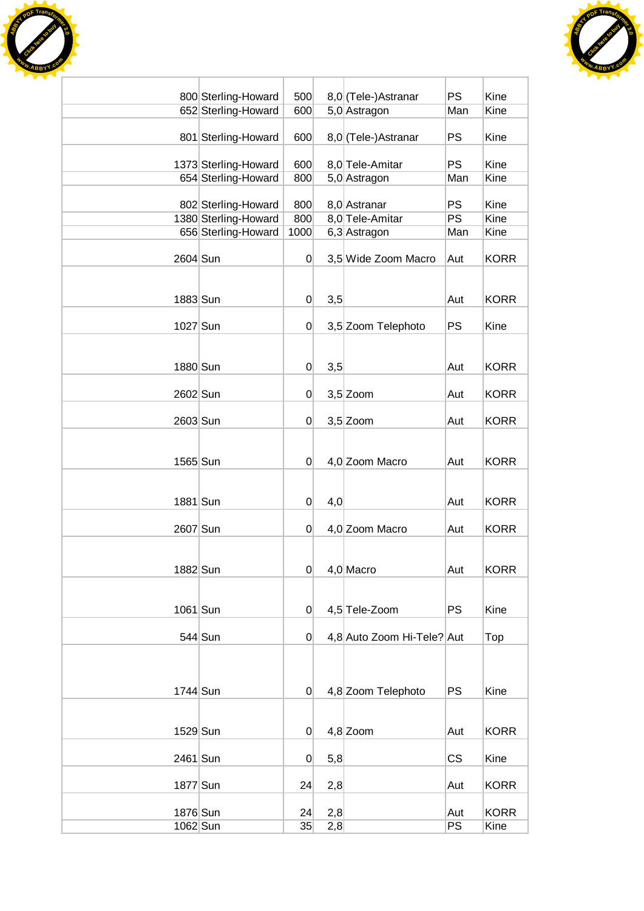| | | | | | | |
|---|---|---|---|---|---|---|
| 800 | Sterling-Howard | 500 | 8,0 | (Tele-)Astranar | PS | Kine |
| 652 | Sterling-Howard | 600 | 5,0 | Astragon | Man | Kine |
| 801 | Sterling-Howard | 600 | 8,0 | (Tele-)Astranar | PS | Kine |
| 1373 | Sterling-Howard | 600 | 8,0 | Tele-Amitar | PS | Kine |
| 654 | Sterling-Howard | 800 | 5,0 | Astragon | Man | Kine |
| 802 | Sterling-Howard | 800 | 8,0 | Astranar | PS | Kine |
| 1380 | Sterling-Howard | 800 | 8,0 | Tele-Amitar | PS | Kine |
| 656 | Sterling-Howard | 1000 | 6,3 | Astragon | Man | Kine |
| 2604 | Sun | 0 | 3,5 | Wide Zoom Macro | Aut | KORR |
| 1883 | Sun | 0 | 3,5 | | Aut | KORR |
| 1027 | Sun | 0 | 3,5 | Zoom Telephoto | PS | Kine |
| 1880 | Sun | 0 | 3,5 | | Aut | KORR |
| 2602 | Sun | 0 | 3,5 | Zoom | Aut | KORR |
| 2603 | Sun | 0 | 3,5 | Zoom | Aut | KORR |
| 1565 | Sun | 0 | 4,0 | Zoom Macro | Aut | KORR |
| 1881 | Sun | 0 | 4,0 | | Aut | KORR |
| 2607 | Sun | 0 | 4,0 | Zoom Macro | Aut | KORR |
| 1882 | Sun | 0 | 4,0 | Macro | Aut | KORR |
| 1061 | Sun | 0 | 4,5 | Tele-Zoom | PS | Kine |
| 544 | Sun | 0 | 4,8 | Auto Zoom Hi-Tele? | Aut | Top |
| 1744 | Sun | 0 | 4,8 | Zoom Telephoto | PS | Kine |
| 1529 | Sun | 0 | 4,8 | Zoom | Aut | KORR |
| 2461 | Sun | 0 | 5,8 | | CS | Kine |
| 1877 | Sun | 24 | 2,8 | | Aut | KORR |
| 1876 | Sun | 24 | 2,8 | | Aut | KORR |
| 1062 | Sun | 35 | 2,8 | | PS | Kine |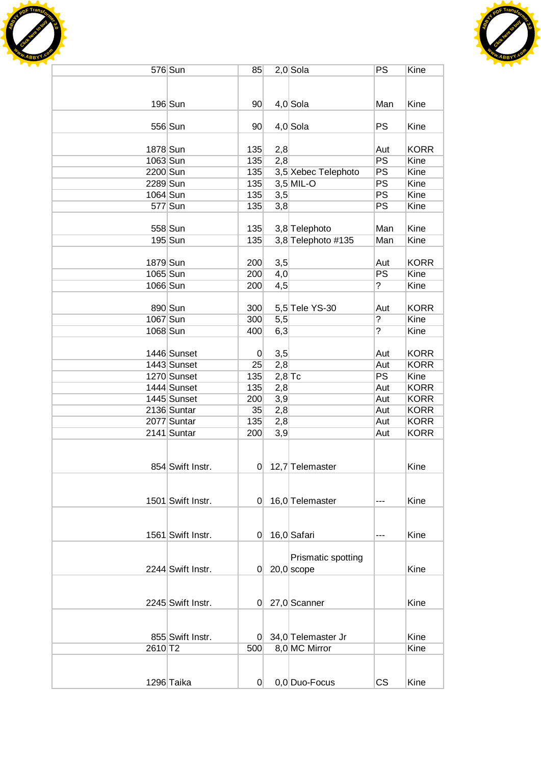| | | | | | | |
|---|---|---|---|---|---|---|
| 576 | Sun | 85 | 2,0 | Sola | PS | Kine |
| 196 | Sun | 90 | 4,0 | Sola | Man | Kine |
| 556 | Sun | 90 | 4,0 | Sola | PS | Kine |
| 1878 | Sun | 135 | 2,8 | | Aut | KORR |
| 1063 | Sun | 135 | 2,8 | | PS | Kine |
| 2200 | Sun | 135 | 3,5 | Xebec Telephoto | PS | Kine |
| 2289 | Sun | 135 | 3,5 | MIL-O | PS | Kine |
| 1064 | Sun | 135 | 3,5 | | PS | Kine |
| 577 | Sun | 135 | 3,8 | | PS | Kine |
| 558 | Sun | 135 | 3,8 | Telephoto | Man | Kine |
| 195 | Sun | 135 | 3,8 | Telephoto #135 | Man | Kine |
| 1879 | Sun | 200 | 3,5 | | Aut | KORR |
| 1065 | Sun | 200 | 4,0 | | PS | Kine |
| 1066 | Sun | 200 | 4,5 | | ? | Kine |
| 890 | Sun | 300 | 5,5 | Tele YS-30 | Aut | KORR |
| 1067 | Sun | 300 | 5,5 | | ? | Kine |
| 1068 | Sun | 400 | 6,3 | | ? | Kine |
| 1446 | Sunset | 0 | 3,5 | | Aut | KORR |
| 1443 | Sunset | 25 | 2,8 | | Aut | KORR |
| 1270 | Sunset | 135 | 2,8 | Tc | PS | Kine |
| 1444 | Sunset | 135 | 2,8 | | Aut | KORR |
| 1445 | Sunset | 200 | 3,9 | | Aut | KORR |
| 2136 | Suntar | 35 | 2,8 | | Aut | KORR |
| 2077 | Suntar | 135 | 2,8 | | Aut | KORR |
| 2141 | Suntar | 200 | 3,9 | | Aut | KORR |
| 854 | Swift Instr. | 0 | 12,7 | Telemaster | | Kine |
| 1501 | Swift Instr. | 0 | 16,0 | Telemaster | --- | Kine |
| 1561 | Swift Instr. | 0 | 16,0 | Safari | --- | Kine |
| 2244 | Swift Instr. | 0 | 20,0 | Prismatic spotting scope | | Kine |
| 2245 | Swift Instr. | 0 | 27,0 | Scanner | | Kine |
| 855 | Swift Instr. | 0 | 34,0 | Telemaster Jr | | Kine |
| 2610 | T2 | 500 | 8,0 | MC Mirror | | Kine |
| 1296 | Taika | 0 | 0,0 | Duo-Focus | CS | Kine |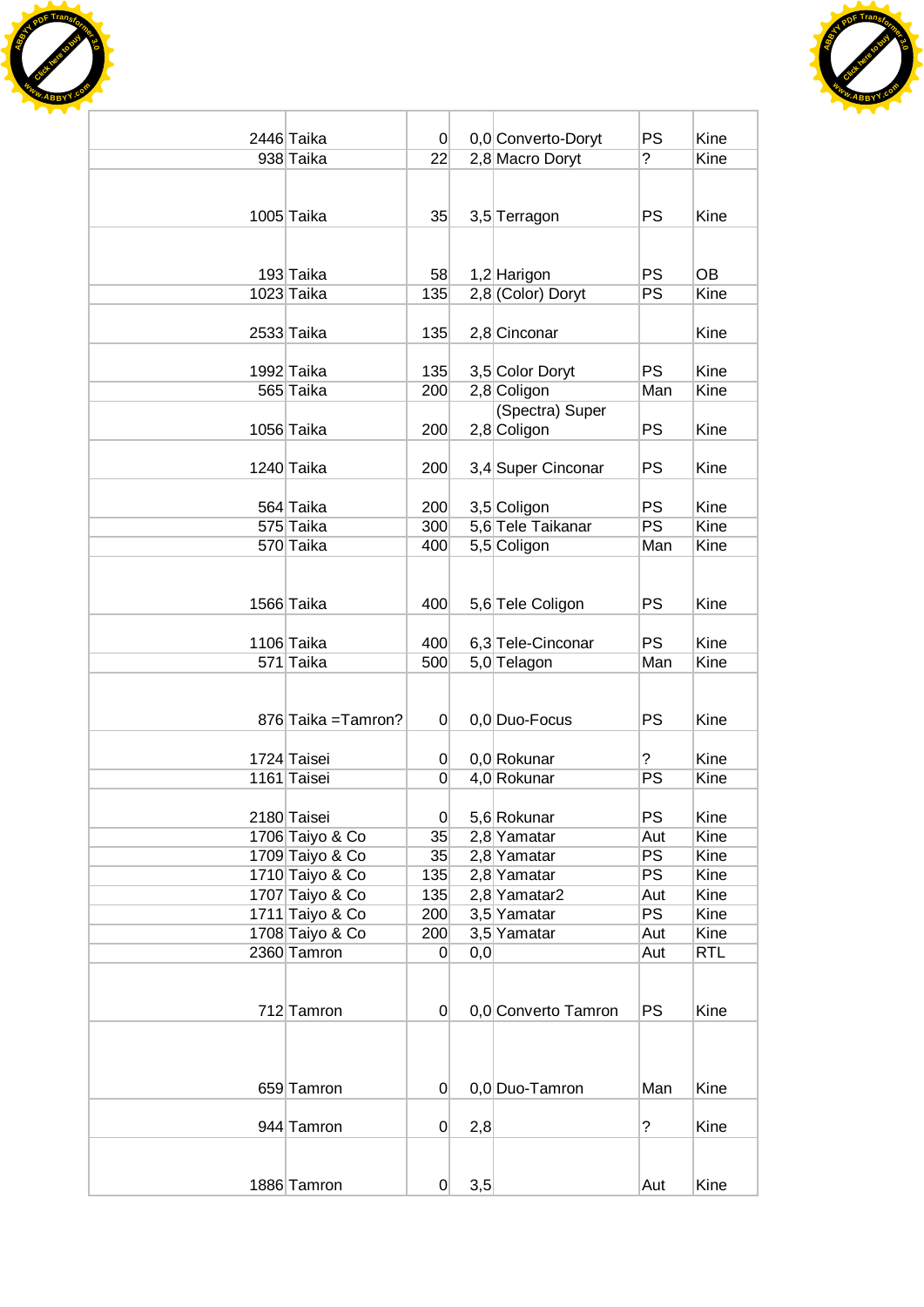| | | | | | | |
|---|---|---|---|---|---|---|
| 2446 | Taika | 0 | 0,0 | Converto-Doryt | PS | Kine |
| 938 | Taika | 22 | 2,8 | Macro Doryt | ? | Kine |
| 1005 | Taika | 35 | 3,5 | Terragon | PS | Kine |
| 193 | Taika | 58 | 1,2 | Harigon | PS | OB |
| 1023 | Taika | 135 | 2,8 | (Color) Doryt | PS | Kine |
| 2533 | Taika | 135 | 2,8 | Cinconar | | Kine |
| 1992 | Taika | 135 | 3,5 | Color Doryt | PS | Kine |
| 565 | Taika | 200 | 2,8 | Coligon | Man | Kine |
| 1056 | Taika | 200 | 2,8 | (Spectra) Super Coligon | PS | Kine |
| 1240 | Taika | 200 | 3,4 | Super Cinconar | PS | Kine |
| 564 | Taika | 200 | 3,5 | Coligon | PS | Kine |
| 575 | Taika | 300 | 5,6 | Tele Taikanar | PS | Kine |
| 570 | Taika | 400 | 5,5 | Coligon | Man | Kine |
| 1566 | Taika | 400 | 5,6 | Tele Coligon | PS | Kine |
| 1106 | Taika | 400 | 6,3 | Tele-Cinconar | PS | Kine |
| 571 | Taika | 500 | 5,0 | Telagon | Man | Kine |
| 876 | Taika =Tamron? | 0 | 0,0 | Duo-Focus | PS | Kine |
| 1724 | Taisei | 0 | 0,0 | Rokunar | ? | Kine |
| 1161 | Taisei | 0 | 4,0 | Rokunar | PS | Kine |
| 2180 | Taisei | 0 | 5,6 | Rokunar | PS | Kine |
| 1706 | Taiyo & Co | 35 | 2,8 | Yamatar | Aut | Kine |
| 1709 | Taiyo & Co | 35 | 2,8 | Yamatar | PS | Kine |
| 1710 | Taiyo & Co | 135 | 2,8 | Yamatar | PS | Kine |
| 1707 | Taiyo & Co | 135 | 2,8 | Yamatar2 | Aut | Kine |
| 1711 | Taiyo & Co | 200 | 3,5 | Yamatar | PS | Kine |
| 1708 | Taiyo & Co | 200 | 3,5 | Yamatar | Aut | Kine |
| 2360 | Tamron | 0 | 0,0 | | Aut | RTL |
| 712 | Tamron | 0 | 0,0 | Converto Tamron | PS | Kine |
| 659 | Tamron | 0 | 0,0 | Duo-Tamron | Man | Kine |
| 944 | Tamron | 0 | 2,8 | | ? | Kine |
| 1886 | Tamron | 0 | 3,5 | | Aut | Kine |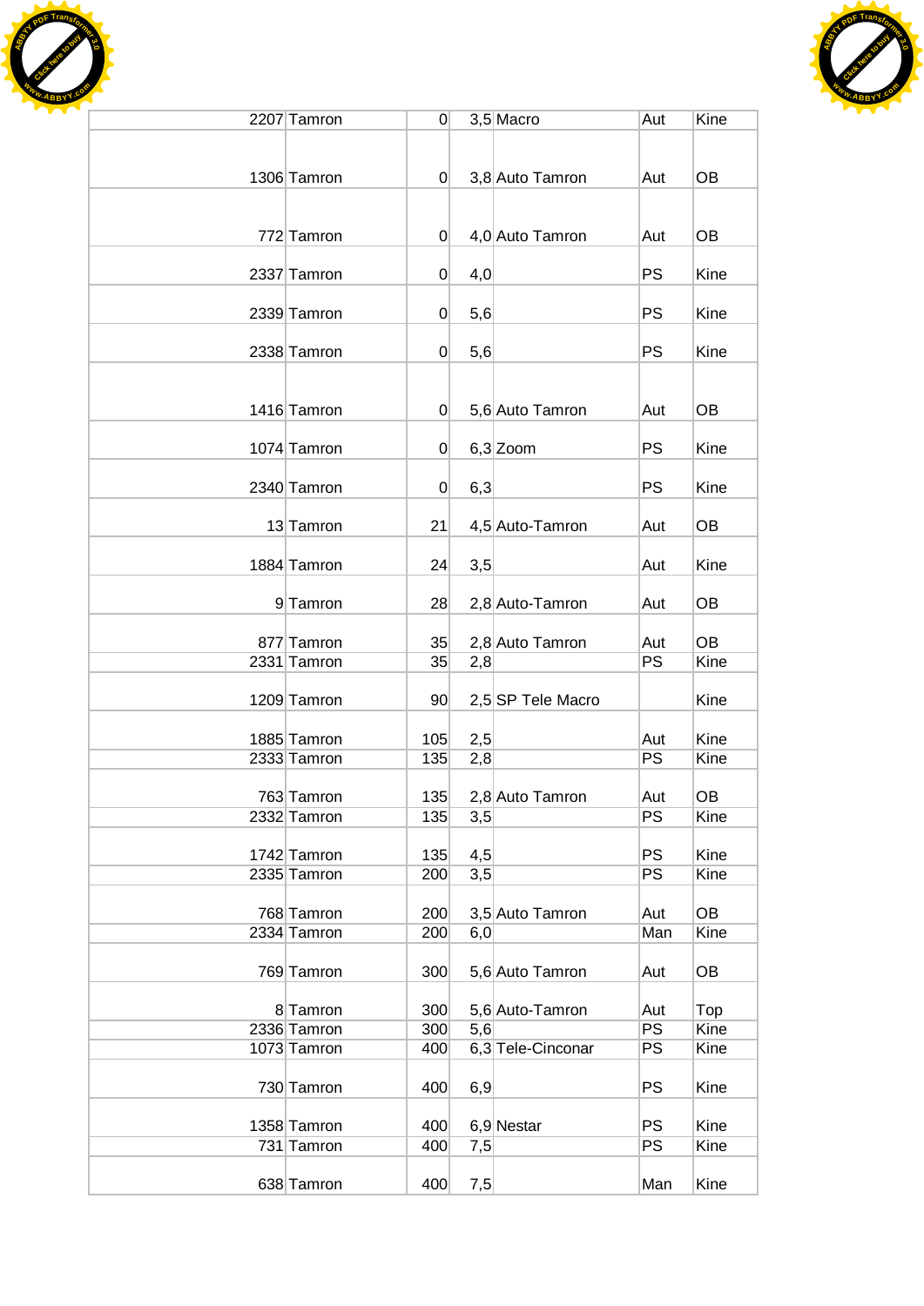| | | | | | | |
|---|---|---|---|---|---|---|
| 2207 | Tamron | 0 | 3,5 | Macro | Aut | Kine |
| 1306 | Tamron | 0 | 3,8 | Auto Tamron | Aut | OB |
| 772 | Tamron | 0 | 4,0 | Auto Tamron | Aut | OB |
| 2337 | Tamron | 0 | 4,0 | | PS | Kine |
| 2339 | Tamron | 0 | 5,6 | | PS | Kine |
| 2338 | Tamron | 0 | 5,6 | | PS | Kine |
| 1416 | Tamron | 0 | 5,6 | Auto Tamron | Aut | OB |
| 1074 | Tamron | 0 | 6,3 | Zoom | PS | Kine |
| 2340 | Tamron | 0 | 6,3 | | PS | Kine |
| 13 | Tamron | 21 | 4,5 | Auto-Tamron | Aut | OB |
| 1884 | Tamron | 24 | 3,5 | | Aut | Kine |
| 9 | Tamron | 28 | 2,8 | Auto-Tamron | Aut | OB |
| 877 | Tamron | 35 | 2,8 | Auto Tamron | Aut | OB |
| 2331 | Tamron | 35 | 2,8 | | PS | Kine |
| 1209 | Tamron | 90 | 2,5 | SP Tele Macro | | Kine |
| 1885 | Tamron | 105 | 2,5 | | Aut | Kine |
| 2333 | Tamron | 135 | 2,8 | | PS | Kine |
| 763 | Tamron | 135 | 2,8 | Auto Tamron | Aut | OB |
| 2332 | Tamron | 135 | 3,5 | | PS | Kine |
| 1742 | Tamron | 135 | 4,5 | | PS | Kine |
| 2335 | Tamron | 200 | 3,5 | | PS | Kine |
| 768 | Tamron | 200 | 3,5 | Auto Tamron | Aut | OB |
| 2334 | Tamron | 200 | 6,0 | | Man | Kine |
| 769 | Tamron | 300 | 5,6 | Auto Tamron | Aut | OB |
| 8 | Tamron | 300 | 5,6 | Auto-Tamron | Aut | Top |
| 2336 | Tamron | 300 | 5,6 | | PS | Kine |
| 1073 | Tamron | 400 | 6,3 | Tele-Cinconar | PS | Kine |
| 730 | Tamron | 400 | 6,9 | | PS | Kine |
| 1358 | Tamron | 400 | 6,9 | Nestar | PS | Kine |
| 731 | Tamron | 400 | 7,5 | | PS | Kine |
| 638 | Tamron | 400 | 7,5 | | Man | Kine |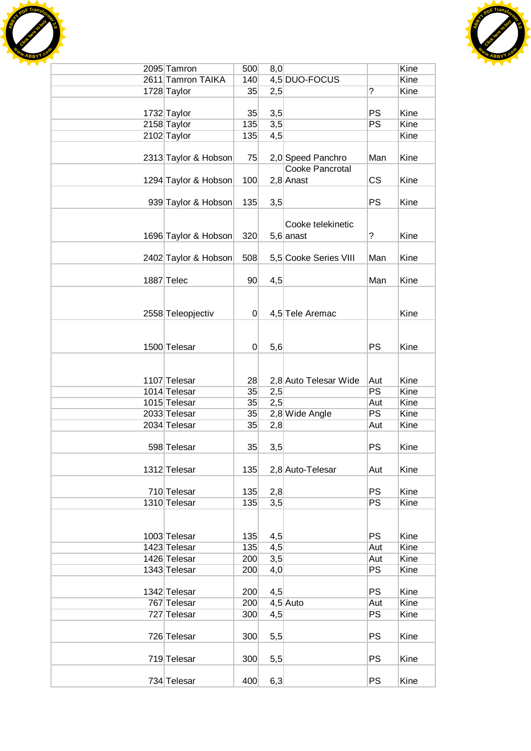| | | | | | | |
|---|---|---|---|---|---|---|
| 2095 | Tamron | 500 | 8,0 | | | Kine |
| 2611 | Tamron TAIKA | 140 | 4,5 | DUO-FOCUS | | Kine |
| 1728 | Taylor | 35 | 2,5 | | ? | Kine |
| 1732 | Taylor | 35 | 3,5 | | PS | Kine |
| 2158 | Taylor | 135 | 3,5 | | PS | Kine |
| 2102 | Taylor | 135 | 4,5 | | | Kine |
| 2313 | Taylor & Hobson | 75 | 2,0 | Speed Panchro | Man | Kine |
| 1294 | Taylor & Hobson | 100 | 2,8 | Cooke Pancrotal Anast | CS | Kine |
| 939 | Taylor & Hobson | 135 | 3,5 | | PS | Kine |
| 1696 | Taylor & Hobson | 320 | 5,6 | Cooke telekinetic anast | ? | Kine |
| 2402 | Taylor & Hobson | 508 | 5,5 | Cooke Series VIII | Man | Kine |
| 1887 | Telec | 90 | 4,5 | | Man | Kine |
| 2558 | Teleopjectiv | 0 | 4,5 | Tele Aremac | | Kine |
| 1500 | Telesar | 0 | 5,6 | | PS | Kine |
| 1107 | Telesar | 28 | 2,8 | Auto Telesar Wide | Aut | Kine |
| 1014 | Telesar | 35 | 2,5 | | PS | Kine |
| 1015 | Telesar | 35 | 2,5 | | Aut | Kine |
| 2033 | Telesar | 35 | 2,8 | Wide Angle | PS | Kine |
| 2034 | Telesar | 35 | 2,8 | | Aut | Kine |
| 598 | Telesar | 35 | 3,5 | | PS | Kine |
| 1312 | Telesar | 135 | 2,8 | Auto-Telesar | Aut | Kine |
| 710 | Telesar | 135 | 2,8 | | PS | Kine |
| 1310 | Telesar | 135 | 3,5 | | PS | Kine |
| 1003 | Telesar | 135 | 4,5 | | PS | Kine |
| 1423 | Telesar | 135 | 4,5 | | Aut | Kine |
| 1426 | Telesar | 200 | 3,5 | | Aut | Kine |
| 1343 | Telesar | 200 | 4,0 | | PS | Kine |
| 1342 | Telesar | 200 | 4,5 | | PS | Kine |
| 767 | Telesar | 200 | 4,5 | Auto | Aut | Kine |
| 727 | Telesar | 300 | 4,5 | | PS | Kine |
| 726 | Telesar | 300 | 5,5 | | PS | Kine |
| 719 | Telesar | 300 | 5,5 | | PS | Kine |
| 734 | Telesar | 400 | 6,3 | | PS | Kine |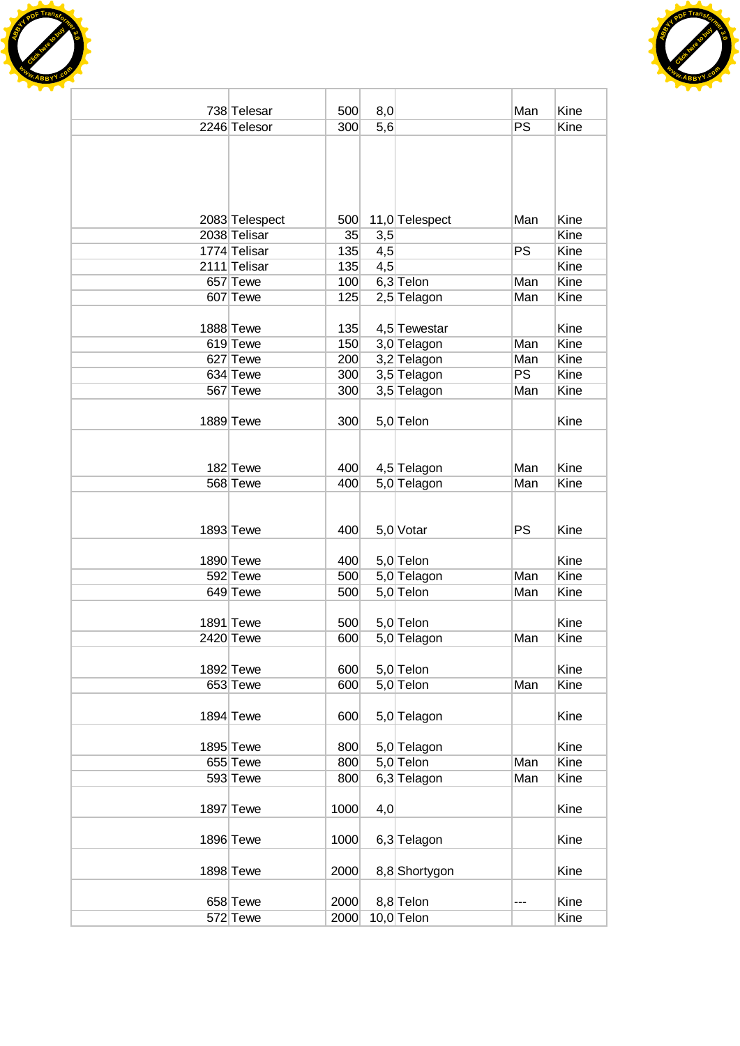| | | | | | | |
|---|---|---|---|---|---|---|
| 738 | Telesar | 500 | 8,0 | | Man | Kine |
| 2246 | Telesor | 300 | 5,6 | | PS | Kine |
| 2083 | Telespect | 500 | 11,0 | Telespect | Man | Kine |
| 2038 | Telisar | 35 | 3,5 | | | Kine |
| 1774 | Telisar | 135 | 4,5 | | PS | Kine |
| 2111 | Telisar | 135 | 4,5 | | | Kine |
| 657 | Tewe | 100 | 6,3 | Telon | Man | Kine |
| 607 | Tewe | 125 | 2,5 | Telagon | Man | Kine |
| 1888 | Tewe | 135 | 4,5 | Tewestar | | Kine |
| 619 | Tewe | 150 | 3,0 | Telagon | Man | Kine |
| 627 | Tewe | 200 | 3,2 | Telagon | Man | Kine |
| 634 | Tewe | 300 | 3,5 | Telagon | PS | Kine |
| 567 | Tewe | 300 | 3,5 | Telagon | Man | Kine |
| 1889 | Tewe | 300 | 5,0 | Telon | | Kine |
| 182 | Tewe | 400 | 4,5 | Telagon | Man | Kine |
| 568 | Tewe | 400 | 5,0 | Telagon | Man | Kine |
| 1893 | Tewe | 400 | 5,0 | Votar | PS | Kine |
| 1890 | Tewe | 400 | 5,0 | Telon | | Kine |
| 592 | Tewe | 500 | 5,0 | Telagon | Man | Kine |
| 649 | Tewe | 500 | 5,0 | Telon | Man | Kine |
| 1891 | Tewe | 500 | 5,0 | Telon | | Kine |
| 2420 | Tewe | 600 | 5,0 | Telagon | Man | Kine |
| 1892 | Tewe | 600 | 5,0 | Telon | | Kine |
| 653 | Tewe | 600 | 5,0 | Telon | Man | Kine |
| 1894 | Tewe | 600 | 5,0 | Telagon | | Kine |
| 1895 | Tewe | 800 | 5,0 | Telagon | | Kine |
| 655 | Tewe | 800 | 5,0 | Telon | Man | Kine |
| 593 | Tewe | 800 | 6,3 | Telagon | Man | Kine |
| 1897 | Tewe | 1000 | 4,0 | | | Kine |
| 1896 | Tewe | 1000 | 6,3 | Telagon | | Kine |
| 1898 | Tewe | 2000 | 8,8 | Shortygon | | Kine |
| 658 | Tewe | 2000 | 8,8 | Telon | --- | Kine |
| 572 | Tewe | 2000 | 10,0 | Telon | | Kine |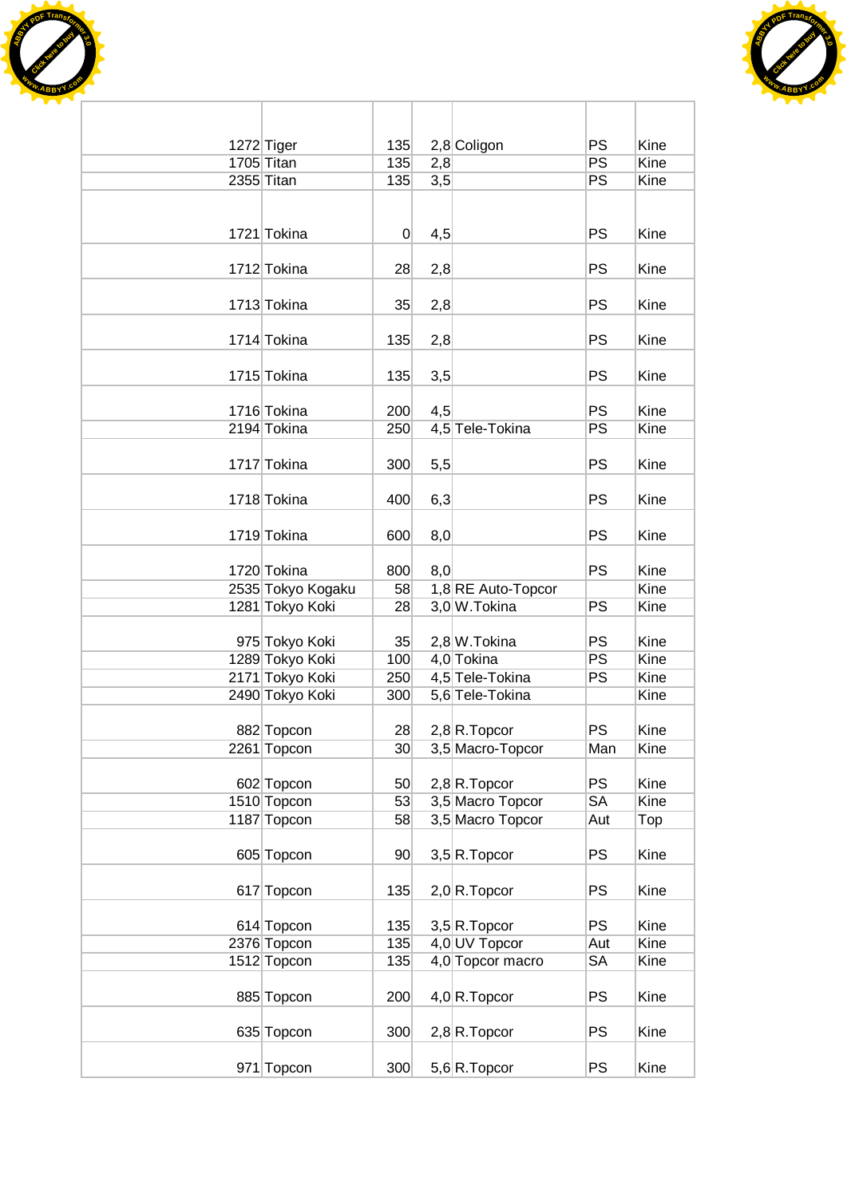| | | | | | | |
|---|---|---|---|---|---|---|
| 1272 | Tiger | 135 | 2,8 | Coligon | PS | Kine |
| 1705 | Titan | 135 | 2,8 | | PS | Kine |
| 2355 | Titan | 135 | 3,5 | | PS | Kine |
| 1721 | Tokina | 0 | 4,5 | | PS | Kine |
| 1712 | Tokina | 28 | 2,8 | | PS | Kine |
| 1713 | Tokina | 35 | 2,8 | | PS | Kine |
| 1714 | Tokina | 135 | 2,8 | | PS | Kine |
| 1715 | Tokina | 135 | 3,5 | | PS | Kine |
| 1716 | Tokina | 200 | 4,5 | | PS | Kine |
| 2194 | Tokina | 250 | 4,5 | Tele-Tokina | PS | Kine |
| 1717 | Tokina | 300 | 5,5 | | PS | Kine |
| 1718 | Tokina | 400 | 6,3 | | PS | Kine |
| 1719 | Tokina | 600 | 8,0 | | PS | Kine |
| 1720 | Tokina | 800 | 8,0 | | PS | Kine |
| 2535 | Tokyo Kogaku | 58 | 1,8 | RE Auto-Topcor | | Kine |
| 1281 | Tokyo Koki | 28 | 3,0 | W.Tokina | PS | Kine |
| 975 | Tokyo Koki | 35 | 2,8 | W.Tokina | PS | Kine |
| 1289 | Tokyo Koki | 100 | 4,0 | Tokina | PS | Kine |
| 2171 | Tokyo Koki | 250 | 4,5 | Tele-Tokina | PS | Kine |
| 2490 | Tokyo Koki | 300 | 5,6 | Tele-Tokina | | Kine |
| 882 | Topcon | 28 | 2,8 | R.Topcor | PS | Kine |
| 2261 | Topcon | 30 | 3,5 | Macro-Topcor | Man | Kine |
| 602 | Topcon | 50 | 2,8 | R.Topcor | PS | Kine |
| 1510 | Topcon | 53 | 3,5 | Macro Topcor | SA | Kine |
| 1187 | Topcon | 58 | 3,5 | Macro Topcor | Aut | Top |
| 605 | Topcon | 90 | 3,5 | R.Topcor | PS | Kine |
| 617 | Topcon | 135 | 2,0 | R.Topcor | PS | Kine |
| 614 | Topcon | 135 | 3,5 | R.Topcor | PS | Kine |
| 2376 | Topcon | 135 | 4,0 | UV Topcor | Aut | Kine |
| 1512 | Topcon | 135 | 4,0 | Topcor macro | SA | Kine |
| 885 | Topcon | 200 | 4,0 | R.Topcor | PS | Kine |
| 635 | Topcon | 300 | 2,8 | R.Topcor | PS | Kine |
| 971 | Topcon | 300 | 5,6 | R.Topcor | PS | Kine |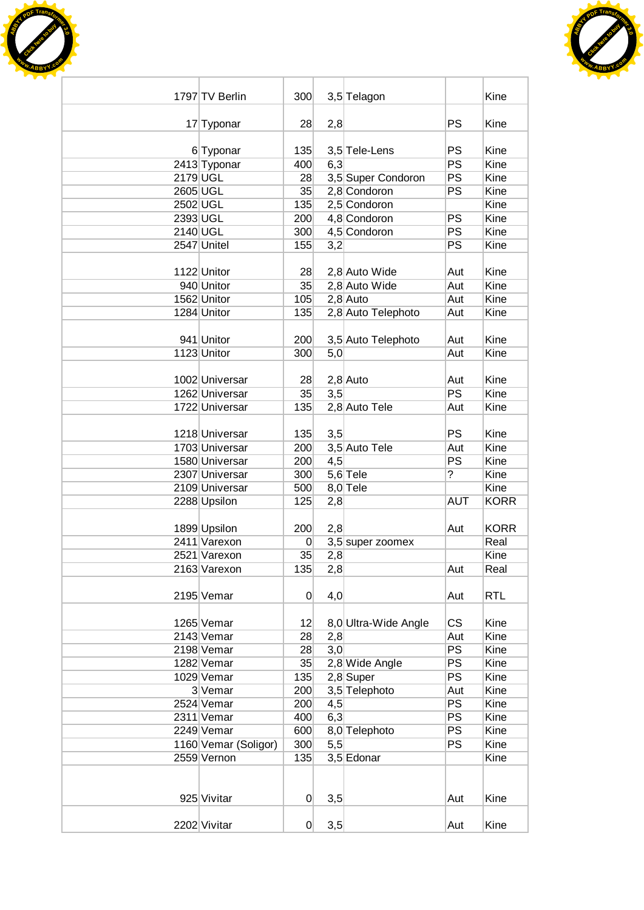| | | | | | | |
|---|---|---|---|---|---|---|
| 1797 | TV Berlin | 300 | 3,5 | Telagon | | Kine |
| 17 | Typonar | 28 | 2,8 | | PS | Kine |
| 6 | Typonar | 135 | 3,5 | Tele-Lens | PS | Kine |
| 2413 | Typonar | 400 | 6,3 | | PS | Kine |
| 2179 | UGL | 28 | 3,5 | Super Condoron | PS | Kine |
| 2605 | UGL | 35 | 2,8 | Condoron | PS | Kine |
| 2502 | UGL | 135 | 2,5 | Condoron | | Kine |
| 2393 | UGL | 200 | 4,8 | Condoron | PS | Kine |
| 2140 | UGL | 300 | 4,5 | Condoron | PS | Kine |
| 2547 | Unitel | 155 | 3,2 | | PS | Kine |
| 1122 | Unitor | 28 | 2,8 | Auto Wide | Aut | Kine |
| 940 | Unitor | 35 | 2,8 | Auto Wide | Aut | Kine |
| 1562 | Unitor | 105 | 2,8 | Auto | Aut | Kine |
| 1284 | Unitor | 135 | 2,8 | Auto Telephoto | Aut | Kine |
| 941 | Unitor | 200 | 3,5 | Auto Telephoto | Aut | Kine |
| 1123 | Unitor | 300 | 5,0 | | Aut | Kine |
| 1002 | Universar | 28 | 2,8 | Auto | Aut | Kine |
| 1262 | Universar | 35 | 3,5 | | PS | Kine |
| 1722 | Universar | 135 | 2,8 | Auto Tele | Aut | Kine |
| 1218 | Universar | 135 | 3,5 | | PS | Kine |
| 1703 | Universar | 200 | 3,5 | Auto Tele | Aut | Kine |
| 1580 | Universar | 200 | 4,5 | | PS | Kine |
| 2307 | Universar | 300 | 5,6 | Tele | ? | Kine |
| 2109 | Universar | 500 | 8,0 | Tele | | Kine |
| 2288 | Upsilon | 125 | 2,8 | | AUT | KORR |
| 1899 | Upsilon | 200 | 2,8 | | Aut | KORR |
| 2411 | Varexon | 0 | 3,5 | super zoomex | | Real |
| 2521 | Varexon | 35 | 2,8 | | | Kine |
| 2163 | Varexon | 135 | 2,8 | | Aut | Real |
| 2195 | Vemar | 0 | 4,0 | | Aut | RTL |
| 1265 | Vemar | 12 | 8,0 | Ultra-Wide Angle | CS | Kine |
| 2143 | Vemar | 28 | 2,8 | | Aut | Kine |
| 2198 | Vemar | 28 | 3,0 | | PS | Kine |
| 1282 | Vemar | 35 | 2,8 | Wide Angle | PS | Kine |
| 1029 | Vemar | 135 | 2,8 | Super | PS | Kine |
| 3 | Vemar | 200 | 3,5 | Telephoto | Aut | Kine |
| 2524 | Vemar | 200 | 4,5 | | PS | Kine |
| 2311 | Vemar | 400 | 6,3 | | PS | Kine |
| 2249 | Vemar | 600 | 8,0 | Telephoto | PS | Kine |
| 1160 | Vemar (Soligor) | 300 | 5,5 | | PS | Kine |
| 2559 | Vernon | 135 | 3,5 | Edonar | | Kine |
| 925 | Vivitar | 0 | 3,5 | | Aut | Kine |
| 2202 | Vivitar | 0 | 3,5 | | Aut | Kine |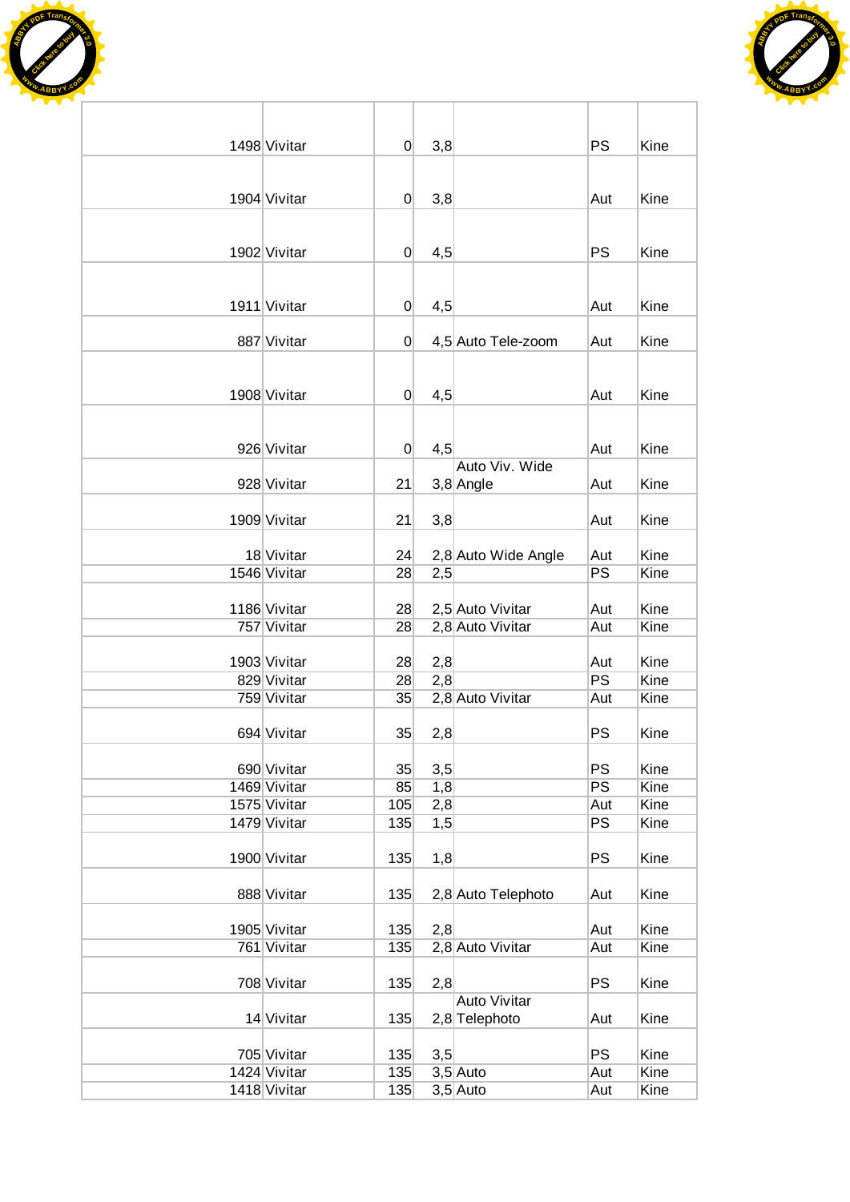| | | | | | | |
|---|---|---|---|---|---|---|
| 1498 | Vivitar | 0 | 3,8 | | PS | Kine |
| 1904 | Vivitar | 0 | 3,8 | | Aut | Kine |
| 1902 | Vivitar | 0 | 4,5 | | PS | Kine |
| 1911 | Vivitar | 0 | 4,5 | | Aut | Kine |
| 887 | Vivitar | 0 | 4,5 | Auto Tele-zoom | Aut | Kine |
| 1908 | Vivitar | 0 | 4,5 | | Aut | Kine |
| 926 | Vivitar | 0 | 4,5 | | Aut | Kine |
| 928 | Vivitar | 21 | 3,8 | Auto Viv. Wide Angle | Aut | Kine |
| 1909 | Vivitar | 21 | 3,8 | | Aut | Kine |
| 18 | Vivitar | 24 | 2,8 | Auto Wide Angle | Aut | Kine |
| 1546 | Vivitar | 28 | 2,5 | | PS | Kine |
| 1186 | Vivitar | 28 | 2,5 | Auto Vivitar | Aut | Kine |
| 757 | Vivitar | 28 | 2,8 | Auto Vivitar | Aut | Kine |
| 1903 | Vivitar | 28 | 2,8 | | Aut | Kine |
| 829 | Vivitar | 28 | 2,8 | | PS | Kine |
| 759 | Vivitar | 35 | 2,8 | Auto Vivitar | Aut | Kine |
| 694 | Vivitar | 35 | 2,8 | | PS | Kine |
| 690 | Vivitar | 35 | 3,5 | | PS | Kine |
| 1469 | Vivitar | 85 | 1,8 | | PS | Kine |
| 1575 | Vivitar | 105 | 2,8 | | Aut | Kine |
| 1479 | Vivitar | 135 | 1,5 | | PS | Kine |
| 1900 | Vivitar | 135 | 1,8 | | PS | Kine |
| 888 | Vivitar | 135 | 2,8 | Auto Telephoto | Aut | Kine |
| 1905 | Vivitar | 135 | 2,8 | | Aut | Kine |
| 761 | Vivitar | 135 | 2,8 | Auto Vivitar | Aut | Kine |
| 708 | Vivitar | 135 | 2,8 | | PS | Kine |
| 14 | Vivitar | 135 | 2,8 | Auto Vivitar Telephoto | Aut | Kine |
| 705 | Vivitar | 135 | 3,5 | | PS | Kine |
| 1424 | Vivitar | 135 | 3,5 | Auto | Aut | Kine |
| 1418 | Vivitar | 135 | 3,5 | Auto | Aut | Kine |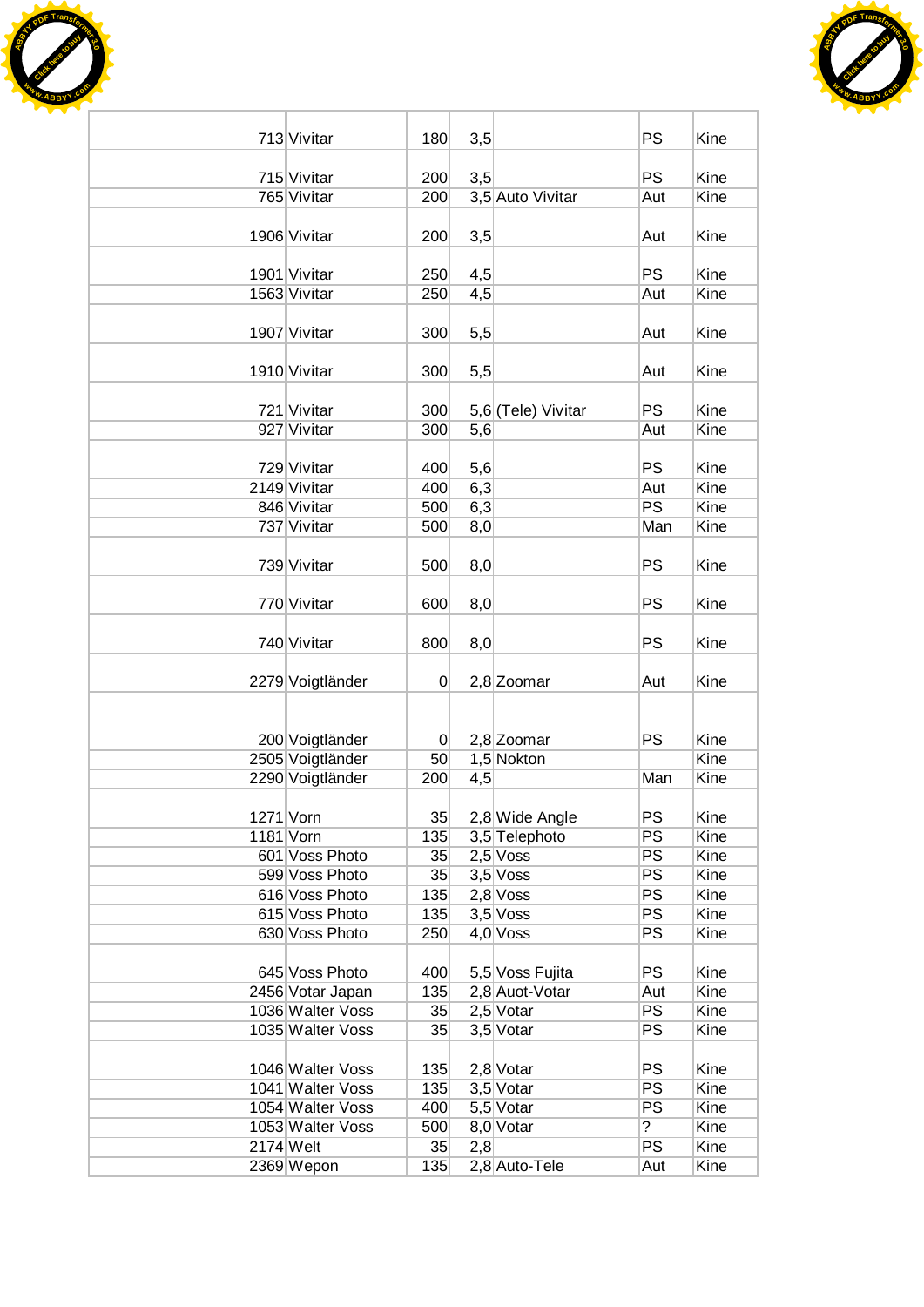| | | | | | | |
|---|---|---|---|---|---|---|
| 713 | Vivitar | 180 | 3,5 | | PS | Kine |
| 715 | Vivitar | 200 | 3,5 | | PS | Kine |
| 765 | Vivitar | 200 | 3,5 | Auto Vivitar | Aut | Kine |
| 1906 | Vivitar | 200 | 3,5 | | Aut | Kine |
| 1901 | Vivitar | 250 | 4,5 | | PS | Kine |
| 1563 | Vivitar | 250 | 4,5 | | Aut | Kine |
| 1907 | Vivitar | 300 | 5,5 | | Aut | Kine |
| 1910 | Vivitar | 300 | 5,5 | | Aut | Kine |
| 721 | Vivitar | 300 | 5,6 | (Tele) Vivitar | PS | Kine |
| 927 | Vivitar | 300 | 5,6 | | Aut | Kine |
| 729 | Vivitar | 400 | 5,6 | | PS | Kine |
| 2149 | Vivitar | 400 | 6,3 | | Aut | Kine |
| 846 | Vivitar | 500 | 6,3 | | PS | Kine |
| 737 | Vivitar | 500 | 8,0 | | Man | Kine |
| 739 | Vivitar | 500 | 8,0 | | PS | Kine |
| 770 | Vivitar | 600 | 8,0 | | PS | Kine |
| 740 | Vivitar | 800 | 8,0 | | PS | Kine |
| 2279 | Voigtländer | 0 | 2,8 | Zoomar | Aut | Kine |
| 200 | Voigtländer | 0 | 2,8 | Zoomar | PS | Kine |
| 2505 | Voigtländer | 50 | 1,5 | Nokton | | Kine |
| 2290 | Voigtländer | 200 | 4,5 | | Man | Kine |
| 1271 | Vorn | 35 | 2,8 | Wide Angle | PS | Kine |
| 1181 | Vorn | 135 | 3,5 | Telephoto | PS | Kine |
| 601 | Voss Photo | 35 | 2,5 | Voss | PS | Kine |
| 599 | Voss Photo | 35 | 3,5 | Voss | PS | Kine |
| 616 | Voss Photo | 135 | 2,8 | Voss | PS | Kine |
| 615 | Voss Photo | 135 | 3,5 | Voss | PS | Kine |
| 630 | Voss Photo | 250 | 4,0 | Voss | PS | Kine |
| 645 | Voss Photo | 400 | 5,5 | Voss Fujita | PS | Kine |
| 2456 | Votar Japan | 135 | 2,8 | Auot-Votar | Aut | Kine |
| 1036 | Walter Voss | 35 | 2,5 | Votar | PS | Kine |
| 1035 | Walter Voss | 35 | 3,5 | Votar | PS | Kine |
| 1046 | Walter Voss | 135 | 2,8 | Votar | PS | Kine |
| 1041 | Walter Voss | 135 | 3,5 | Votar | PS | Kine |
| 1054 | Walter Voss | 400 | 5,5 | Votar | PS | Kine |
| 1053 | Walter Voss | 500 | 8,0 | Votar | ? | Kine |
| 2174 | Welt | 35 | 2,8 | | PS | Kine |
| 2369 | Wepon | 135 | 2,8 | Auto-Tele | Aut | Kine |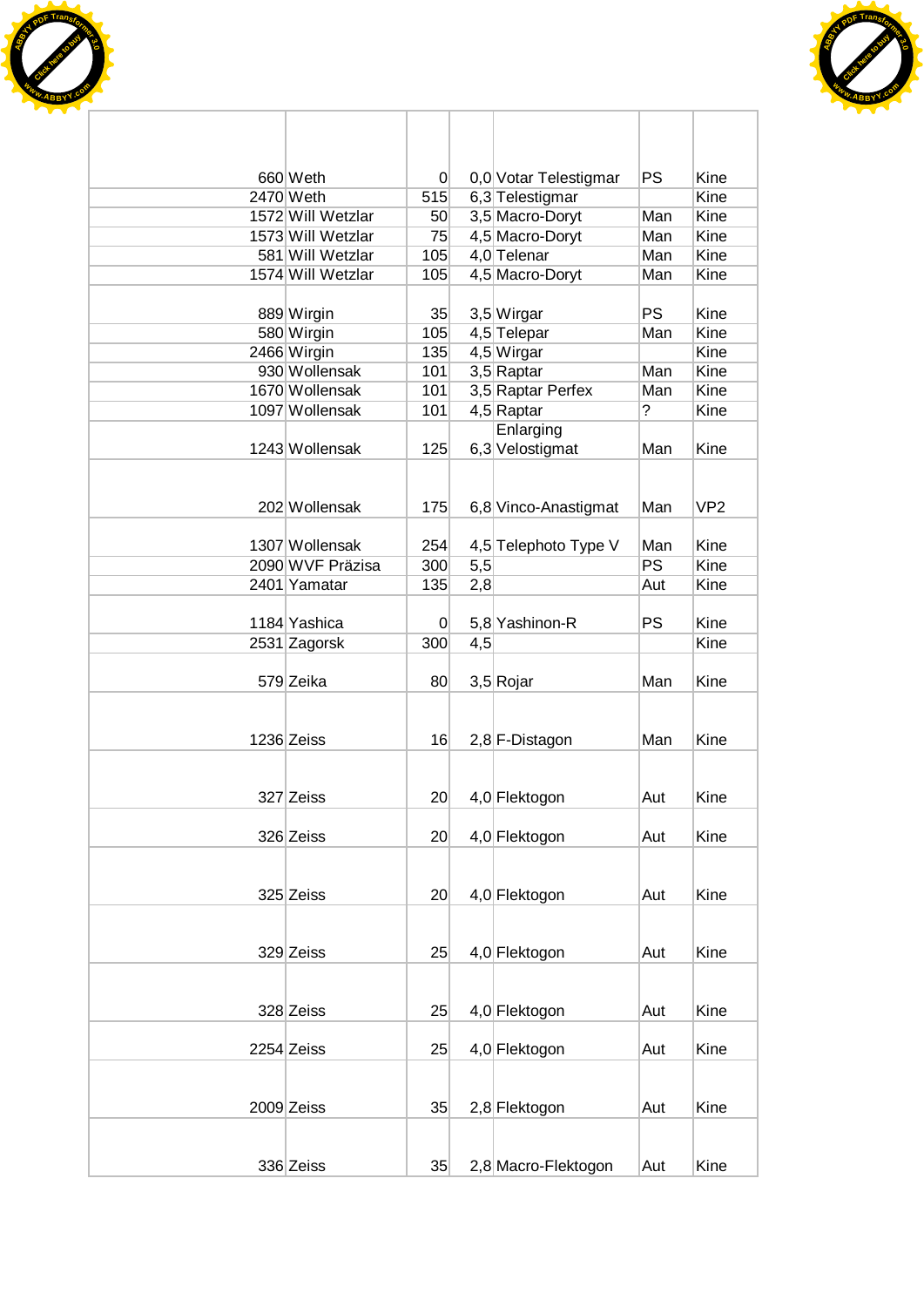| | | | | | | |
|---|---|---|---|---|---|---|
| 660 | Weth | 0 | 0,0 | Votar Telestigmar | PS | Kine |
| 2470 | Weth | 515 | 6,3 | Telestigmar | | Kine |
| 1572 | Will Wetzlar | 50 | 3,5 | Macro-Doryt | Man | Kine |
| 1573 | Will Wetzlar | 75 | 4,5 | Macro-Doryt | Man | Kine |
| 581 | Will Wetzlar | 105 | 4,0 | Telenar | Man | Kine |
| 1574 | Will Wetzlar | 105 | 4,5 | Macro-Doryt | Man | Kine |
| 889 | Wirgin | 35 | 3,5 | Wirgar | PS | Kine |
| 580 | Wirgin | 105 | 4,5 | Telepar | Man | Kine |
| 2466 | Wirgin | 135 | 4,5 | Wirgar | | Kine |
| 930 | Wollensak | 101 | 3,5 | Raptar | Man | Kine |
| 1670 | Wollensak | 101 | 3,5 | Raptar Perfex | Man | Kine |
| 1097 | Wollensak | 101 | 4,5 | Raptar | ? | Kine |
| 1243 | Wollensak | 125 | 6,3 | Enlarging Velostigmat | Man | Kine |
| 202 | Wollensak | 175 | 6,8 | Vinco-Anastigmat | Man | VP2 |
| 1307 | Wollensak | 254 | 4,5 | Telephoto Type V | Man | Kine |
| 2090 | WVF Präzisa | 300 | 5,5 | | PS | Kine |
| 2401 | Yamatar | 135 | 2,8 | | Aut | Kine |
| 1184 | Yashica | 0 | 5,8 | Yashinon-R | PS | Kine |
| 2531 | Zagorsk | 300 | 4,5 | | | Kine |
| 579 | Zeika | 80 | 3,5 | Rojar | Man | Kine |
| 1236 | Zeiss | 16 | 2,8 | F-Distagon | Man | Kine |
| 327 | Zeiss | 20 | 4,0 | Flektogon | Aut | Kine |
| 326 | Zeiss | 20 | 4,0 | Flektogon | Aut | Kine |
| 325 | Zeiss | 20 | 4,0 | Flektogon | Aut | Kine |
| 329 | Zeiss | 25 | 4,0 | Flektogon | Aut | Kine |
| 328 | Zeiss | 25 | 4,0 | Flektogon | Aut | Kine |
| 2254 | Zeiss | 25 | 4,0 | Flektogon | Aut | Kine |
| 2009 | Zeiss | 35 | 2,8 | Flektogon | Aut | Kine |
| 336 | Zeiss | 35 | 2,8 | Macro-Flektogon | Aut | Kine |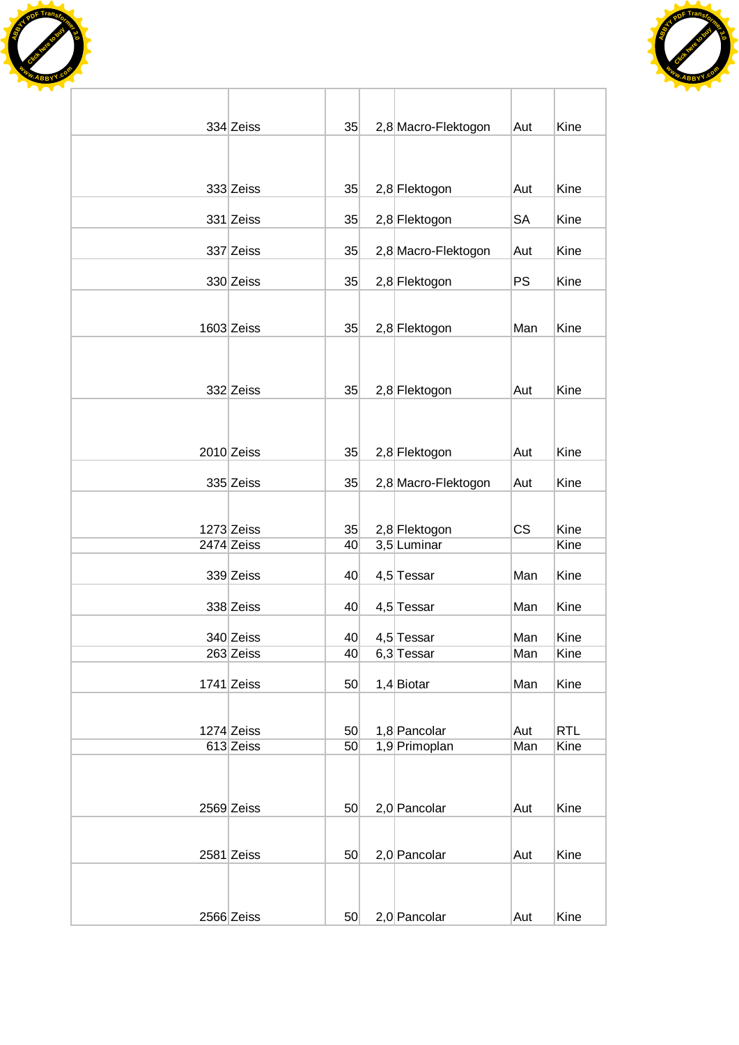| | | | | | | |
|---|---|---|---|---|---|---|
| 334 | Zeiss | 35 | 2,8 | Macro-Flektogon | Aut | Kine |
| 333 | Zeiss | 35 | 2,8 | Flektogon | Aut | Kine |
| 331 | Zeiss | 35 | 2,8 | Flektogon | SA | Kine |
| 337 | Zeiss | 35 | 2,8 | Macro-Flektogon | Aut | Kine |
| 330 | Zeiss | 35 | 2,8 | Flektogon | PS | Kine |
| 1603 | Zeiss | 35 | 2,8 | Flektogon | Man | Kine |
| 332 | Zeiss | 35 | 2,8 | Flektogon | Aut | Kine |
| 2010 | Zeiss | 35 | 2,8 | Flektogon | Aut | Kine |
| 335 | Zeiss | 35 | 2,8 | Macro-Flektogon | Aut | Kine |
| 1273 | Zeiss | 35 | 2,8 | Flektogon | CS | Kine |
| 2474 | Zeiss | 40 | 3,5 | Luminar | | Kine |
| 339 | Zeiss | 40 | 4,5 | Tessar | Man | Kine |
| 338 | Zeiss | 40 | 4,5 | Tessar | Man | Kine |
| 340 | Zeiss | 40 | 4,5 | Tessar | Man | Kine |
| 263 | Zeiss | 40 | 6,3 | Tessar | Man | Kine |
| 1741 | Zeiss | 50 | 1,4 | Biotar | Man | Kine |
| 1274 | Zeiss | 50 | 1,8 | Pancolar | Aut | RTL |
| 613 | Zeiss | 50 | 1,9 | Primoplan | Man | Kine |
| 2569 | Zeiss | 50 | 2,0 | Pancolar | Aut | Kine |
| 2581 | Zeiss | 50 | 2,0 | Pancolar | Aut | Kine |
| 2566 | Zeiss | 50 | 2,0 | Pancolar | Aut | Kine |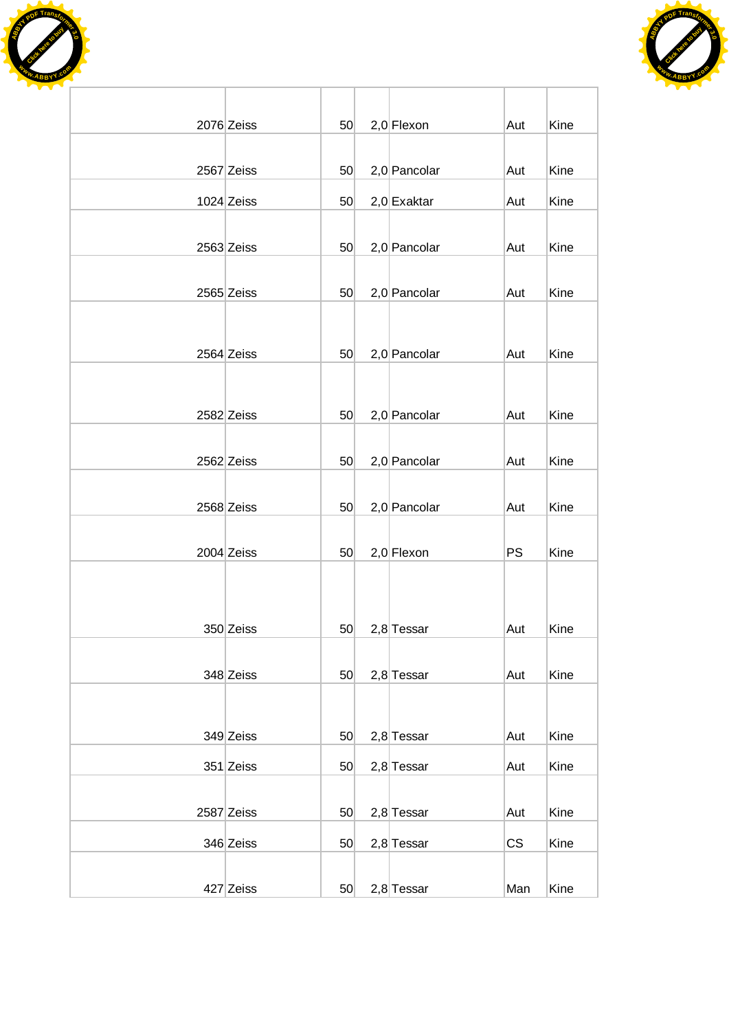| | | | | | | |
|---|---|---|---|---|---|---|
| 2076 | Zeiss | 50 | 2,0 | Flexon | Aut | Kine |
| 2567 | Zeiss | 50 | 2,0 | Pancolar | Aut | Kine |
| 1024 | Zeiss | 50 | 2,0 | Exaktar | Aut | Kine |
| 2563 | Zeiss | 50 | 2,0 | Pancolar | Aut | Kine |
| 2565 | Zeiss | 50 | 2,0 | Pancolar | Aut | Kine |
| 2564 | Zeiss | 50 | 2,0 | Pancolar | Aut | Kine |
| 2582 | Zeiss | 50 | 2,0 | Pancolar | Aut | Kine |
| 2562 | Zeiss | 50 | 2,0 | Pancolar | Aut | Kine |
| 2568 | Zeiss | 50 | 2,0 | Pancolar | Aut | Kine |
| 2004 | Zeiss | 50 | 2,0 | Flexon | PS | Kine |
| 350 | Zeiss | 50 | 2,8 | Tessar | Aut | Kine |
| 348 | Zeiss | 50 | 2,8 | Tessar | Aut | Kine |
| 349 | Zeiss | 50 | 2,8 | Tessar | Aut | Kine |
| 351 | Zeiss | 50 | 2,8 | Tessar | Aut | Kine |
| 2587 | Zeiss | 50 | 2,8 | Tessar | Aut | Kine |
| 346 | Zeiss | 50 | 2,8 | Tessar | CS | Kine |
| 427 | Zeiss | 50 | 2,8 | Tessar | Man | Kine |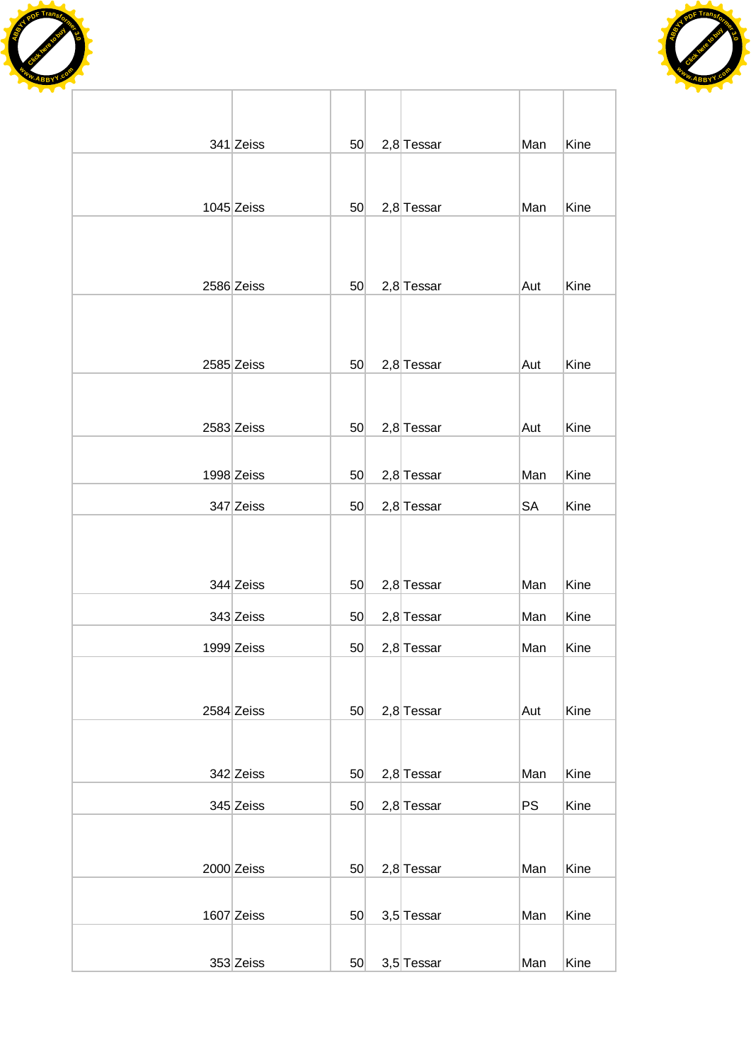| | | | | | | |
|---|---|---|---|---|---|---|
| 341 | Zeiss | 50 | 2,8 | Tessar | Man | Kine |
| 1045 | Zeiss | 50 | 2,8 | Tessar | Man | Kine |
| 2586 | Zeiss | 50 | 2,8 | Tessar | Aut | Kine |
| 2585 | Zeiss | 50 | 2,8 | Tessar | Aut | Kine |
| 2583 | Zeiss | 50 | 2,8 | Tessar | Aut | Kine |
| 1998 | Zeiss | 50 | 2,8 | Tessar | Man | Kine |
| 347 | Zeiss | 50 | 2,8 | Tessar | SA | Kine |
| 344 | Zeiss | 50 | 2,8 | Tessar | Man | Kine |
| 343 | Zeiss | 50 | 2,8 | Tessar | Man | Kine |
| 1999 | Zeiss | 50 | 2,8 | Tessar | Man | Kine |
| 2584 | Zeiss | 50 | 2,8 | Tessar | Aut | Kine |
| 342 | Zeiss | 50 | 2,8 | Tessar | Man | Kine |
| 345 | Zeiss | 50 | 2,8 | Tessar | PS | Kine |
| 2000 | Zeiss | 50 | 2,8 | Tessar | Man | Kine |
| 1607 | Zeiss | 50 | 3,5 | Tessar | Man | Kine |
| 353 | Zeiss | 50 | 3,5 | Tessar | Man | Kine |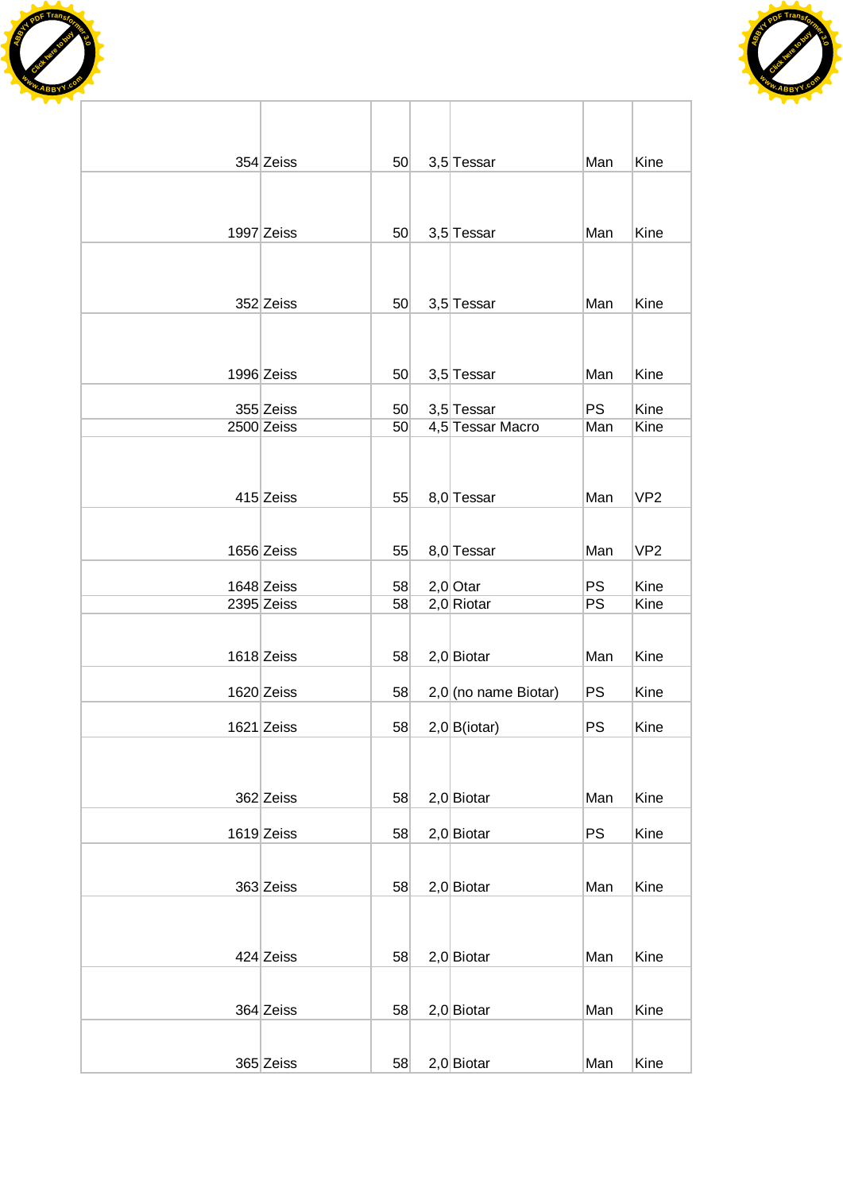| | | | | | | |
|---|---|---|---|---|---|---|
| 354 | Zeiss | 50 | 3,5 | Tessar | Man | Kine |
| 1997 | Zeiss | 50 | 3,5 | Tessar | Man | Kine |
| 352 | Zeiss | 50 | 3,5 | Tessar | Man | Kine |
| 1996 | Zeiss | 50 | 3,5 | Tessar | Man | Kine |
| 355 | Zeiss | 50 | 3,5 | Tessar | PS | Kine |
| 2500 | Zeiss | 50 | 4,5 | Tessar Macro | Man | Kine |
| 415 | Zeiss | 55 | 8,0 | Tessar | Man | VP2 |
| 1656 | Zeiss | 55 | 8,0 | Tessar | Man | VP2 |
| 1648 | Zeiss | 58 | 2,0 | Otar | PS | Kine |
| 2395 | Zeiss | 58 | 2,0 | Riotar | PS | Kine |
| 1618 | Zeiss | 58 | 2,0 | Biotar | Man | Kine |
| 1620 | Zeiss | 58 | 2,0 | (no name Biotar) | PS | Kine |
| 1621 | Zeiss | 58 | 2,0 | B(iotar) | PS | Kine |
| 362 | Zeiss | 58 | 2,0 | Biotar | Man | Kine |
| 1619 | Zeiss | 58 | 2,0 | Biotar | PS | Kine |
| 363 | Zeiss | 58 | 2,0 | Biotar | Man | Kine |
| 424 | Zeiss | 58 | 2,0 | Biotar | Man | Kine |
| 364 | Zeiss | 58 | 2,0 | Biotar | Man | Kine |
| 365 | Zeiss | 58 | 2,0 | Biotar | Man | Kine |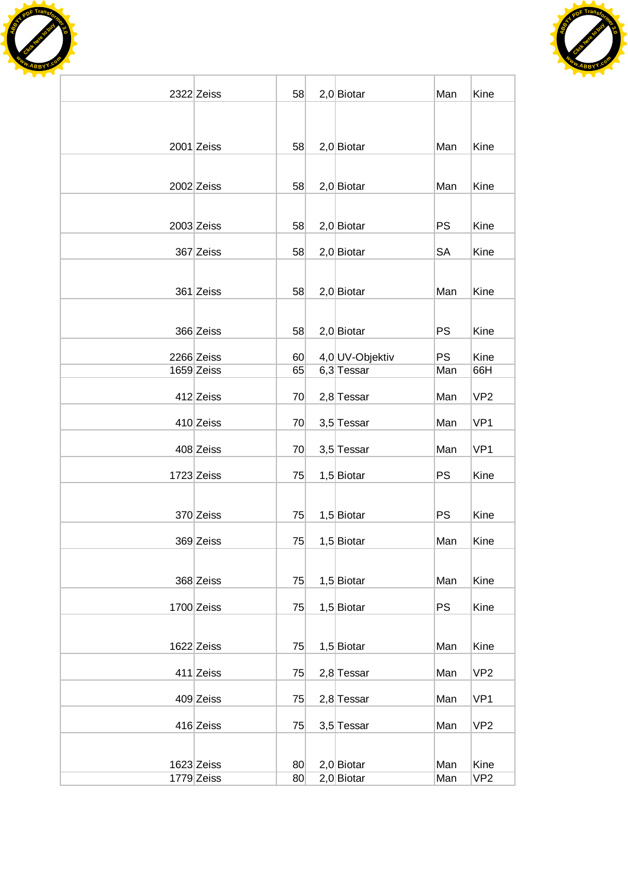| | | | | | | |
|---|---|---|---|---|---|---|
| 2322 | Zeiss | 58 | 2,0 | Biotar | Man | Kine |
| 2001 | Zeiss | 58 | 2,0 | Biotar | Man | Kine |
| 2002 | Zeiss | 58 | 2,0 | Biotar | Man | Kine |
| 2003 | Zeiss | 58 | 2,0 | Biotar | PS | Kine |
| 367 | Zeiss | 58 | 2,0 | Biotar | SA | Kine |
| 361 | Zeiss | 58 | 2,0 | Biotar | Man | Kine |
| 366 | Zeiss | 58 | 2,0 | Biotar | PS | Kine |
| 2266 | Zeiss | 60 | 4,0 | UV-Objektiv | PS | Kine |
| 1659 | Zeiss | 65 | 6,3 | Tessar | Man | 66H |
| 412 | Zeiss | 70 | 2,8 | Tessar | Man | VP2 |
| 410 | Zeiss | 70 | 3,5 | Tessar | Man | VP1 |
| 408 | Zeiss | 70 | 3,5 | Tessar | Man | VP1 |
| 1723 | Zeiss | 75 | 1,5 | Biotar | PS | Kine |
| 370 | Zeiss | 75 | 1,5 | Biotar | PS | Kine |
| 369 | Zeiss | 75 | 1,5 | Biotar | Man | Kine |
| 368 | Zeiss | 75 | 1,5 | Biotar | Man | Kine |
| 1700 | Zeiss | 75 | 1,5 | Biotar | PS | Kine |
| 1622 | Zeiss | 75 | 1,5 | Biotar | Man | Kine |
| 411 | Zeiss | 75 | 2,8 | Tessar | Man | VP2 |
| 409 | Zeiss | 75 | 2,8 | Tessar | Man | VP1 |
| 416 | Zeiss | 75 | 3,5 | Tessar | Man | VP2 |
| 1623 | Zeiss | 80 | 2,0 | Biotar | Man | Kine |
| 1779 | Zeiss | 80 | 2,0 | Biotar | Man | VP2 |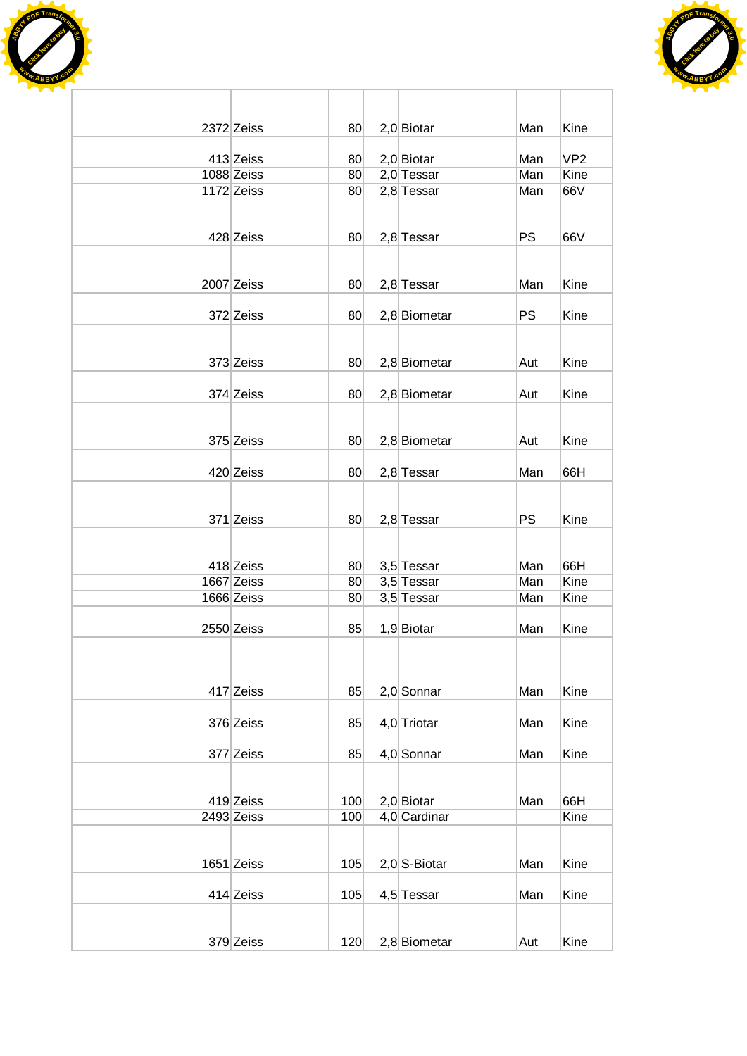| | | | | | | |
|---|---|---|---|---|---|---|
| 2372 | Zeiss | 80 | 2,0 | Biotar | Man | Kine |
| 413 | Zeiss | 80 | 2,0 | Biotar | Man | VP2 |
| 1088 | Zeiss | 80 | 2,0 | Tessar | Man | Kine |
| 1172 | Zeiss | 80 | 2,8 | Tessar | Man | 66V |
| 428 | Zeiss | 80 | 2,8 | Tessar | PS | 66V |
| 2007 | Zeiss | 80 | 2,8 | Tessar | Man | Kine |
| 372 | Zeiss | 80 | 2,8 | Biometar | PS | Kine |
| 373 | Zeiss | 80 | 2,8 | Biometar | Aut | Kine |
| 374 | Zeiss | 80 | 2,8 | Biometar | Aut | Kine |
| 375 | Zeiss | 80 | 2,8 | Biometar | Aut | Kine |
| 420 | Zeiss | 80 | 2,8 | Tessar | Man | 66H |
| 371 | Zeiss | 80 | 2,8 | Tessar | PS | Kine |
| 418 | Zeiss | 80 | 3,5 | Tessar | Man | 66H |
| 1667 | Zeiss | 80 | 3,5 | Tessar | Man | Kine |
| 1666 | Zeiss | 80 | 3,5 | Tessar | Man | Kine |
| 2550 | Zeiss | 85 | 1,9 | Biotar | Man | Kine |
| 417 | Zeiss | 85 | 2,0 | Sonnar | Man | Kine |
| 376 | Zeiss | 85 | 4,0 | Triotar | Man | Kine |
| 377 | Zeiss | 85 | 4,0 | Sonnar | Man | Kine |
| 419 | Zeiss | 100 | 2,0 | Biotar | Man | 66H |
| 2493 | Zeiss | 100 | 4,0 | Cardinar | | Kine |
| 1651 | Zeiss | 105 | 2,0 | S-Biotar | Man | Kine |
| 414 | Zeiss | 105 | 4,5 | Tessar | Man | Kine |
| 379 | Zeiss | 120 | 2,8 | Biometar | Aut | Kine |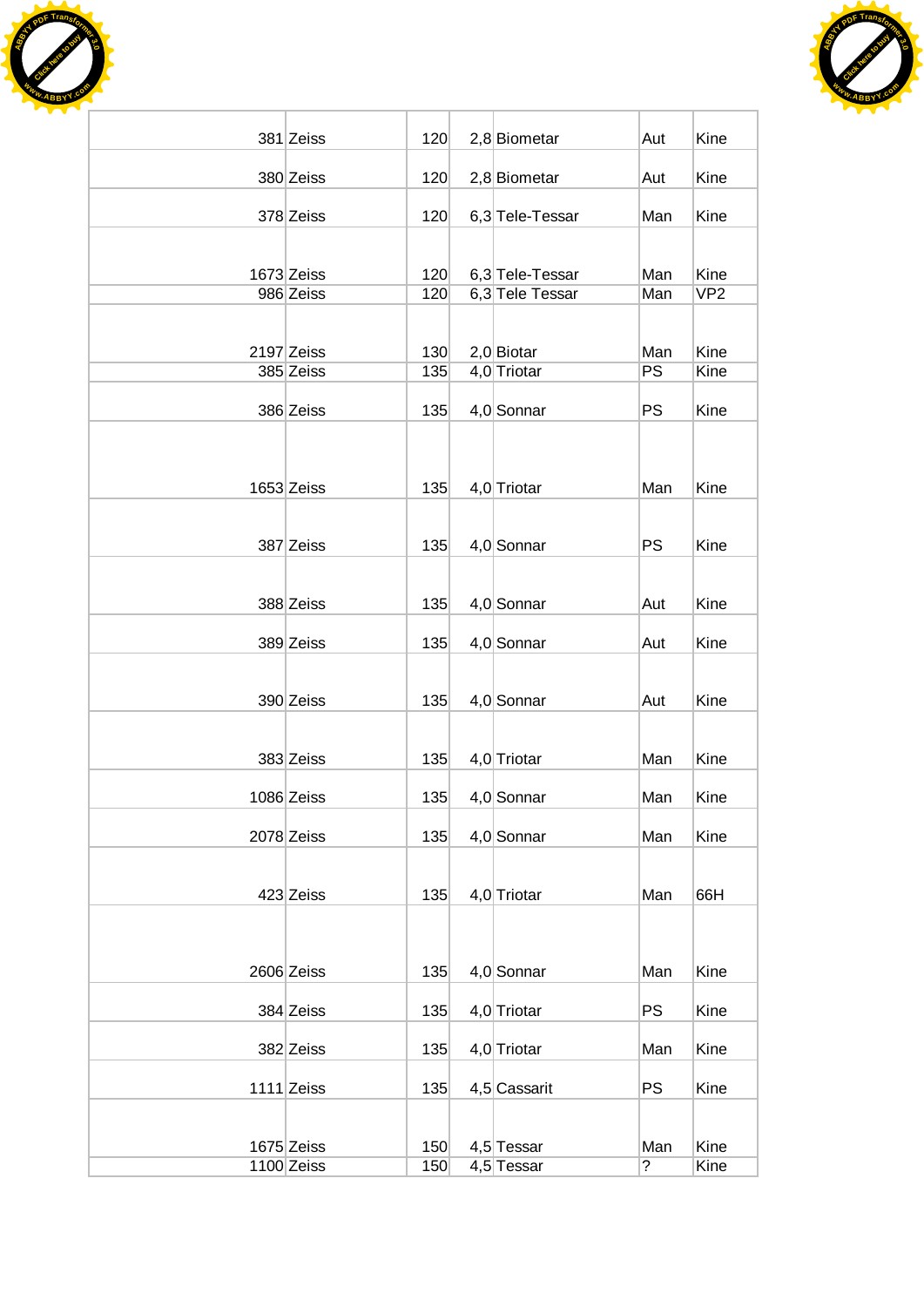| | | | | | | |
|---|---|---|---|---|---|---|
| 381 | Zeiss | 120 | 2,8 | Biometar | Aut | Kine |
| 380 | Zeiss | 120 | 2,8 | Biometar | Aut | Kine |
| 378 | Zeiss | 120 | 6,3 | Tele-Tessar | Man | Kine |
| 1673 | Zeiss | 120 | 6,3 | Tele-Tessar | Man | Kine |
| 986 | Zeiss | 120 | 6,3 | Tele Tessar | Man | VP2 |
| 2197 | Zeiss | 130 | 2,0 | Biotar | Man | Kine |
| 385 | Zeiss | 135 | 4,0 | Triotar | PS | Kine |
| 386 | Zeiss | 135 | 4,0 | Sonnar | PS | Kine |
| 1653 | Zeiss | 135 | 4,0 | Triotar | Man | Kine |
| 387 | Zeiss | 135 | 4,0 | Sonnar | PS | Kine |
| 388 | Zeiss | 135 | 4,0 | Sonnar | Aut | Kine |
| 389 | Zeiss | 135 | 4,0 | Sonnar | Aut | Kine |
| 390 | Zeiss | 135 | 4,0 | Sonnar | Aut | Kine |
| 383 | Zeiss | 135 | 4,0 | Triotar | Man | Kine |
| 1086 | Zeiss | 135 | 4,0 | Sonnar | Man | Kine |
| 2078 | Zeiss | 135 | 4,0 | Sonnar | Man | Kine |
| 423 | Zeiss | 135 | 4,0 | Triotar | Man | 66H |
| 2606 | Zeiss | 135 | 4,0 | Sonnar | Man | Kine |
| 384 | Zeiss | 135 | 4,0 | Triotar | PS | Kine |
| 382 | Zeiss | 135 | 4,0 | Triotar | Man | Kine |
| 1111 | Zeiss | 135 | 4,5 | Cassarit | PS | Kine |
| 1675 | Zeiss | 150 | 4,5 | Tessar | Man | Kine |
| 1100 | Zeiss | 150 | 4,5 | Tessar | ? | Kine |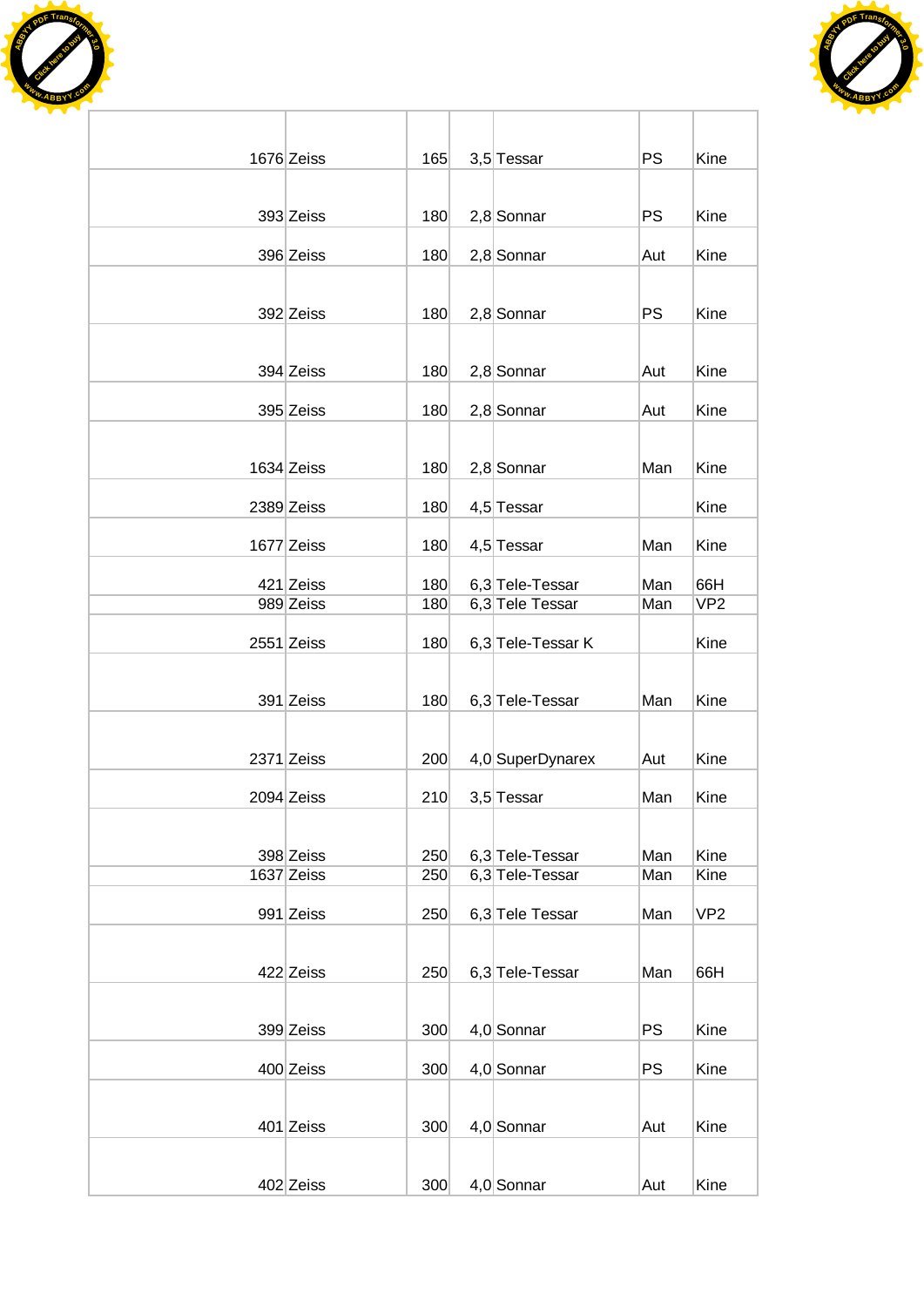| | | | | | | |
|---|---|---|---|---|---|---|
| 1676 | Zeiss | 165 | 3,5 | Tessar | PS | Kine |
| 393 | Zeiss | 180 | 2,8 | Sonnar | PS | Kine |
| 396 | Zeiss | 180 | 2,8 | Sonnar | Aut | Kine |
| 392 | Zeiss | 180 | 2,8 | Sonnar | PS | Kine |
| 394 | Zeiss | 180 | 2,8 | Sonnar | Aut | Kine |
| 395 | Zeiss | 180 | 2,8 | Sonnar | Aut | Kine |
| 1634 | Zeiss | 180 | 2,8 | Sonnar | Man | Kine |
| 2389 | Zeiss | 180 | 4,5 | Tessar | | Kine |
| 1677 | Zeiss | 180 | 4,5 | Tessar | Man | Kine |
| 421 | Zeiss | 180 | 6,3 | Tele-Tessar | Man | 66H |
| 989 | Zeiss | 180 | 6,3 | Tele Tessar | Man | VP2 |
| 2551 | Zeiss | 180 | 6,3 | Tele-Tessar K | | Kine |
| 391 | Zeiss | 180 | 6,3 | Tele-Tessar | Man | Kine |
| 2371 | Zeiss | 200 | 4,0 | SuperDynarex | Aut | Kine |
| 2094 | Zeiss | 210 | 3,5 | Tessar | Man | Kine |
| 398 | Zeiss | 250 | 6,3 | Tele-Tessar | Man | Kine |
| 1637 | Zeiss | 250 | 6,3 | Tele-Tessar | Man | Kine |
| 991 | Zeiss | 250 | 6,3 | Tele Tessar | Man | VP2 |
| 422 | Zeiss | 250 | 6,3 | Tele-Tessar | Man | 66H |
| 399 | Zeiss | 300 | 4,0 | Sonnar | PS | Kine |
| 400 | Zeiss | 300 | 4,0 | Sonnar | PS | Kine |
| 401 | Zeiss | 300 | 4,0 | Sonnar | Aut | Kine |
| 402 | Zeiss | 300 | 4,0 | Sonnar | Aut | Kine |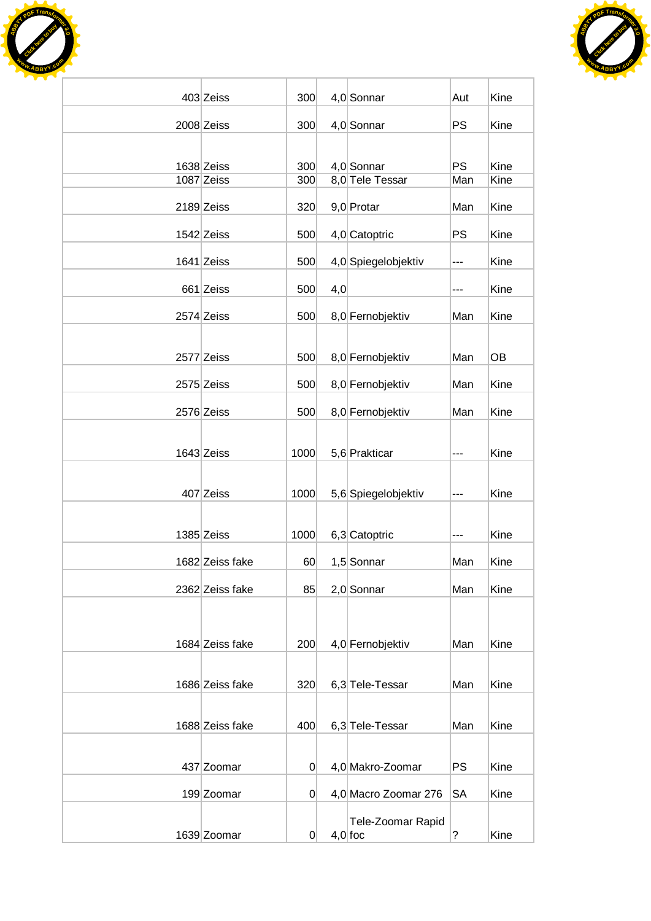| | | | | | | |
|---|---|---|---|---|---|---|
| 403 | Zeiss | 300 | 4,0 | Sonnar | Aut | Kine |
| 2008 | Zeiss | 300 | 4,0 | Sonnar | PS | Kine |
| 1638 | Zeiss | 300 | 4,0 | Sonnar | PS | Kine |
| 1087 | Zeiss | 300 | 8,0 | Tele Tessar | Man | Kine |
| 2189 | Zeiss | 320 | 9,0 | Protar | Man | Kine |
| 1542 | Zeiss | 500 | 4,0 | Catoptric | PS | Kine |
| 1641 | Zeiss | 500 | 4,0 | Spiegelobjektiv | --- | Kine |
| 661 | Zeiss | 500 | 4,0 | | --- | Kine |
| 2574 | Zeiss | 500 | 8,0 | Fernobjektiv | Man | Kine |
| 2577 | Zeiss | 500 | 8,0 | Fernobjektiv | Man | OB |
| 2575 | Zeiss | 500 | 8,0 | Fernobjektiv | Man | Kine |
| 2576 | Zeiss | 500 | 8,0 | Fernobjektiv | Man | Kine |
| 1643 | Zeiss | 1000 | 5,6 | Prakticar | --- | Kine |
| 407 | Zeiss | 1000 | 5,6 | Spiegelobjektiv | --- | Kine |
| 1385 | Zeiss | 1000 | 6,3 | Catoptric | --- | Kine |
| 1682 | Zeiss fake | 60 | 1,5 | Sonnar | Man | Kine |
| 2362 | Zeiss fake | 85 | 2,0 | Sonnar | Man | Kine |
| 1684 | Zeiss fake | 200 | 4,0 | Fernobjektiv | Man | Kine |
| 1686 | Zeiss fake | 320 | 6,3 | Tele-Tessar | Man | Kine |
| 1688 | Zeiss fake | 400 | 6,3 | Tele-Tessar | Man | Kine |
| 437 | Zoomar | 0 | 4,0 | Makro-Zoomar | PS | Kine |
| 199 | Zoomar | 0 | 4,0 | Macro Zoomar 276 | SA | Kine |
| 1639 | Zoomar | 0 | 4,0 | Tele-Zoomar Rapid foc | ? | Kine |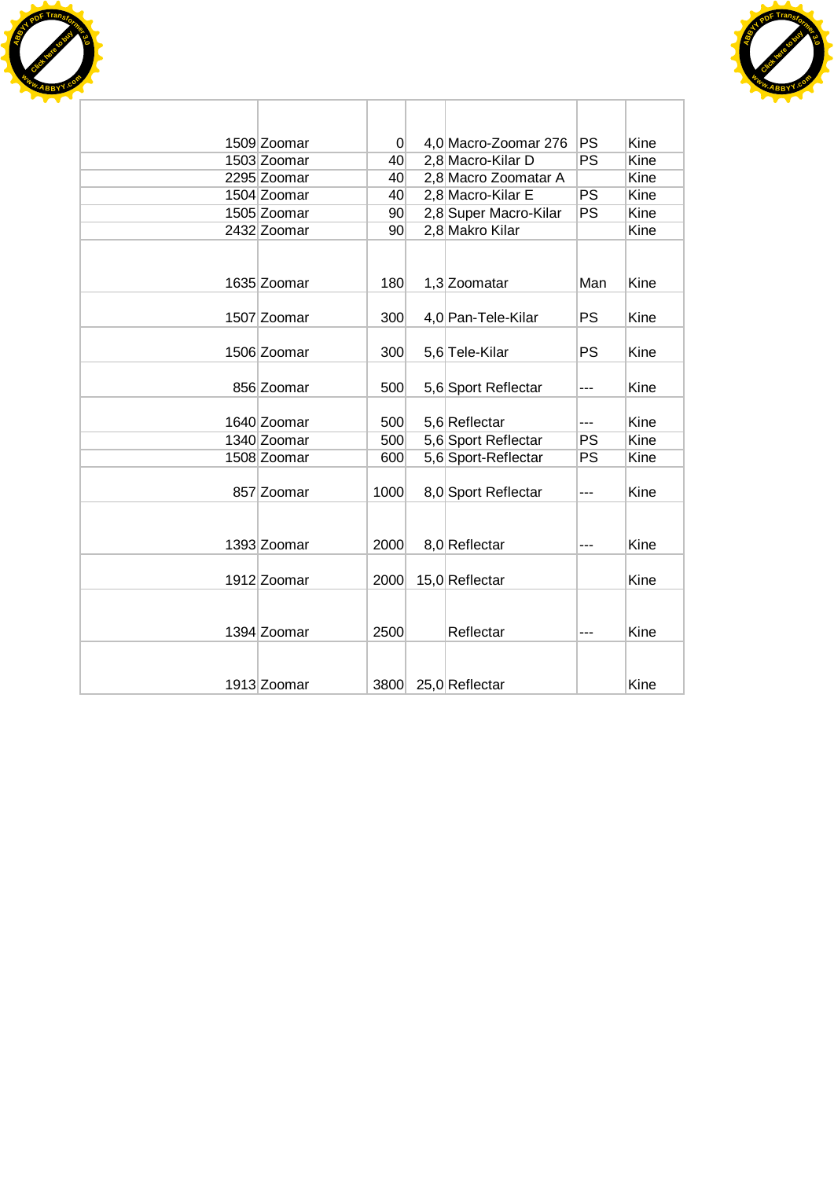| | | | | | | |
|---|---|---|---|---|---|---|
| 1509 | Zoomar | 0 | 4,0 | Macro-Zoomar 276 | PS | Kine |
| 1503 | Zoomar | 40 | 2,8 | Macro-Kilar D | PS | Kine |
| 2295 | Zoomar | 40 | 2,8 | Macro Zoomatar A | | Kine |
| 1504 | Zoomar | 40 | 2,8 | Macro-Kilar E | PS | Kine |
| 1505 | Zoomar | 90 | 2,8 | Super Macro-Kilar | PS | Kine |
| 2432 | Zoomar | 90 | 2,8 | Makro Kilar | | Kine |
| 1635 | Zoomar | 180 | 1,3 | Zoomatar | Man | Kine |
| 1507 | Zoomar | 300 | 4,0 | Pan-Tele-Kilar | PS | Kine |
| 1506 | Zoomar | 300 | 5,6 | Tele-Kilar | PS | Kine |
| 856 | Zoomar | 500 | 5,6 | Sport Reflectar | --- | Kine |
| 1640 | Zoomar | 500 | 5,6 | Reflectar | --- | Kine |
| 1340 | Zoomar | 500 | 5,6 | Sport Reflectar | PS | Kine |
| 1508 | Zoomar | 600 | 5,6 | Sport-Reflectar | PS | Kine |
| 857 | Zoomar | 1000 | 8,0 | Sport Reflectar | --- | Kine |
| 1393 | Zoomar | 2000 | 8,0 | Reflectar | --- | Kine |
| 1912 | Zoomar | 2000 | 15,0 | Reflectar | | Kine |
| 1394 | Zoomar | 2500 | | Reflectar | --- | Kine |
| 1913 | Zoomar | 3800 | 25,0 | Reflectar | | Kine |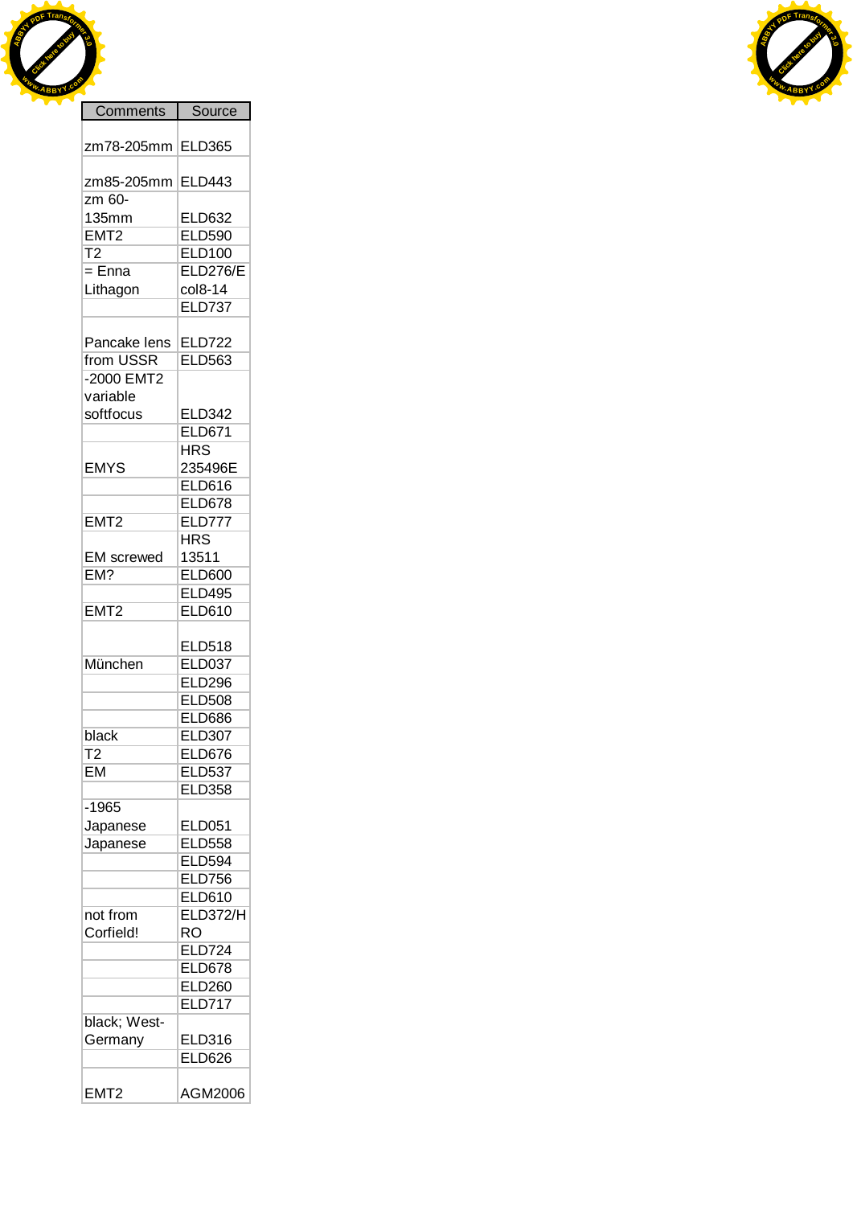| Comments | Source |
|---|---|
| zm78-205mm | ELD365 |
| zm85-205mm | ELD443 |
| zm 60-135mm | ELD632 |
| EMT2 | ELD590 |
| T2 | ELD100 |
| = Enna Lithagon | ELD276/Ecol8-14 |
| | ELD737 |
| Pancake lens | ELD722 |
| from USSR | ELD563 |
| -2000 EMT2 variable softfocus | ELD342 |
| | ELD671 |
| EMYS | HRS 235496E |
| | ELD616 |
| | ELD678 |
| EMT2 | ELD777 |
| EM screwed | HRS 13511 |
| EM? | ELD600 |
| | ELD495 |
| EMT2 | ELD610 |
| | ELD518 |
| München | ELD037 |
| | ELD296 |
| | ELD508 |
| | ELD686 |
| black | ELD307 |
| T2 | ELD676 |
| EM | ELD537 |
| | ELD358 |
| -1965 Japanese | ELD051 |
| Japanese | ELD558 |
| | ELD594 |
| | ELD756 |
| | ELD610 |
| not from Corfield! | ELD372/HRO |
| | ELD724 |
| | ELD678 |
| | ELD260 |
| | ELD717 |
| black; West-Germany | ELD316 |
| | ELD626 |
| EMT2 | AGM2006 |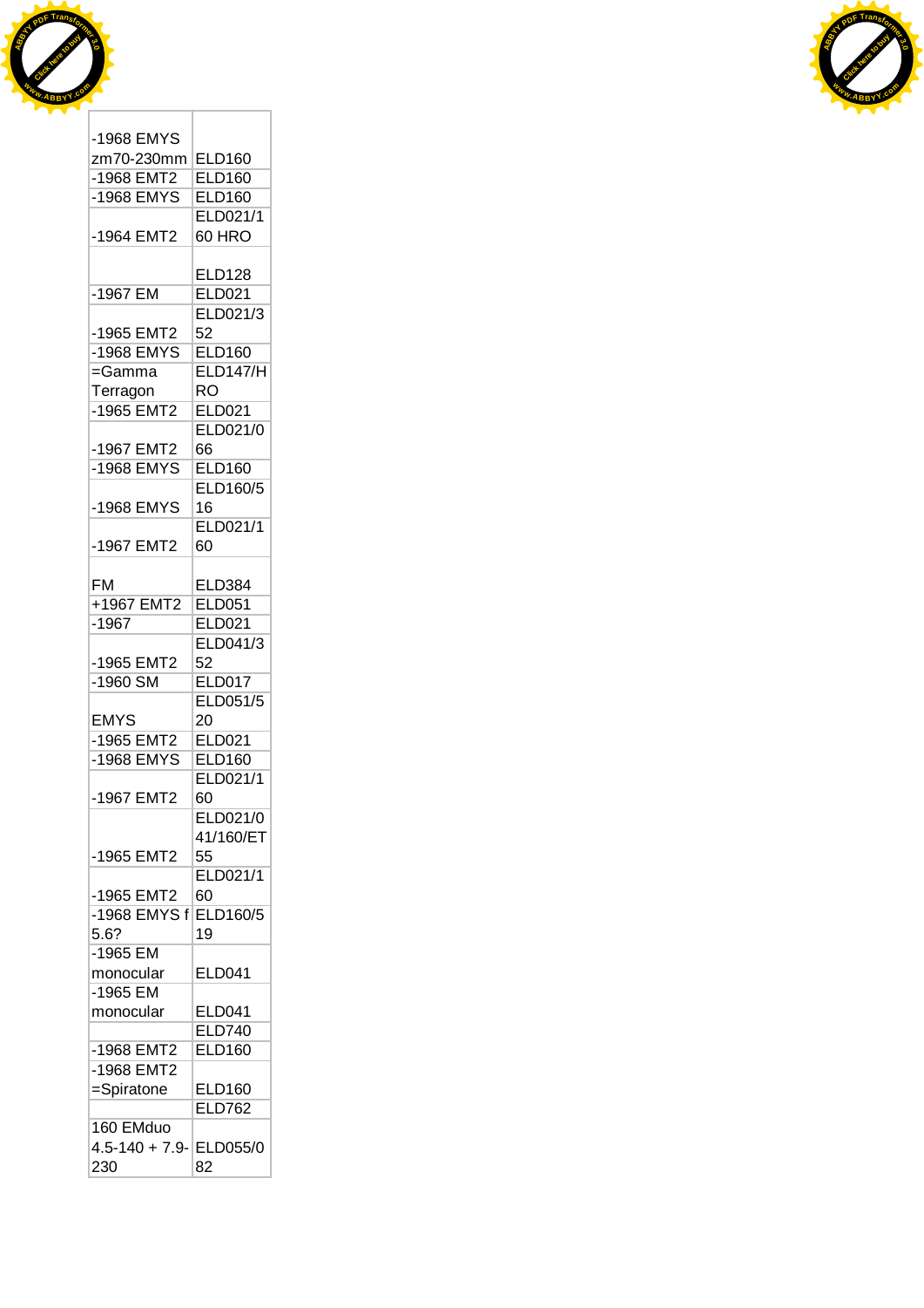| -1968 EMYS zm70-230mm | ELD160 |
|---|---|
| -1968 EMT2 | ELD160 |
| -1968 EMYS | ELD160 |
| -1964 EMT2 | ELD021/160 HRO |
| | ELD128 |
| -1967 EM | ELD021 |
| -1965 EMT2 | ELD021/352 |
| -1968 EMYS | ELD160 |
| =Gamma Terragon | ELD147/HRO |
| -1965 EMT2 | ELD021 |
| -1967 EMT2 | ELD021/066 |
| -1968 EMYS | ELD160 |
| -1968 EMYS | ELD160/516 |
| -1967 EMT2 | ELD021/160 |
| FM | ELD384 |
| +1967 EMT2 | ELD051 |
| -1967 | ELD021 |
| -1965 EMT2 | ELD041/352 |
| -1960 SM | ELD017 |
| EMYS | ELD051/520 |
| -1965 EMT2 | ELD021 |
| -1968 EMYS | ELD160 |
| -1967 EMT2 | ELD021/160 |
| -1965 EMT2 | ELD021/041/160/ET55 |
| -1965 EMT2 | ELD021/160 |
| -1968 EMYS f 5.6? | ELD160/519 |
| -1965 EM monocular | ELD041 |
| -1965 EM monocular | ELD041 |
| | ELD740 |
| -1968 EMT2 | ELD160 |
| -1968 EMT2 =Spiratone | ELD160 |
| | ELD762 |
| 160 EMduo 4.5-140 + 7.9-230 | ELD055/082 |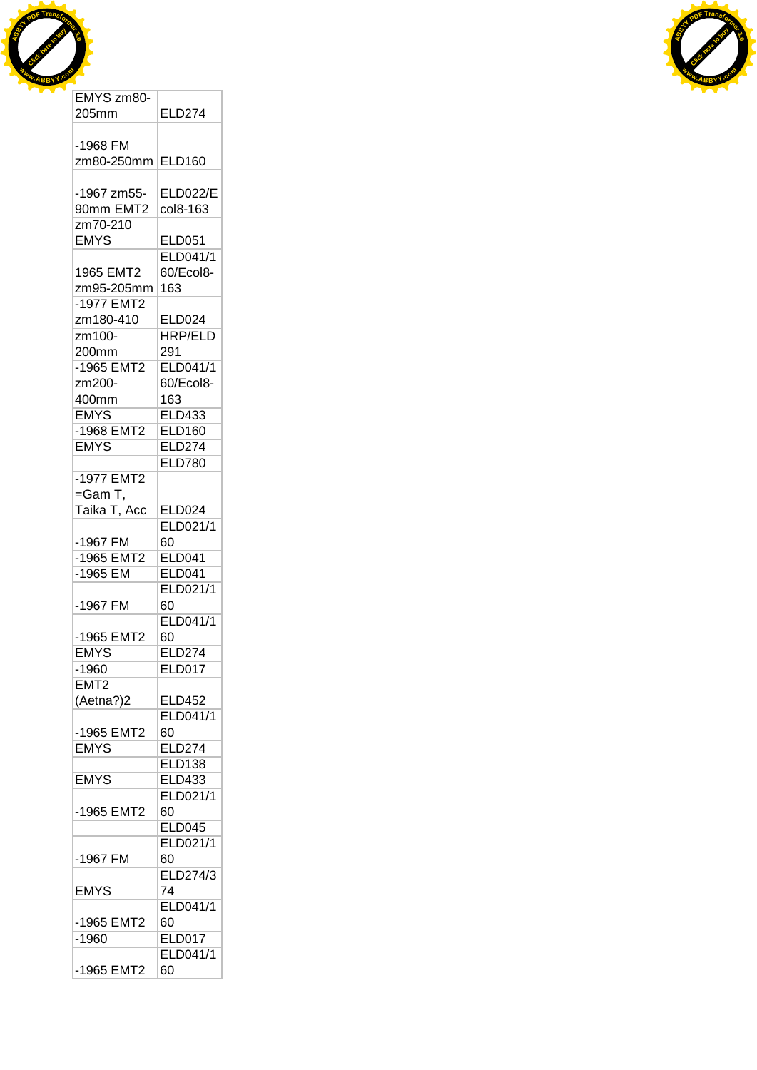| EMYS zm80-205mm | ELD274 |
|---|---|
| -1968 FM zm80-250mm | ELD160 |
| -1967 zm55-90mm EMT2 | ELD022/Ecol8-163 |
| zm70-210 EMYS | ELD051 |
| 1965 EMT2 zm95-205mm | ELD041/160/Ecol8-163 |
| -1977 EMT2 zm180-410 | ELD024 |
| zm100-200mm | HRP/ELD291 |
| -1965 EMT2 zm200-400mm | ELD041/160/Ecol8-163 |
| EMYS | ELD433 |
| -1968 EMT2 | ELD160 |
| EMYS | ELD274 |
| | ELD780 |
| -1977 EMT2 =Gam T, Taika T, Acc | ELD024 |
| -1967 FM | ELD021/160 |
| -1965 EMT2 | ELD041 |
| -1965 EM | ELD041 |
| -1967 FM | ELD021/160 |
| -1965 EMT2 | ELD041/160 |
| EMYS | ELD274 |
| -1960 | ELD017 |
| EMT2 (Aetna?)2 | ELD452 |
| -1965 EMT2 | ELD041/160 |
| EMYS | ELD274 |
| | ELD138 |
| EMYS | ELD433 |
| -1965 EMT2 | ELD021/160 |
| | ELD045 |
| -1967 FM | ELD021/160 |
| EMYS | ELD274/374 |
| -1965 EMT2 | ELD041/160 |
| -1960 | ELD017 |
| -1965 EMT2 | ELD041/160 |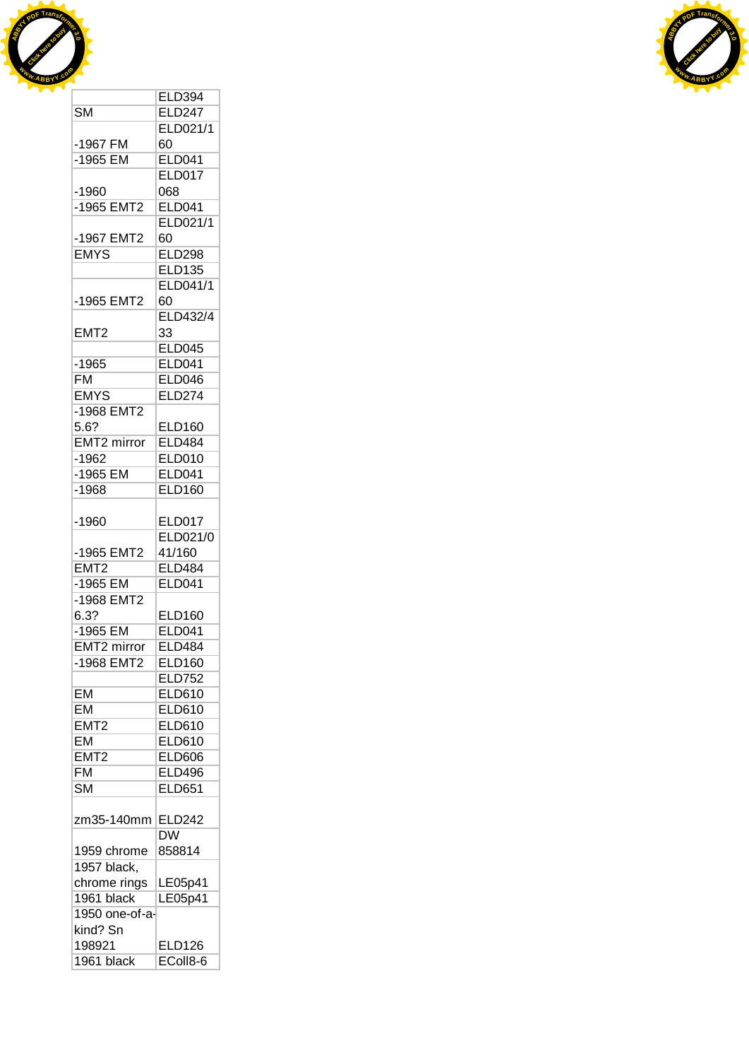| | |
|---|---|
| | ELD394 |
| SM | ELD247 |
| -1967 FM | ELD021/160 |
| -1965 EM | ELD041 |
| -1960 | ELD017068 |
| -1965 EMT2 | ELD041 |
| -1967 EMT2 | ELD021/160 |
| EMYS | ELD298 |
| | ELD135 |
| -1965 EMT2 | ELD041/160 |
| EMT2 | ELD432/433 |
| | ELD045 |
| -1965 | ELD041 |
| FM | ELD046 |
| EMYS | ELD274 |
| -1968 EMT2 5.6? | ELD160 |
| EMT2 mirror | ELD484 |
| -1962 | ELD010 |
| -1965 EM | ELD041 |
| -1968 | ELD160 |
| -1960 | ELD017 |
| -1965 EMT2 | ELD021/041/160 |
| EMT2 | ELD484 |
| -1965 EM | ELD041 |
| -1968 EMT2 6.3? | ELD160 |
| -1965 EM | ELD041 |
| EMT2 mirror | ELD484 |
| -1968 EMT2 | ELD160 |
| | ELD752 |
| EM | ELD610 |
| EM | ELD610 |
| EMT2 | ELD610 |
| EM | ELD610 |
| EMT2 | ELD606 |
| FM | ELD496 |
| SM | ELD651 |
| zm35-140mm | ELD242 |
| 1959 chrome | DW 858814 |
| 1957 black, chrome rings | LE05p41 |
| 1961 black | LE05p41 |
| 1950 one-of-a-kind? Sn 198921 | ELD126 |
| 1961 black | EColl8-6 |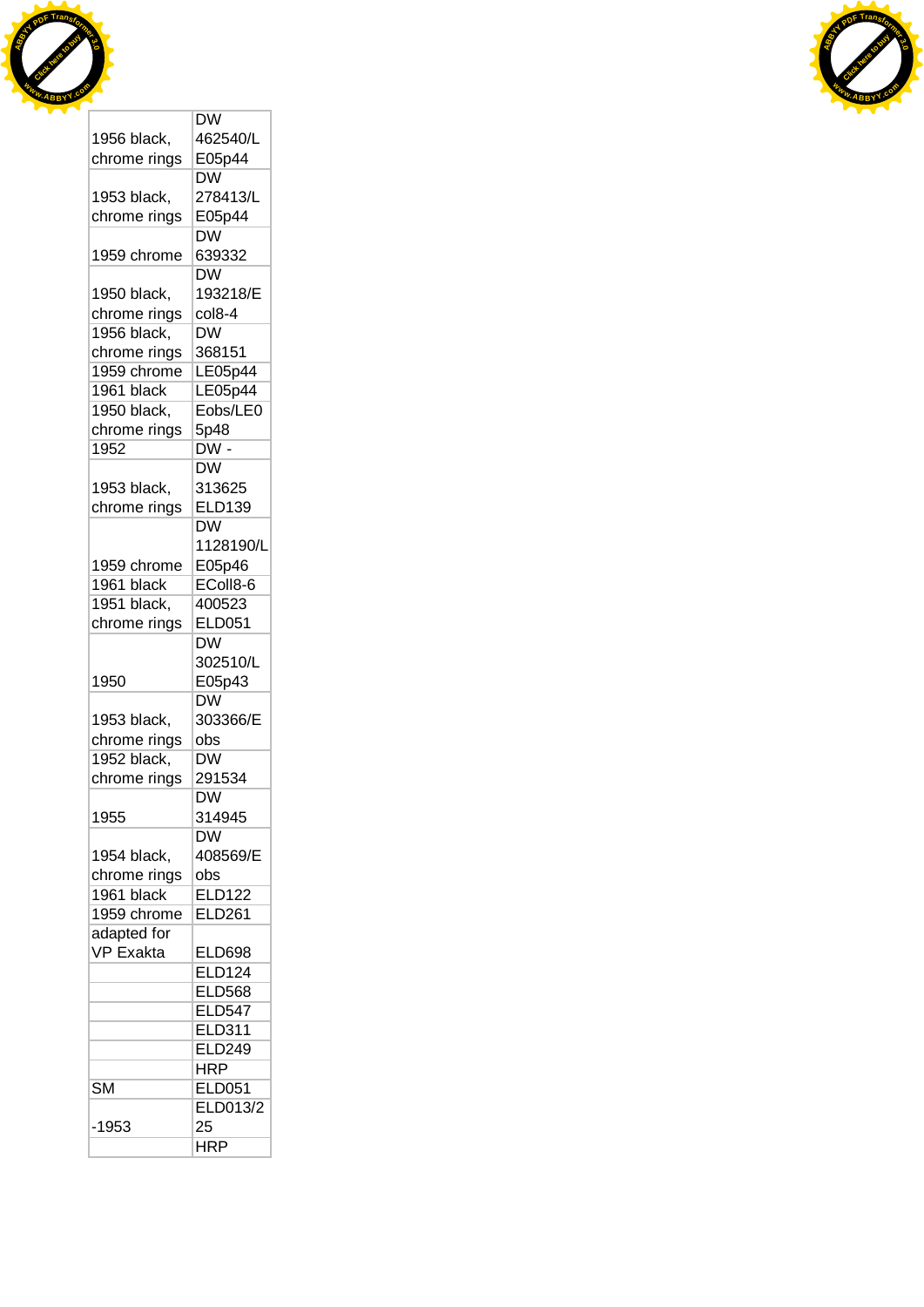| | |
|---|---|
| 1956 black, chrome rings | DW 462540/LE05p44 |
| 1953 black, chrome rings | DW 278413/LE05p44 |
| 1959 chrome | DW 639332 |
| 1950 black, chrome rings | DW 193218/Ecol8-4 |
| 1956 black, chrome rings | DW 368151 |
| 1959 chrome | LE05p44 |
| 1961 black | LE05p44 |
| 1950 black, chrome rings | Eobs/LE05p48 |
| 1952 | DW - |
| 1953 black, chrome rings | DW 313625 ELD139 |
| 1959 chrome | DW 1128190/LE05p46 |
| 1961 black | EColl8-6 |
| 1951 black, chrome rings | 400523 ELD051 |
| 1950 | DW 302510/LE05p43 |
| 1953 black, chrome rings | DW 303366/Eobs |
| 1952 black, chrome rings | DW 291534 |
| 1955 | DW 314945 |
| 1954 black, chrome rings | DW 408569/Eobs |
| 1961 black | ELD122 |
| 1959 chrome | ELD261 |
| adapted for VP Exakta | ELD698 |
| | ELD124 |
| | ELD568 |
| | ELD547 |
| | ELD311 |
| | ELD249 |
| | HRP |
| SM | ELD051 |
| -1953 | ELD013/225 |
| | HRP |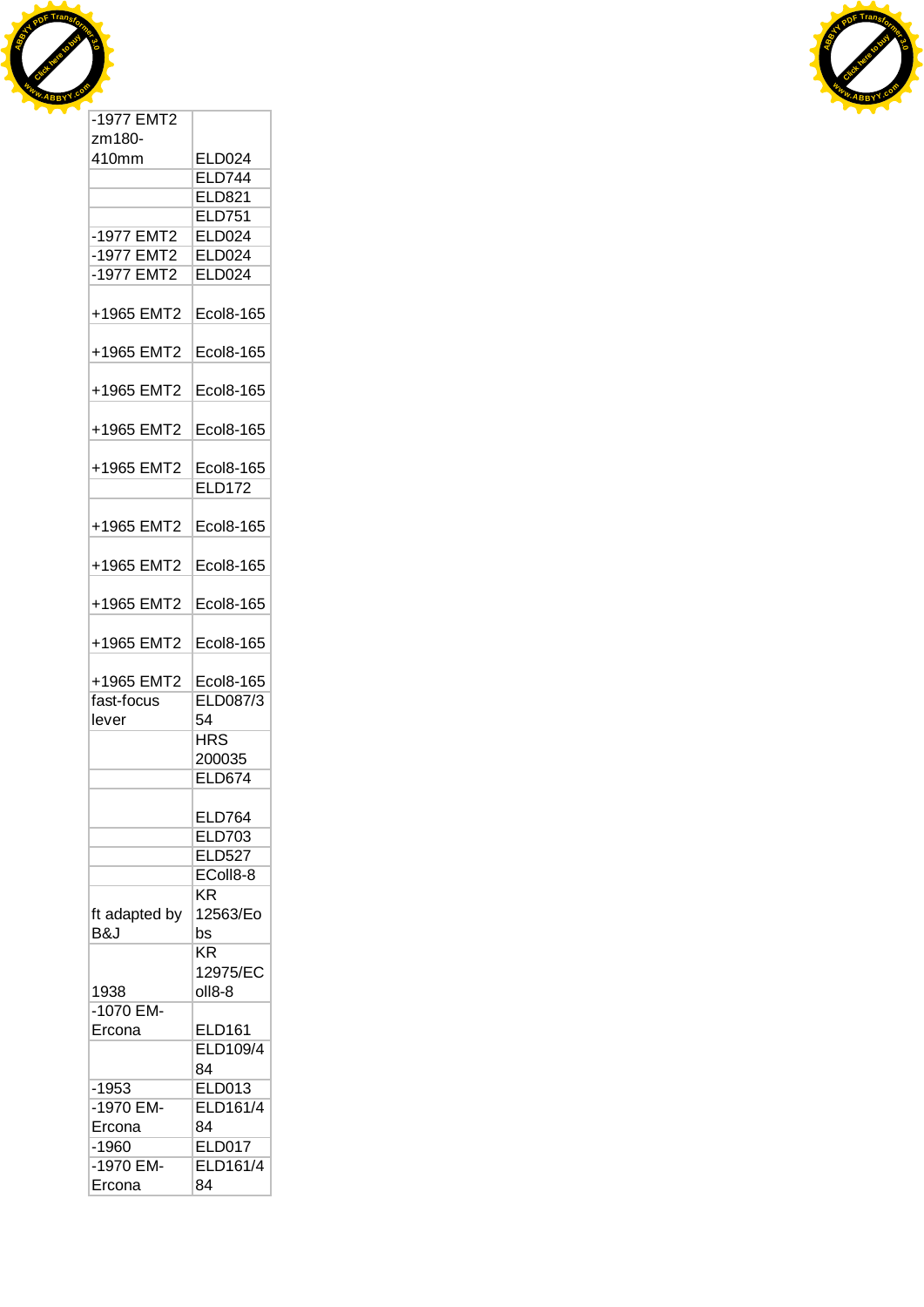| | |
|---|---|
| -1977 EMT2 zm180-410mm | ELD024 |
| | ELD744 |
| | ELD821 |
| | ELD751 |
| -1977 EMT2 | ELD024 |
| -1977 EMT2 | ELD024 |
| -1977 EMT2 | ELD024 |
| +1965 EMT2 | Ecol8-165 |
| +1965 EMT2 | Ecol8-165 |
| +1965 EMT2 | Ecol8-165 |
| +1965 EMT2 | Ecol8-165 |
| +1965 EMT2 | Ecol8-165 |
| | ELD172 |
| +1965 EMT2 | Ecol8-165 |
| +1965 EMT2 | Ecol8-165 |
| +1965 EMT2 | Ecol8-165 |
| +1965 EMT2 | Ecol8-165 |
| +1965 EMT2 | Ecol8-165 |
| fast-focus lever | ELD087/354 |
| | HRS 200035 |
| | ELD674 |
| | ELD764 |
| | ELD703 |
| | ELD527 |
| | EColl8-8 |
| ft adapted by B&J | KR 12563/Eobs |
| 1938 | KR 12975/EColl8-8 |
| -1070 EM-Ercona | ELD161 |
| | ELD109/484 |
| -1953 | ELD013 |
| -1970 EM-Ercona | ELD161/484 |
| -1960 | ELD017 |
| -1970 EM-Ercona | ELD161/484 |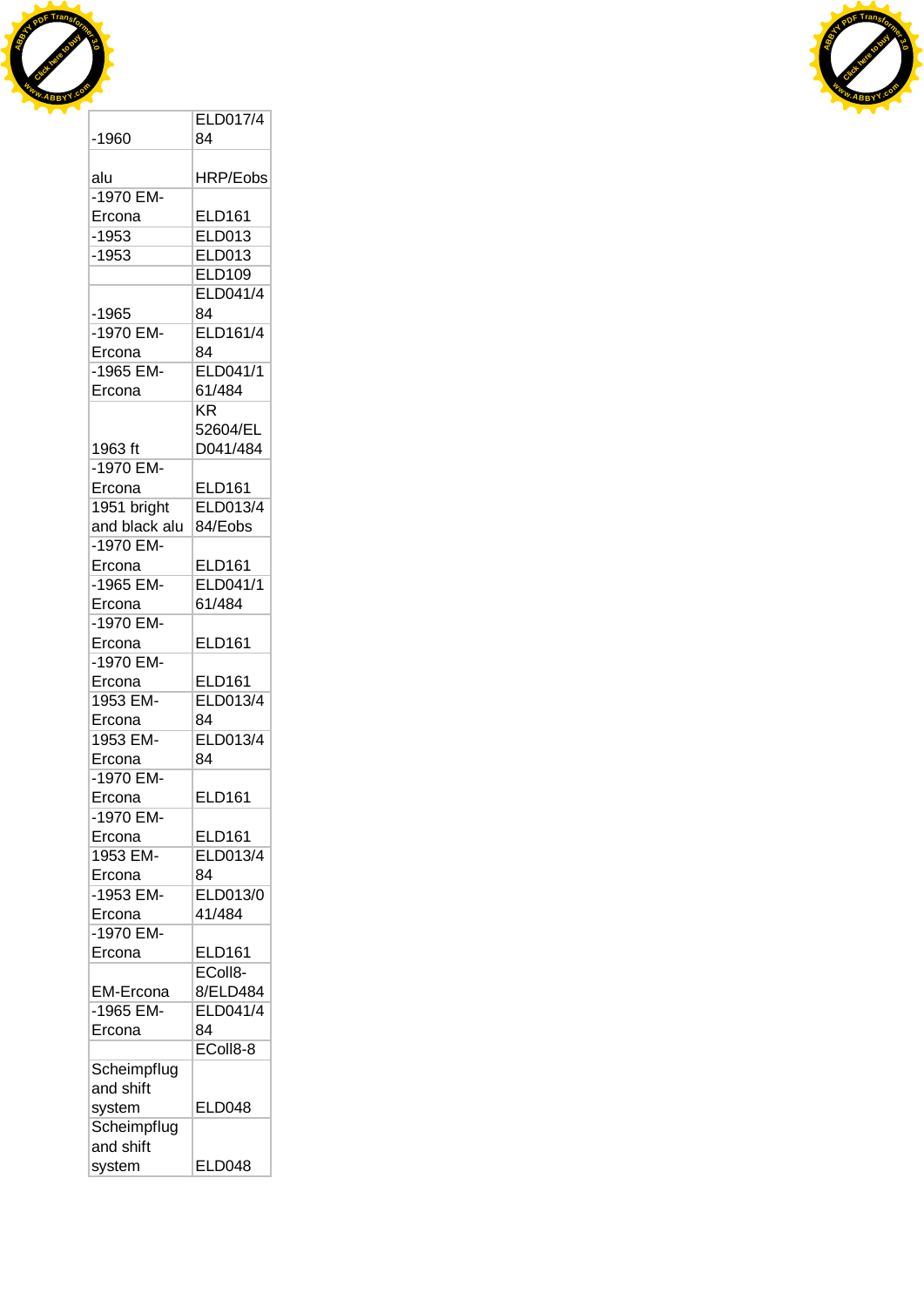| | |
|---|---|
| -1960 | ELD017/484 |
| alu | HRP/Eobs |
| -1970 EM-Ercona | ELD161 |
| -1953 | ELD013 |
| -1953 | ELD013 |
| | ELD109 |
| -1965 | ELD041/484 |
| -1970 EM-Ercona | ELD161/484 |
| -1965 EM-Ercona | ELD041/161/484 |
| 1963 ft | KR 52604/ELD041/484 |
| -1970 EM-Ercona | ELD161 |
| 1951 bright and black alu | ELD013/484/Eobs |
| -1970 EM-Ercona | ELD161 |
| -1965 EM-Ercona | ELD041/161/484 |
| -1970 EM-Ercona | ELD161 |
| -1970 EM-Ercona | ELD161 |
| 1953 EM-Ercona | ELD013/484 |
| 1953 EM-Ercona | ELD013/484 |
| -1970 EM-Ercona | ELD161 |
| -1970 EM-Ercona | ELD161 |
| 1953 EM-Ercona | ELD013/484 |
| -1953 EM-Ercona | ELD013/041/484 |
| -1970 EM-Ercona | ELD161 |
| EM-Ercona | EColl8-8/ELD484 |
| -1965 EM-Ercona | ELD041/484 |
| | EColl8-8 |
| Scheimpflug and shift system | ELD048 |
| Scheimpflug and shift system | ELD048 |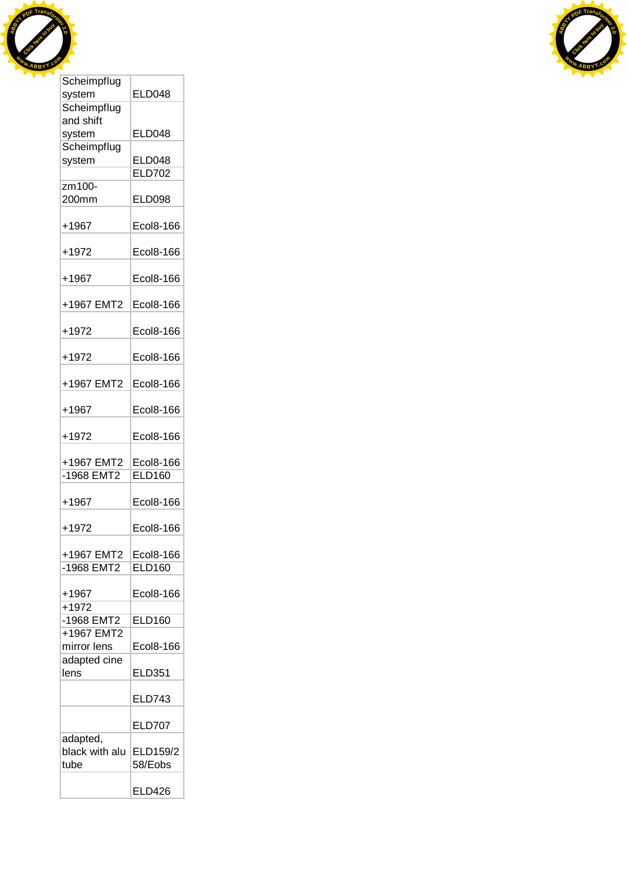| | |
|---|---|
| Scheimpflug system | ELD048 |
| Scheimpflug and shift system | ELD048 |
| Scheimpflug system | ELD048 |
| | ELD702 |
| zm100-200mm | ELD098 |
| +1967 | Ecol8-166 |
| +1972 | Ecol8-166 |
| +1967 | Ecol8-166 |
| +1967 EMT2 | Ecol8-166 |
| +1972 | Ecol8-166 |
| +1972 | Ecol8-166 |
| +1967 EMT2 | Ecol8-166 |
| +1967 | Ecol8-166 |
| +1972 | Ecol8-166 |
| +1967 EMT2 | Ecol8-166 |
| -1968 EMT2 | ELD160 |
| +1967 | Ecol8-166 |
| +1972 | Ecol8-166 |
| +1967 EMT2 | Ecol8-166 |
| -1968 EMT2 | ELD160 |
| +1967 | Ecol8-166 |
| +1972 | |
| -1968 EMT2 | ELD160 |
| +1967 EMT2 mirror lens | Ecol8-166 |
| adapted cine lens | ELD351 |
| | ELD743 |
| | ELD707 |
| adapted, black with alu tube | ELD159/258/Eobs |
| | ELD426 |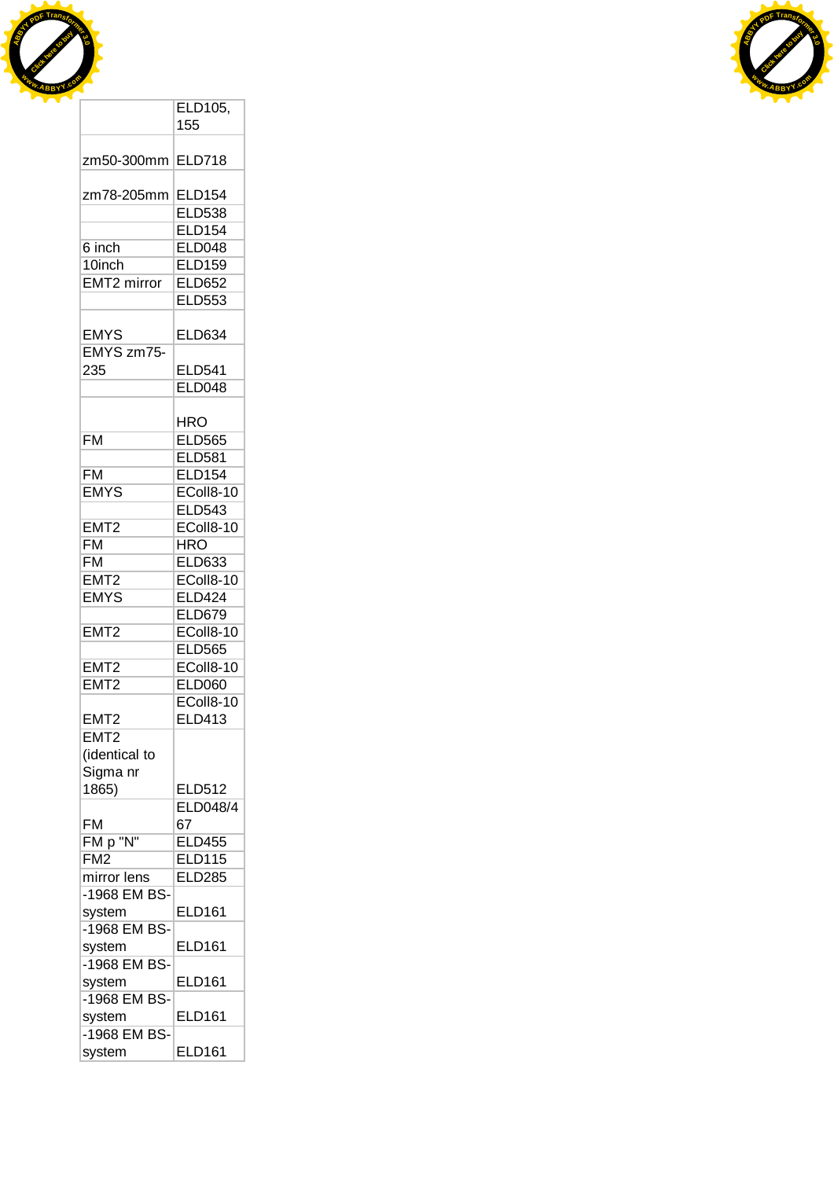| | |
|---|---|
| | ELD105, 155 |
| zm50-300mm | ELD718 |
| zm78-205mm | ELD154 |
| | ELD538 |
| | ELD154 |
| 6 inch | ELD048 |
| 10inch | ELD159 |
| EMT2 mirror | ELD652 |
| | ELD553 |
| EMYS | ELD634 |
| EMYS zm75-235 | ELD541 |
| | ELD048 |
| | HRO |
| FM | ELD565 |
| | ELD581 |
| FM | ELD154 |
| EMYS | EColl8-10 |
| | ELD543 |
| EMT2 | EColl8-10 |
| FM | HRO |
| FM | ELD633 |
| EMT2 | EColl8-10 |
| EMYS | ELD424 |
| | ELD679 |
| EMT2 | EColl8-10 |
| | ELD565 |
| EMT2 | EColl8-10 |
| EMT2 | ELD060 |
| EMT2 | EColl8-10 ELD413 |
| EMT2 (identical to Sigma nr 1865) | ELD512 |
| FM | ELD048/467 |
| FM p "N" | ELD455 |
| FM2 | ELD115 |
| mirror lens | ELD285 |
| -1968 EM BS-system | ELD161 |
| -1968 EM BS-system | ELD161 |
| -1968 EM BS-system | ELD161 |
| -1968 EM BS-system | ELD161 |
| -1968 EM BS-system | ELD161 |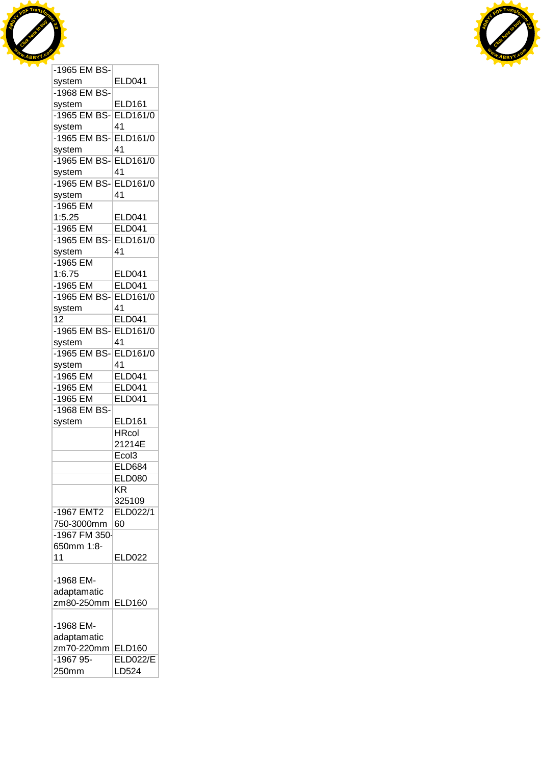| | |
|---|---|
| -1965 EM BS-system | ELD041 |
| -1968 EM BS-system | ELD161 |
| -1965 EM BS-system | ELD161/041 |
| -1965 EM BS-system | ELD161/041 |
| -1965 EM BS-system | ELD161/041 |
| -1965 EM BS-system | ELD161/041 |
| -1965 EM 1:5.25 | ELD041 |
| -1965 EM | ELD041 |
| -1965 EM BS-system | ELD161/041 |
| -1965 EM 1:6.75 | ELD041 |
| -1965 EM | ELD041 |
| -1965 EM BS-system | ELD161/041 |
| 12 | ELD041 |
| -1965 EM BS-system | ELD161/041 |
| -1965 EM BS-system | ELD161/041 |
| -1965 EM | ELD041 |
| -1965 EM | ELD041 |
| -1965 EM | ELD041 |
| -1968 EM BS-system | ELD161 |
| | HRcol 21214E |
| | Ecol3 |
| | ELD684 |
| | ELD080 |
| | KR 325109 |
| -1967 EMT2 750-3000mm | ELD022/160 |
| -1967 FM 350-650mm 1:8-11 | ELD022 |
| -1968 EM-adaptamatic zm80-250mm | ELD160 |
| -1968 EM-adaptamatic zm70-220mm | ELD160 |
| -1967 95-250mm | ELD022/ELD524 |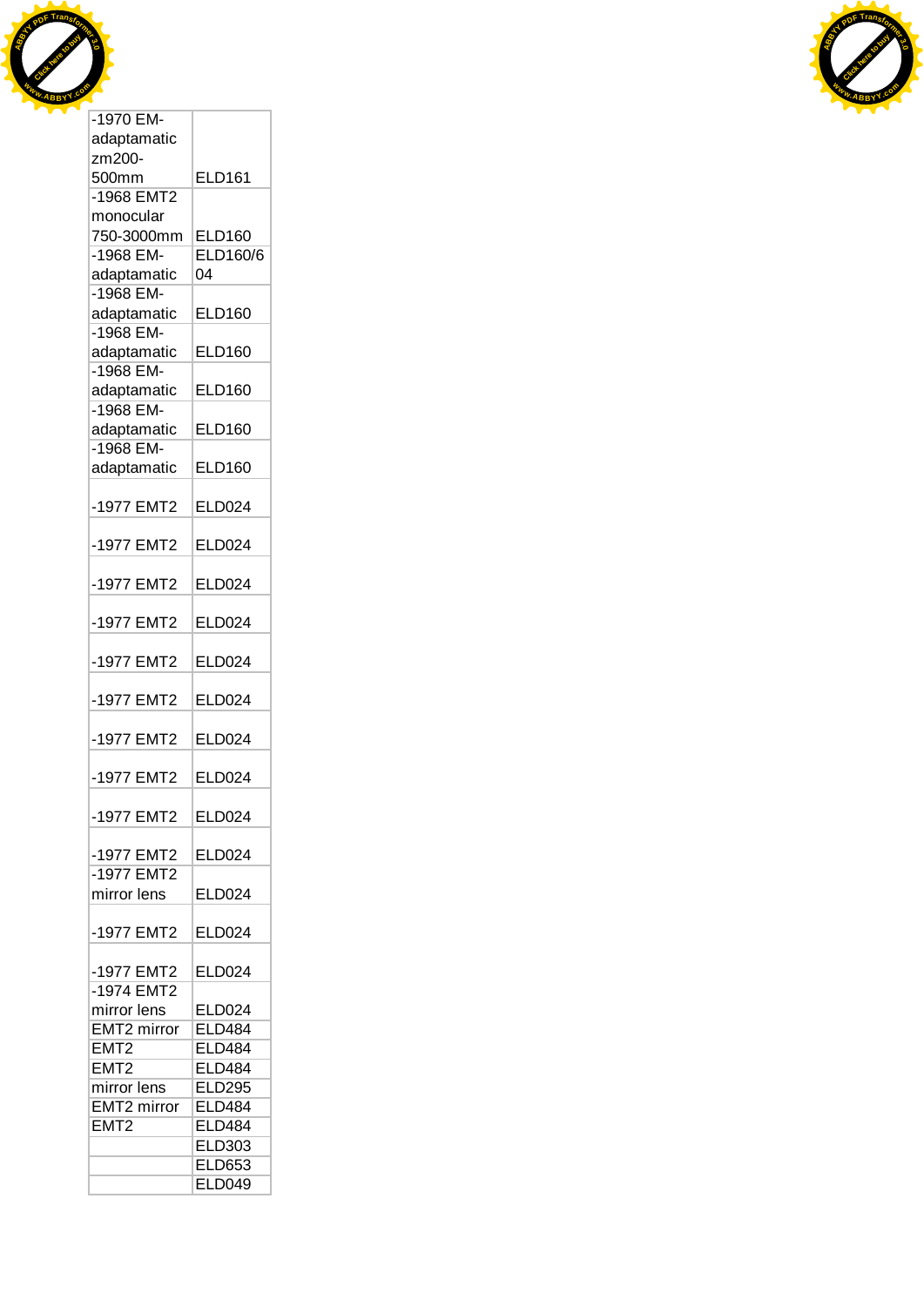| | |
|---|---|
| -1970 EM-adaptamatic zm200-500mm | ELD161 |
| -1968 EMT2 monocular 750-3000mm | ELD160 |
| -1968 EM-adaptamatic | ELD160/604 |
| -1968 EM-adaptamatic | ELD160 |
| -1968 EM-adaptamatic | ELD160 |
| -1968 EM-adaptamatic | ELD160 |
| -1968 EM-adaptamatic | ELD160 |
| -1968 EM-adaptamatic | ELD160 |
| -1977 EMT2 | ELD024 |
| -1977 EMT2 | ELD024 |
| -1977 EMT2 | ELD024 |
| -1977 EMT2 | ELD024 |
| -1977 EMT2 | ELD024 |
| -1977 EMT2 | ELD024 |
| -1977 EMT2 | ELD024 |
| -1977 EMT2 | ELD024 |
| -1977 EMT2 | ELD024 |
| -1977 EMT2 | ELD024 |
| -1977 EMT2 mirror lens | ELD024 |
| -1977 EMT2 | ELD024 |
| -1977 EMT2 | ELD024 |
| -1974 EMT2 mirror lens | ELD024 |
| EMT2 mirror | ELD484 |
| EMT2 | ELD484 |
| EMT2 | ELD484 |
| mirror lens | ELD295 |
| EMT2 mirror | ELD484 |
| EMT2 | ELD484 |
| | ELD303 |
| | ELD653 |
| | ELD049 |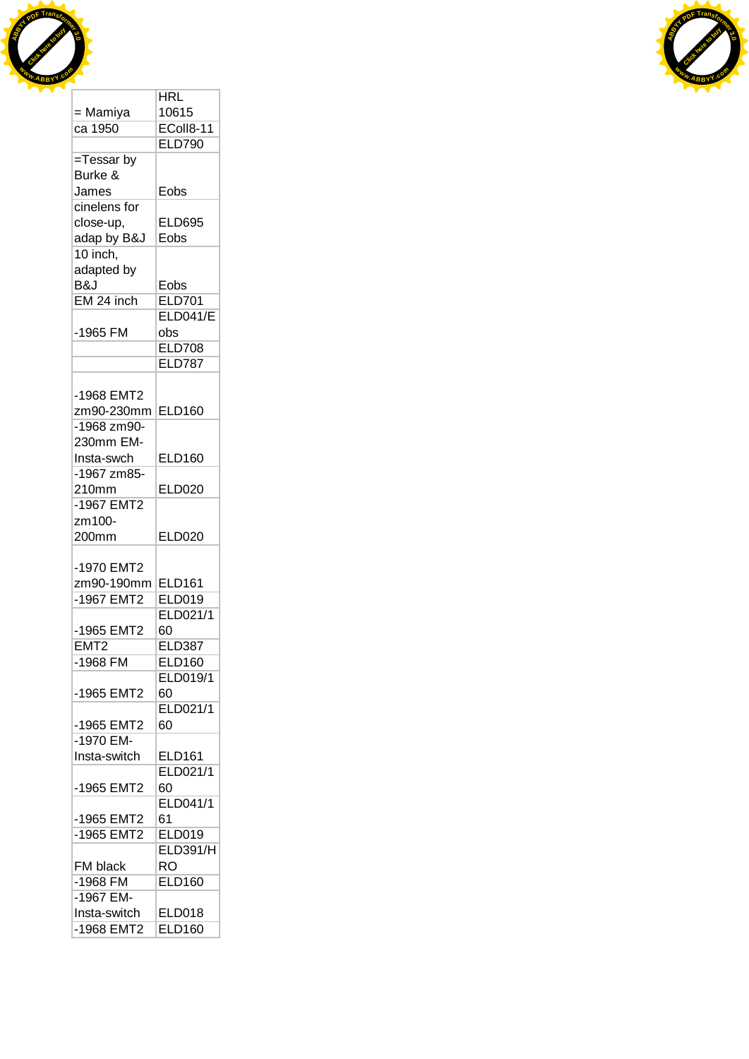| = Mamiya | HRL 10615 |
|---|---|
| ca 1950 | EColl8-11 |
| | ELD790 |
| =Tessar by Burke & James | Eobs |
| cinelens for close-up, adap by B&J | ELD695 Eobs |
| 10 inch, adapted by B&J | Eobs |
| EM 24 inch | ELD701 |
| -1965 FM | ELD041/Eobs |
| | ELD708 |
| | ELD787 |
| -1968 EMT2 zm90-230mm | ELD160 |
| -1968 zm90-230mm EM-Insta-swch | ELD160 |
| -1967 zm85-210mm | ELD020 |
| -1967 EMT2 zm100-200mm | ELD020 |
| -1970 EMT2 zm90-190mm | ELD161 |
| -1967 EMT2 | ELD019 |
| -1965 EMT2 | ELD021/160 |
| EMT2 | ELD387 |
| -1968 FM | ELD160 |
| -1965 EMT2 | ELD019/160 |
| -1965 EMT2 | ELD021/160 |
| -1970 EM-Insta-switch | ELD161 |
| -1965 EMT2 | ELD021/160 |
| -1965 EMT2 | ELD041/161 |
| -1965 EMT2 | ELD019 |
| FM black | ELD391/HRO |
| -1968 FM | ELD160 |
| -1967 EM-Insta-switch | ELD018 |
| -1968 EMT2 | ELD160 |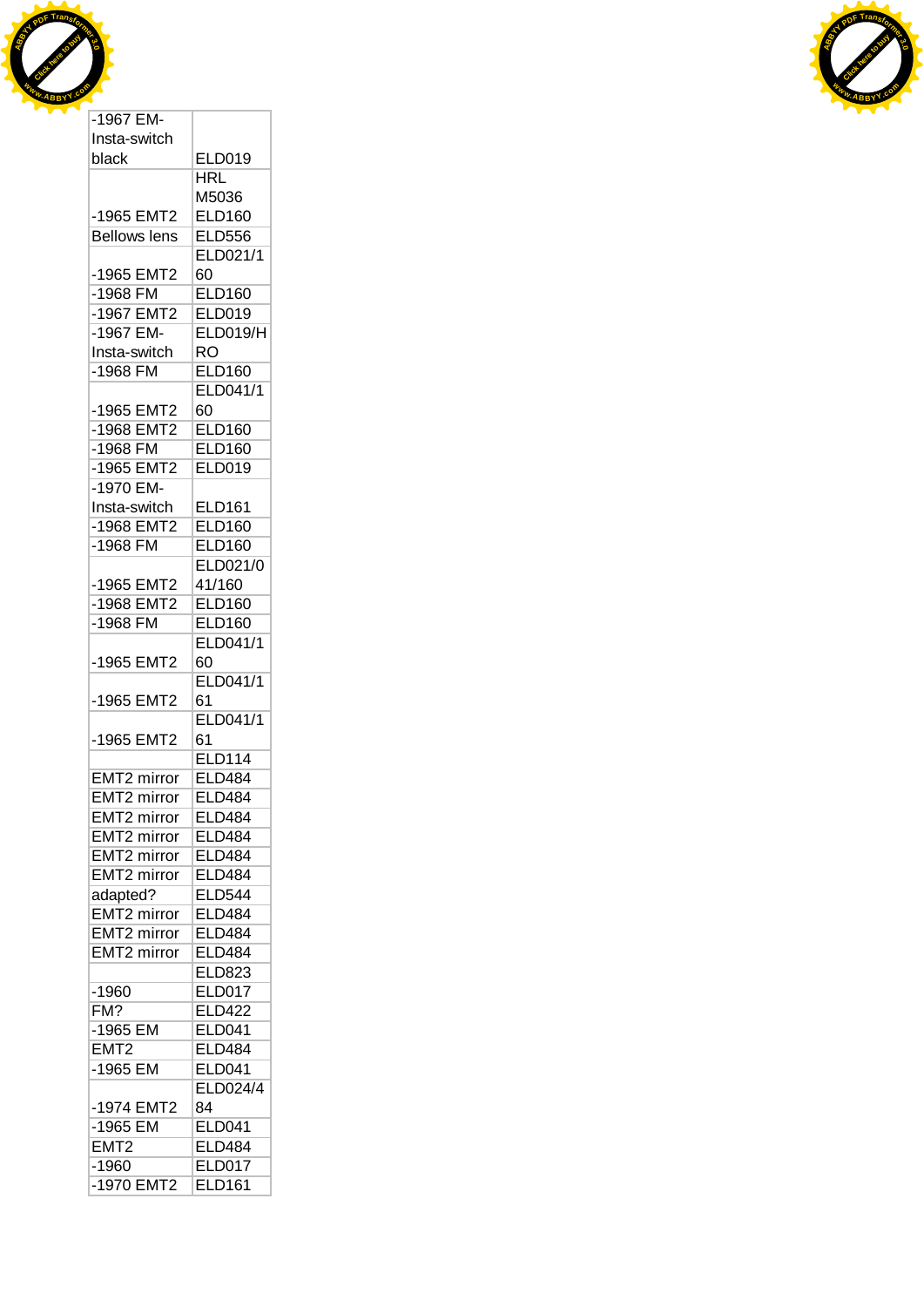| | |
|---|---|
| -1967 EM-Insta-switch black | ELD019 |
| -1965 EMT2 | HRL M5036 ELD160 |
| Bellows lens | ELD556 |
| -1965 EMT2 | ELD021/160 |
| -1968 FM | ELD160 |
| -1967 EMT2 | ELD019 |
| -1967 EM-Insta-switch | ELD019/HRO |
| -1968 FM | ELD160 |
| -1965 EMT2 | ELD041/160 |
| -1968 EMT2 | ELD160 |
| -1968 FM | ELD160 |
| -1965 EMT2 | ELD019 |
| -1970 EM-Insta-switch | ELD161 |
| -1968 EMT2 | ELD160 |
| -1968 FM | ELD160 |
| -1965 EMT2 | ELD021/041/160 |
| -1968 EMT2 | ELD160 |
| -1968 FM | ELD160 |
| -1965 EMT2 | ELD041/160 |
| -1965 EMT2 | ELD041/161 |
| -1965 EMT2 | ELD041/161 |
| | ELD114 |
| EMT2 mirror | ELD484 |
| EMT2 mirror | ELD484 |
| EMT2 mirror | ELD484 |
| EMT2 mirror | ELD484 |
| EMT2 mirror | ELD484 |
| EMT2 mirror | ELD484 |
| adapted? | ELD544 |
| EMT2 mirror | ELD484 |
| EMT2 mirror | ELD484 |
| EMT2 mirror | ELD484 |
| | ELD823 |
| -1960 | ELD017 |
| FM? | ELD422 |
| -1965 EM | ELD041 |
| EMT2 | ELD484 |
| -1965 EM | ELD041 |
| -1974 EMT2 | ELD024/484 |
| -1965 EM | ELD041 |
| EMT2 | ELD484 |
| -1960 | ELD017 |
| -1970 EMT2 | ELD161 |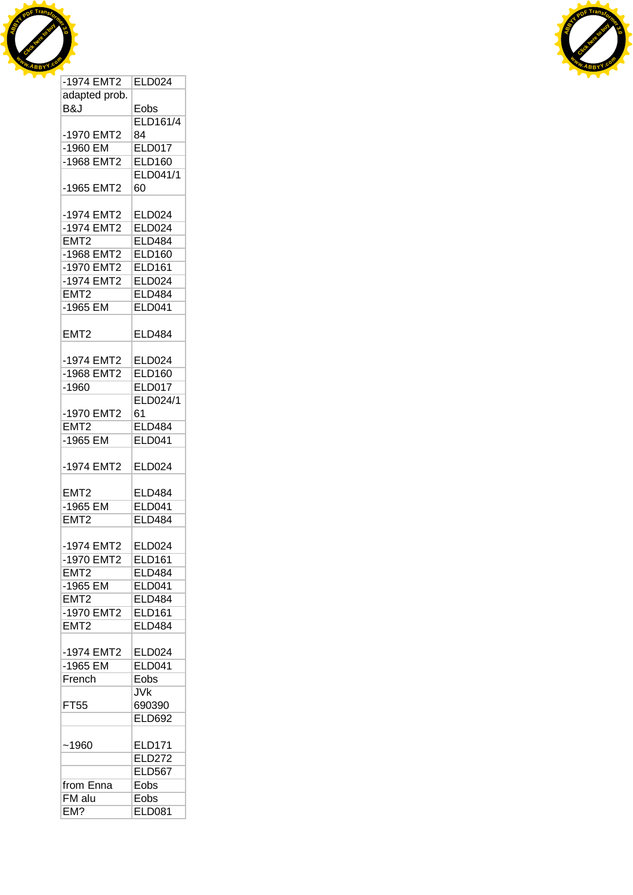| | |
|---|---|
| -1974 EMT2 | ELD024 |
| adapted prob. B&J | Eobs |
| -1970 EMT2 | ELD161/484 |
| -1960 EM | ELD017 |
| -1968 EMT2 | ELD160 |
| -1965 EMT2 | ELD041/160 |
| -1974 EMT2 | ELD024 |
| -1974 EMT2 | ELD024 |
| EMT2 | ELD484 |
| -1968 EMT2 | ELD160 |
| -1970 EMT2 | ELD161 |
| -1974 EMT2 | ELD024 |
| EMT2 | ELD484 |
| -1965 EM | ELD041 |
| EMT2 | ELD484 |
| -1974 EMT2 | ELD024 |
| -1968 EMT2 | ELD160 |
| -1960 | ELD017 |
| -1970 EMT2 | ELD024/161 |
| EMT2 | ELD484 |
| -1965 EM | ELD041 |
| -1974 EMT2 | ELD024 |
| EMT2 | ELD484 |
| -1965 EM | ELD041 |
| EMT2 | ELD484 |
| -1974 EMT2 | ELD024 |
| -1970 EMT2 | ELD161 |
| EMT2 | ELD484 |
| -1965 EM | ELD041 |
| EMT2 | ELD484 |
| -1970 EMT2 | ELD161 |
| EMT2 | ELD484 |
| -1974 EMT2 | ELD024 |
| -1965 EM | ELD041 |
| French | Eobs |
| FT55 | JVk 690390 |
| | ELD692 |
| ~1960 | ELD171 |
| | ELD272 |
| | ELD567 |
| from Enna | Eobs |
| FM alu | Eobs |
| EM? | ELD081 |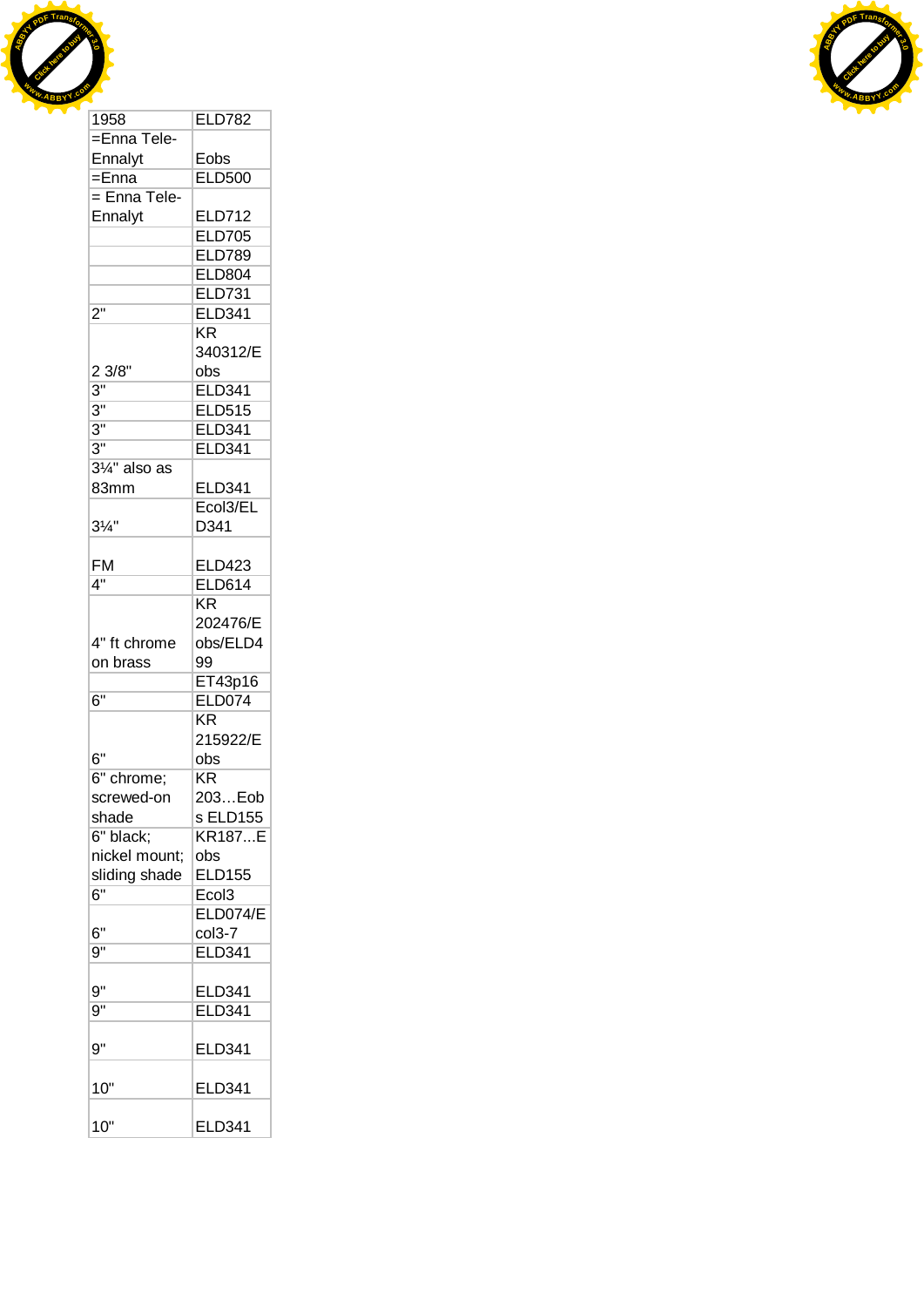| 1958 | ELD782 |
|---|---|
| =Enna Tele-Ennalyt | Eobs |
| =Enna | ELD500 |
| = Enna Tele-Ennalyt | ELD712 |
| | ELD705 |
| | ELD789 |
| | ELD804 |
| | ELD731 |
| 2" | ELD341 |
| 2 3/8" | KR 340312/Eobs |
| 3" | ELD341 |
| 3" | ELD515 |
| 3" | ELD341 |
| 3" | ELD341 |
| 3¼" also as 83mm | ELD341 |
| 3¼" | Ecol3/ELD341 |
| FM | ELD423 |
| 4" | ELD614 |
| 4" ft chrome on brass | KR 202476/Eobs/ELD499 |
| | ET43p16 |
| 6" | ELD074 |
| 6" | KR 215922/Eobs |
| 6" chrome; screwed-on shade | KR 203…Eobs ELD155 |
| 6" black; nickel mount; sliding shade | KR187...Eobs ELD155 |
| 6" | Ecol3 |
| 6" | ELD074/Ecol3-7 |
| 9" | ELD341 |
| 9" | ELD341 |
| 9" | ELD341 |
| 9" | ELD341 |
| 10" | ELD341 |
| 10" | ELD341 |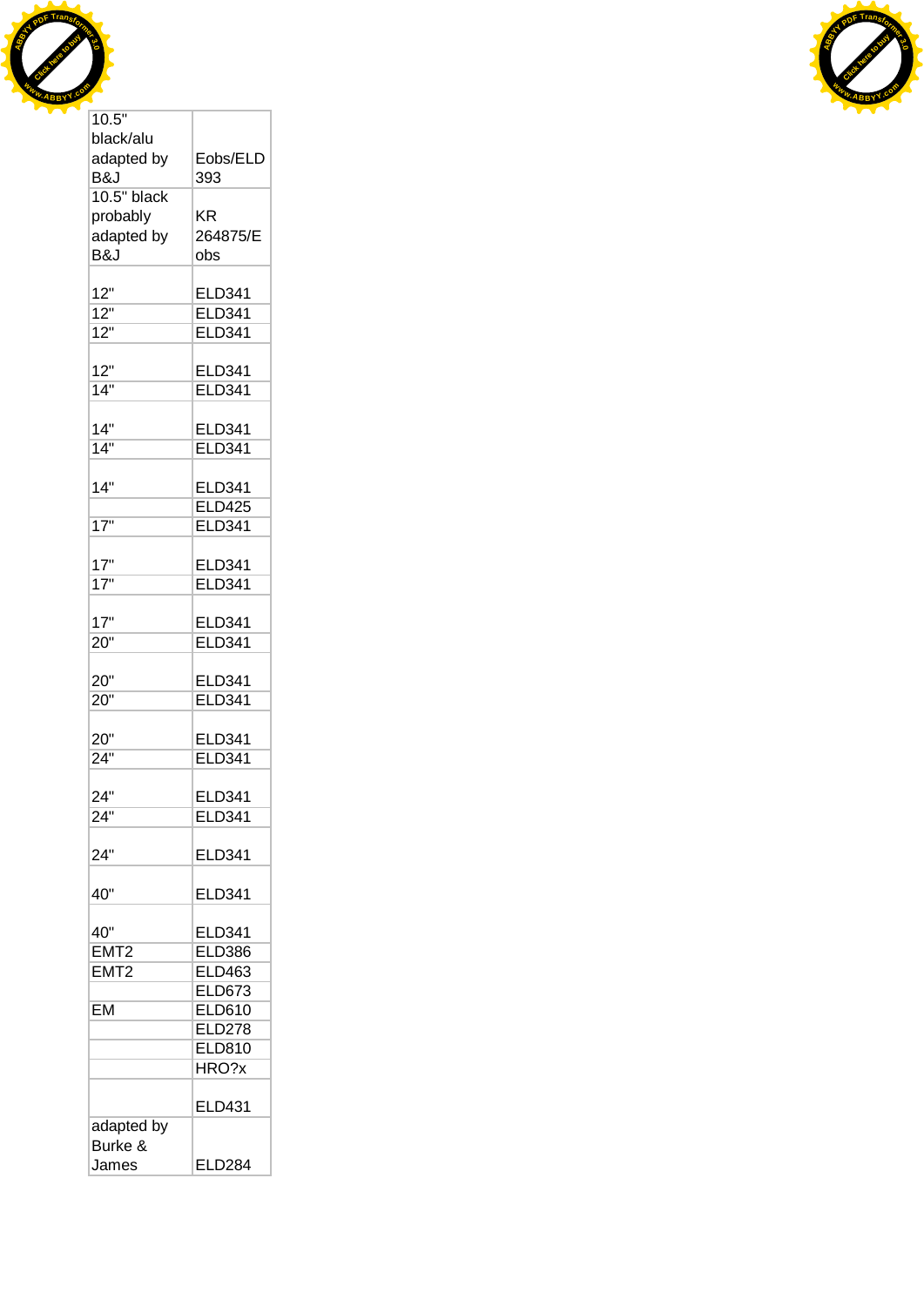| | |
|---|---|
| 10.5" black/alu adapted by B&J | Eobs/ELD 393 |
| 10.5" black probably adapted by B&J | KR 264875/E obs |
| 12" | ELD341 |
| 12" | ELD341 |
| 12" | ELD341 |
| 12" | ELD341 |
| 14" | ELD341 |
| 14" | ELD341 |
| 14" | ELD341 |
| 14" | ELD341 |
| | ELD425 |
| 17" | ELD341 |
| 17" | ELD341 |
| 17" | ELD341 |
| 17" | ELD341 |
| 20" | ELD341 |
| 20" | ELD341 |
| 20" | ELD341 |
| 20" | ELD341 |
| 24" | ELD341 |
| 24" | ELD341 |
| 24" | ELD341 |
| 24" | ELD341 |
| 40" | ELD341 |
| 40" | ELD341 |
| EMT2 | ELD386 |
| EMT2 | ELD463 |
| | ELD673 |
| EM | ELD610 |
| | ELD278 |
| | ELD810 |
| | HRO?x |
| | ELD431 |
| adapted by Burke & James | ELD284 |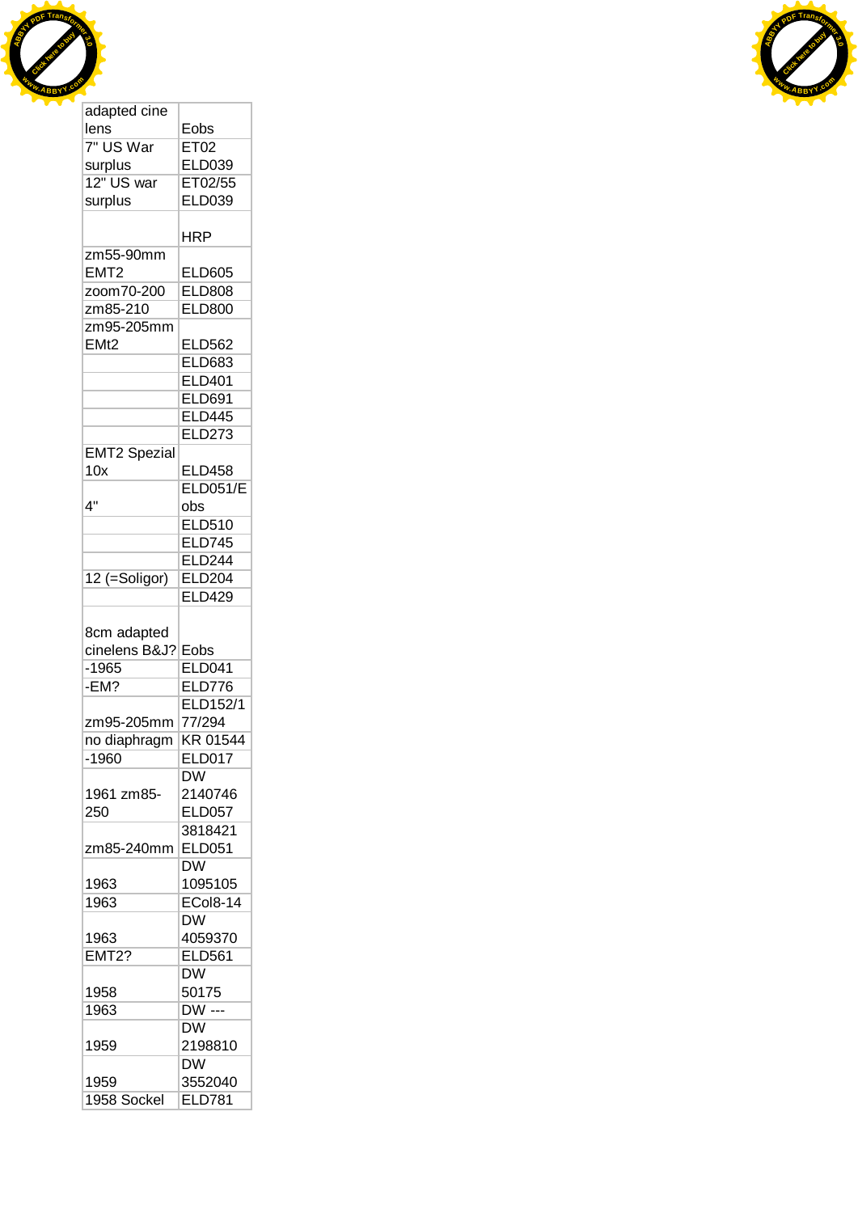| adapted cine lens | Eobs |
|---|---|
| 7" US War surplus | ET02 ELD039 |
| 12" US war surplus | ET02/55 ELD039 |
| | HRP |
| zm55-90mm EMT2 | ELD605 |
| zoom70-200 | ELD808 |
| zm85-210 | ELD800 |
| zm95-205mm EMt2 | ELD562 |
| | ELD683 |
| | ELD401 |
| | ELD691 |
| | ELD445 |
| | ELD273 |
| EMT2 Spezial 10x | ELD458 |
| 4" | ELD051/Eobs |
| | ELD510 |
| | ELD745 |
| | ELD244 |
| 12 (=Soligor) | ELD204 |
| | ELD429 |
| 8cm adapted cinelens B&J? | Eobs |
| -1965 | ELD041 |
| -EM? | ELD776 |
| zm95-205mm | ELD152/177/294 |
| no diaphragm | KR 01544 |
| -1960 | ELD017 |
| 1961 zm85-250 | DW 2140746 ELD057 |
| zm85-240mm | 3818421 ELD051 |
| 1963 | DW 1095105 |
| 1963 | ECol8-14 |
| 1963 | DW 4059370 |
| EMT2? | ELD561 |
| 1958 | DW 50175 |
| 1963 | DW --- |
| 1959 | DW 2198810 |
| 1959 | DW 3552040 |
| 1958 Sockel | ELD781 |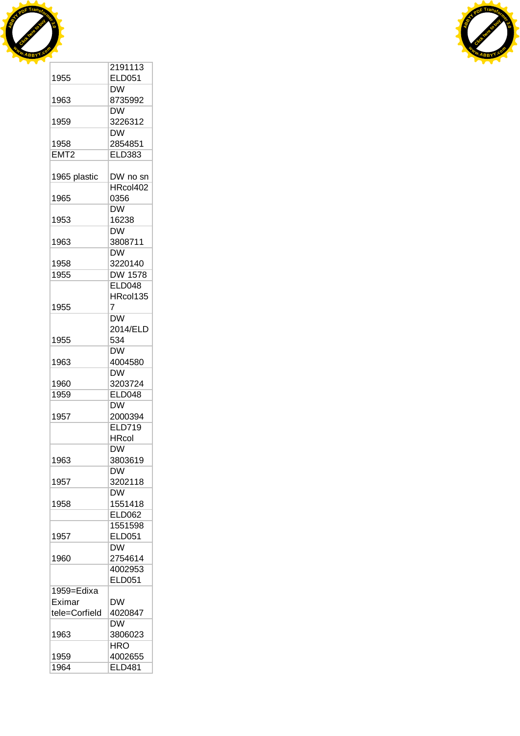| | |
|---|---|
| 1955 | 2191113 ELD051 |
| 1963 | DW 8735992 |
| 1959 | DW 3226312 |
| 1958 | DW 2854851 |
| EMT2 | ELD383 |
| 1965 plastic | DW no sn |
| 1965 | HRcol402 0356 |
| 1953 | DW 16238 |
| 1963 | DW 3808711 |
| 1958 | DW 3220140 |
| 1955 | DW 1578 |
| 1955 | ELD048 HRcol135 7 |
| 1955 | DW 2014/ELD 534 |
| 1963 | DW 4004580 |
| 1960 | DW 3203724 |
| 1959 | ELD048 |
| 1957 | DW 2000394 |
| | ELD719 HRcol |
| 1963 | DW 3803619 |
| 1957 | DW 3202118 |
| 1958 | DW 1551418 |
| | ELD062 |
| 1957 | 1551598 ELD051 |
| 1960 | DW 2754614 |
| | 4002953 ELD051 |
| 1959=Edixa Eximar tele=Corfield | DW 4020847 |
| 1963 | DW 3806023 |
| 1959 | HRO 4002655 |
| 1964 | ELD481 |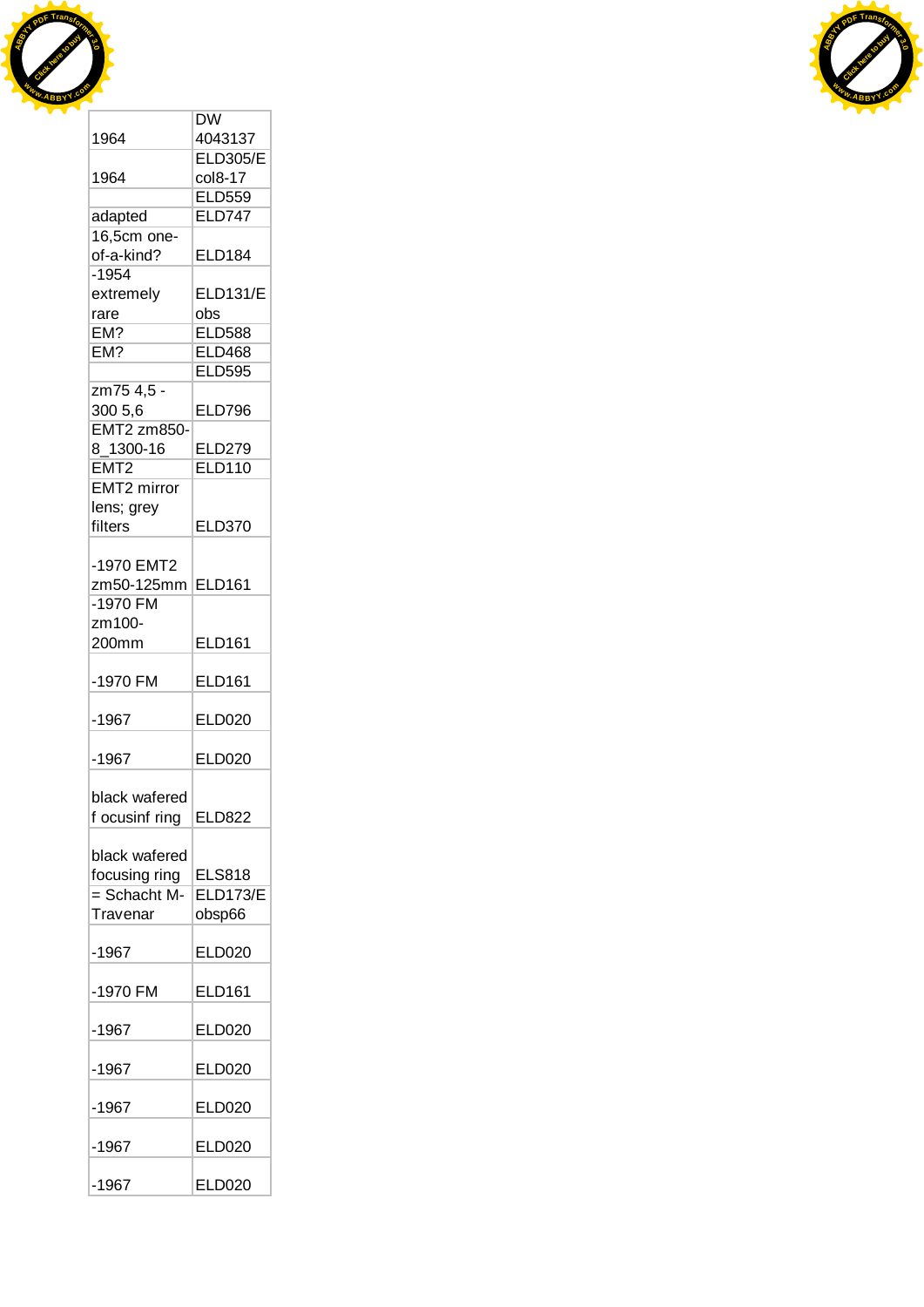| 1964 | DW 4043137 |
|---|---|
| 1964 | ELD305/E col8-17 |
| | ELD559 |
| adapted | ELD747 |
| 16,5cm one-of-a-kind? | ELD184 |
| -1954 extremely rare | ELD131/E obs |
| EM? | ELD588 |
| EM? | ELD468 |
| | ELD595 |
| zm75 4,5 - 300 5,6 | ELD796 |
| EMT2 zm850-8_1300-16 | ELD279 |
| EMT2 | ELD110 |
| EMT2 mirror lens; grey filters | ELD370 |
| -1970 EMT2 zm50-125mm | ELD161 |
| -1970 FM zm100-200mm | ELD161 |
| -1970 FM | ELD161 |
| -1967 | ELD020 |
| -1967 | ELD020 |
| black wafered f ocusinf ring | ELD822 |
| black wafered focusing ring | ELS818 |
| = Schacht M-Travenar | ELD173/E obsp66 |
| -1967 | ELD020 |
| -1970 FM | ELD161 |
| -1967 | ELD020 |
| -1967 | ELD020 |
| -1967 | ELD020 |
| -1967 | ELD020 |
| -1967 | ELD020 |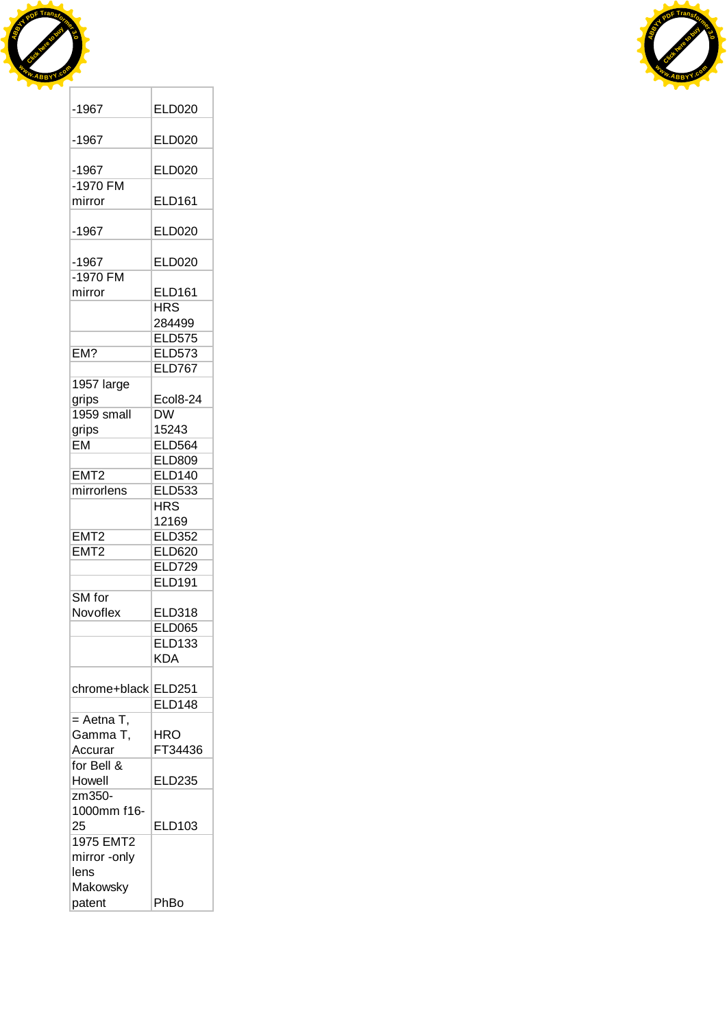| | |
|---|---|
| -1967 | ELD020 |
| -1967 | ELD020 |
| -1967 | ELD020 |
| -1970 FM mirror | ELD161 |
| -1967 | ELD020 |
| -1967 | ELD020 |
| -1970 FM mirror | ELD161 |
| | HRS 284499 |
| | ELD575 |
| EM? | ELD573 |
| | ELD767 |
| 1957 large grips | Ecol8-24 |
| 1959 small grips | DW 15243 |
| EM | ELD564 |
| | ELD809 |
| EMT2 | ELD140 |
| mirrorlens | ELD533 |
| | HRS 12169 |
| EMT2 | ELD352 |
| EMT2 | ELD620 |
| | ELD729 |
| | ELD191 |
| SM for Novoflex | ELD318 |
| | ELD065 |
| | ELD133 KDA |
| chrome+black | ELD251 |
| | ELD148 |
| = Aetna T, Gamma T, Accurar | HRO FT34436 |
| for Bell & Howell | ELD235 |
| zm350-1000mm f16-25 | ELD103 |
| 1975 EMT2 mirror -only lens Makowsky patent | PhBo |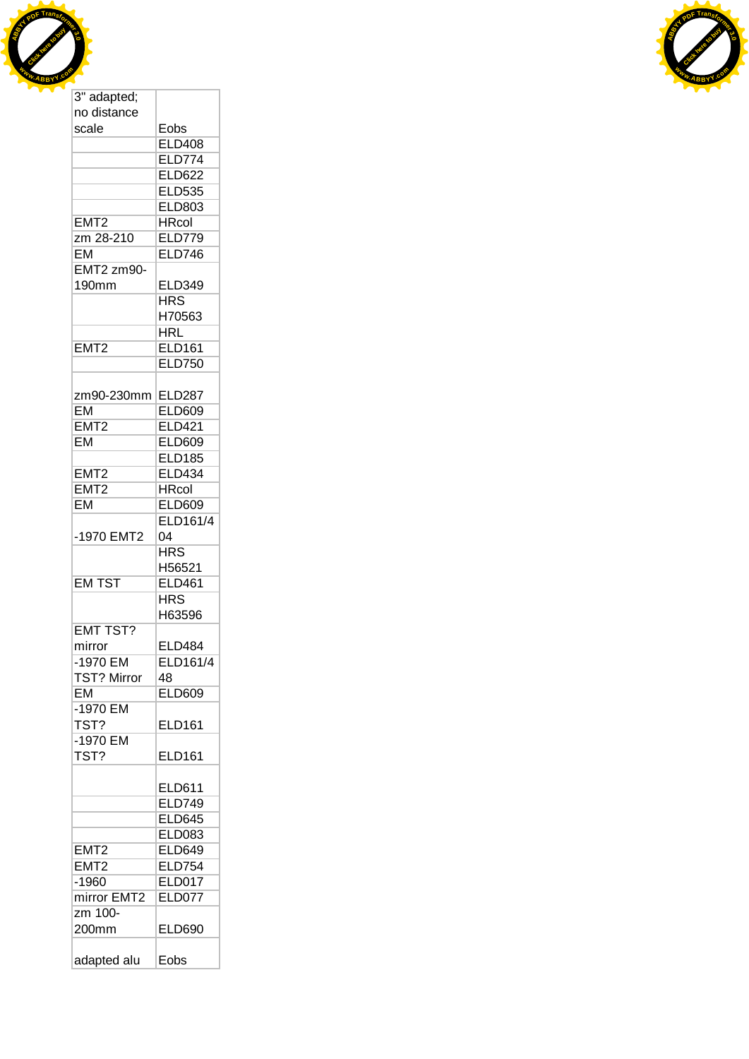| 3" adapted; no distance scale | Eobs |
|---|---|
| | ELD408 |
| | ELD774 |
| | ELD622 |
| | ELD535 |
| | ELD803 |
| EMT2 | HRcol |
| zm 28-210 | ELD779 |
| EM | ELD746 |
| EMT2 zm90-190mm | ELD349 |
| | HRS H70563 |
| | HRL |
| EMT2 | ELD161 |
| | ELD750 |
| zm90-230mm | ELD287 |
| EM | ELD609 |
| EMT2 | ELD421 |
| EM | ELD609 |
| | ELD185 |
| EMT2 | ELD434 |
| EMT2 | HRcol |
| EM | ELD609 |
| -1970 EMT2 | ELD161/404 |
| | HRS H56521 |
| EM TST | ELD461 |
| | HRS H63596 |
| EMT TST? mirror | ELD484 |
| -1970 EM TST? Mirror | ELD161/448 |
| EM | ELD609 |
| -1970 EM TST? | ELD161 |
| -1970 EM TST? | ELD161 |
| | ELD611 |
| | ELD749 |
| | ELD645 |
| | ELD083 |
| EMT2 | ELD649 |
| EMT2 | ELD754 |
| -1960 | ELD017 |
| mirror EMT2 | ELD077 |
| zm 100-200mm | ELD690 |
| adapted alu | Eobs |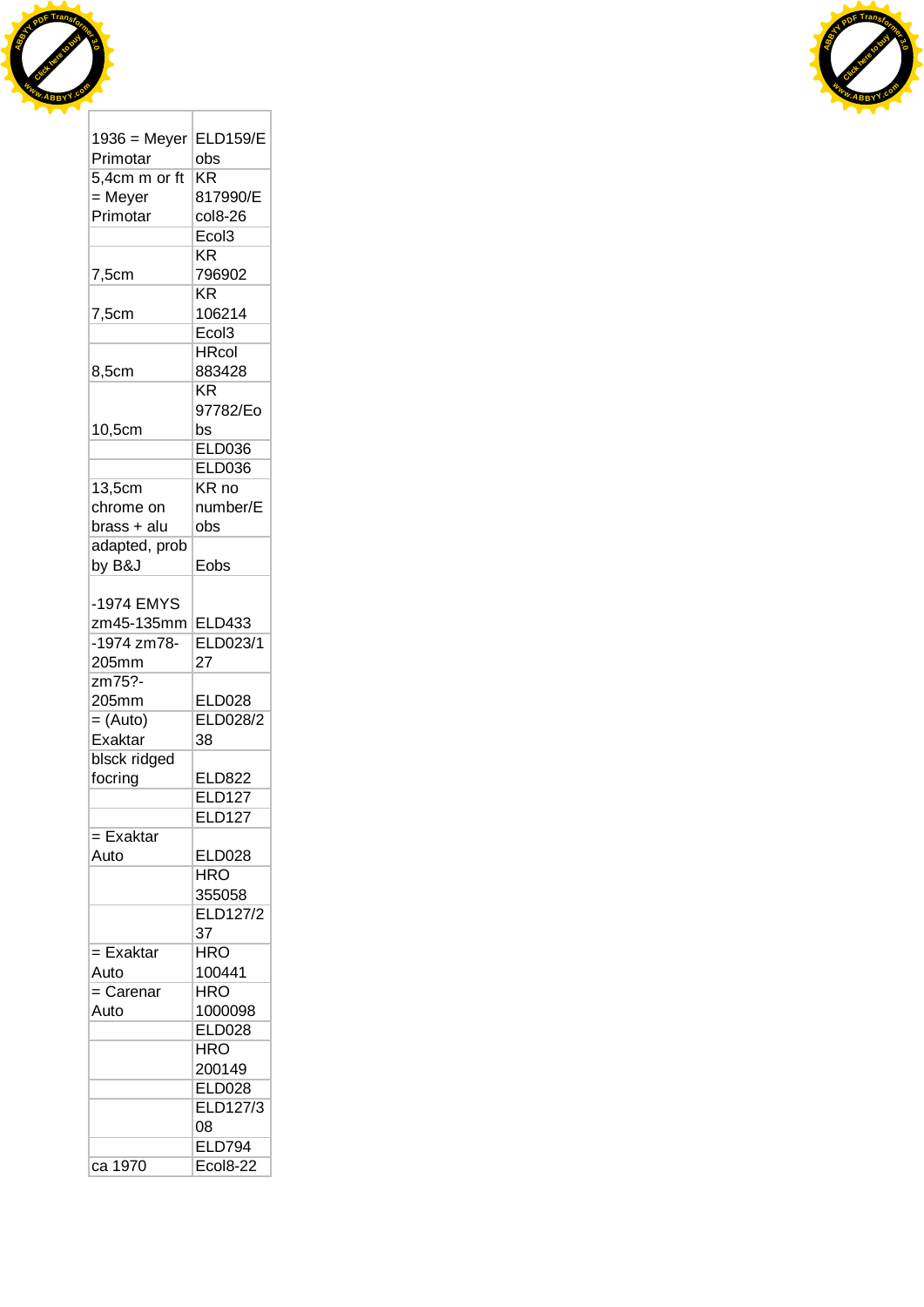| | |
|---|---|
| 1936 = Meyer Primotar | ELD159/Eobs |
| 5,4cm m or ft = Meyer Primotar | KR 817990/Ecol8-26 |
| | Ecol3 |
| 7,5cm | KR 796902 |
| 7,5cm | KR 106214 |
| | Ecol3 |
| 8,5cm | HRcol 883428 |
| 10,5cm | KR 97782/Eobs |
| | ELD036 |
| | ELD036 |
| 13,5cm chrome on brass + alu | KR no number/Eobs |
| adapted, prob by B&J | Eobs |
| -1974 EMYS zm45-135mm | ELD433 |
| -1974 zm78-205mm | ELD023/127 |
| zm75?-205mm | ELD028 |
| = (Auto) Exaktar | ELD028/238 |
| blsck ridged focring | ELD822 |
| | ELD127 |
| | ELD127 |
| = Exaktar Auto | ELD028 |
| | HRO 355058 |
| | ELD127/237 |
| = Exaktar Auto | HRO 100441 |
| = Carenar Auto | HRO 1000098 |
| | ELD028 |
| | HRO 200149 |
| | ELD028 |
| | ELD127/308 |
| | ELD794 |
| ca 1970 | Ecol8-22 |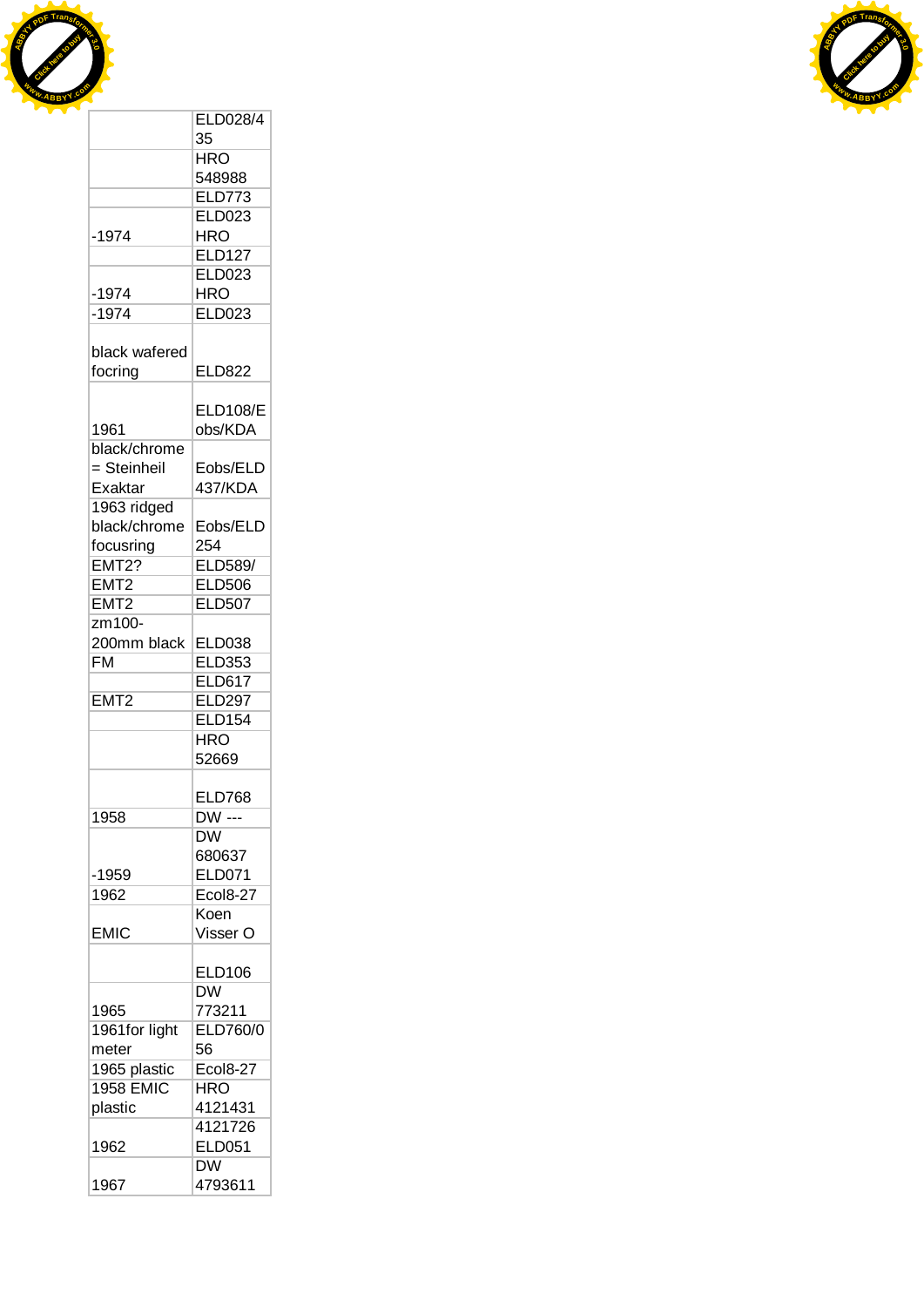| | |
|---|---|
| | ELD028/435 |
| | HRO 548988 |
| | ELD773 |
| -1974 | ELD023 HRO |
| | ELD127 |
| -1974 | ELD023 HRO |
| -1974 | ELD023 |
| black wafered focring | ELD822 |
| 1961 | ELD108/Eobs/KDA |
| black/chrome = Steinheil Exaktar | Eobs/ELD437/KDA |
| 1963 ridged black/chrome focusring | Eobs/ELD254 |
| EMT2? | ELD589/ |
| EMT2 | ELD506 |
| EMT2 | ELD507 |
| zm100-200mm black | ELD038 |
| FM | ELD353 |
| | ELD617 |
| EMT2 | ELD297 |
| | ELD154 |
| | HRO 52669 |
| | ELD768 |
| 1958 | DW --- |
| -1959 | DW 680637 ELD071 |
| 1962 | Ecol8-27 |
| EMIC | Koen Visser O |
| | ELD106 |
| 1965 | DW 773211 |
| 1961for light meter | ELD760/056 |
| 1965 plastic | Ecol8-27 |
| 1958 EMIC plastic | HRO 4121431 |
| 1962 | 4121726 ELD051 |
| 1967 | DW 4793611 |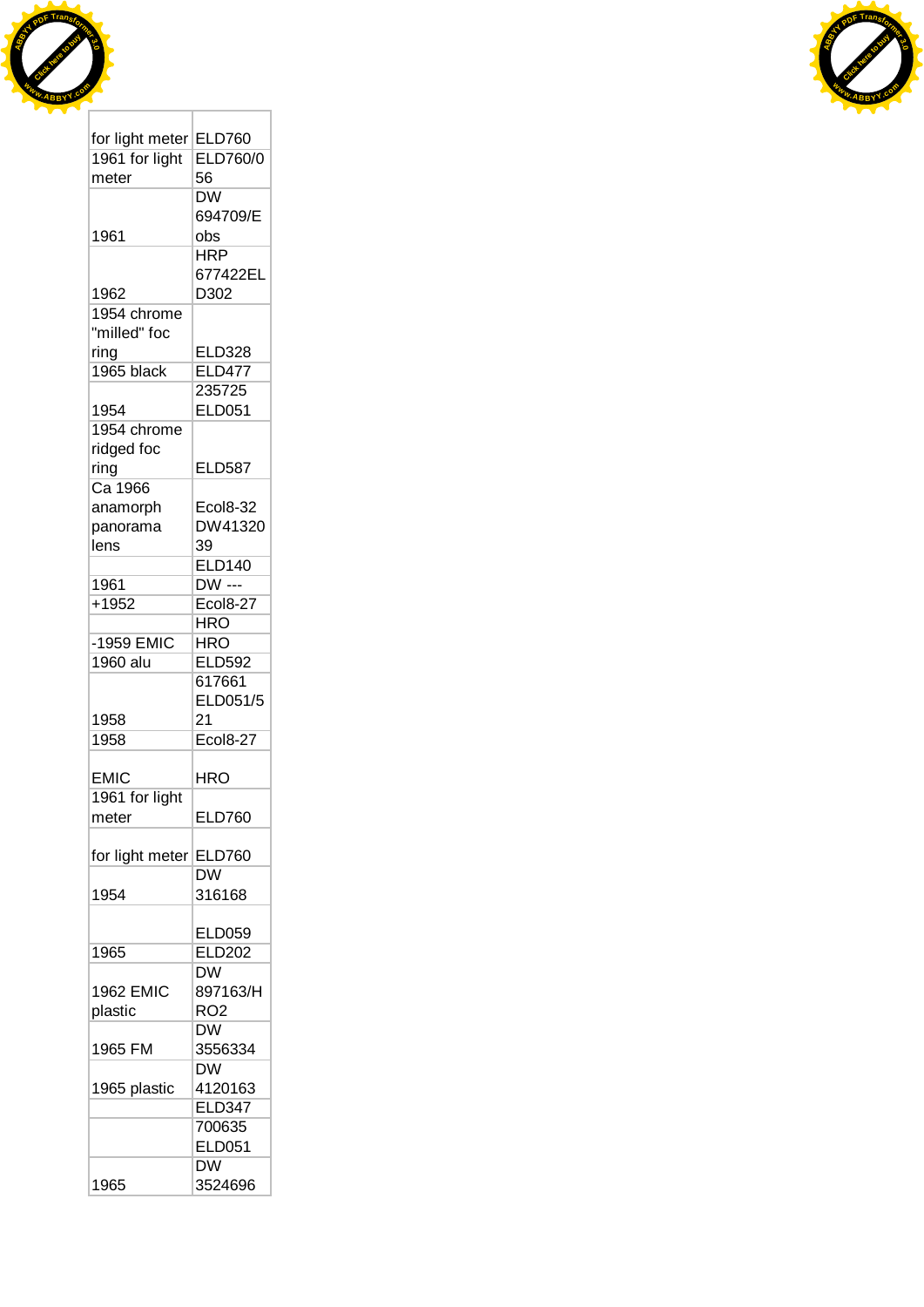| | |
|---|---|
| for light meter | ELD760 |
| 1961 for light meter | ELD760/056 |
| 1961 | DW 694709/Eobs |
| 1962 | HRP 677422ELD302 |
| 1954 chrome "milled" foc ring | ELD328 |
| 1965 black | ELD477 |
| 1954 | 235725 ELD051 |
| 1954 chrome ridged foc ring | ELD587 |
| Ca 1966 anamorph panorama lens | Ecol8-32 DW4132039 |
| | ELD140 |
| 1961 | DW --- |
| +1952 | Ecol8-27 |
| | HRO |
| -1959 EMIC | HRO |
| 1960 alu | ELD592 |
| 1958 | 617661 ELD051/521 |
| 1958 | Ecol8-27 |
| EMIC | HRO |
| 1961 for light meter | ELD760 |
| for light meter | ELD760 |
| 1954 | DW 316168 |
| | ELD059 |
| 1965 | ELD202 |
| 1962 EMIC plastic | DW 897163/HRO2 |
| 1965 FM | DW 3556334 |
| 1965 plastic | DW 4120163 |
| | ELD347 |
| | 700635 ELD051 |
| 1965 | DW 3524696 |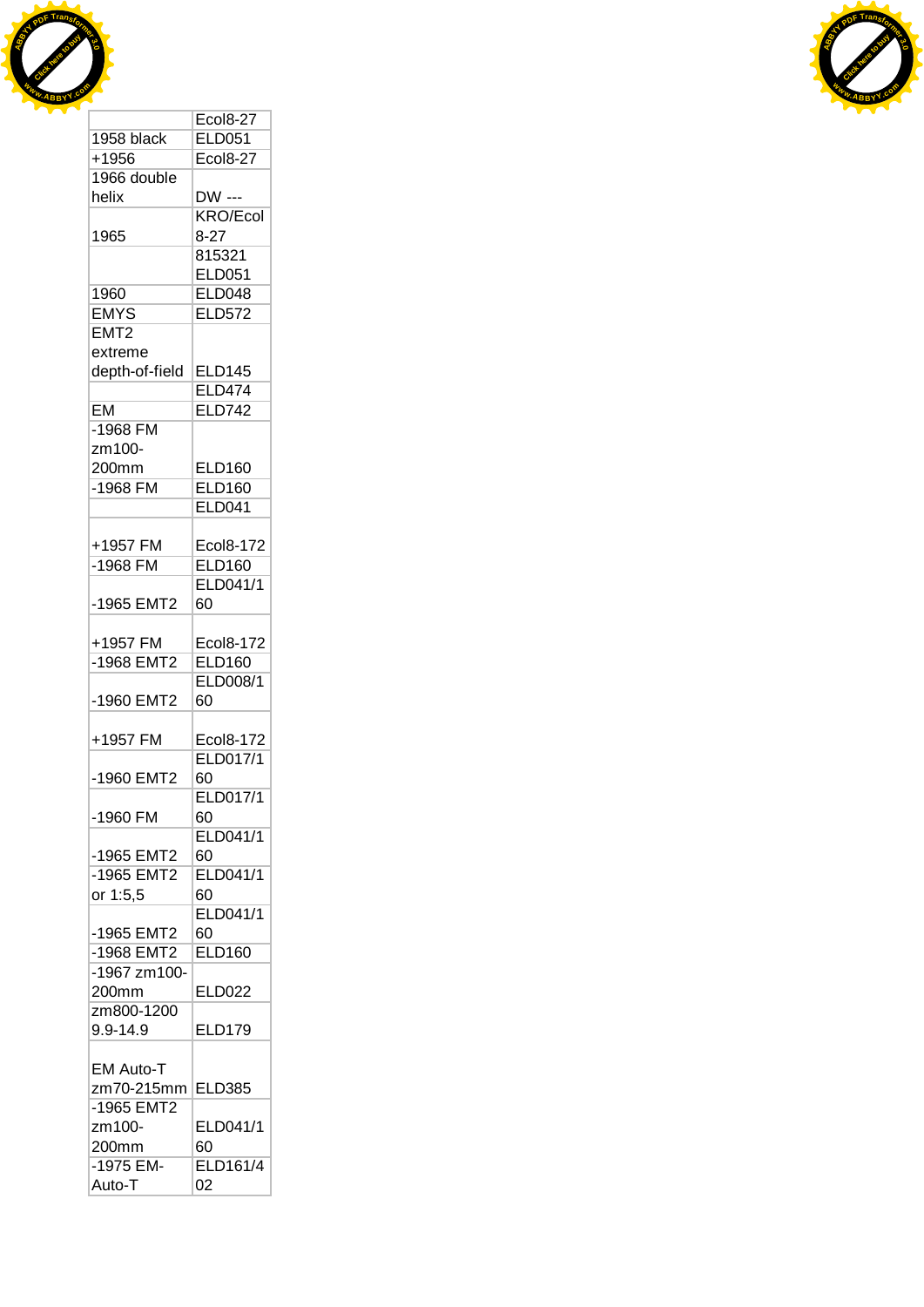| | Ecol8-27 |
|---|---|
| 1958 black | ELD051 |
| +1956 | Ecol8-27 |
| 1966 double helix | DW --- |
| 1965 | KRO/Ecol 8-27 |
| | 815321 ELD051 |
| 1960 | ELD048 |
| EMYS | ELD572 |
| EMT2 extreme depth-of-field | ELD145 |
| | ELD474 |
| EM | ELD742 |
| -1968 FM zm100-200mm | ELD160 |
| -1968 FM | ELD160 |
| | ELD041 |
| +1957 FM | Ecol8-172 |
| -1968 FM | ELD160 |
| -1965 EMT2 | ELD041/160 |
| +1957 FM | Ecol8-172 |
| -1968 EMT2 | ELD160 |
| -1960 EMT2 | ELD008/160 |
| +1957 FM | Ecol8-172 |
| -1960 EMT2 | ELD017/160 |
| -1960 FM | ELD017/160 |
| -1965 EMT2 | ELD041/160 |
| -1965 EMT2 or 1:5,5 | ELD041/160 |
| -1965 EMT2 | ELD041/160 |
| -1968 EMT2 | ELD160 |
| -1967 zm100-200mm | ELD022 |
| zm800-1200 9.9-14.9 | ELD179 |
| EM Auto-T zm70-215mm | ELD385 |
| -1965 EMT2 zm100-200mm | ELD041/160 |
| -1975 EM-Auto-T | ELD161/402 |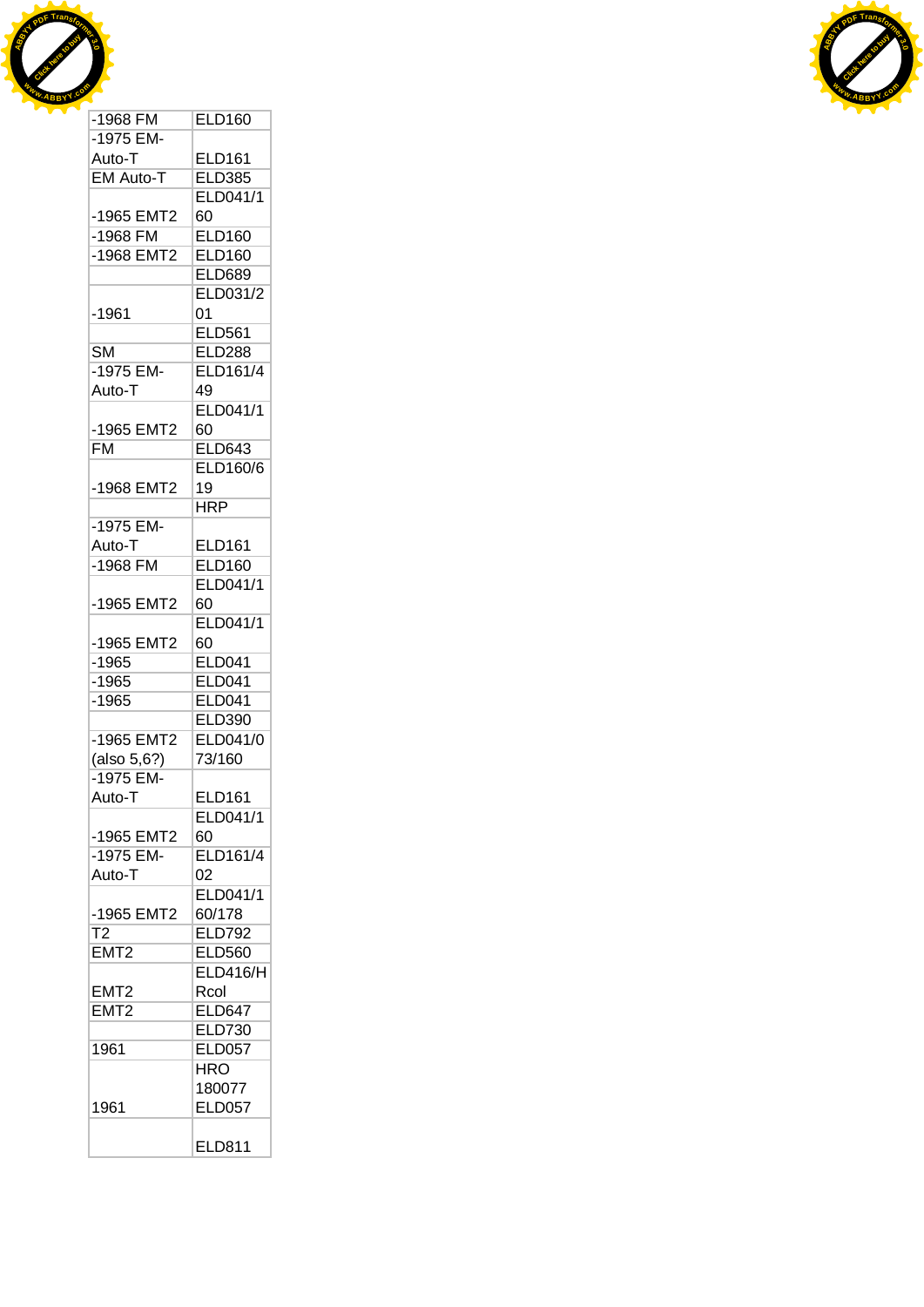| | |
|---|---|
| -1968 FM | ELD160 |
| -1975 EM-Auto-T | ELD161 |
| EM Auto-T | ELD385 |
| -1965 EMT2 | ELD041/160 |
| -1968 FM | ELD160 |
| -1968 EMT2 | ELD160 |
| | ELD689 |
| -1961 | ELD031/201 |
| | ELD561 |
| SM | ELD288 |
| -1975 EM-Auto-T | ELD161/449 |
| -1965 EMT2 | ELD041/160 |
| FM | ELD643 |
| -1968 EMT2 | ELD160/619 |
| | HRP |
| -1975 EM-Auto-T | ELD161 |
| -1968 FM | ELD160 |
| -1965 EMT2 | ELD041/160 |
| -1965 EMT2 | ELD041/160 |
| -1965 | ELD041 |
| -1965 | ELD041 |
| -1965 | ELD041 |
| | ELD390 |
| -1965 EMT2 (also 5,6?) | ELD041/073/160 |
| -1975 EM-Auto-T | ELD161 |
| -1965 EMT2 | ELD041/160 |
| -1975 EM-Auto-T | ELD161/402 |
| -1965 EMT2 | ELD041/160/178 |
| T2 | ELD792 |
| EMT2 | ELD560 |
| EMT2 | ELD416/HRcol |
| EMT2 | ELD647 |
| | ELD730 |
| 1961 | ELD057 |
| 1961 | HRO 180077 ELD057 |
| | ELD811 |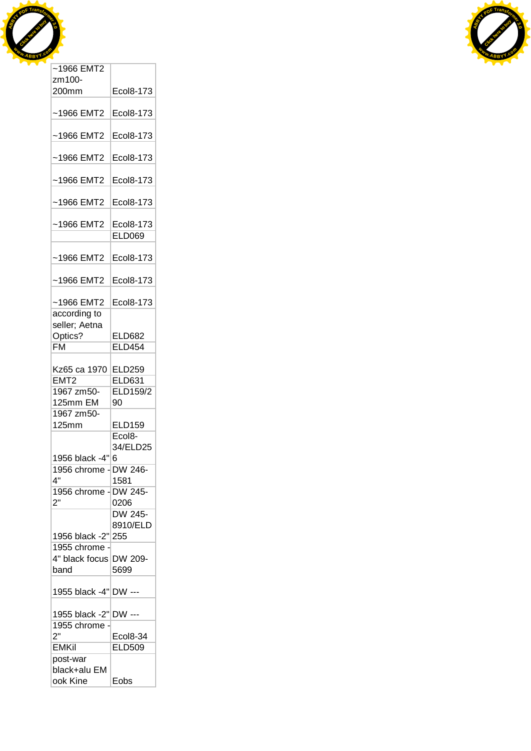| | |
|---|---|
| ~1966 EMT2 zm100-200mm | Ecol8-173 |
| ~1966 EMT2 | Ecol8-173 |
| ~1966 EMT2 | Ecol8-173 |
| ~1966 EMT2 | Ecol8-173 |
| ~1966 EMT2 | Ecol8-173 |
| ~1966 EMT2 | Ecol8-173 |
| ~1966 EMT2 | Ecol8-173 |
| | ELD069 |
| ~1966 EMT2 | Ecol8-173 |
| ~1966 EMT2 | Ecol8-173 |
| ~1966 EMT2 | Ecol8-173 |
| according to seller; Aetna Optics? | ELD682 |
| FM | ELD454 |
| Kz65 ca 1970 | ELD259 |
| EMT2 | ELD631 |
| 1967 zm50-125mm EM | ELD159/290 |
| 1967 zm50-125mm | ELD159 |
| 1956 black -4" | Ecol8-34/ELD256 |
| 1956 chrome -4" | DW 246-1581 |
| 1956 chrome -2" | DW 245-0206 |
| 1956 black -2" | DW 245-8910/ELD255 |
| 1955 chrome -4" black focus band | DW 209-5699 |
| 1955 black -4" | DW --- |
| 1955 black -2" | DW --- |
| 1955 chrome -2" | Ecol8-34 |
| EMKil | ELD509 |
| post-war black+alu EM ook Kine | Eobs |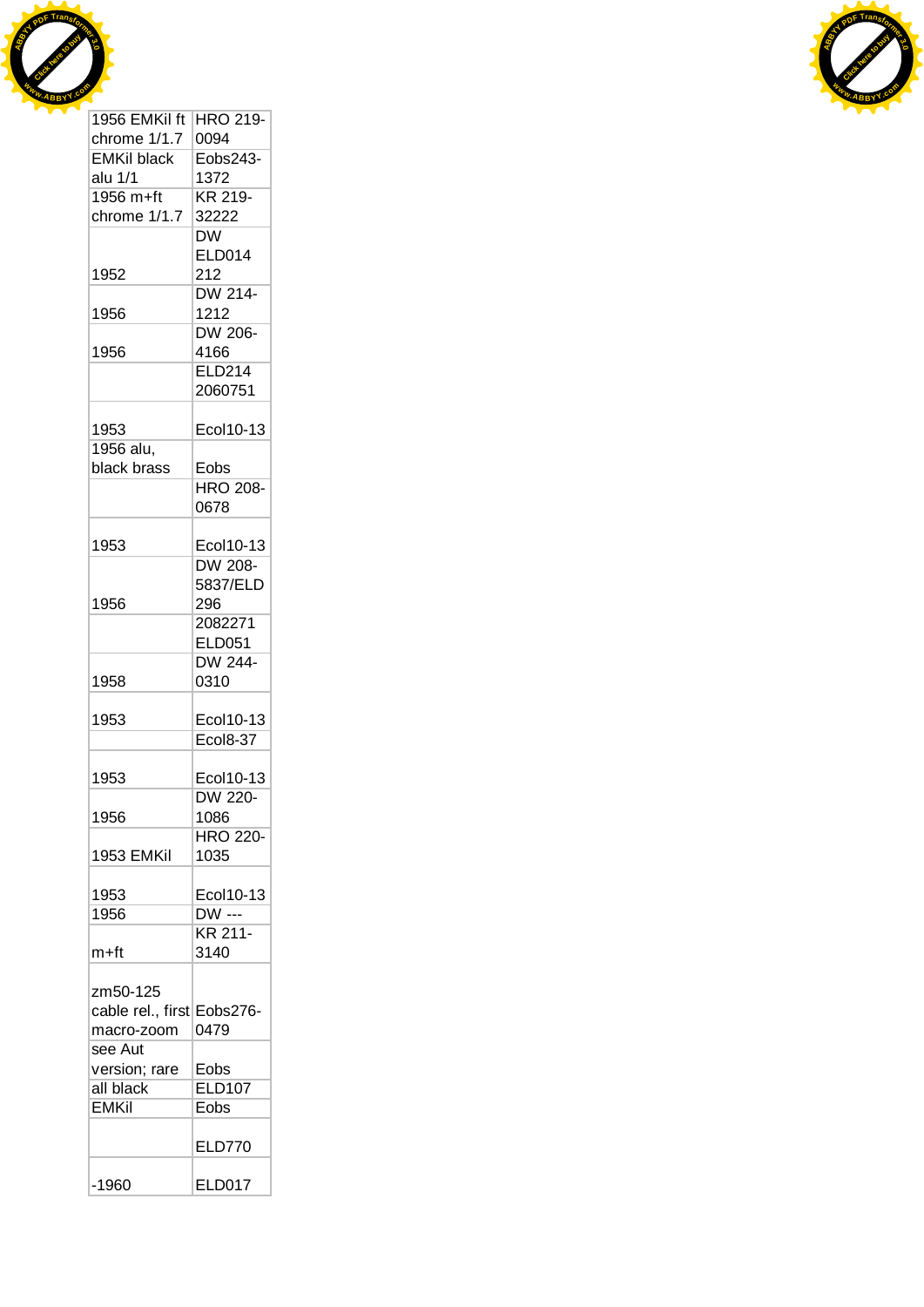| | |
|---|---|
| 1956 EMKil ft chrome 1/1.7 | HRO 219-0094 |
| EMKil black alu 1/1 | Eobs243-1372 |
| 1956 m+ft chrome 1/1.7 | KR 219-32222 |
| 1952 | DW ELD014 212 |
| 1956 | DW 214-1212 |
| 1956 | DW 206-4166 |
| | ELD214 2060751 |
| 1953 | Ecol10-13 |
| 1956 alu, black brass | Eobs |
| | HRO 208-0678 |
| 1953 | Ecol10-13 |
| 1956 | DW 208-5837/ELD 296 |
| | 2082271 ELD051 |
| 1958 | DW 244-0310 |
| 1953 | Ecol10-13 |
| | Ecol8-37 |
| 1953 | Ecol10-13 |
| 1956 | DW 220-1086 |
| 1953 EMKil | HRO 220-1035 |
| 1953 | Ecol10-13 |
| 1956 | DW --- |
| m+ft | KR 211-3140 |
| zm50-125 cable rel., first macro-zoom | Eobs276-0479 |
| see Aut version; rare | Eobs |
| all black | ELD107 |
| EMKil | Eobs |
| | ELD770 |
| -1960 | ELD017 |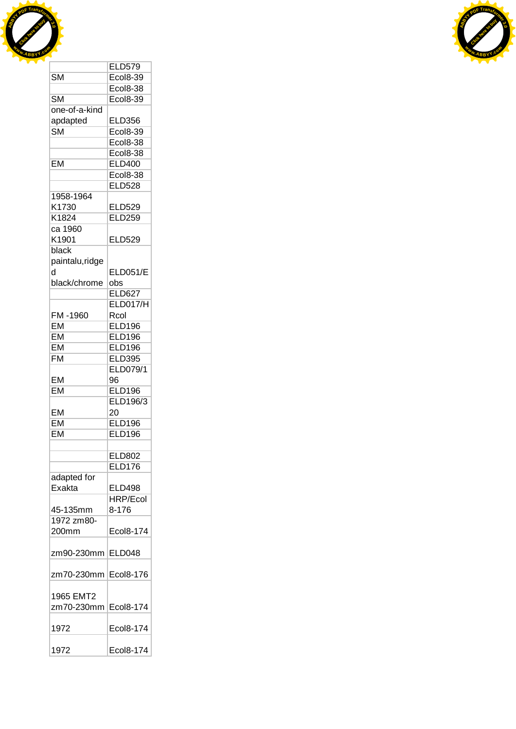| | |
|---|---|
| | ELD579 |
| SM | Ecol8-39 |
| | Ecol8-38 |
| SM | Ecol8-39 |
| one-of-a-kind apdapted | ELD356 |
| SM | Ecol8-39 |
| | Ecol8-38 |
| | Ecol8-38 |
| EM | ELD400 |
| | Ecol8-38 |
| | ELD528 |
| 1958-1964 K1730 | ELD529 |
| K1824 | ELD259 |
| ca 1960 K1901 | ELD529 |
| black paintalu,ridged black/chrome | ELD051/Eobs |
| | ELD627 |
| FM -1960 | ELD017/HRcol |
| EM | ELD196 |
| EM | ELD196 |
| EM | ELD196 |
| FM | ELD395 |
| EM | ELD079/196 |
| EM | ELD196 |
| EM | ELD196/320 |
| EM | ELD196 |
| EM | ELD196 |
| | |
| | ELD802 |
| | ELD176 |
| adapted for Exakta | ELD498 |
| 45-135mm | HRP/Ecol8-176 |
| 1972 zm80-200mm | Ecol8-174 |
| zm90-230mm | ELD048 |
| zm70-230mm | Ecol8-176 |
| 1965 EMT2 zm70-230mm | Ecol8-174 |
| 1972 | Ecol8-174 |
| 1972 | Ecol8-174 |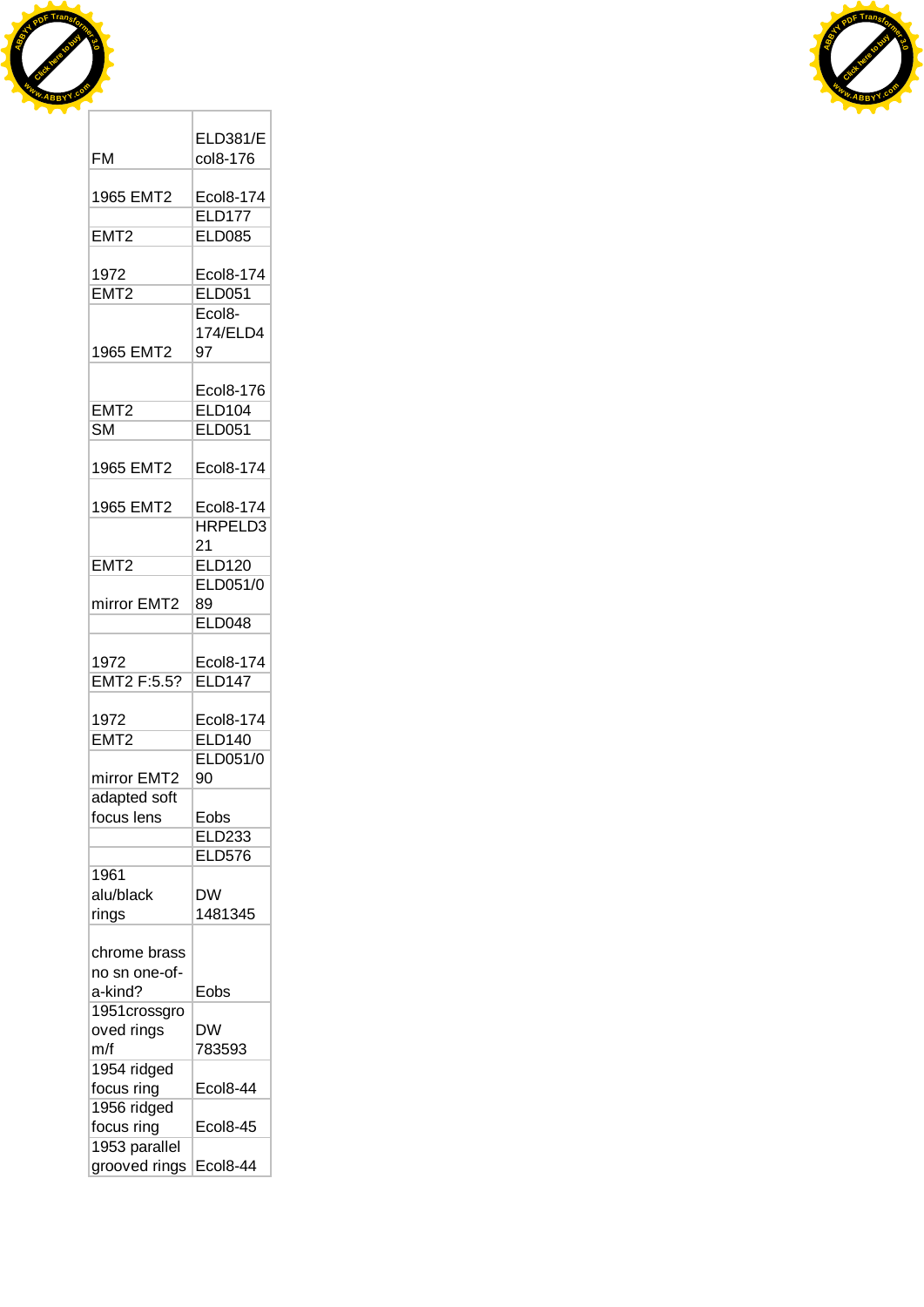| | |
|---|---|
| FM | ELD381/Ecol8-176 |
| 1965 EMT2 | Ecol8-174 |
| | ELD177 |
| EMT2 | ELD085 |
| 1972 | Ecol8-174 |
| EMT2 | ELD051 |
| 1965 EMT2 | Ecol8-174/ELD497 |
| | Ecol8-176 |
| EMT2 | ELD104 |
| SM | ELD051 |
| 1965 EMT2 | Ecol8-174 |
| 1965 EMT2 | Ecol8-174 |
| | HRPELD321 |
| EMT2 | ELD120 |
| mirror EMT2 | ELD051/089 |
| | ELD048 |
| 1972 | Ecol8-174 |
| EMT2 F:5.5? | ELD147 |
| 1972 | Ecol8-174 |
| EMT2 | ELD140 |
| mirror EMT2 | ELD051/090 |
| adapted soft focus lens | Eobs |
| | ELD233 |
| | ELD576 |
| 1961 alu/black rings | DW 1481345 |
| chrome brass no sn one-of-a-kind? | Eobs |
| 1951crossgrooved rings m/f | DW 783593 |
| 1954 ridged focus ring | Ecol8-44 |
| 1956 ridged focus ring | Ecol8-45 |
| 1953 parallel grooved rings | Ecol8-44 |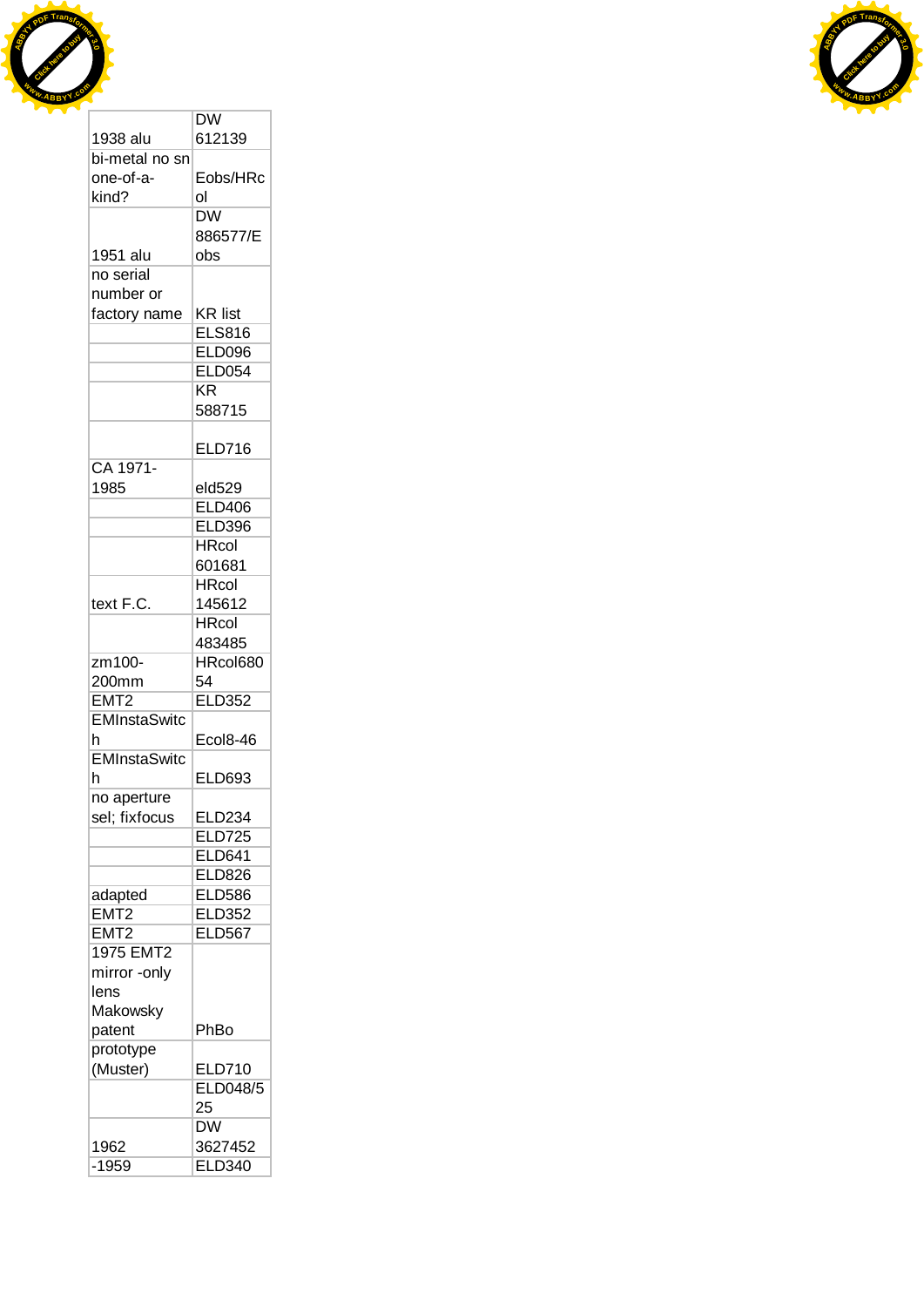| | |
|---|---|
| 1938 alu | DW 612139 |
| bi-metal no sn one-of-a-kind? | Eobs/HRcol |
| 1951 alu | DW 886577/Eobs |
| no serial number or factory name | KR list |
| | ELS816 |
| | ELD096 |
| | ELD054 |
| | KR 588715 |
| | ELD716 |
| CA 1971-1985 | eld529 |
| | ELD406 |
| | ELD396 |
| | HRcol 601681 |
| text F.C. | HRcol 145612 |
| | HRcol 483485 |
| zm100-200mm | HRcol68054 |
| EMT2 | ELD352 |
| EMInstaSwitch | Ecol8-46 |
| EMInstaSwitch | ELD693 |
| no aperture sel; fixfocus | ELD234 |
| | ELD725 |
| | ELD641 |
| | ELD826 |
| adapted | ELD586 |
| EMT2 | ELD352 |
| EMT2 | ELD567 |
| 1975 EMT2 mirror -only lens Makowsky patent | PhBo |
| prototype (Muster) | ELD710 |
| | ELD048/525 |
| 1962 | DW 3627452 |
| -1959 | ELD340 |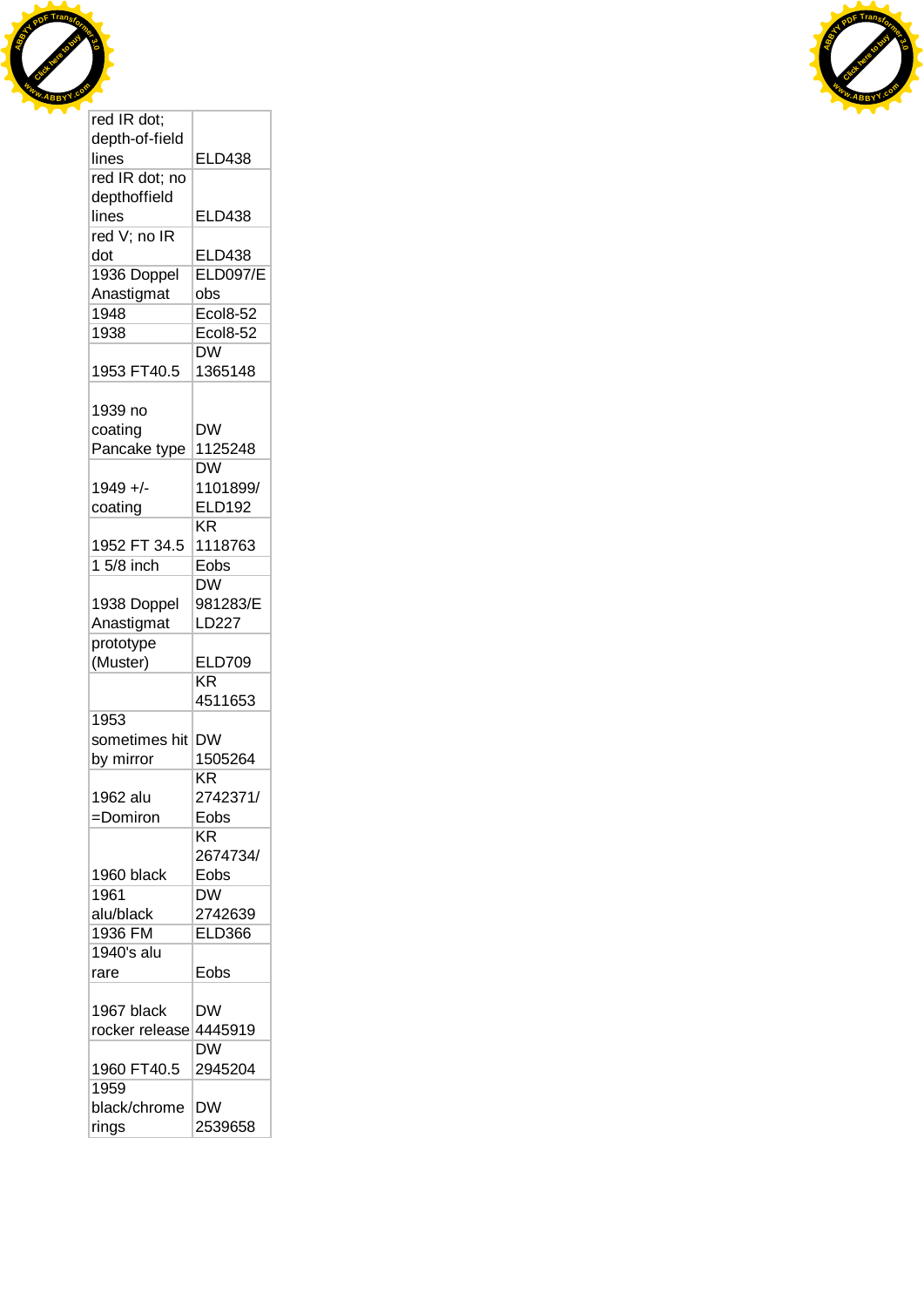| | |
|---|---|
| red IR dot; depth-of-field lines | ELD438 |
| red IR dot; no depthoffield lines | ELD438 |
| red V; no IR dot | ELD438 |
| 1936 Doppel Anastigmat | ELD097/Eobs |
| 1948 | Ecol8-52 |
| 1938 | Ecol8-52 |
| 1953 FT40.5 | DW 1365148 |
| 1939 no coating Pancake type | DW 1125248 |
| 1949 +/- coating | DW 1101899/ ELD192 |
| 1952 FT 34.5 | KR 1118763 |
| 1 5/8 inch | Eobs |
| 1938 Doppel Anastigmat | DW 981283/ELD227 |
| prototype (Muster) | ELD709 |
| | KR 4511653 |
| 1953 sometimes hit by mirror | DW 1505264 |
| 1962 alu =Domiron | KR 2742371/ Eobs |
| 1960 black | KR 2674734/ Eobs |
| 1961 alu/black | DW 2742639 |
| 1936 FM | ELD366 |
| 1940's alu rare | Eobs |
| 1967 black rocker release | DW 4445919 |
| 1960 FT40.5 | DW 2945204 |
| 1959 black/chrome rings | DW 2539658 |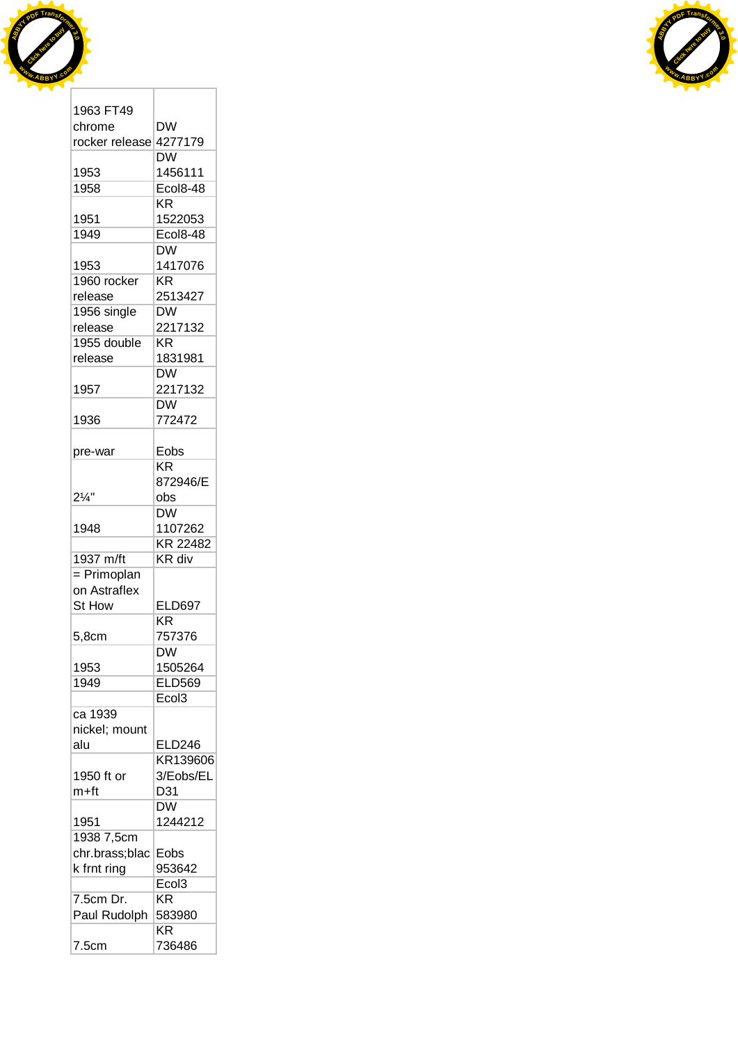| | |
|---|---|
| 1963 FT49 chrome rocker release | DW 4277179 |
| 1953 | DW 1456111 |
| 1958 | Ecol8-48 |
| 1951 | KR 1522053 |
| 1949 | Ecol8-48 |
| 1953 | DW 1417076 |
| 1960 rocker release | KR 2513427 |
| 1956 single release | DW 2217132 |
| 1955 double release | KR 1831981 |
| 1957 | DW 2217132 |
| 1936 | DW 772472 |
| pre-war | Eobs |
| 2¼" | KR 872946/Eobs |
| 1948 | DW 1107262 |
| | KR 22482 |
| 1937 m/ft | KR div |
| = Primoplan on Astraflex St How | ELD697 |
| 5,8cm | KR 757376 |
| 1953 | DW 1505264 |
| 1949 | ELD569 |
| | Ecol3 |
| ca 1939 nickel; mount alu | ELD246 |
| 1950 ft or m+ft | KR1396063/Eobs/ELD31 |
| 1951 | DW 1244212 |
| 1938 7,5cm chr.brass;black frnt ring | Eobs 953642 |
| | Ecol3 |
| 7.5cm Dr. Paul Rudolph | KR 583980 |
| 7.5cm | KR 736486 |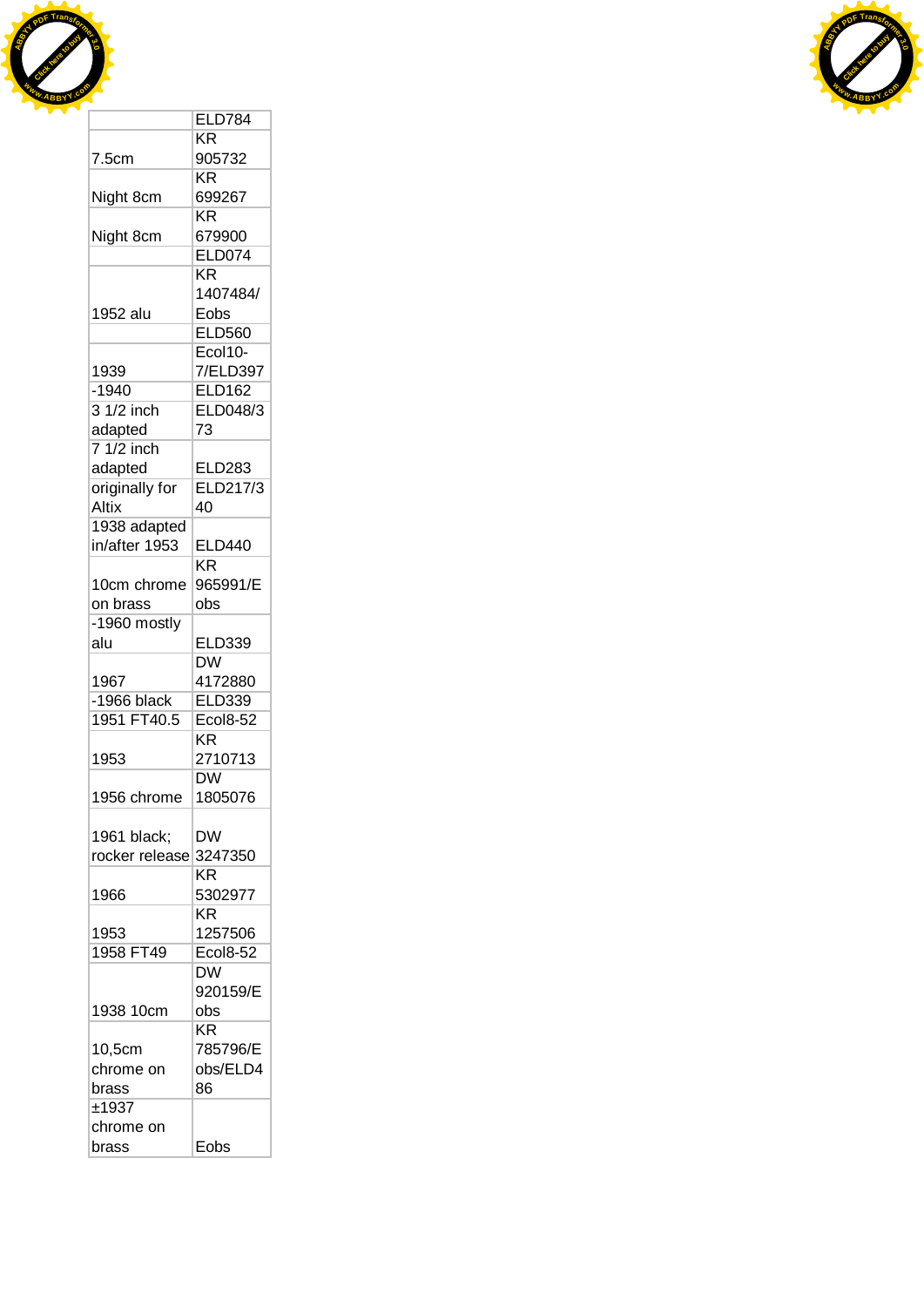| | ELD784 |
|---|---|
| 7.5cm | KR 905732 |
| Night 8cm | KR 699267 |
| Night 8cm | KR 679900 |
| | ELD074 |
| 1952 alu | KR 1407484/ Eobs |
| | ELD560 |
| 1939 | Ecol10-7/ELD397 |
| -1940 | ELD162 |
| 3 1/2 inch adapted | ELD048/373 |
| 7 1/2 inch adapted | ELD283 |
| originally for Altix | ELD217/340 |
| 1938 adapted in/after 1953 | ELD440 |
| 10cm chrome on brass | KR 965991/Eobs |
| -1960 mostly alu | ELD339 |
| 1967 | DW 4172880 |
| -1966 black | ELD339 |
| 1951 FT40.5 | Ecol8-52 |
| 1953 | KR 2710713 |
| 1956 chrome | DW 1805076 |
| 1961 black; rocker release | DW 3247350 |
| 1966 | KR 5302977 |
| 1953 | KR 1257506 |
| 1958 FT49 | Ecol8-52 |
| 1938 10cm | DW 920159/Eobs |
| 10,5cm chrome on brass | KR 785796/Eobs/ELD486 |
| ±1937 chrome on brass | Eobs |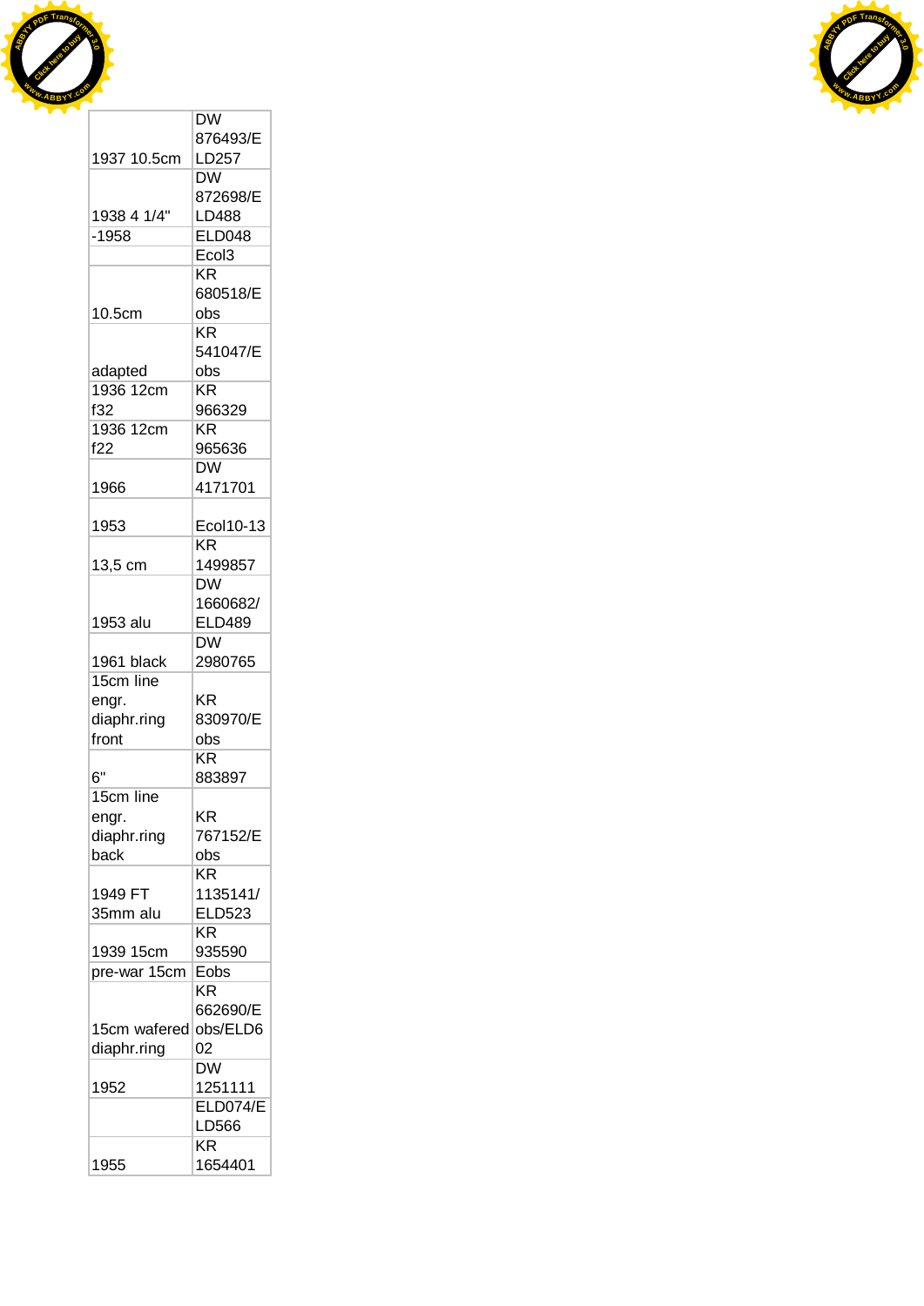| | |
|---|---|
| 1937 10.5cm | DW 876493/ELD257 |
| 1938 4 1/4" | DW 872698/ELD488 |
| -1958 | ELD048 |
| | Ecol3 |
| 10.5cm | KR 680518/Eobs |
| adapted | KR 541047/Eobs |
| 1936 12cm f32 | KR 966329 |
| 1936 12cm f22 | KR 965636 |
| 1966 | DW 4171701 |
| 1953 | Ecol10-13 |
| 13,5 cm | KR 1499857 |
| 1953 alu | DW 1660682/ELD489 |
| 1961 black | DW 2980765 |
| 15cm line engr. diaphr.ring front | KR 830970/Eobs |
| 6" | KR 883897 |
| 15cm line engr. diaphr.ring back | KR 767152/Eobs |
| 1949 FT 35mm alu | KR 1135141/ELD523 |
| 1939 15cm | KR 935590 |
| pre-war 15cm | Eobs |
| 15cm wafered diaphr.ring | KR 662690/Eobs/ELD602 |
| 1952 | DW 1251111 |
| | ELD074/ELD566 |
| 1955 | KR 1654401 |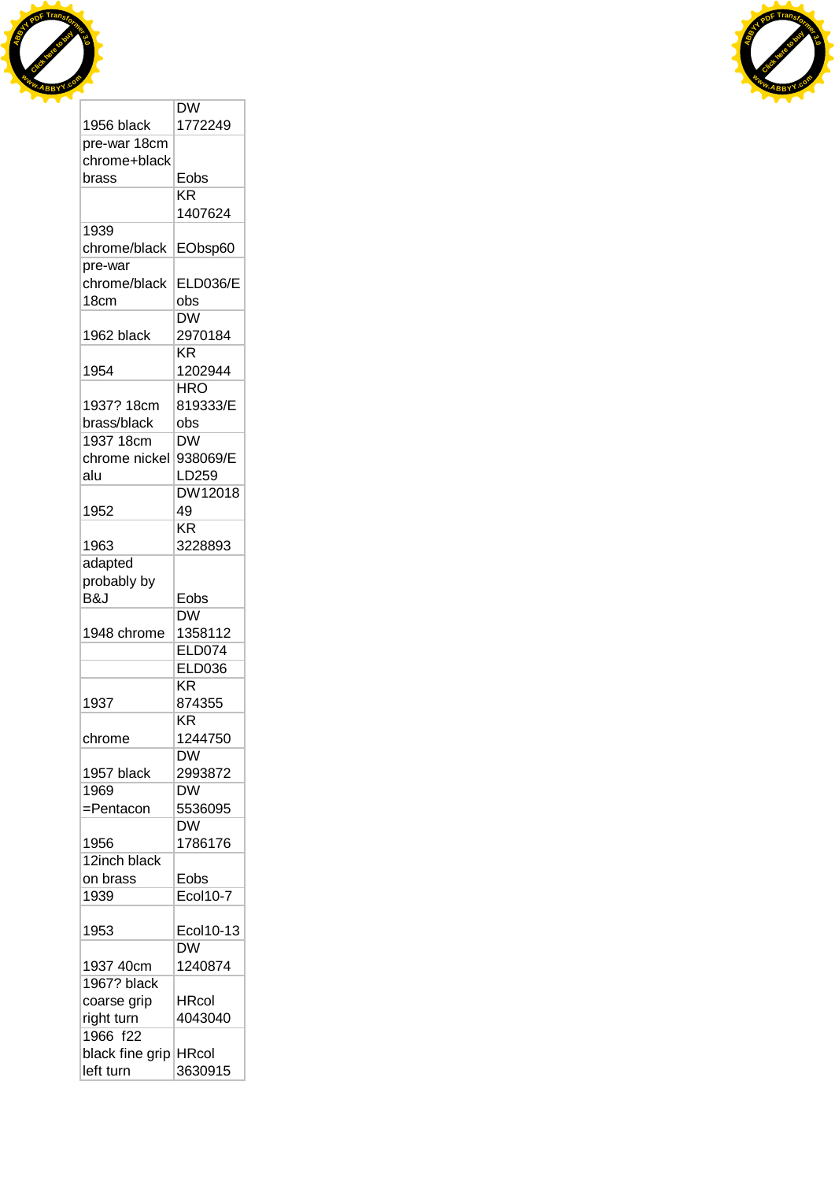| | |
|---|---|
| 1956 black | DW 1772249 |
| pre-war 18cm chrome+black brass | Eobs |
| | KR 1407624 |
| 1939 chrome/black | EObsp60 |
| pre-war chrome/black 18cm | ELD036/E obs |
| 1962 black | DW 2970184 |
| 1954 | KR 1202944 |
| 1937? 18cm brass/black | HRO 819333/E obs |
| 1937 18cm chrome nickel alu | DW 938069/E LD259 |
| 1952 | DW12018 49 |
| 1963 | KR 3228893 |
| adapted probably by B&J | Eobs |
| 1948 chrome | DW 1358112 |
| | ELD074 |
| | ELD036 |
| 1937 | KR 874355 |
| chrome | KR 1244750 |
| 1957 black | DW 2993872 |
| 1969 =Pentacon | DW 5536095 |
| 1956 | DW 1786176 |
| 12inch black on brass | Eobs |
| 1939 | Ecol10-7 |
| 1953 | Ecol10-13 |
| 1937 40cm | DW 1240874 |
| 1967? black coarse grip right turn | HRcol 4043040 |
| 1966 f22 black fine grip left turn | HRcol 3630915 |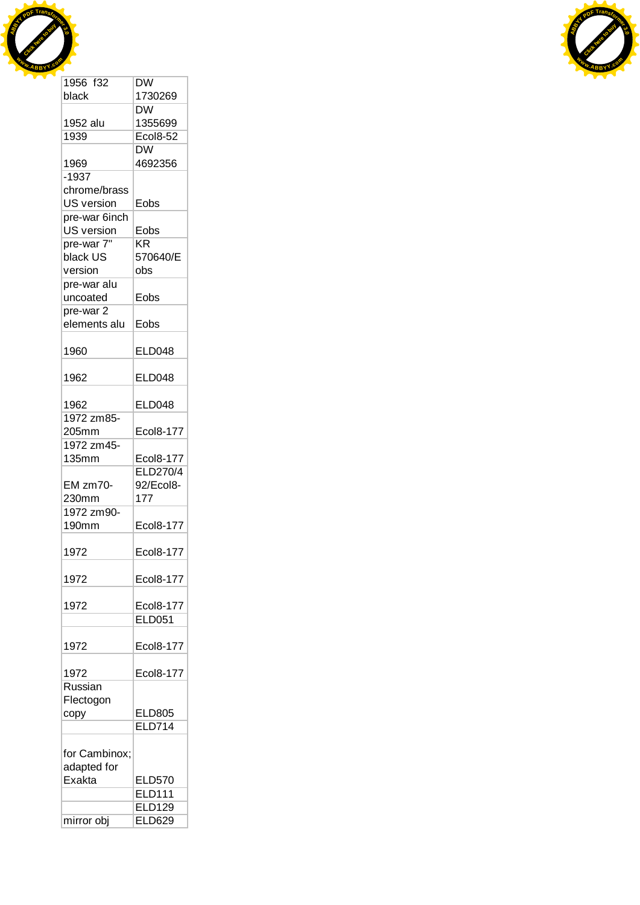| | |
|---|---|
| 1956 f32 black | DW 1730269 |
| 1952 alu | DW 1355699 |
| 1939 | Ecol8-52 |
| 1969 | DW 4692356 |
| -1937 chrome/brass US version | Eobs |
| pre-war 6inch US version | Eobs |
| pre-war 7" black US version | KR 570640/Eobs |
| pre-war alu uncoated | Eobs |
| pre-war 2 elements alu | Eobs |
| 1960 | ELD048 |
| 1962 | ELD048 |
| 1962 | ELD048 |
| 1972 zm85-205mm | Ecol8-177 |
| 1972 zm45-135mm | Ecol8-177 |
| EM zm70-230mm | ELD270/492/Ecol8-177 |
| 1972 zm90-190mm | Ecol8-177 |
| 1972 | Ecol8-177 |
| 1972 | Ecol8-177 |
| 1972 | Ecol8-177 |
| | ELD051 |
| 1972 | Ecol8-177 |
| 1972 | Ecol8-177 |
| Russian Flectogon copy | ELD805 |
| | ELD714 |
| for Cambinox; adapted for Exakta | ELD570 |
| | ELD111 |
| | ELD129 |
| mirror obj | ELD629 |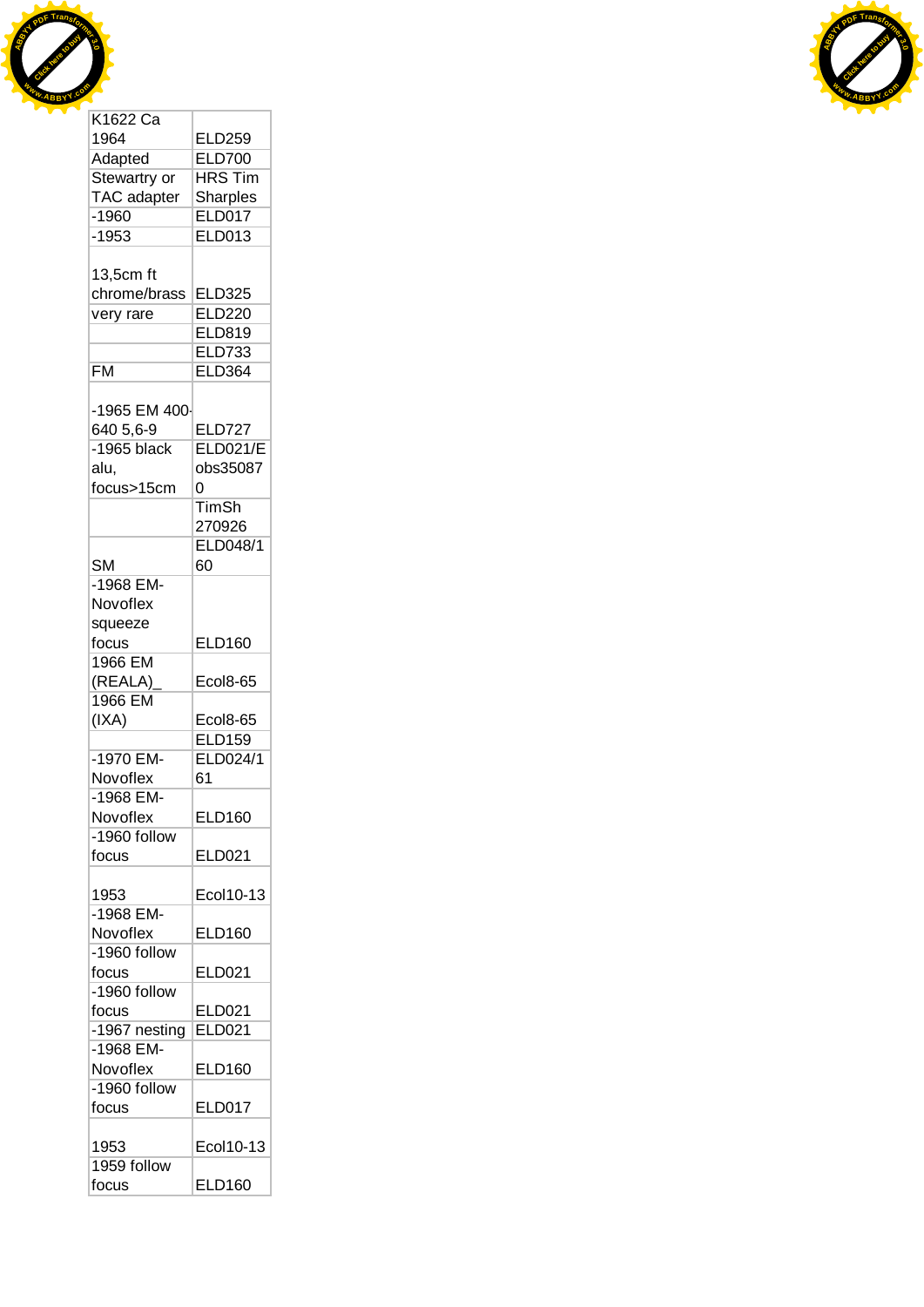| K1622 Ca 1964 | ELD259 |
|---|---|
| Adapted | ELD700 |
| Stewartry or TAC adapter | HRS Tim Sharples |
| -1960 | ELD017 |
| -1953 | ELD013 |
| 13,5cm ft chrome/brass | ELD325 |
| very rare | ELD220 |
| | ELD819 |
| | ELD733 |
| FM | ELD364 |
| -1965 EM 400-640 5,6-9 | ELD727 |
| -1965 black alu, focus>15cm | ELD021/Eobs350870 |
| | TimSh 270926 |
| SM | ELD048/160 |
| -1968 EM-Novoflex squeeze focus | ELD160 |
| 1966 EM (REALA)_ | Ecol8-65 |
| 1966 EM (IXA) | Ecol8-65 |
| | ELD159 |
| -1970 EM-Novoflex | ELD024/161 |
| -1968 EM-Novoflex | ELD160 |
| -1960 follow focus | ELD021 |
| 1953 | Ecol10-13 |
| -1968 EM-Novoflex | ELD160 |
| -1960 follow focus | ELD021 |
| -1960 follow focus | ELD021 |
| -1967 nesting | ELD021 |
| -1968 EM-Novoflex | ELD160 |
| -1960 follow focus | ELD017 |
| 1953 | Ecol10-13 |
| 1959 follow focus | ELD160 |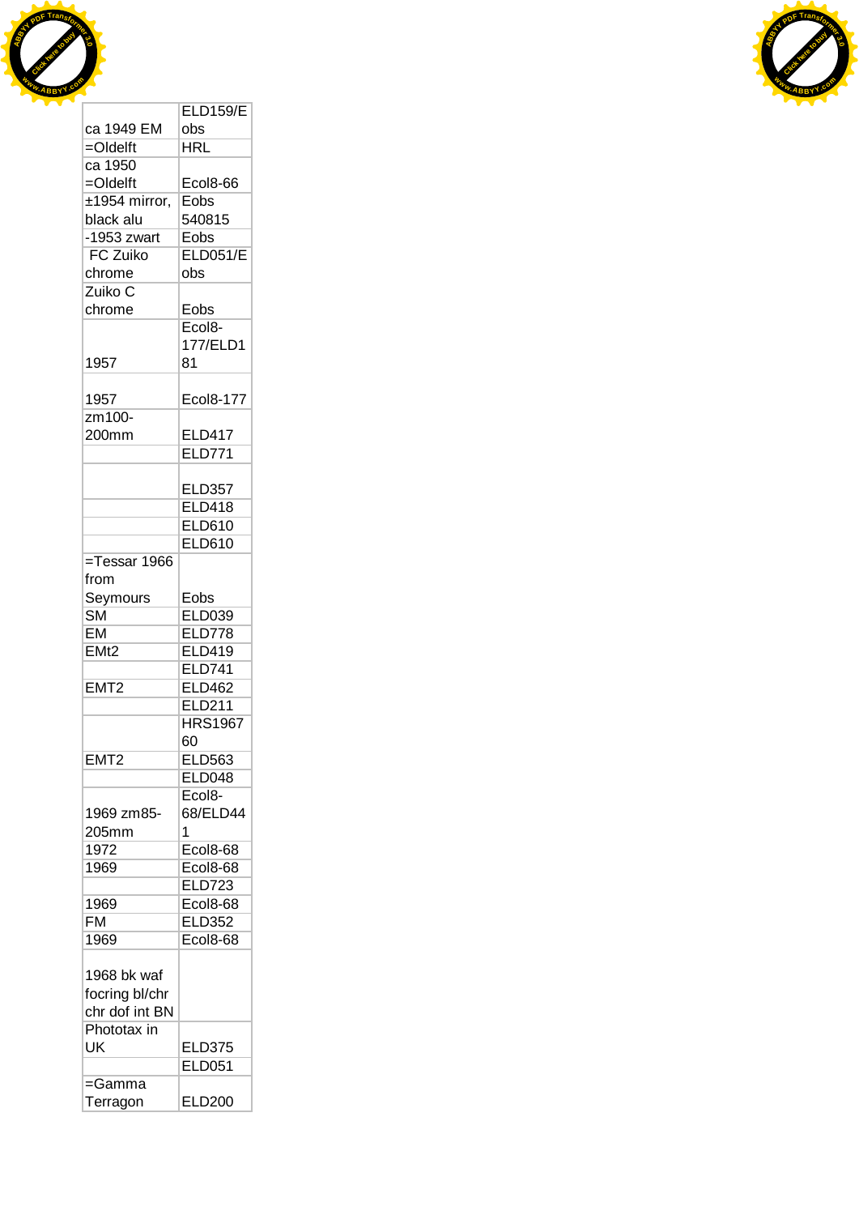| | |
|---|---|
| ca 1949 EM | ELD159/Eobs |
| =Oldelft | HRL |
| ca 1950 =Oldelft | Ecol8-66 |
| ±1954 mirror, black alu | Eobs 540815 |
| -1953 zwart | Eobs |
| FC Zuiko chrome | ELD051/Eobs |
| Zuiko C chrome | Eobs |
| 1957 | Ecol8-177/ELD181 |
| 1957 | Ecol8-177 |
| zm100-200mm | ELD417 |
| | ELD771 |
| | ELD357 |
| | ELD418 |
| | ELD610 |
| | ELD610 |
| =Tessar 1966 from Seymours | Eobs |
| SM | ELD039 |
| EM | ELD778 |
| EMt2 | ELD419 |
| | ELD741 |
| EMT2 | ELD462 |
| | ELD211 |
| | HRS196760 |
| EMT2 | ELD563 |
| | ELD048 |
| 1969 zm85-205mm | Ecol8-68/ELD441 |
| 1972 | Ecol8-68 |
| 1969 | Ecol8-68 |
| | ELD723 |
| 1969 | Ecol8-68 |
| FM | ELD352 |
| 1969 | Ecol8-68 |
| 1968 bk waf focring bl/chr chr dof int BN | |
| Phototax in UK | ELD375 |
| | ELD051 |
| =Gamma Terragon | ELD200 |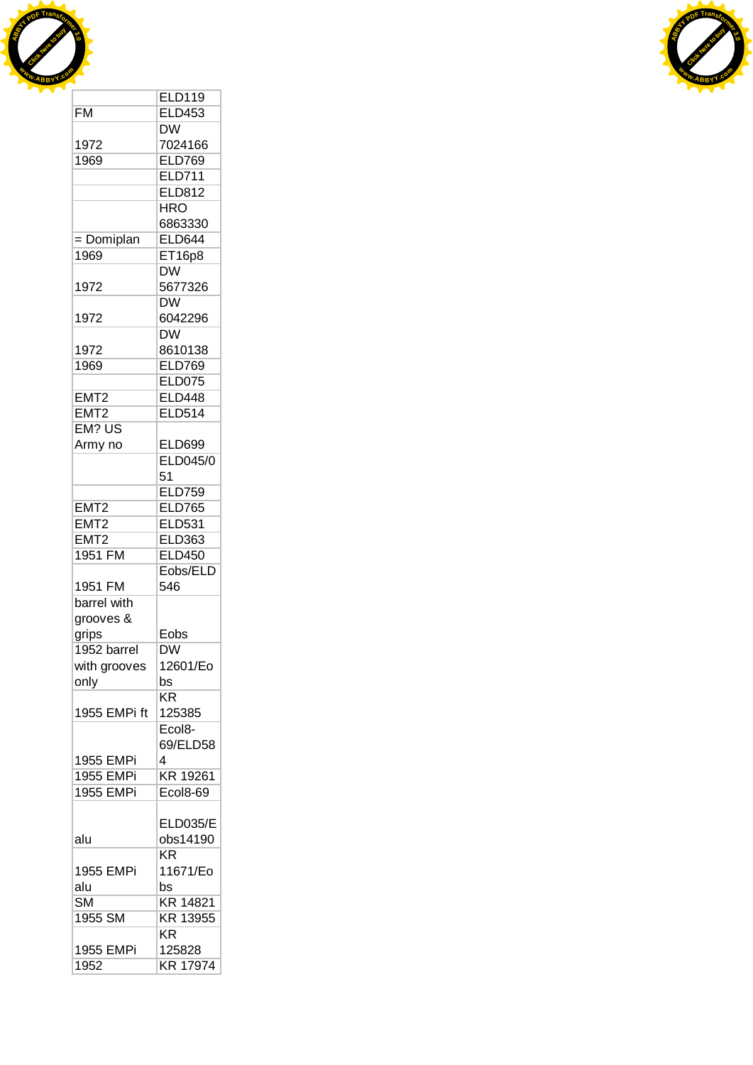| | |
|---|---|
| | ELD119 |
| FM | ELD453 |
| 1972 | DW 7024166 |
| 1969 | ELD769 |
| | ELD711 |
| | ELD812 |
| | HRO 6863330 |
| = Domiplan | ELD644 |
| 1969 | ET16p8 |
| 1972 | DW 5677326 |
| 1972 | DW 6042296 |
| 1972 | DW 8610138 |
| 1969 | ELD769 |
| | ELD075 |
| EMT2 | ELD448 |
| EMT2 | ELD514 |
| EM? US Army no | ELD699 |
| | ELD045/051 |
| | ELD759 |
| EMT2 | ELD765 |
| EMT2 | ELD531 |
| EMT2 | ELD363 |
| 1951 FM | ELD450 |
| 1951 FM | Eobs/ELD546 |
| barrel with grooves & grips | Eobs |
| 1952 barrel with grooves only | DW 12601/Eobs |
| 1955 EMPi ft | KR 125385 |
| 1955 EMPi | Ecol8-69/ELD584 |
| 1955 EMPi | KR 19261 |
| 1955 EMPi | Ecol8-69 |
| alu | ELD035/Eobs14190 |
| 1955 EMPi alu | KR 11671/Eobs |
| SM | KR 14821 |
| 1955 SM | KR 13955 |
| 1955 EMPi | KR 125828 |
| 1952 | KR 17974 |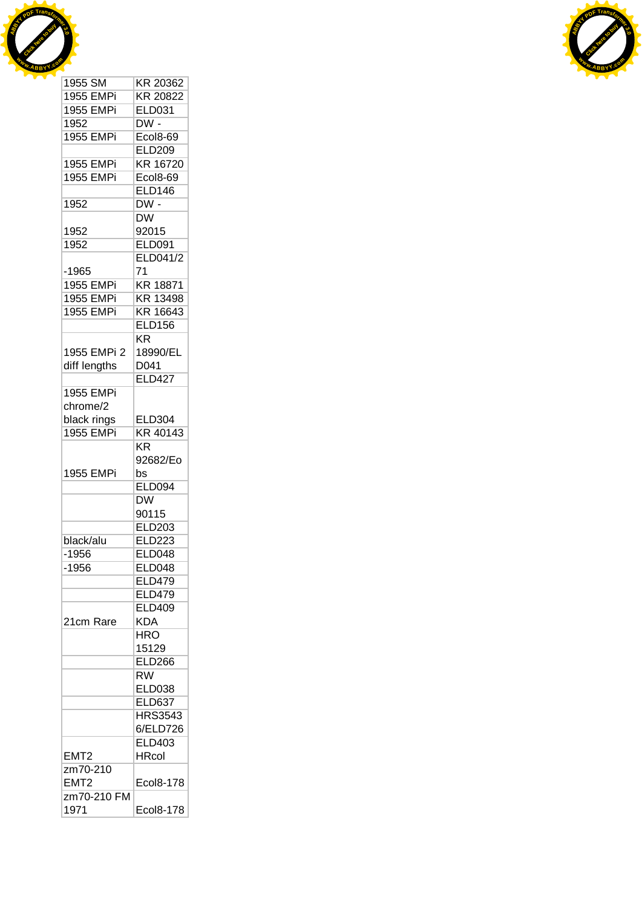| | |
|---|---|
| 1955 SM | KR 20362 |
| 1955 EMPi | KR 20822 |
| 1955 EMPi | ELD031 |
| 1952 | DW - |
| 1955 EMPi | Ecol8-69 |
| | ELD209 |
| 1955 EMPi | KR 16720 |
| 1955 EMPi | Ecol8-69 |
| | ELD146 |
| 1952 | DW - |
| 1952 | DW 92015 |
| 1952 | ELD091 |
| -1965 | ELD041/271 |
| 1955 EMPi | KR 18871 |
| 1955 EMPi | KR 13498 |
| 1955 EMPi | KR 16643 |
| | ELD156 |
| 1955 EMPi 2 diff lengths | KR 18990/ELD041 |
| | ELD427 |
| 1955 EMPi chrome/2 black rings | ELD304 |
| 1955 EMPi | KR 40143 |
| 1955 EMPi | KR 92682/Eobs |
| | ELD094 |
| | DW 90115 |
| | ELD203 |
| black/alu | ELD223 |
| -1956 | ELD048 |
| -1956 | ELD048 |
| | ELD479 |
| | ELD479 |
| 21cm Rare | ELD409 KDA |
| | HRO 15129 |
| | ELD266 |
| | RW ELD038 |
| | ELD637 |
| | HRS35436/ELD726 |
| EMT2 | ELD403 HRcol |
| zm70-210 EMT2 | Ecol8-178 |
| zm70-210 FM 1971 | Ecol8-178 |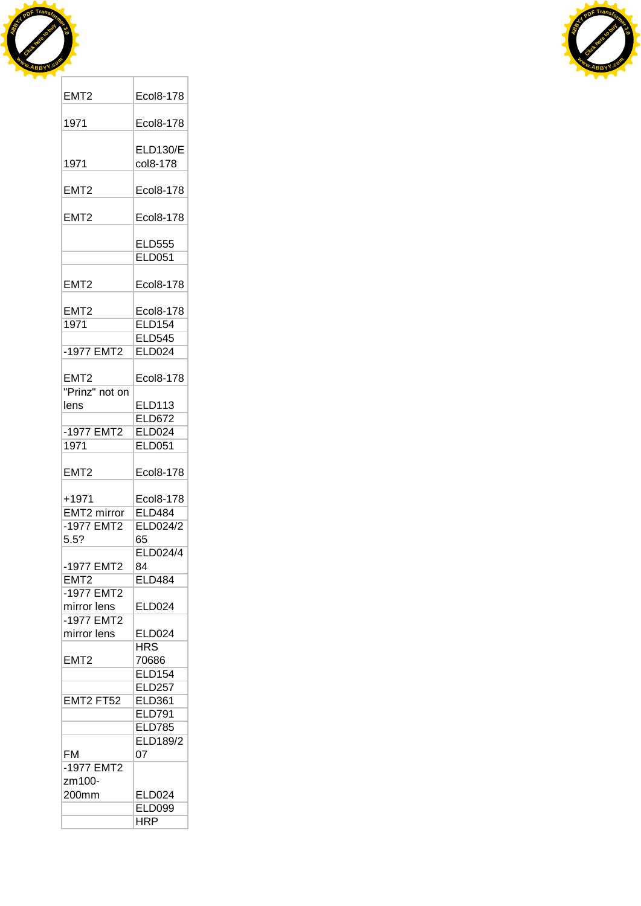| | |
|---|---|
| EMT2 | Ecol8-178 |
| 1971 | Ecol8-178 |
| 1971 | ELD130/Ecol8-178 |
| EMT2 | Ecol8-178 |
| EMT2 | Ecol8-178 |
| | ELD555 |
| | ELD051 |
| EMT2 | Ecol8-178 |
| EMT2 | Ecol8-178 |
| 1971 | ELD154 |
| | ELD545 |
| -1977 EMT2 | ELD024 |
| EMT2 | Ecol8-178 |
| "Prinz" not on lens | ELD113 |
| | ELD672 |
| -1977 EMT2 | ELD024 |
| 1971 | ELD051 |
| EMT2 | Ecol8-178 |
| +1971 | Ecol8-178 |
| EMT2 mirror | ELD484 |
| -1977 EMT2 5.5? | ELD024/265 |
| -1977 EMT2 | ELD024/484 |
| EMT2 | ELD484 |
| -1977 EMT2 mirror lens | ELD024 |
| -1977 EMT2 mirror lens | ELD024 |
| EMT2 | HRS 70686 |
| | ELD154 |
| | ELD257 |
| EMT2 FT52 | ELD361 |
| | ELD791 |
| | ELD785 |
| FM | ELD189/207 |
| -1977 EMT2 zm100-200mm | ELD024 |
| | ELD099 |
| | HRP |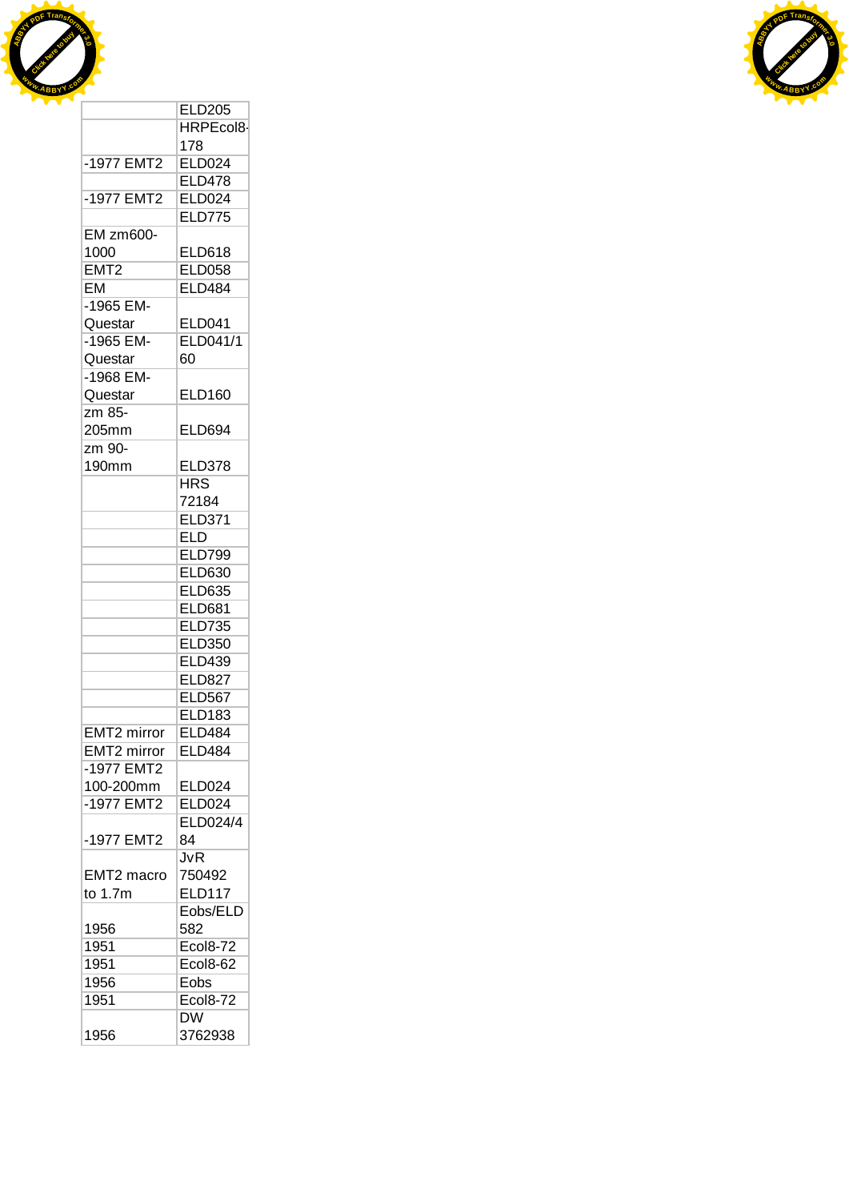| | |
|---|---|
| | ELD205 |
| | HRPEcol8-178 |
| -1977 EMT2 | ELD024 |
| | ELD478 |
| -1977 EMT2 | ELD024 |
| | ELD775 |
| EM zm600-1000 | ELD618 |
| EMT2 | ELD058 |
| EM | ELD484 |
| -1965 EM-Questar | ELD041 |
| -1965 EM-Questar | ELD041/160 |
| -1968 EM-Questar | ELD160 |
| zm 85-205mm | ELD694 |
| zm 90-190mm | ELD378 |
| | HRS 72184 |
| | ELD371 |
| | ELD |
| | ELD799 |
| | ELD630 |
| | ELD635 |
| | ELD681 |
| | ELD735 |
| | ELD350 |
| | ELD439 |
| | ELD827 |
| | ELD567 |
| | ELD183 |
| EMT2 mirror | ELD484 |
| EMT2 mirror | ELD484 |
| -1977 EMT2 100-200mm | ELD024 |
| -1977 EMT2 | ELD024 |
| -1977 EMT2 | ELD024/484 |
| EMT2 macro to 1.7m | JvR 750492 ELD117 |
| 1956 | Eobs/ELD582 |
| 1951 | Ecol8-72 |
| 1951 | Ecol8-62 |
| 1956 | Eobs |
| 1951 | Ecol8-72 |
| 1956 | DW 3762938 |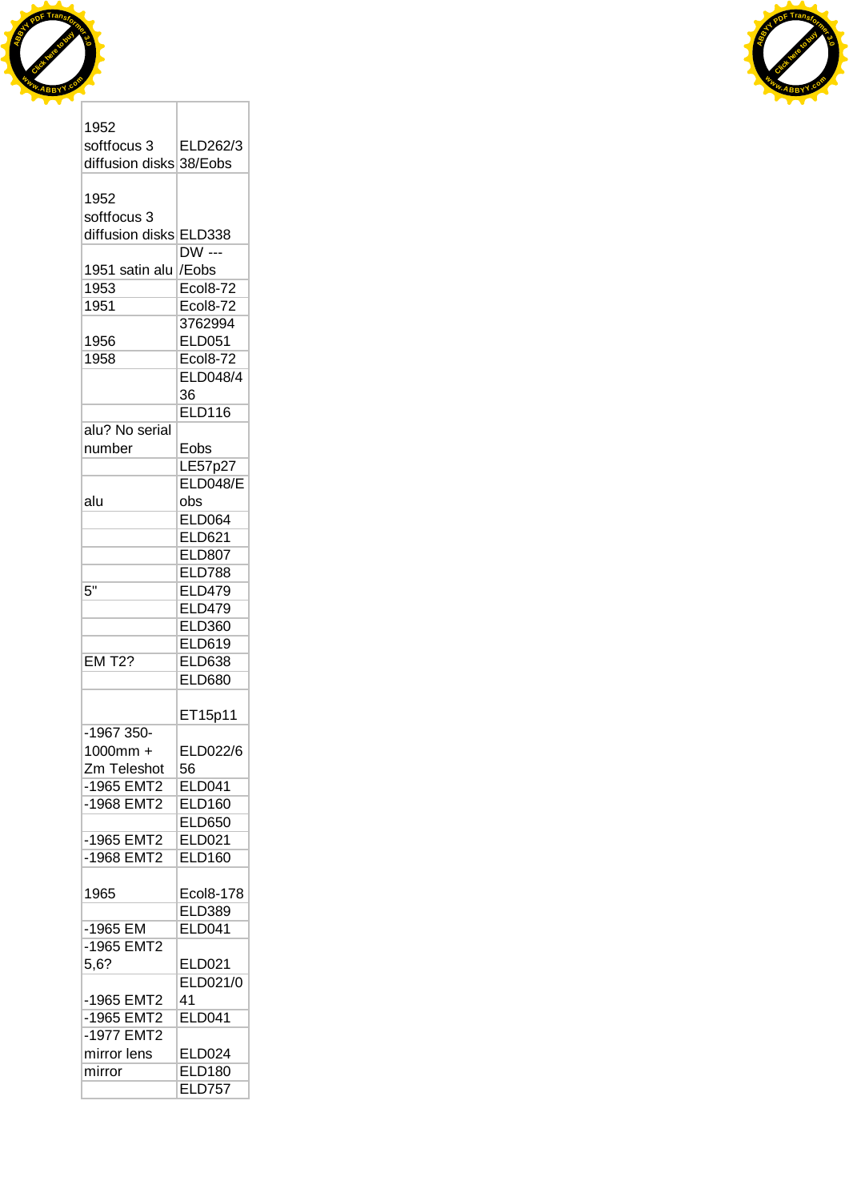| | |
|---|---|
| 1952 softfocus 3 diffusion disks | ELD262/338/Eobs |
| 1952 softfocus 3 diffusion disks | ELD338 |
| 1951 satin alu | DW --- /Eobs |
| 1953 | Ecol8-72 |
| 1951 | Ecol8-72 |
| 1956 | 3762994 ELD051 |
| 1958 | Ecol8-72 |
| | ELD048/436 |
| | ELD116 |
| alu? No serial number | Eobs |
| | LE57p27 |
| alu | ELD048/Eobs |
| | ELD064 |
| | ELD621 |
| | ELD807 |
| | ELD788 |
| 5" | ELD479 |
| | ELD479 |
| | ELD360 |
| | ELD619 |
| EM T2? | ELD638 |
| | ELD680 |
| | ET15p11 |
| -1967 350-1000mm + Zm Teleshot | ELD022/656 |
| -1965 EMT2 | ELD041 |
| -1968 EMT2 | ELD160 |
| | ELD650 |
| -1965 EMT2 | ELD021 |
| -1968 EMT2 | ELD160 |
| 1965 | Ecol8-178 |
| | ELD389 |
| -1965 EM | ELD041 |
| -1965 EMT2 5,6? | ELD021 |
| -1965 EMT2 | ELD021/041 |
| -1965 EMT2 | ELD041 |
| -1977 EMT2 mirror lens | ELD024 |
| mirror | ELD180 |
| | ELD757 |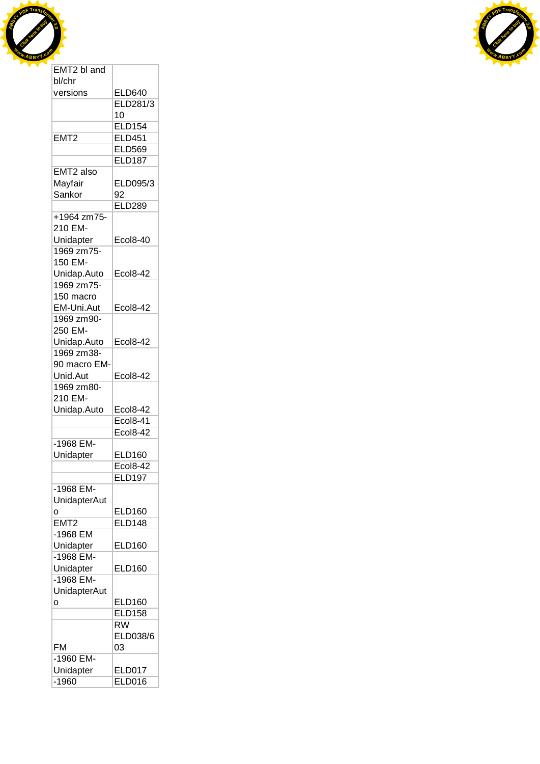| | |
|---|---|
| EMT2 bl and bl/chr versions | ELD640 |
| | ELD281/310 |
| | ELD154 |
| EMT2 | ELD451 |
| | ELD569 |
| | ELD187 |
| EMT2 also Mayfair Sankor | ELD095/392 |
| | ELD289 |
| +1964 zm75-210 EM-Unidapter | Ecol8-40 |
| 1969 zm75-150 EM-Unidap.Auto | Ecol8-42 |
| 1969 zm75-150 macro EM-Uni.Aut | Ecol8-42 |
| 1969 zm90-250 EM-Unidap.Auto | Ecol8-42 |
| 1969 zm38-90 macro EM-Unid.Aut | Ecol8-42 |
| 1969 zm80-210 EM-Unidap.Auto | Ecol8-42 |
| | Ecol8-41 |
| | Ecol8-42 |
| -1968 EM-Unidapter | ELD160 |
| | Ecol8-42 |
| | ELD197 |
| -1968 EM-UnidapterAuto | ELD160 |
| EMT2 | ELD148 |
| -1968 EM Unidapter | ELD160 |
| -1968 EM-Unidapter | ELD160 |
| -1968 EM-UnidapterAuto | ELD160 |
| | ELD158 |
| FM | RW ELD038/603 |
| -1960 EM-Unidapter | ELD017 |
| -1960 | ELD016 |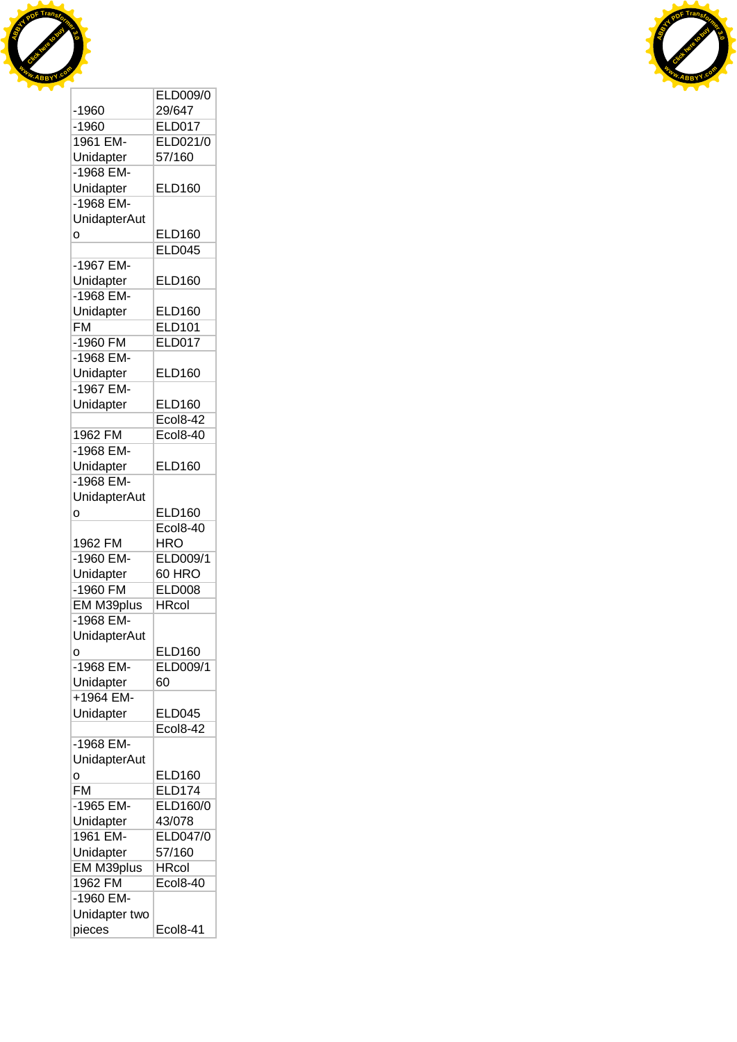| | |
|---|---|
| -1960 | ELD009/029/647 |
| -1960 | ELD017 |
| 1961 EM-Unidapter | ELD021/057/160 |
| -1968 EM-Unidapter | ELD160 |
| -1968 EM-UnidapterAuto | ELD160 |
| | ELD045 |
| -1967 EM-Unidapter | ELD160 |
| -1968 EM-Unidapter | ELD160 |
| FM | ELD101 |
| -1960 FM | ELD017 |
| -1968 EM-Unidapter | ELD160 |
| -1967 EM-Unidapter | ELD160 |
| | Ecol8-42 |
| 1962 FM | Ecol8-40 |
| -1968 EM-Unidapter | ELD160 |
| -1968 EM-UnidapterAuto | ELD160 |
| 1962 FM | Ecol8-40 HRO |
| -1960 EM-Unidapter | ELD009/160 HRO |
| -1960 FM | ELD008 |
| EM M39plus | HRcol |
| -1968 EM-UnidapterAuto | ELD160 |
| -1968 EM-Unidapter | ELD009/160 |
| +1964 EM-Unidapter | ELD045 |
| | Ecol8-42 |
| -1968 EM-UnidapterAuto | ELD160 |
| FM | ELD174 |
| -1965 EM-Unidapter | ELD160/043/078 |
| 1961 EM-Unidapter | ELD047/057/160 |
| EM M39plus | HRcol |
| 1962 FM | Ecol8-40 |
| -1960 EM-Unidapter two pieces | Ecol8-41 |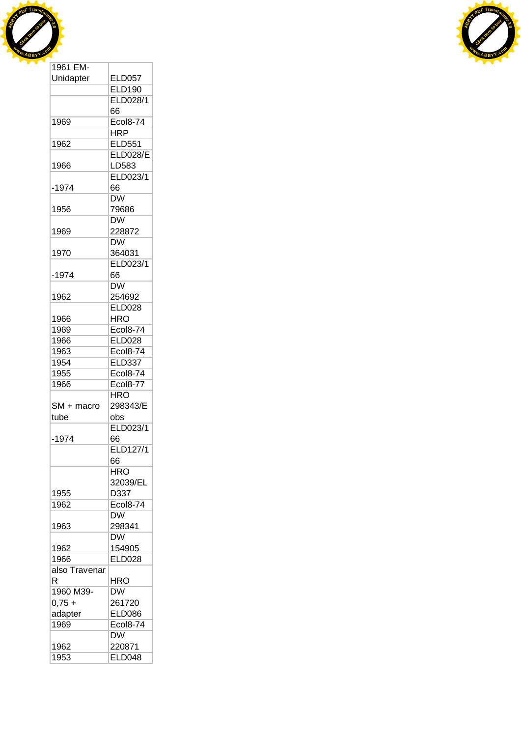| 1961 EM-Unidapter | ELD057 |
|---|---|
| | ELD190 |
| | ELD028/166 |
| 1969 | Ecol8-74 |
| | HRP |
| 1962 | ELD551 |
| 1966 | ELD028/ELD583 |
| -1974 | ELD023/166 |
| 1956 | DW 79686 |
| 1969 | DW 228872 |
| 1970 | DW 364031 |
| -1974 | ELD023/166 |
| 1962 | DW 254692 |
| 1966 | ELD028 HRO |
| 1969 | Ecol8-74 |
| 1966 | ELD028 |
| 1963 | Ecol8-74 |
| 1954 | ELD337 |
| 1955 | Ecol8-74 |
| 1966 | Ecol8-77 |
| SM + macro tube | HRO 298343/Eobs |
| -1974 | ELD023/166 |
| | ELD127/166 |
| 1955 | HRO 32039/ELD337 |
| 1962 | Ecol8-74 |
| 1963 | DW 298341 |
| 1962 | DW 154905 |
| 1966 | ELD028 |
| also Travenar R | HRO |
| 1960 M39-0,75 + adapter | DW 261720 ELD086 |
| 1969 | Ecol8-74 |
| 1962 | DW 220871 |
| 1953 | ELD048 |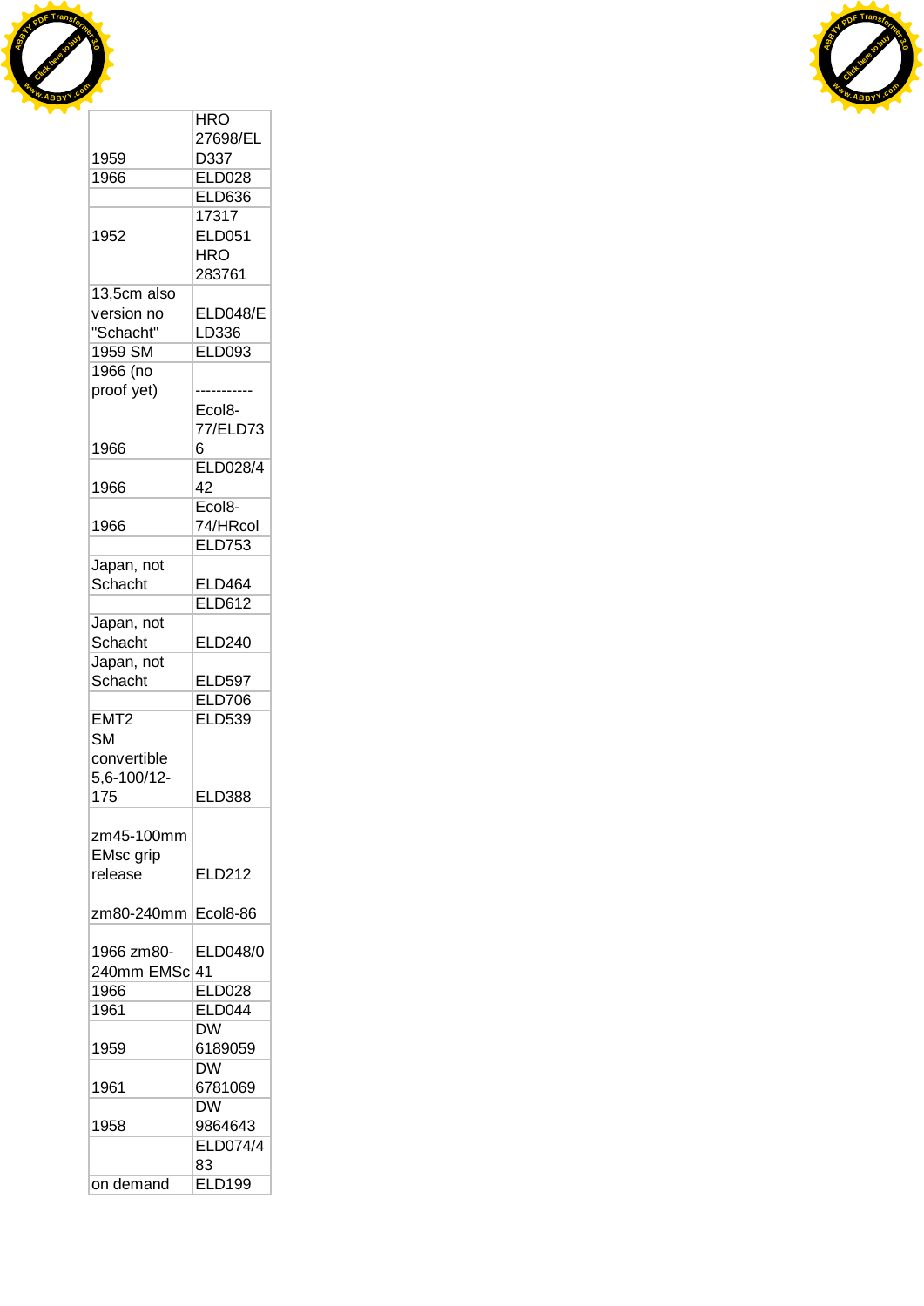| | |
|---|---|
| 1959 | HRO 27698/ELD337 |
| 1966 | ELD028 |
| | ELD636 |
| 1952 | 17317 ELD051 |
| | HRO 283761 |
| 13,5cm also version no "Schacht" | ELD048/ELD336 |
| 1959 SM | ELD093 |
| 1966 (no proof yet) | ----------- |
| 1966 | Ecol8-77/ELD736 |
| 1966 | ELD028/442 |
| 1966 | Ecol8-74/HRcol |
| | ELD753 |
| Japan, not Schacht | ELD464 |
| | ELD612 |
| Japan, not Schacht | ELD240 |
| Japan, not Schacht | ELD597 |
| | ELD706 |
| EMT2 | ELD539 |
| SM convertible 5,6-100/12-175 | ELD388 |
| zm45-100mm EMsc grip release | ELD212 |
| zm80-240mm | Ecol8-86 |
| 1966 zm80-240mm EMSc | ELD048/041 |
| 1966 | ELD028 |
| 1961 | ELD044 |
| 1959 | DW 6189059 |
| 1961 | DW 6781069 |
| 1958 | DW 9864643 |
| | ELD074/483 |
| on demand | ELD199 |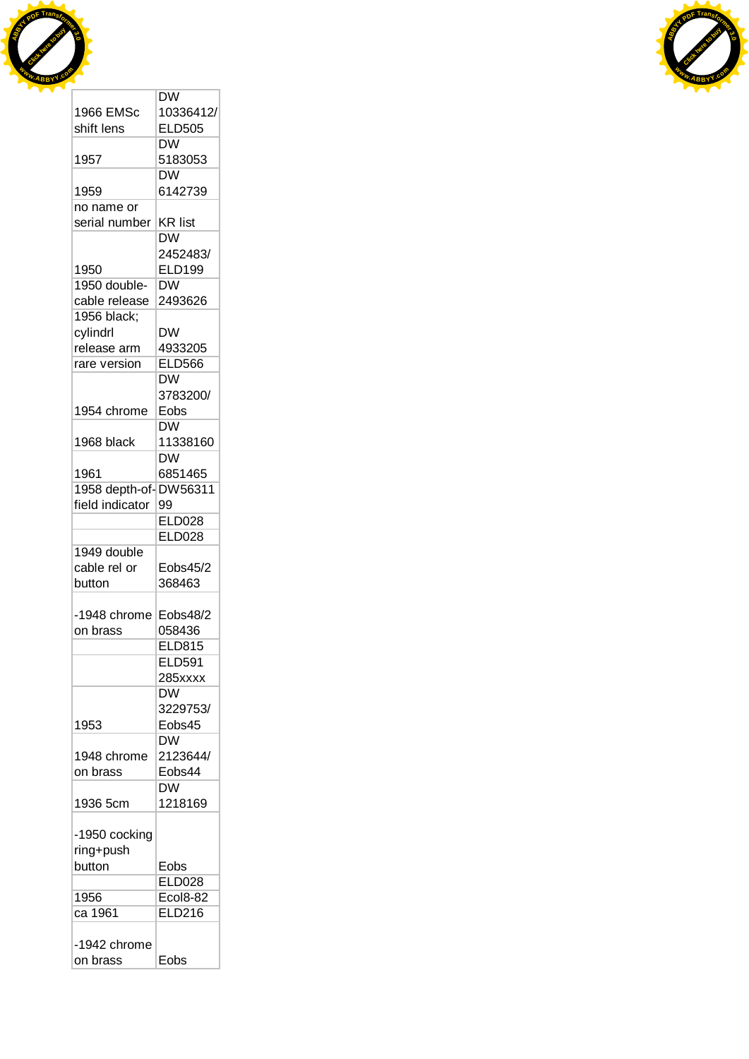| | |
|---|---|
| 1966 EMSc shift lens | DW 10336412/ ELD505 |
| 1957 | DW 5183053 |
| 1959 | DW 6142739 |
| no name or serial number | KR list |
| 1950 | DW 2452483/ ELD199 |
| 1950 double-cable release | DW 2493626 |
| 1956 black; cylindrl release arm | DW 4933205 |
| rare version | ELD566 |
| 1954 chrome | DW 3783200/ Eobs |
| 1968 black | DW 11338160 |
| 1961 | DW 6851465 |
| 1958 depth-of-field indicator | DW5631199 |
| | ELD028 |
| | ELD028 |
| 1949 double cable rel or button | Eobs45/2 368463 |
| -1948 chrome on brass | Eobs48/2 058436 |
| | ELD815 |
| | ELD591 285xxxx |
| 1953 | DW 3229753/ Eobs45 |
| 1948 chrome on brass | DW 2123644/ Eobs44 |
| 1936 5cm | DW 1218169 |
| -1950 cocking ring+push button | Eobs |
| | ELD028 |
| 1956 | Ecol8-82 |
| ca 1961 | ELD216 |
| -1942 chrome on brass | Eobs |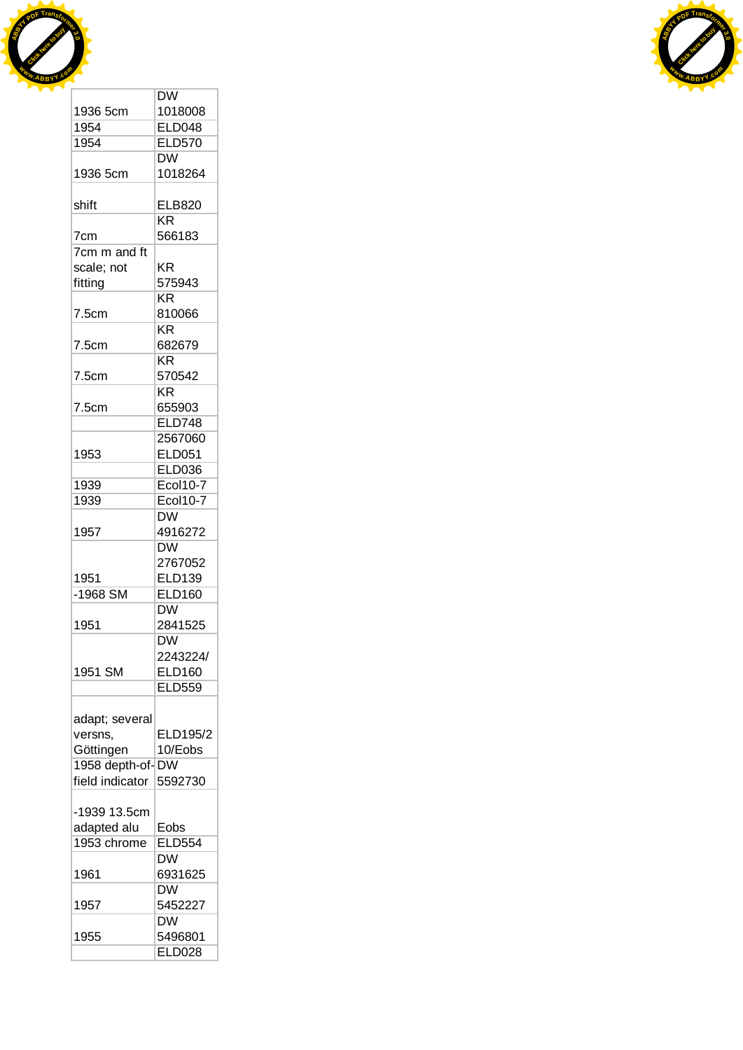| | |
|---|---|
| 1936 5cm | DW 1018008 |
| 1954 | ELD048 |
| 1954 | ELD570 |
| 1936 5cm | DW 1018264 |
| shift | ELB820 |
| 7cm | KR 566183 |
| 7cm m and ft scale; not fitting | KR 575943 |
| 7.5cm | KR 810066 |
| 7.5cm | KR 682679 |
| 7.5cm | KR 570542 |
| 7.5cm | KR 655903 |
| | ELD748 |
| 1953 | 2567060 ELD051 |
| | ELD036 |
| 1939 | Ecol10-7 |
| 1939 | Ecol10-7 |
| 1957 | DW 4916272 |
| 1951 | DW 2767052 ELD139 |
| -1968 SM | ELD160 |
| 1951 | DW 2841525 |
| 1951 SM | DW 2243224/ ELD160 |
| | ELD559 |
| adapt; several versns, Göttingen | ELD195/2 10/Eobs |
| 1958 depth-of-field indicator | DW 5592730 |
| -1939 13.5cm adapted alu | Eobs |
| 1953 chrome | ELD554 |
| 1961 | DW 6931625 |
| 1957 | DW 5452227 |
| 1955 | DW 5496801 |
| | ELD028 |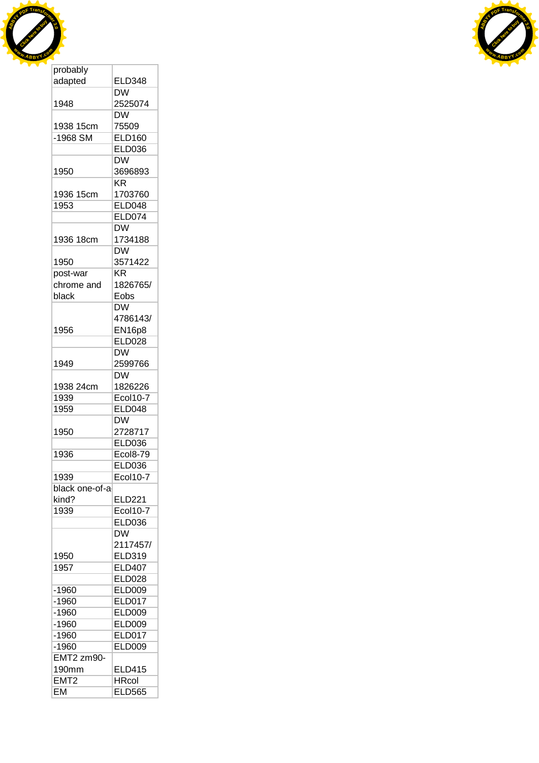| probably adapted | ELD348 |
|---|---|
| 1948 | DW 2525074 |
| 1938 15cm | DW 75509 |
| -1968 SM | ELD160 |
| | ELD036 |
| 1950 | DW 3696893 |
| 1936 15cm | KR 1703760 |
| 1953 | ELD048 |
| | ELD074 |
| 1936 18cm | DW 1734188 |
| 1950 | DW 3571422 |
| post-war chrome and black | KR 1826765/ Eobs |
| 1956 | DW 4786143/ EN16p8 |
| | ELD028 |
| 1949 | DW 2599766 |
| 1938 24cm | DW 1826226 |
| 1939 | Ecol10-7 |
| 1959 | ELD048 |
| 1950 | DW 2728717 |
| | ELD036 |
| 1936 | Ecol8-79 |
| | ELD036 |
| 1939 | Ecol10-7 |
| black one-of-a kind? | ELD221 |
| 1939 | Ecol10-7 |
| | ELD036 |
| 1950 | DW 2117457/ ELD319 |
| 1957 | ELD407 |
| | ELD028 |
| -1960 | ELD009 |
| -1960 | ELD017 |
| -1960 | ELD009 |
| -1960 | ELD009 |
| -1960 | ELD017 |
| -1960 | ELD009 |
| EMT2 zm90-190mm | ELD415 |
| EMT2 | HRcol |
| EM | ELD565 |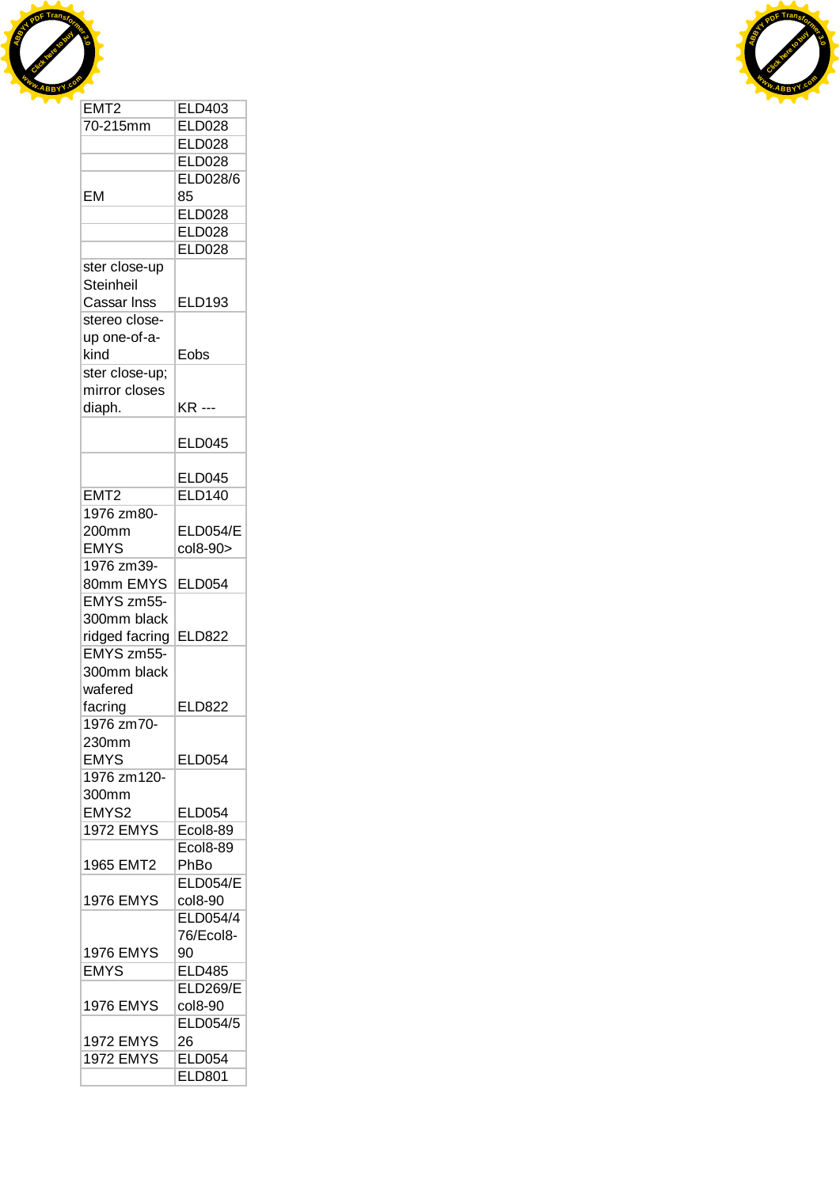| EMT2 | ELD403 |
|---|---|
| 70-215mm | ELD028 |
| | ELD028 |
| | ELD028 |
| EM | ELD028/685 |
| | ELD028 |
| | ELD028 |
| | ELD028 |
| ster close-up Steinheil Cassar lnss | ELD193 |
| stereo close-up one-of-a-kind | Eobs |
| ster close-up; mirror closes diaph. | KR --- |
| | ELD045 |
| | ELD045 |
| EMT2 | ELD140 |
| 1976 zm80-200mm EMYS | ELD054/Ecol8-90> |
| 1976 zm39-80mm EMYS | ELD054 |
| EMYS zm55-300mm black ridged facring | ELD822 |
| EMYS zm55-300mm black wafered facring | ELD822 |
| 1976 zm70-230mm EMYS | ELD054 |
| 1976 zm120-300mm EMYS2 | ELD054 |
| 1972 EMYS | Ecol8-89 |
| 1965 EMT2 | Ecol8-89 PhBo |
| 1976 EMYS | ELD054/Ecol8-90 |
| 1976 EMYS | ELD054/476/Ecol8-90 |
| EMYS | ELD485 |
| 1976 EMYS | ELD269/Ecol8-90 |
| 1972 EMYS | ELD054/526 |
| 1972 EMYS | ELD054 |
| | ELD801 |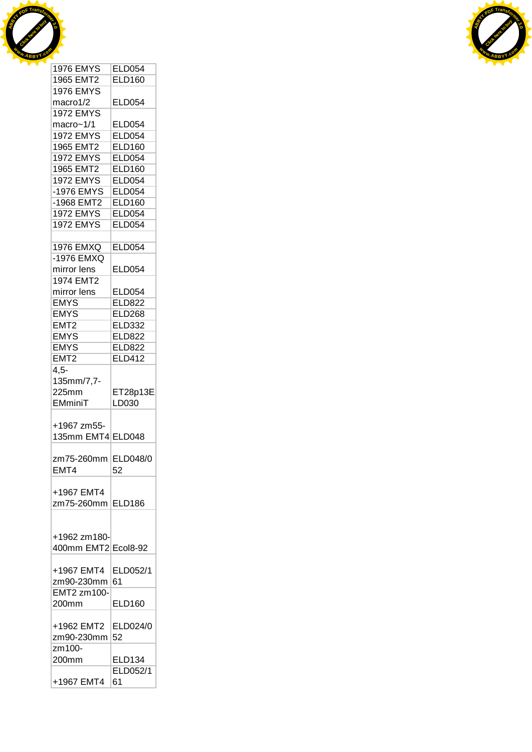| 1976 EMYS | ELD054 |
|---|---|
| 1965 EMT2 | ELD160 |
| 1976 EMYS macro1/2 | ELD054 |
| 1972 EMYS macro~1/1 | ELD054 |
| 1972 EMYS | ELD054 |
| 1965 EMT2 | ELD160 |
| 1972 EMYS | ELD054 |
| 1965 EMT2 | ELD160 |
| 1972 EMYS | ELD054 |
| -1976 EMYS | ELD054 |
| -1968 EMT2 | ELD160 |
| 1972 EMYS | ELD054 |
| 1972 EMYS | ELD054 |
| | |
| 1976 EMXQ | ELD054 |
| -1976 EMXQ mirror lens | ELD054 |
| 1974 EMT2 mirror lens | ELD054 |
| EMYS | ELD822 |
| EMYS | ELD268 |
| EMT2 | ELD332 |
| EMYS | ELD822 |
| EMYS | ELD822 |
| EMT2 | ELD412 |
| 4,5-135mm/7,7-225mm EMminiT | ET28p13ELD030 |
| +1967 zm55-135mm EMT4 | ELD048 |
| zm75-260mm EMT4 | ELD048/052 |
| +1967 EMT4 zm75-260mm | ELD186 |
| +1962 zm180-400mm EMT2 | Ecol8-92 |
| +1967 EMT4 zm90-230mm | ELD052/161 |
| EMT2 zm100-200mm | ELD160 |
| +1962 EMT2 zm90-230mm | ELD024/052 |
| zm100-200mm | ELD134 |
| +1967 EMT4 | ELD052/161 |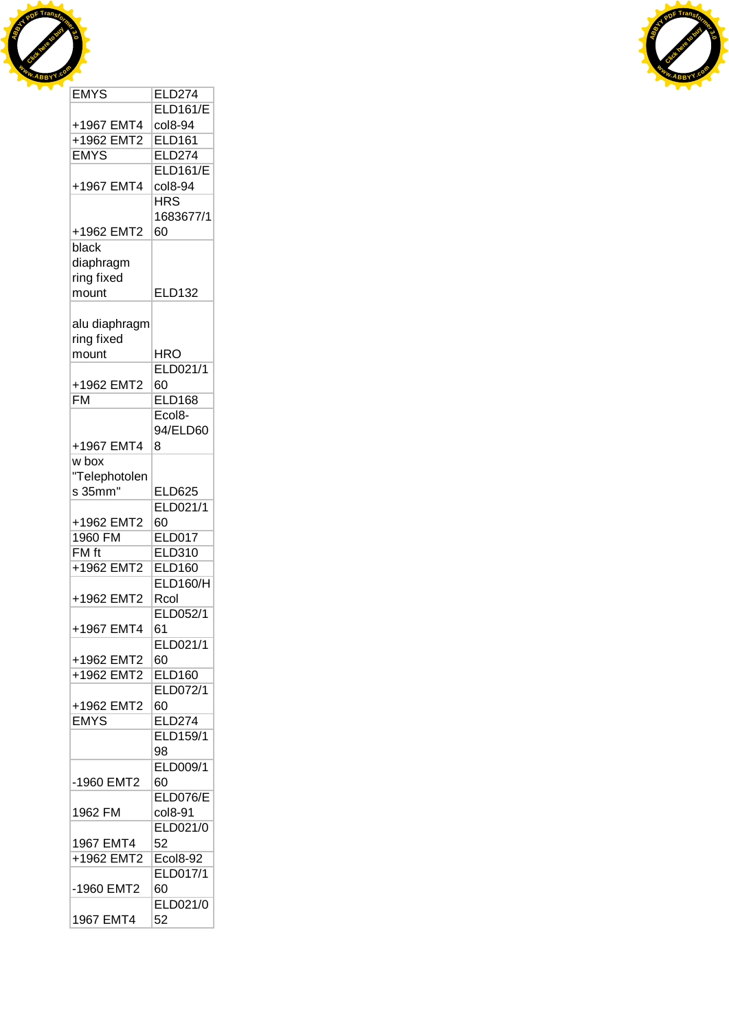| EMYS | ELD274 |
|---|---|
| +1967 EMT4 | ELD161/Ecol8-94 |
| +1962 EMT2 | ELD161 |
| EMYS | ELD274 |
| +1967 EMT4 | ELD161/Ecol8-94 |
| +1962 EMT2 | HRS 1683677/160 |
| black diaphragm ring fixed mount | ELD132 |
| alu diaphragm ring fixed mount | HRO |
| +1962 EMT2 | ELD021/160 |
| FM | ELD168 |
| +1967 EMT4 | Ecol8-94/ELD608 |
| w box "Telephotolens 35mm" | ELD625 |
| +1962 EMT2 | ELD021/160 |
| 1960 FM | ELD017 |
| FM ft | ELD310 |
| +1962 EMT2 | ELD160 |
| +1962 EMT2 | ELD160/HRcol |
| +1967 EMT4 | ELD052/161 |
| +1962 EMT2 | ELD021/160 |
| +1962 EMT2 | ELD160 |
| +1962 EMT2 | ELD072/160 |
| EMYS | ELD274 |
| | ELD159/198 |
| -1960 EMT2 | ELD009/160 |
| 1962 FM | ELD076/Ecol8-91 |
| 1967 EMT4 | ELD021/052 |
| +1962 EMT2 | Ecol8-92 |
| -1960 EMT2 | ELD017/160 |
| 1967 EMT4 | ELD021/052 |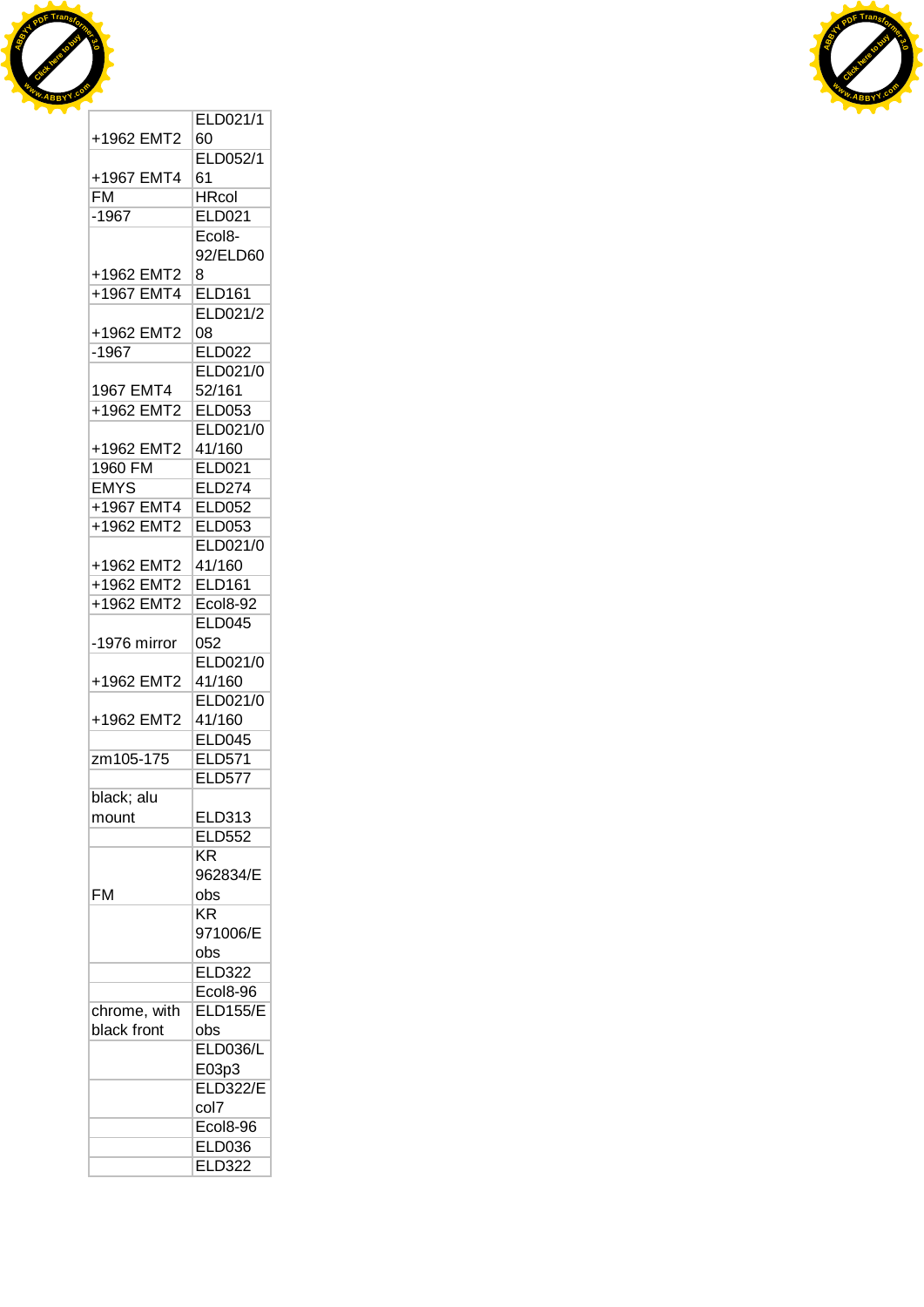| | |
|---|---|
| +1962 EMT2 | ELD021/160 |
| +1967 EMT4 | ELD052/161 |
| FM | HRcol |
| -1967 | ELD021 |
| +1962 EMT2 | Ecol8-92/ELD608 |
| +1967 EMT4 | ELD161 |
| +1962 EMT2 | ELD021/208 |
| -1967 | ELD022 |
| 1967 EMT4 | ELD021/052/161 |
| +1962 EMT2 | ELD053 |
| +1962 EMT2 | ELD021/041/160 |
| 1960 FM | ELD021 |
| EMYS | ELD274 |
| +1967 EMT4 | ELD052 |
| +1962 EMT2 | ELD053 |
| +1962 EMT2 | ELD021/041/160 |
| +1962 EMT2 | ELD161 |
| +1962 EMT2 | Ecol8-92 |
| -1976 mirror | ELD045 052 |
| +1962 EMT2 | ELD021/041/160 |
| +1962 EMT2 | ELD021/041/160 |
| | ELD045 |
| zm105-175 | ELD571 |
| | ELD577 |
| black; alu mount | ELD313 |
| | ELD552 |
| FM | KR 962834/Eobs |
| | KR 971006/Eobs |
| | ELD322 |
| | Ecol8-96 |
| chrome, with black front | ELD155/Eobs |
| | ELD036/LE03p3 |
| | ELD322/Ecol7 |
| | Ecol8-96 |
| | ELD036 |
| | ELD322 |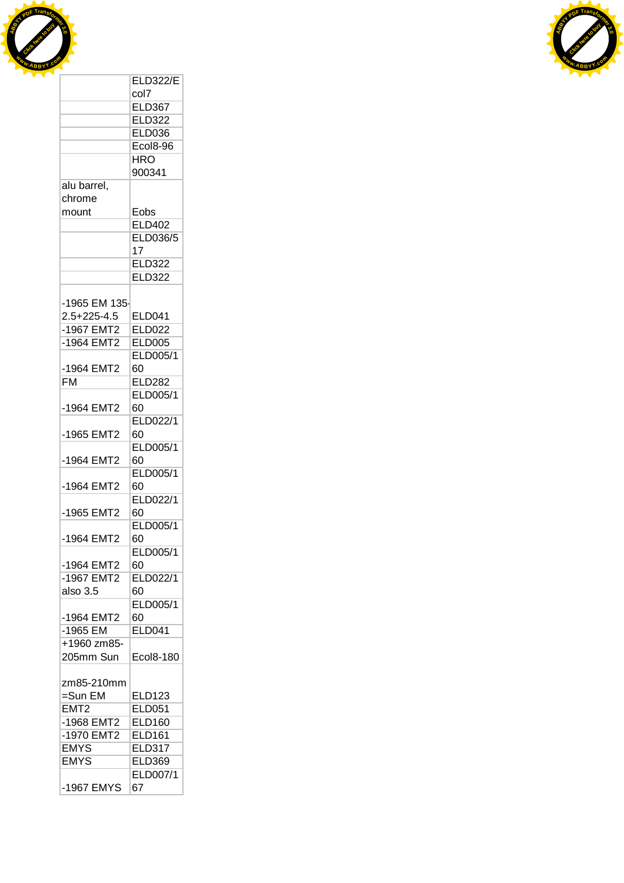| | |
|---|---|
| | ELD322/E col7 |
| | ELD367 |
| | ELD322 |
| | ELD036 |
| | Ecol8-96 |
| | HRO 900341 |
| alu barrel, chrome mount | Eobs |
| | ELD402 |
| | ELD036/517 |
| | ELD322 |
| | ELD322 |
| -1965 EM 135-2.5+225-4.5 | ELD041 |
| -1967 EMT2 | ELD022 |
| -1964 EMT2 | ELD005 |
| -1964 EMT2 | ELD005/160 |
| FM | ELD282 |
| -1964 EMT2 | ELD005/160 |
| -1965 EMT2 | ELD022/160 |
| -1964 EMT2 | ELD005/160 |
| -1964 EMT2 | ELD005/160 |
| -1965 EMT2 | ELD022/160 |
| -1964 EMT2 | ELD005/160 |
| -1964 EMT2 | ELD005/160 |
| -1967 EMT2 also 3.5 | ELD022/160 |
| -1964 EMT2 | ELD005/160 |
| -1965 EM | ELD041 |
| +1960 zm85-205mm Sun | Ecol8-180 |
| zm85-210mm =Sun EM | ELD123 |
| EMT2 | ELD051 |
| -1968 EMT2 | ELD160 |
| -1970 EMT2 | ELD161 |
| EMYS | ELD317 |
| EMYS | ELD369 |
| -1967 EMYS | ELD007/167 |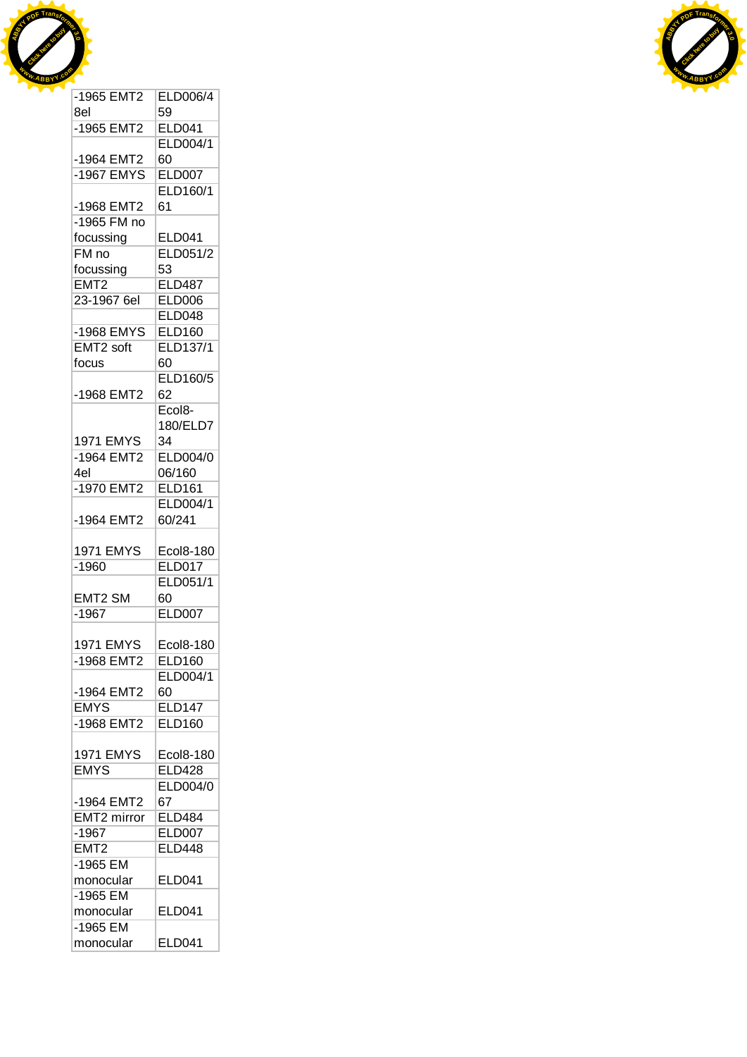| -1965 EMT2 8el | ELD006/459 |
|---|---|
| -1965 EMT2 | ELD041 |
| -1964 EMT2 | ELD004/160 |
| -1967 EMYS | ELD007 |
| -1968 EMT2 | ELD160/161 |
| -1965 FM no focussing | ELD041 |
| FM no focussing | ELD051/253 |
| EMT2 | ELD487 |
| 23-1967 6el | ELD006 |
| | ELD048 |
| -1968 EMYS | ELD160 |
| EMT2 soft focus | ELD137/160 |
| -1968 EMT2 | ELD160/562 |
| 1971 EMYS | Ecol8-180/ELD734 |
| -1964 EMT2 4el | ELD004/006/160 |
| -1970 EMT2 | ELD161 |
| -1964 EMT2 | ELD004/160/241 |
| 1971 EMYS | Ecol8-180 |
| -1960 | ELD017 |
| EMT2 SM | ELD051/160 |
| -1967 | ELD007 |
| 1971 EMYS | Ecol8-180 |
| -1968 EMT2 | ELD160 |
| -1964 EMT2 | ELD004/160 |
| EMYS | ELD147 |
| -1968 EMT2 | ELD160 |
| 1971 EMYS | Ecol8-180 |
| EMYS | ELD428 |
| -1964 EMT2 | ELD004/067 |
| EMT2 mirror | ELD484 |
| -1967 | ELD007 |
| EMT2 | ELD448 |
| -1965 EM monocular | ELD041 |
| -1965 EM monocular | ELD041 |
| -1965 EM monocular | ELD041 |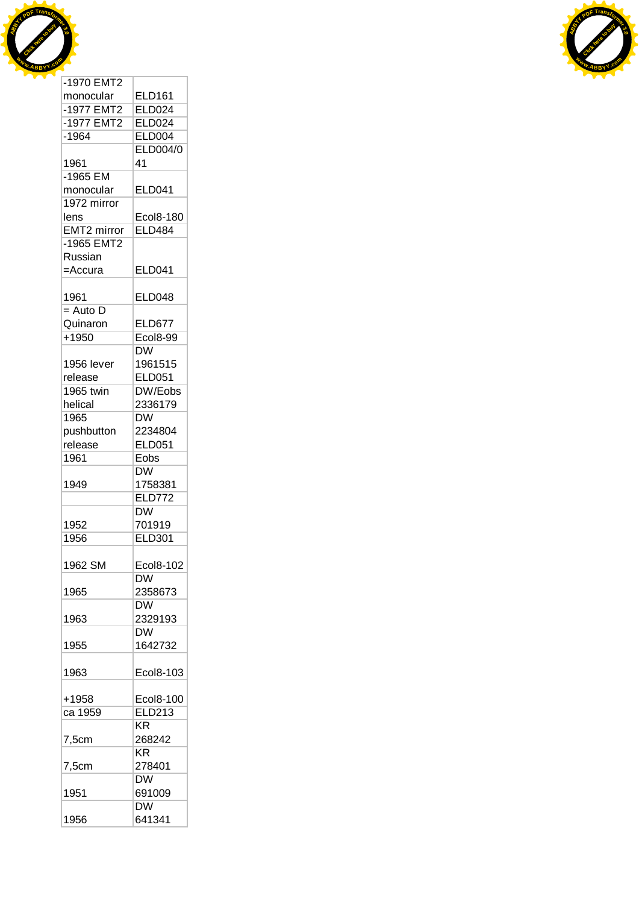| | |
|---|---|
| -1970 EMT2 monocular | ELD161 |
| -1977 EMT2 | ELD024 |
| -1977 EMT2 | ELD024 |
| -1964 | ELD004 |
| 1961 | ELD004/041 |
| -1965 EM monocular | ELD041 |
| 1972 mirror lens | Ecol8-180 |
| EMT2 mirror | ELD484 |
| -1965 EMT2 Russian =Accura | ELD041 |
| 1961 | ELD048 |
| = Auto D Quinaron | ELD677 |
| +1950 | Ecol8-99 |
| 1956 lever release | DW 1961515 ELD051 |
| 1965 twin helical | DW/Eobs 2336179 |
| 1965 pushbutton release | DW 2234804 ELD051 |
| 1961 | Eobs |
| 1949 | DW 1758381 |
| | ELD772 |
| 1952 | DW 701919 |
| 1956 | ELD301 |
| 1962 SM | Ecol8-102 |
| 1965 | DW 2358673 |
| 1963 | DW 2329193 |
| 1955 | DW 1642732 |
| 1963 | Ecol8-103 |
| +1958 | Ecol8-100 |
| ca 1959 | ELD213 |
| 7,5cm | KR 268242 |
| 7,5cm | KR 278401 |
| 1951 | DW 691009 |
| 1956 | DW 641341 |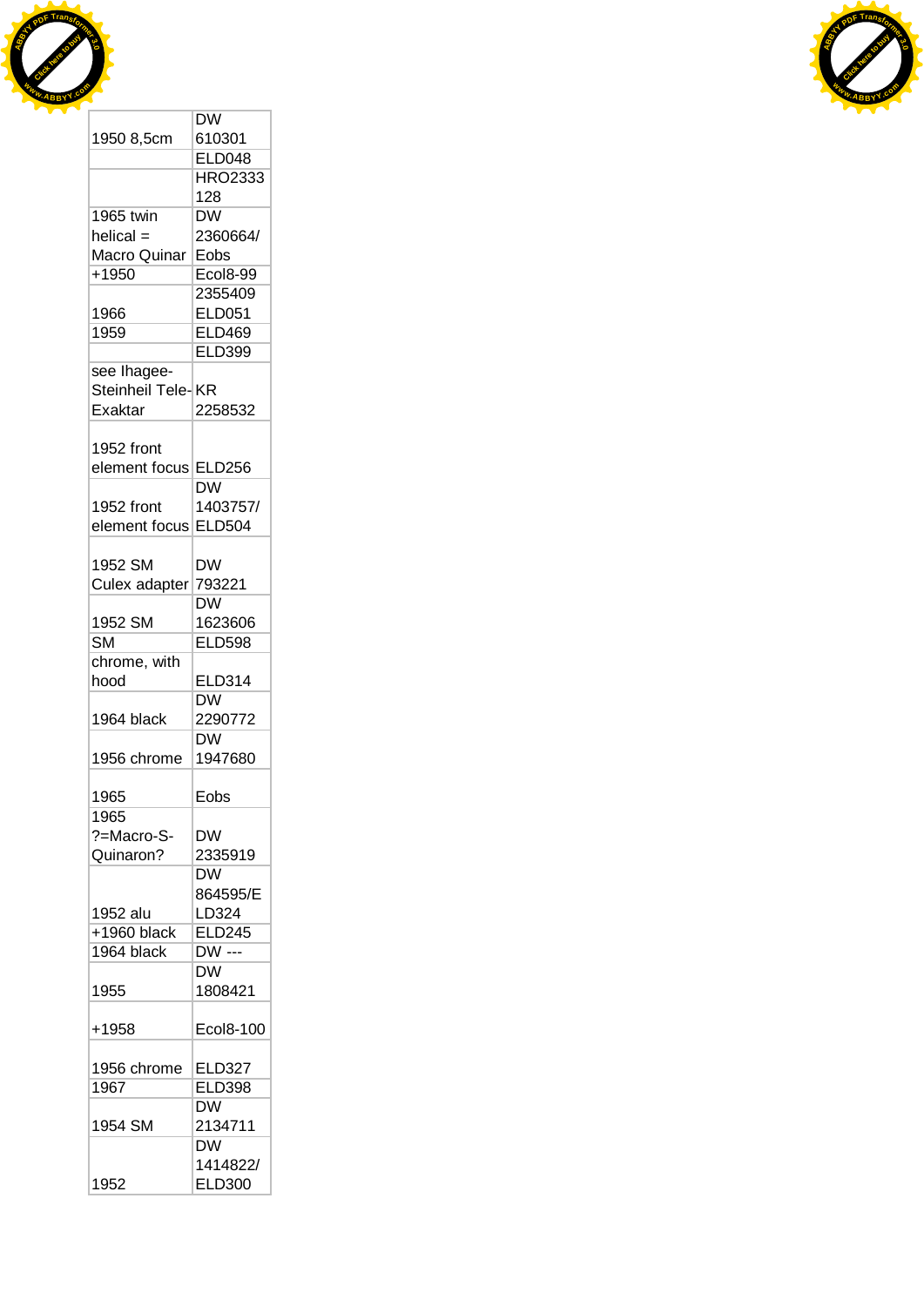| | |
|---|---|
| 1950 8,5cm | DW 610301 |
| | ELD048 |
| | HRO2333 128 |
| 1965 twin helical = Macro Quinar | DW 2360664/ Eobs |
| +1950 | Ecol8-99 |
| 1966 | 2355409 ELD051 |
| 1959 | ELD469 |
| | ELD399 |
| see Ihagee-Steinheil Tele-Exaktar | KR 2258532 |
| 1952 front element focus | ELD256 |
| 1952 front element focus | DW 1403757/ ELD504 |
| 1952 SM Culex adapter | DW 793221 |
| 1952 SM | DW 1623606 |
| SM | ELD598 |
| chrome, with hood | ELD314 |
| 1964 black | DW 2290772 |
| 1956 chrome | DW 1947680 |
| 1965 | Eobs |
| 1965 ?=Macro-S-Quinaron? | DW 2335919 |
| 1952 alu | DW 864595/ELD324 |
| +1960 black | ELD245 |
| 1964 black | DW --- |
| 1955 | DW 1808421 |
| +1958 | Ecol8-100 |
| 1956 chrome | ELD327 |
| 1967 | ELD398 |
| 1954 SM | DW 2134711 |
| 1952 | DW 1414822/ ELD300 |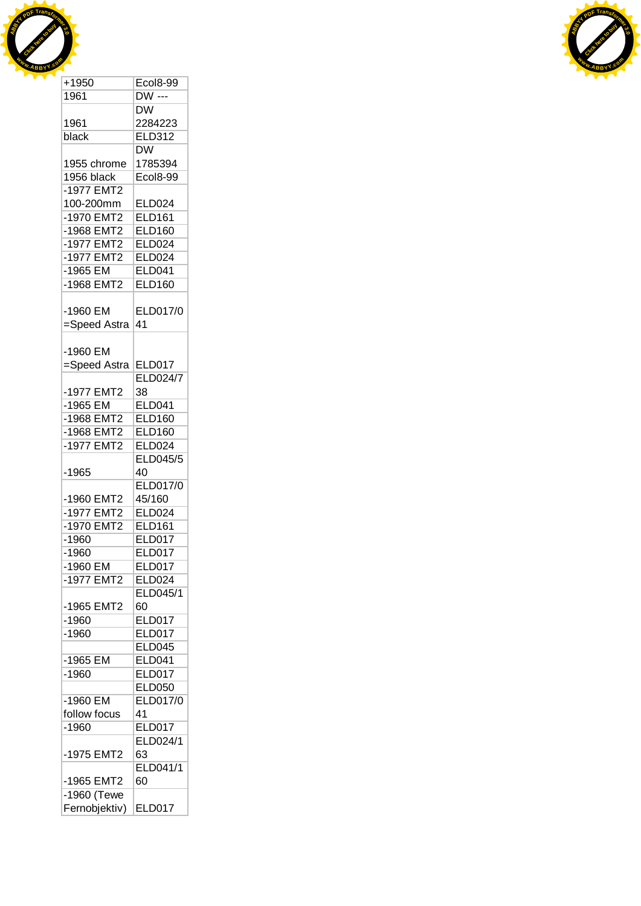| +1950 | Ecol8-99 |
|---|---|
| 1961 | DW --- |
| 1961 | DW 2284223 |
| black | ELD312 |
| 1955 chrome | DW 1785394 |
| 1956 black | Ecol8-99 |
| -1977 EMT2 100-200mm | ELD024 |
| -1970 EMT2 | ELD161 |
| -1968 EMT2 | ELD160 |
| -1977 EMT2 | ELD024 |
| -1977 EMT2 | ELD024 |
| -1965 EM | ELD041 |
| -1968 EMT2 | ELD160 |
| -1960 EM =Speed Astra | ELD017/041 |
| -1960 EM =Speed Astra | ELD017 |
| -1977 EMT2 | ELD024/738 |
| -1965 EM | ELD041 |
| -1968 EMT2 | ELD160 |
| -1968 EMT2 | ELD160 |
| -1977 EMT2 | ELD024 |
| -1965 | ELD045/540 |
| -1960 EMT2 | ELD017/045/160 |
| -1977 EMT2 | ELD024 |
| -1970 EMT2 | ELD161 |
| -1960 | ELD017 |
| -1960 | ELD017 |
| -1960 EM | ELD017 |
| -1977 EMT2 | ELD024 |
| -1965 EMT2 | ELD045/160 |
| -1960 | ELD017 |
| -1960 | ELD017 |
| | ELD045 |
| -1965 EM | ELD041 |
| -1960 | ELD017 |
| | ELD050 |
| -1960 EM follow focus | ELD017/041 |
| -1960 | ELD017 |
| -1975 EMT2 | ELD024/163 |
| -1965 EMT2 | ELD041/160 |
| -1960 (Tewe Fernobjektiv) | ELD017 |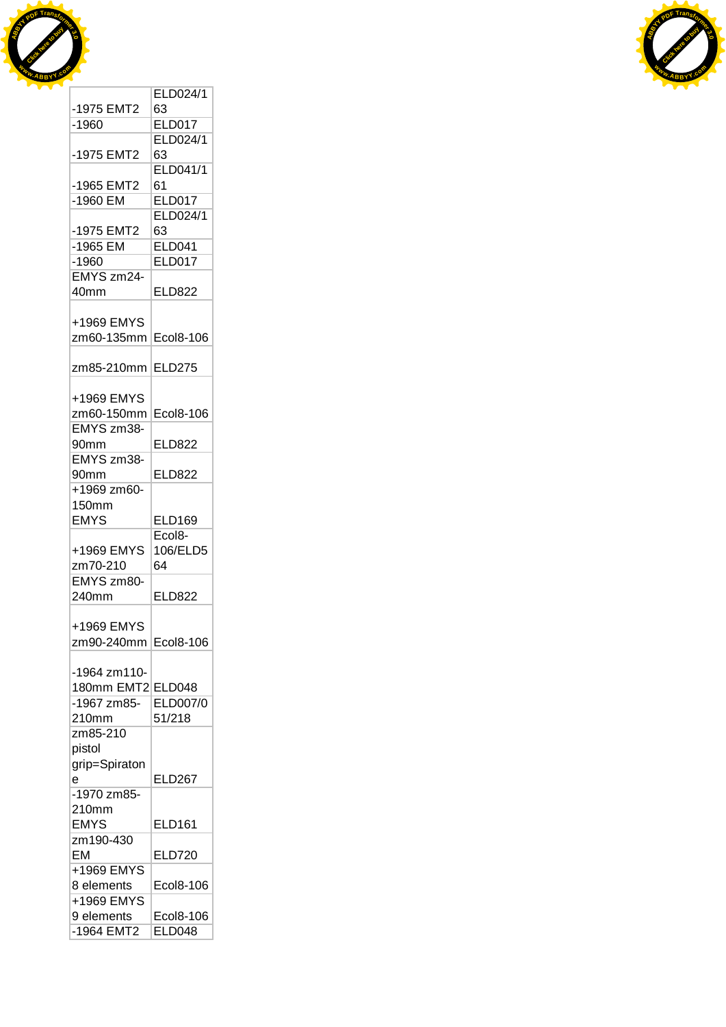| | |
|---|---|
| -1975 EMT2 | ELD024/163 |
| -1960 | ELD017 |
| -1975 EMT2 | ELD024/163 |
| -1965 EMT2 | ELD041/161 |
| -1960 EM | ELD017 |
| -1975 EMT2 | ELD024/163 |
| -1965 EM | ELD041 |
| -1960 | ELD017 |
| EMYS zm24-40mm | ELD822 |
| +1969 EMYS zm60-135mm | Ecol8-106 |
| zm85-210mm | ELD275 |
| +1969 EMYS zm60-150mm | Ecol8-106 |
| EMYS zm38-90mm | ELD822 |
| EMYS zm38-90mm | ELD822 |
| +1969 zm60-150mm EMYS | ELD169 |
| +1969 EMYS zm70-210 | Ecol8-106/ELD564 |
| EMYS zm80-240mm | ELD822 |
| +1969 EMYS zm90-240mm | Ecol8-106 |
| -1964 zm110-180mm EMT2 | ELD048 |
| -1967 zm85-210mm | ELD007/051/218 |
| zm85-210 pistol grip=Spiratone | ELD267 |
| -1970 zm85-210mm EMYS | ELD161 |
| zm190-430 EM | ELD720 |
| +1969 EMYS 8 elements | Ecol8-106 |
| +1969 EMYS 9 elements | Ecol8-106 |
| -1964 EMT2 | ELD048 |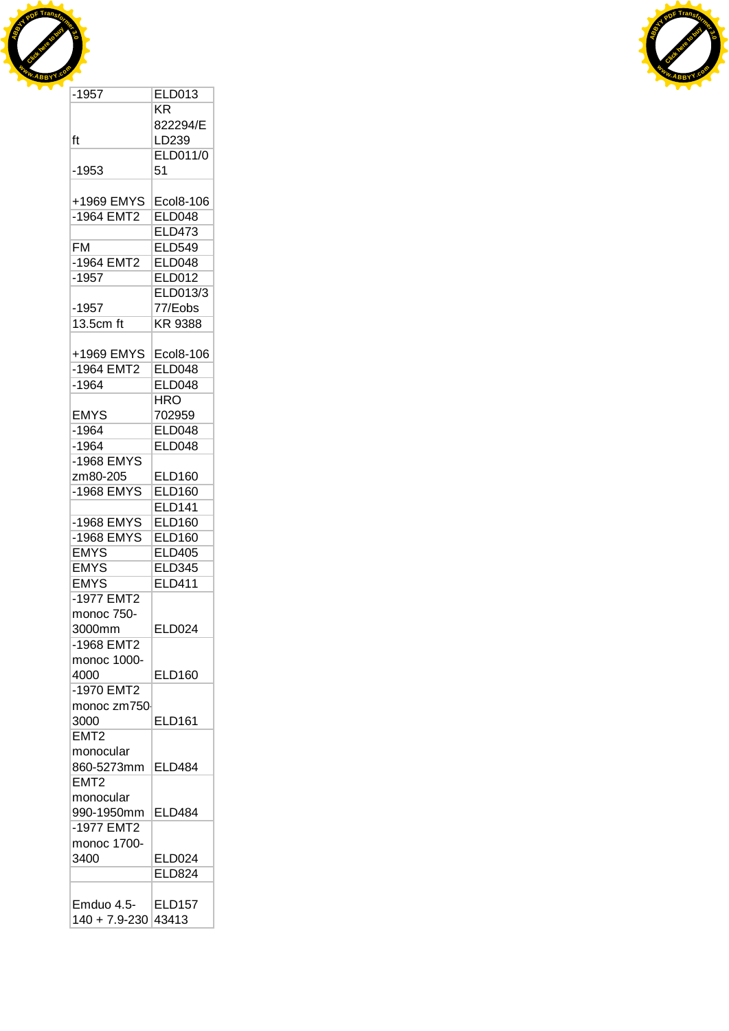| | |
|---|---|
| -1957 | ELD013 |
| ft | KR 822294/ELD239 |
| -1953 | ELD011/051 |
| +1969 EMYS | Ecol8-106 |
| -1964 EMT2 | ELD048 |
| | ELD473 |
| FM | ELD549 |
| -1964 EMT2 | ELD048 |
| -1957 | ELD012 |
| -1957 | ELD013/377/Eobs |
| 13.5cm ft | KR 9388 |
| +1969 EMYS | Ecol8-106 |
| -1964 EMT2 | ELD048 |
| -1964 | ELD048 |
| EMYS | HRO 702959 |
| -1964 | ELD048 |
| -1964 | ELD048 |
| -1968 EMYS zm80-205 | ELD160 |
| -1968 EMYS | ELD160 |
| | ELD141 |
| -1968 EMYS | ELD160 |
| -1968 EMYS | ELD160 |
| EMYS | ELD405 |
| EMYS | ELD345 |
| EMYS | ELD411 |
| -1977 EMT2 monoc 750-3000mm | ELD024 |
| -1968 EMT2 monoc 1000-4000 | ELD160 |
| -1970 EMT2 monoc zm750-3000 | ELD161 |
| EMT2 monocular 860-5273mm | ELD484 |
| EMT2 monocular 990-1950mm | ELD484 |
| -1977 EMT2 monoc 1700-3400 | ELD024 |
| | ELD824 |
| Emduo 4.5-140 + 7.9-230 | ELD157 43413 |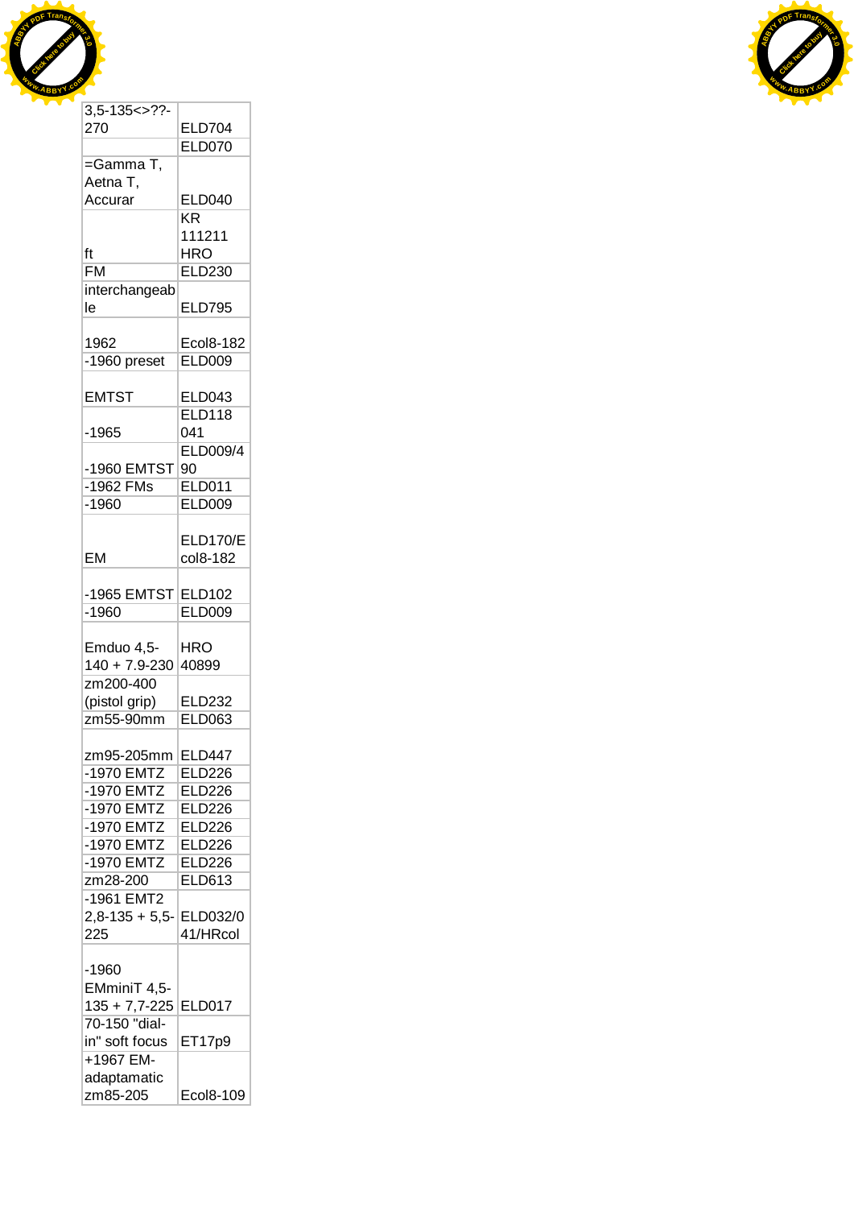| | |
|---|---|
| 3,5-135<>??-270 | ELD704 |
| | ELD070 |
| =Gamma T, Aetna T, Accurar | ELD040 |
| ft | KR 111211 HRO |
| FM | ELD230 |
| interchangeable | ELD795 |
| 1962 | Ecol8-182 |
| -1960 preset | ELD009 |
| EMTST | ELD043 |
| -1965 | ELD118 041 |
| -1960 EMTST | ELD009/490 |
| -1962 FMs | ELD011 |
| -1960 | ELD009 |
| EM | ELD170/Ecol8-182 |
| -1965 EMTST | ELD102 |
| -1960 | ELD009 |
| Emduo 4,5-140 + 7.9-230 | HRO 40899 |
| zm200-400 (pistol grip) | ELD232 |
| zm55-90mm | ELD063 |
| zm95-205mm | ELD447 |
| -1970 EMTZ | ELD226 |
| -1970 EMTZ | ELD226 |
| -1970 EMTZ | ELD226 |
| -1970 EMTZ | ELD226 |
| -1970 EMTZ | ELD226 |
| -1970 EMTZ | ELD226 |
| zm28-200 | ELD613 |
| -1961 EMT2 2,8-135 + 5,5-225 | ELD032/041/HRcol |
| -1960 EMminiT 4,5-135 + 7,7-225 | ELD017 |
| 70-150 "dial-in" soft focus | ET17p9 |
| +1967 EM-adaptamatic zm85-205 | Ecol8-109 |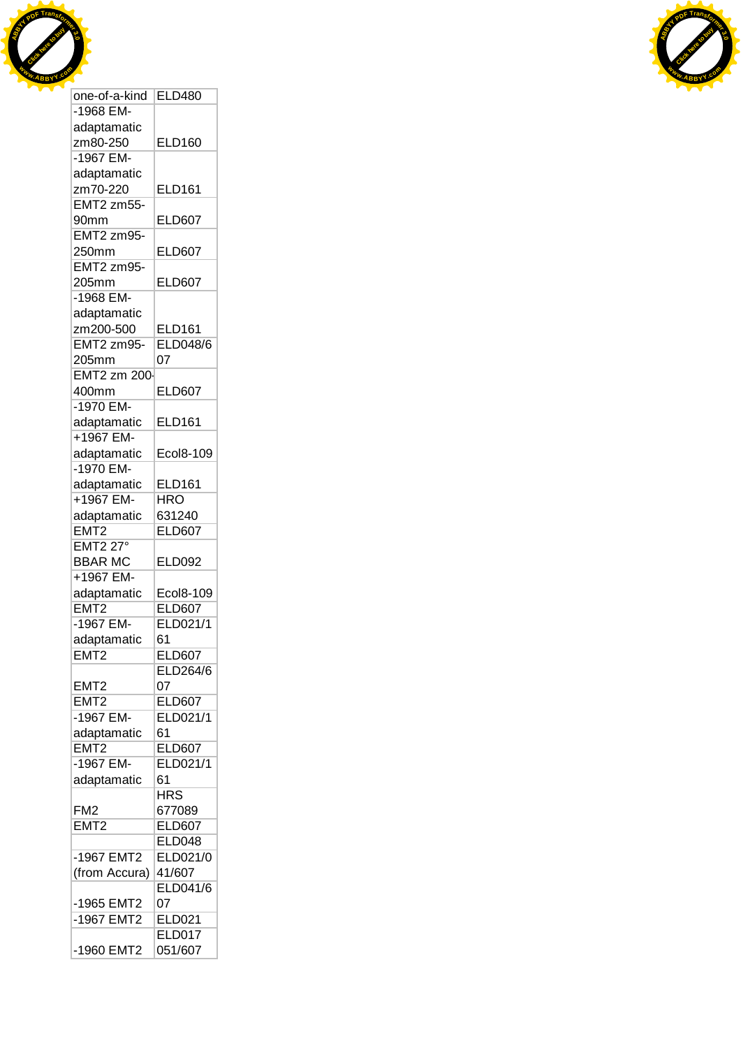| one-of-a-kind | ELD480 |
|---|---|
| -1968 EM-adaptamatic zm80-250 | ELD160 |
| -1967 EM-adaptamatic zm70-220 | ELD161 |
| EMT2 zm55-90mm | ELD607 |
| EMT2 zm95-250mm | ELD607 |
| EMT2 zm95-205mm | ELD607 |
| -1968 EM-adaptamatic zm200-500 | ELD161 |
| EMT2 zm95-205mm | ELD048/607 |
| EMT2 zm 200-400mm | ELD607 |
| -1970 EM-adaptamatic | ELD161 |
| +1967 EM-adaptamatic | Ecol8-109 |
| -1970 EM-adaptamatic | ELD161 |
| +1967 EM-adaptamatic | HRO 631240 |
| EMT2 | ELD607 |
| EMT2 27° BBAR MC | ELD092 |
| +1967 EM-adaptamatic | Ecol8-109 |
| EMT2 | ELD607 |
| -1967 EM-adaptamatic | ELD021/161 |
| EMT2 | ELD607 |
| EMT2 | ELD264/607 |
| EMT2 | ELD607 |
| -1967 EM-adaptamatic | ELD021/161 |
| EMT2 | ELD607 |
| -1967 EM-adaptamatic | ELD021/161 |
| FM2 | HRS 677089 |
| EMT2 | ELD607 |
| | ELD048 |
| -1967 EMT2 (from Accura) | ELD021/041/607 |
| -1965 EMT2 | ELD041/607 |
| -1967 EMT2 | ELD021 |
| -1960 EMT2 | ELD017 051/607 |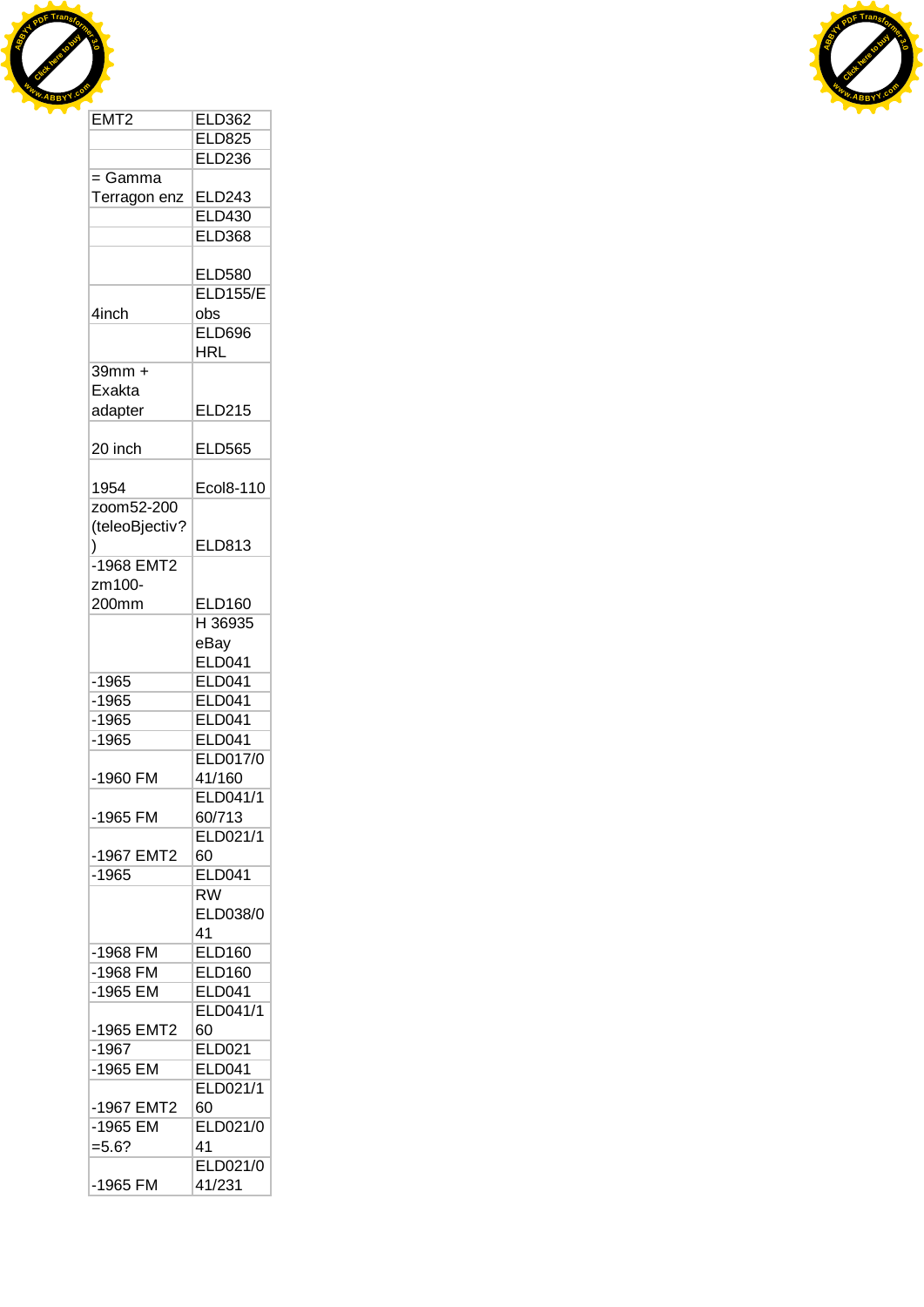| EMT2 | ELD362 |
|---|---|
| | ELD825 |
| | ELD236 |
| = Gamma Terragon enz | ELD243 |
| | ELD430 |
| | ELD368 |
| | ELD580 |
| 4inch | ELD155/Eobs |
| | ELD696 HRL |
| 39mm + Exakta adapter | ELD215 |
| 20 inch | ELD565 |
| 1954 | Ecol8-110 |
| zoom52-200 (teleoBjectiv?) | ELD813 |
| -1968 EMT2 zm100-200mm | ELD160 |
| | H 36935 eBay ELD041 |
| -1965 | ELD041 |
| -1965 | ELD041 |
| -1965 | ELD041 |
| -1965 | ELD041 |
| -1960 FM | ELD017/041/160 |
| -1965 FM | ELD041/160/713 |
| -1967 EMT2 | ELD021/160 |
| -1965 | ELD041 |
| | RW ELD038/041 |
| -1968 FM | ELD160 |
| -1968 FM | ELD160 |
| -1965 EM | ELD041 |
| -1965 EMT2 | ELD041/160 |
| -1967 | ELD021 |
| -1965 EM | ELD041 |
| -1967 EMT2 | ELD021/160 |
| -1965 EM =5.6? | ELD021/041 |
| -1965 FM | ELD021/041/231 |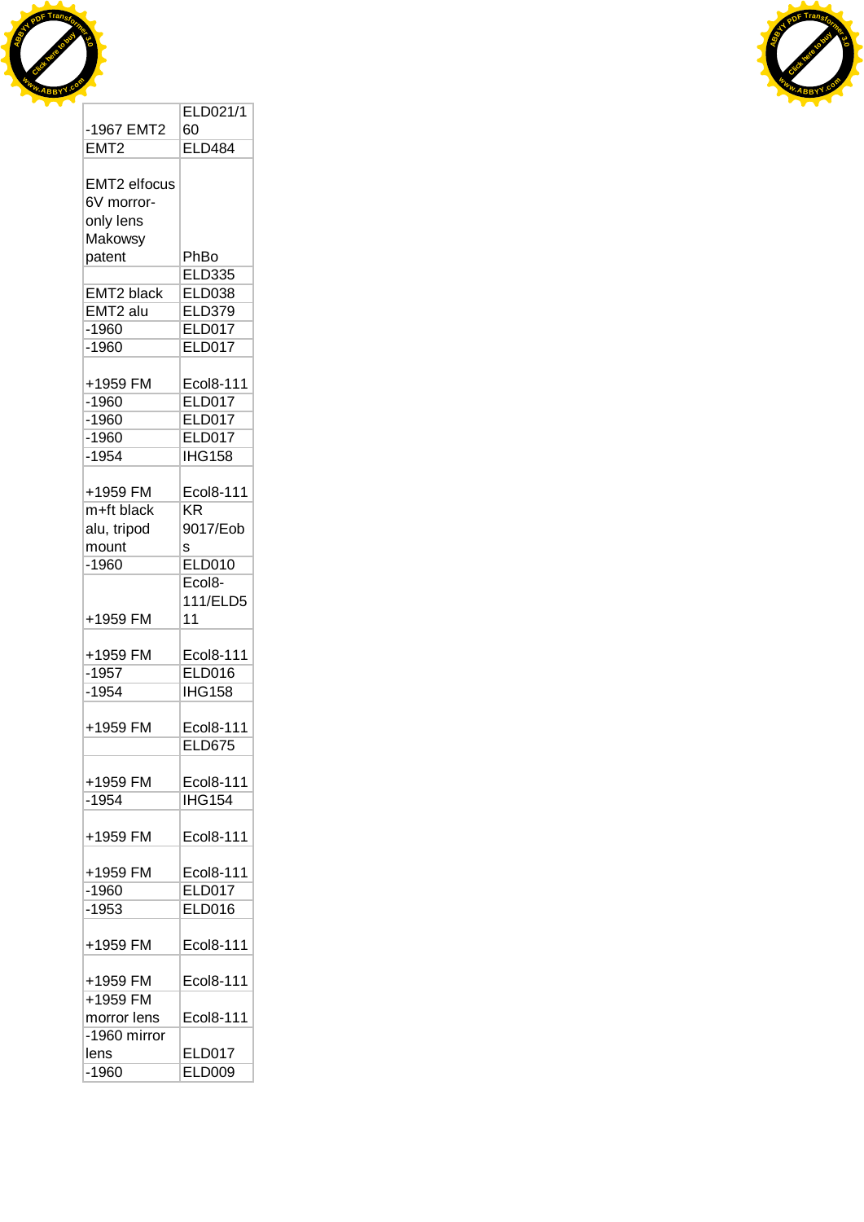| | |
|---|---|
| -1967 EMT2 | ELD021/160 |
| EMT2 | ELD484 |
| EMT2 elfocus 6V morror-only lens Makowsy patent | PhBo |
| | ELD335 |
| EMT2 black | ELD038 |
| EMT2 alu | ELD379 |
| -1960 | ELD017 |
| -1960 | ELD017 |
| +1959 FM | Ecol8-111 |
| -1960 | ELD017 |
| -1960 | ELD017 |
| -1960 | ELD017 |
| -1954 | IHG158 |
| +1959 FM | Ecol8-111 |
| m+ft black alu, tripod mount | KR 9017/Eobs |
| -1960 | ELD010 |
| +1959 FM | Ecol8-111/ELD511 |
| +1959 FM | Ecol8-111 |
| -1957 | ELD016 |
| -1954 | IHG158 |
| +1959 FM | Ecol8-111 |
| | ELD675 |
| +1959 FM | Ecol8-111 |
| -1954 | IHG154 |
| +1959 FM | Ecol8-111 |
| +1959 FM | Ecol8-111 |
| -1960 | ELD017 |
| -1953 | ELD016 |
| +1959 FM | Ecol8-111 |
| +1959 FM | Ecol8-111 |
| +1959 FM morror lens | Ecol8-111 |
| -1960 mirror lens | ELD017 |
| -1960 | ELD009 |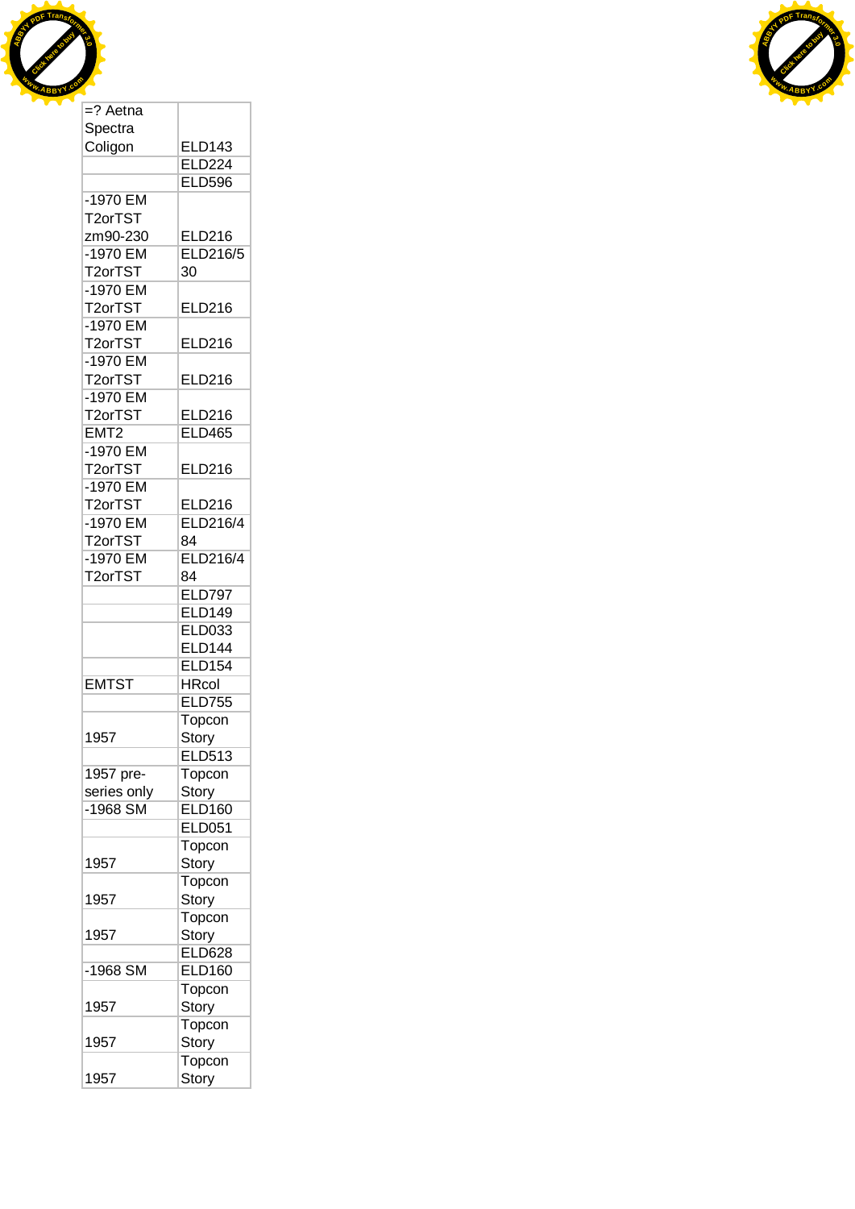| | |
|---|---|
| =? Aetna Spectra Coligon | ELD143 |
| | ELD224 |
| | ELD596 |
| -1970 EM T2orTST zm90-230 | ELD216 |
| -1970 EM T2orTST | ELD216/530 |
| -1970 EM T2orTST | ELD216 |
| -1970 EM T2orTST | ELD216 |
| -1970 EM T2orTST | ELD216 |
| -1970 EM T2orTST | ELD216 |
| EMT2 | ELD465 |
| -1970 EM T2orTST | ELD216 |
| -1970 EM T2orTST | ELD216 |
| -1970 EM T2orTST | ELD216/484 |
| -1970 EM T2orTST | ELD216/484 |
| | ELD797 |
| | ELD149 |
| | ELD033 ELD144 |
| | ELD154 |
| EMTST | HRcol |
| | ELD755 |
| 1957 | Topcon Story |
| | ELD513 |
| 1957 pre-series only | Topcon Story |
| -1968 SM | ELD160 |
| | ELD051 |
| 1957 | Topcon Story |
| 1957 | Topcon Story |
| 1957 | Topcon Story |
| | ELD628 |
| -1968 SM | ELD160 |
| 1957 | Topcon Story |
| 1957 | Topcon Story |
| 1957 | Topcon Story |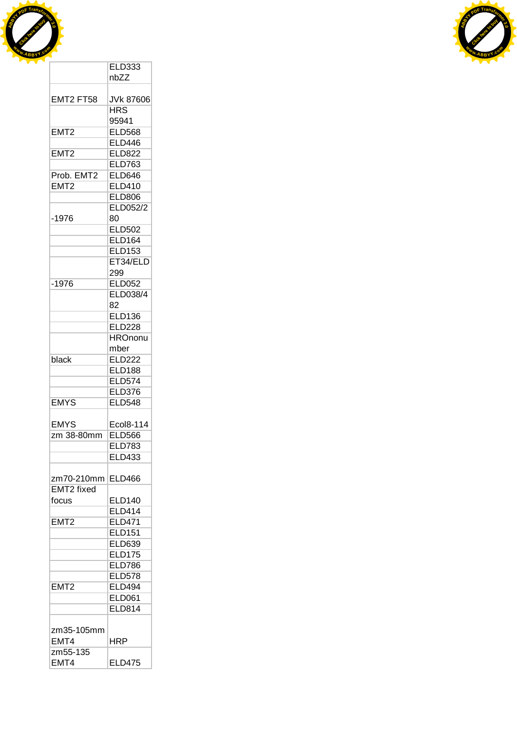| | |
|---|---|
| | ELD333 nbZZ |
| EMT2 FT58 | JVk 87606 |
| | HRS 95941 |
| EMT2 | ELD568 |
| | ELD446 |
| EMT2 | ELD822 |
| | ELD763 |
| Prob. EMT2 | ELD646 |
| EMT2 | ELD410 |
| | ELD806 |
| -1976 | ELD052/280 |
| | ELD502 |
| | ELD164 |
| | ELD153 |
| | ET34/ELD299 |
| -1976 | ELD052 |
| | ELD038/482 |
| | ELD136 |
| | ELD228 |
| | HROnonumber |
| black | ELD222 |
| | ELD188 |
| | ELD574 |
| | ELD376 |
| EMYS | ELD548 |
| EMYS | Ecol8-114 |
| zm 38-80mm | ELD566 |
| | ELD783 |
| | ELD433 |
| zm70-210mm | ELD466 |
| EMT2 fixed focus | ELD140 |
| | ELD414 |
| EMT2 | ELD471 |
| | ELD151 |
| | ELD639 |
| | ELD175 |
| | ELD786 |
| | ELD578 |
| EMT2 | ELD494 |
| | ELD061 |
| | ELD814 |
| zm35-105mm EMT4 | HRP |
| zm55-135 EMT4 | ELD475 |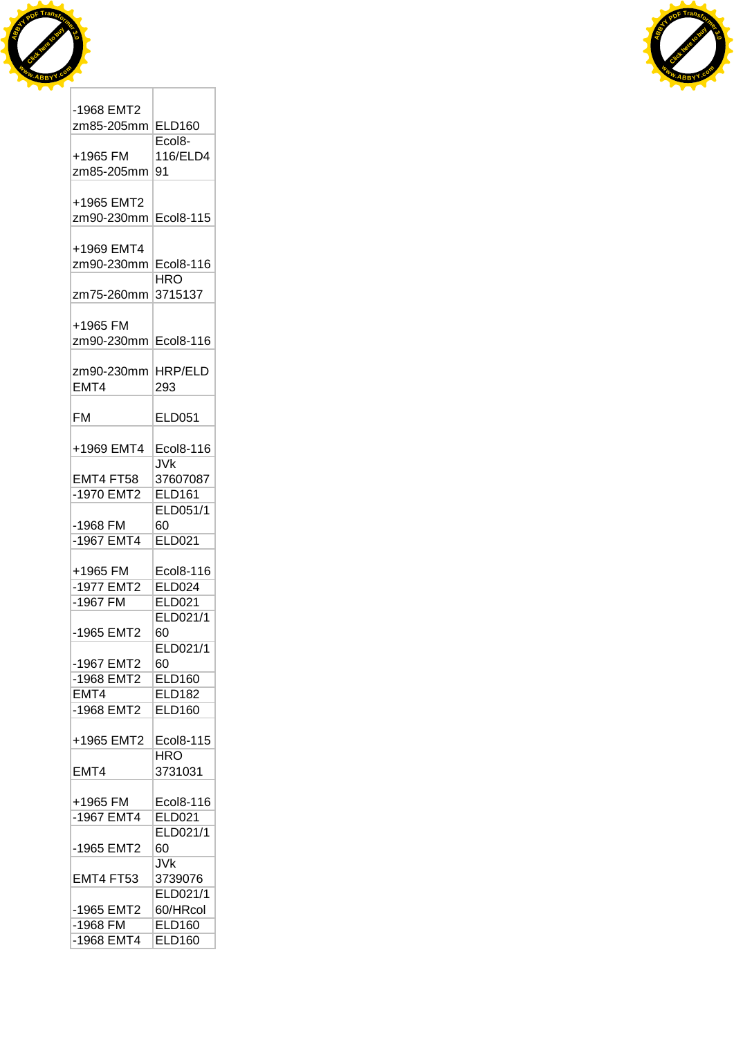| | |
|---|---|
| -1968 EMT2 zm85-205mm | ELD160 |
| +1965 FM zm85-205mm | Ecol8-116/ELD491 |
| +1965 EMT2 zm90-230mm | Ecol8-115 |
| +1969 EMT4 zm90-230mm | Ecol8-116 |
| zm75-260mm | HRO 3715137 |
| +1965 FM zm90-230mm | Ecol8-116 |
| zm90-230mm EMT4 | HRP/ELD293 |
| FM | ELD051 |
| +1969 EMT4 | Ecol8-116 |
| EMT4 FT58 | JVk 37607087 |
| -1970 EMT2 | ELD161 |
| -1968 FM | ELD051/160 |
| -1967 EMT4 | ELD021 |
| +1965 FM | Ecol8-116 |
| -1977 EMT2 | ELD024 |
| -1967 FM | ELD021 |
| -1965 EMT2 | ELD021/160 |
| -1967 EMT2 | ELD021/160 |
| -1968 EMT2 | ELD160 |
| EMT4 | ELD182 |
| -1968 EMT2 | ELD160 |
| +1965 EMT2 | Ecol8-115 |
| EMT4 | HRO 3731031 |
| +1965 FM | Ecol8-116 |
| -1967 EMT4 | ELD021 |
| -1965 EMT2 | ELD021/160 |
| EMT4 FT53 | JVk 3739076 |
| -1965 EMT2 | ELD021/160/HRcol |
| -1968 FM | ELD160 |
| -1968 EMT4 | ELD160 |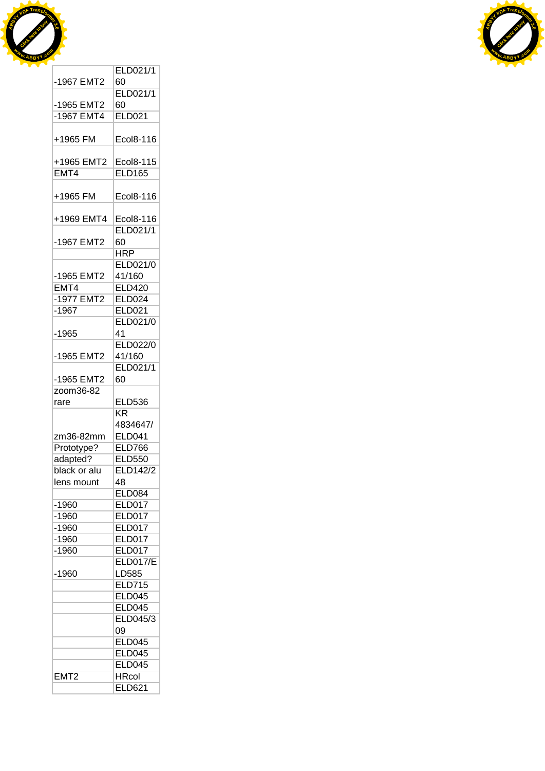| | |
|---|---|
| -1967 EMT2 | ELD021/160 |
| -1965 EMT2 | ELD021/160 |
| -1967 EMT4 | ELD021 |
| +1965 FM | Ecol8-116 |
| +1965 EMT2 | Ecol8-115 |
| EMT4 | ELD165 |
| +1965 FM | Ecol8-116 |
| +1969 EMT4 | Ecol8-116 |
| -1967 EMT2 | ELD021/160 |
| | HRP |
| -1965 EMT2 | ELD021/041/160 |
| EMT4 | ELD420 |
| -1977 EMT2 | ELD024 |
| -1967 | ELD021 |
| -1965 | ELD021/041 |
| -1965 EMT2 | ELD022/041/160 |
| -1965 EMT2 | ELD021/160 |
| zoom36-82 rare | ELD536 |
| zm36-82mm | KR 4834647/ELD041 |
| Prototype? | ELD766 |
| adapted? | ELD550 |
| black or alu lens mount | ELD142/248 |
| | ELD084 |
| -1960 | ELD017 |
| -1960 | ELD017 |
| -1960 | ELD017 |
| -1960 | ELD017 |
| -1960 | ELD017 |
| -1960 | ELD017/ELD585 |
| | ELD715 |
| | ELD045 |
| | ELD045 |
| | ELD045/309 |
| | ELD045 |
| | ELD045 |
| | ELD045 |
| EMT2 | HRcol |
| | ELD621 |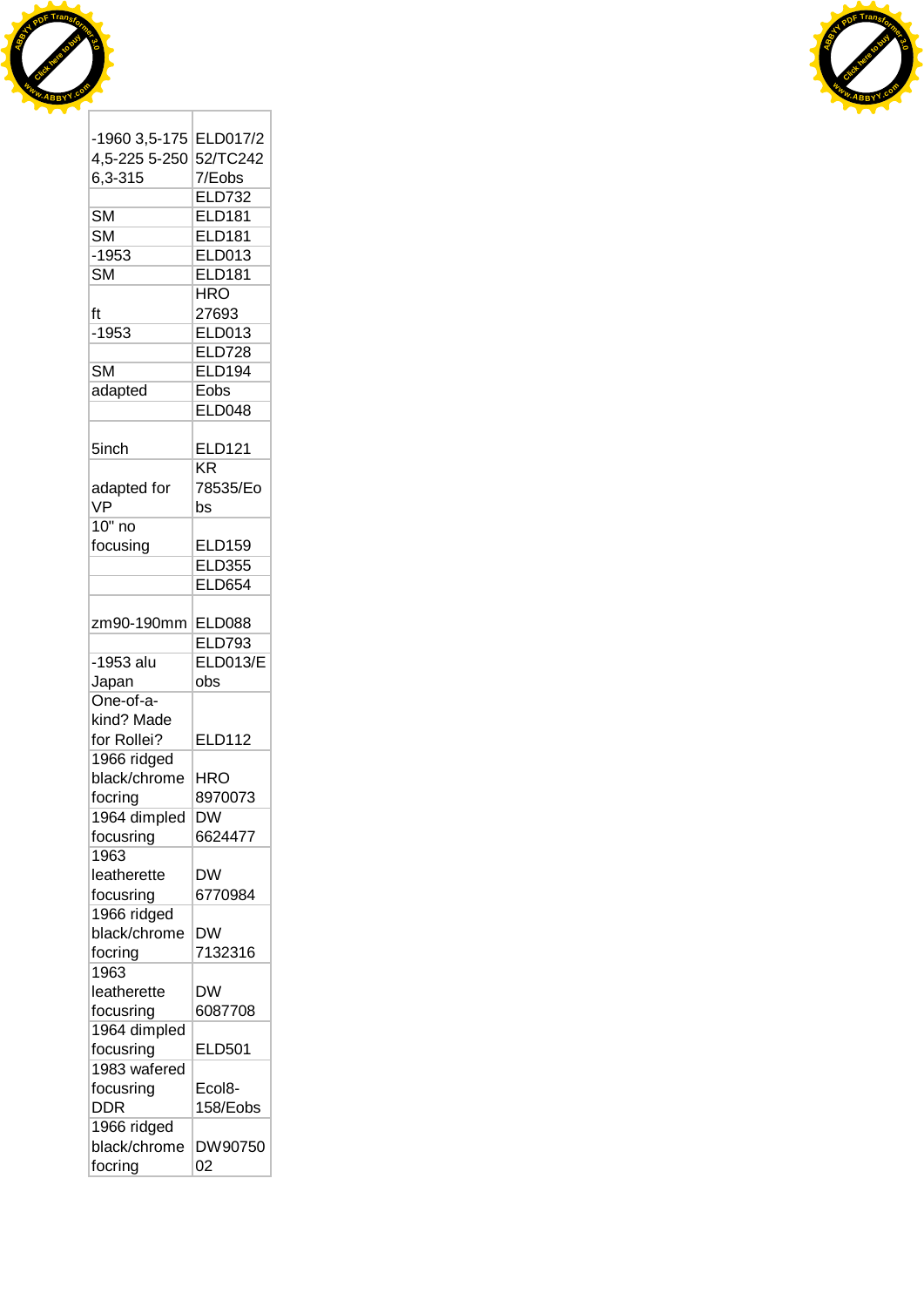| | |
|---|---|
| -1960 3,5-175 4,5-225 5-250 6,3-315 | ELD017/252/TC2427/Eobs |
| | ELD732 |
| SM | ELD181 |
| SM | ELD181 |
| -1953 | ELD013 |
| SM | ELD181 |
| ft | HRO 27693 |
| -1953 | ELD013 |
| | ELD728 |
| SM | ELD194 |
| adapted | Eobs |
| | ELD048 |
| 5inch | ELD121 |
| adapted for VP | KR 78535/Eobs |
| 10" no focusing | ELD159 |
| | ELD355 |
| | ELD654 |
| zm90-190mm | ELD088 |
| | ELD793 |
| -1953 alu Japan | ELD013/Eobs |
| One-of-a-kind? Made for Rollei? | ELD112 |
| 1966 ridged black/chrome focring | HRO 8970073 |
| 1964 dimpled focusring | DW 6624477 |
| 1963 leatherette focusring | DW 6770984 |
| 1966 ridged black/chrome focring | DW 7132316 |
| 1963 leatherette focusring | DW 6087708 |
| 1964 dimpled focusring | ELD501 |
| 1983 wafered focusring DDR | Ecol8-158/Eobs |
| 1966 ridged black/chrome focring | DW9075002 |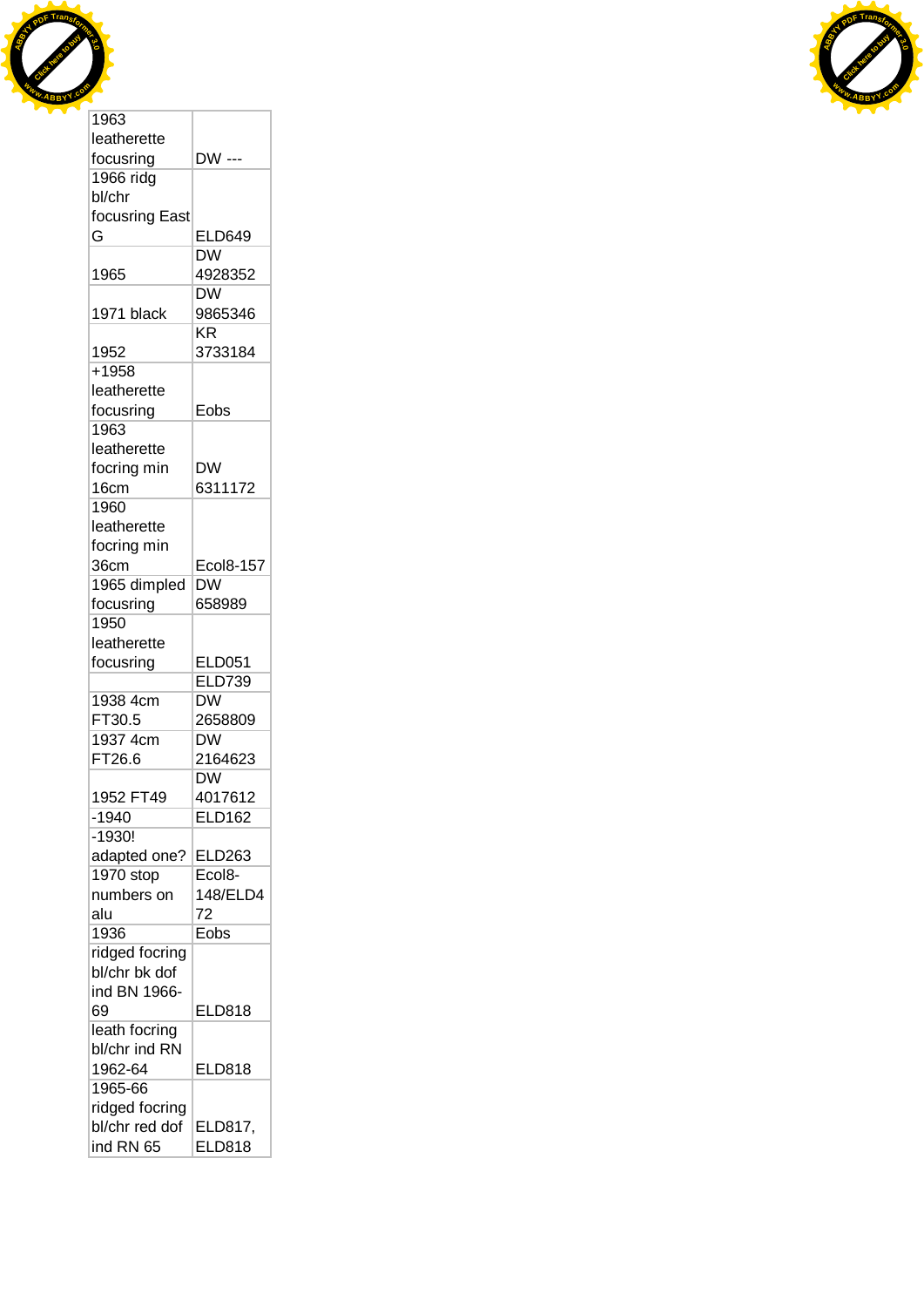| | |
|---|---|
| 1963 leatherette focusring | DW --- |
| 1966 ridg bl/chr focusring East G | ELD649 |
| 1965 | DW 4928352 |
| 1971 black | DW 9865346 |
| 1952 | KR 3733184 |
| +1958 leatherette focusring | Eobs |
| 1963 leatherette focring min 16cm | DW 6311172 |
| 1960 leatherette focring min 36cm | Ecol8-157 |
| 1965 dimpled focusring | DW 658989 |
| 1950 leatherette focusring | ELD051 |
| | ELD739 |
| 1938 4cm FT30.5 | DW 2658809 |
| 1937 4cm FT26.6 | DW 2164623 |
| 1952 FT49 | DW 4017612 |
| -1940 | ELD162 |
| -1930! adapted one? | ELD263 |
| 1970 stop numbers on alu | Ecol8-148/ELD472 |
| 1936 | Eobs |
| ridged focring bl/chr bk dof ind BN 1966-69 | ELD818 |
| leath focring bl/chr ind RN 1962-64 | ELD818 |
| 1965-66 ridged focring bl/chr red dof ind RN 65 | ELD817, ELD818 |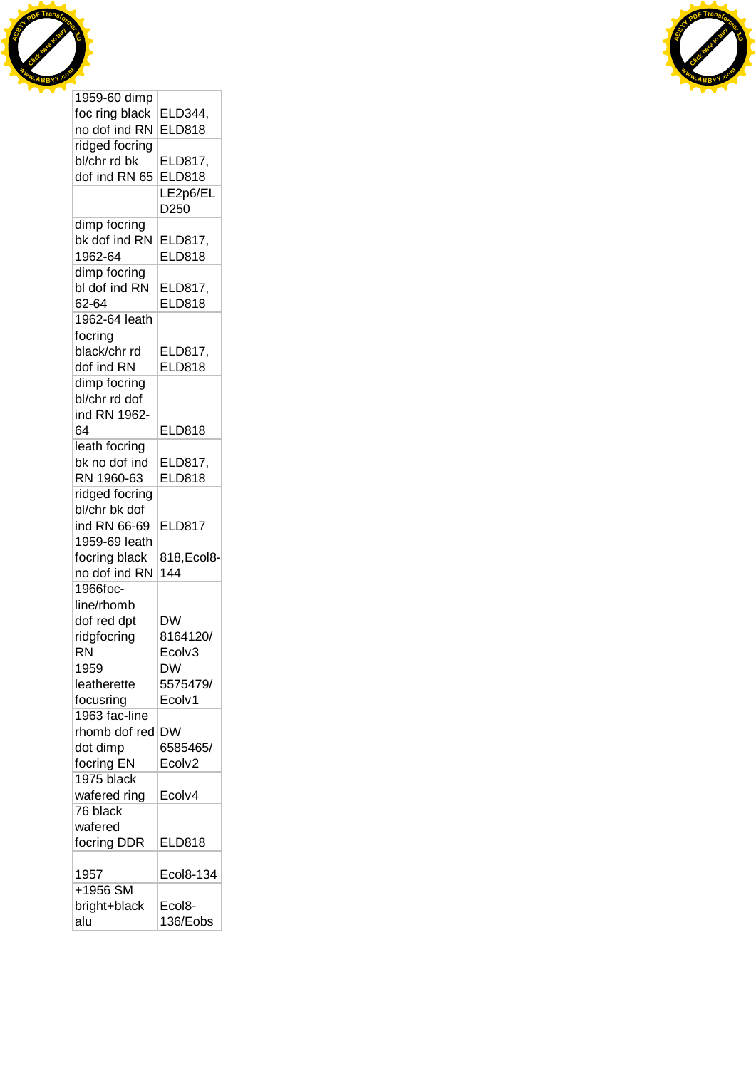| | |
|---|---|
| 1959-60 dimp foc ring black no dof ind RN | ELD344, ELD818 |
| ridged focring bl/chr rd bk dof ind RN 65 | ELD817, ELD818 |
| | LE2p6/ELD250 |
| dimp focring bk dof ind RN 1962-64 | ELD817, ELD818 |
| dimp focring bl dof ind RN 62-64 | ELD817, ELD818 |
| 1962-64 leath focring black/chr rd dof ind RN | ELD817, ELD818 |
| dimp focring bl/chr rd dof ind RN 1962-64 | ELD818 |
| leath focring bk no dof ind RN 1960-63 | ELD817, ELD818 |
| ridged focring bl/chr bk dof ind RN 66-69 | ELD817 |
| 1959-69 leath focring black no dof ind RN | 818,Ecol8-144 |
| 1966foc-line/rhomb dof red dpt ridgfocring RN | DW 8164120/ Ecolv3 |
| 1959 leatherette focusring | DW 5575479/ Ecolv1 |
| 1963 fac-line rhomb dof red dot dimp focring EN | DW 6585465/ Ecolv2 |
| 1975 black wafered ring | Ecolv4 |
| 76 black wafered focring DDR | ELD818 |
| 1957 | Ecol8-134 |
| +1956 SM bright+black alu | Ecol8-136/Eobs |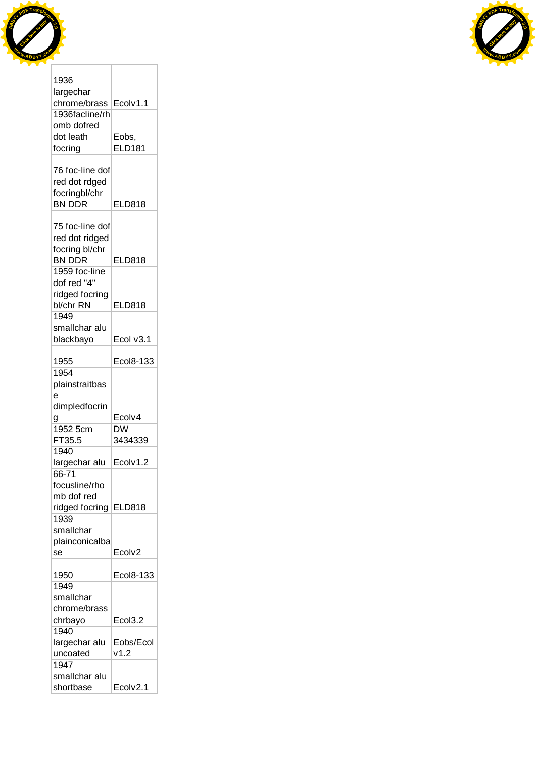| 1936 largechar chrome/brass | Ecolv1.1 |
|---|---|
| 1936facline/rhomb dofred dot leath focring | Eobs, ELD181 |
| 76 foc-line dof red dot rdged focringbl/chr BN DDR | ELD818 |
| 75 foc-line dof red dot ridged focring bl/chr BN DDR | ELD818 |
| 1959 foc-line dof red "4" ridged focring bl/chr RN | ELD818 |
| 1949 smallchar alu blackbayo | Ecol v3.1 |
| 1955 | Ecol8-133 |
| 1954 plainstraitbase dimpledfocring | Ecolv4 |
| 1952 5cm FT35.5 | DW 3434339 |
| 1940 largechar alu | Ecolv1.2 |
| 66-71 focusline/rhomb dof red ridged focring | ELD818 |
| 1939 smallchar plainconicalbase | Ecolv2 |
| 1950 | Ecol8-133 |
| 1949 smallchar chrome/brass chrbayo | Ecol3.2 |
| 1940 largechar alu uncoated | Eobs/Ecolv1.2 |
| 1947 smallchar alu shortbase | Ecolv2.1 |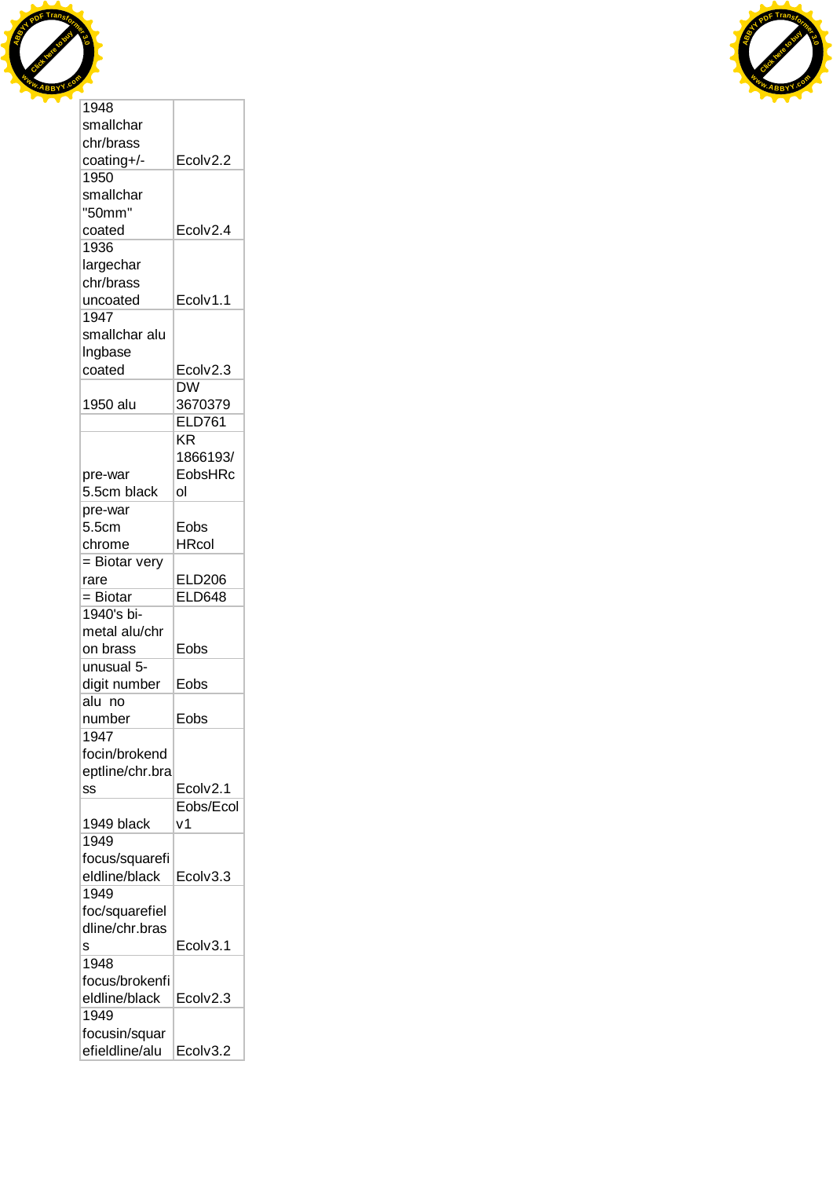| | |
|---|---|
| 1948 smallchar chr/brass coating+/- | Ecolv2.2 |
| 1950 smallchar "50mm" coated | Ecolv2.4 |
| 1936 largechar chr/brass uncoated | Ecolv1.1 |
| 1947 smallchar alu lngbase coated | Ecolv2.3 |
| 1950 alu | DW 3670379 |
| | ELD761 |
| pre-war 5.5cm black | KR 1866193/ EobsHRcol |
| pre-war 5.5cm chrome | Eobs HRcol |
| = Biotar very rare | ELD206 |
| = Biotar | ELD648 |
| 1940's bi-metal alu/chr on brass | Eobs |
| unusual 5-digit number | Eobs |
| alu no number | Eobs |
| 1947 focin/brokendeptline/chr.brass | Ecolv2.1 |
| 1949 black | Eobs/Ecolv1 |
| 1949 focus/squarefieldline/black | Ecolv3.3 |
| 1949 foc/squarefieldline/chr.brass | Ecolv3.1 |
| 1948 focus/brokenfieldline/black | Ecolv2.3 |
| 1949 focusin/squarefieldline/alu | Ecolv3.2 |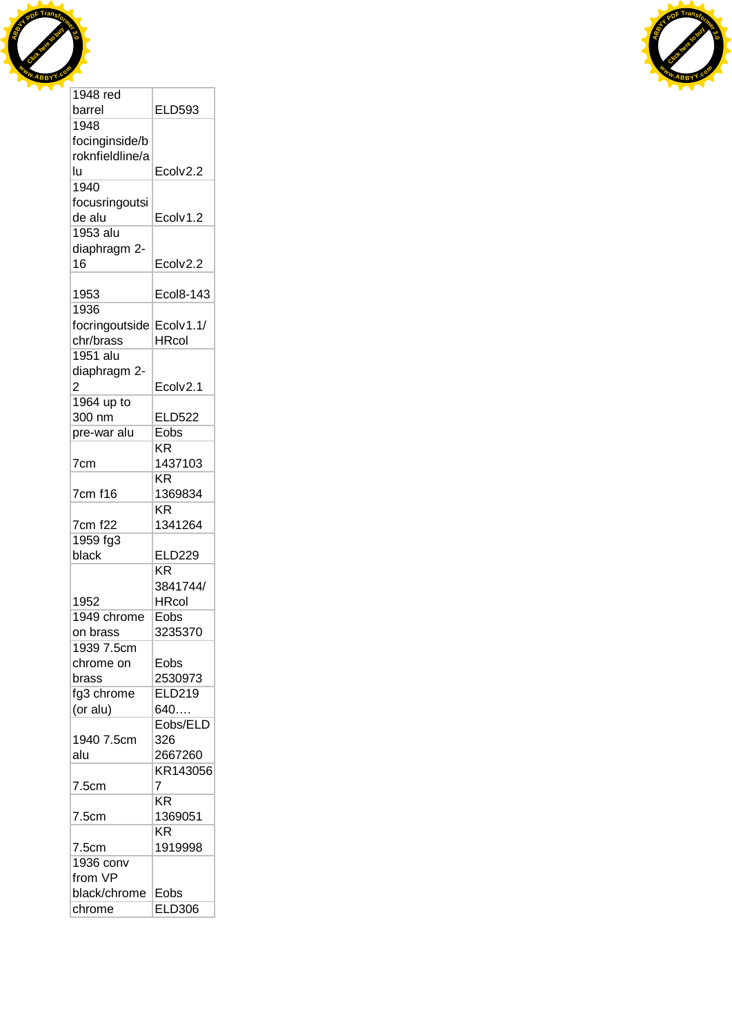| | |
|---|---|
| 1948 red barrel | ELD593 |
| 1948 focinginside/broknfieldline/alu | Ecolv2.2 |
| 1940 focusringoutside alu | Ecolv1.2 |
| 1953 alu diaphragm 2-16 | Ecolv2.2 |
| 1953 | Ecol8-143 |
| 1936 focringoutside chr/brass | Ecolv1.1/ HRcol |
| 1951 alu diaphragm 2-2 | Ecolv2.1 |
| 1964 up to 300 nm | ELD522 |
| pre-war alu | Eobs |
| 7cm | KR 1437103 |
| 7cm f16 | KR 1369834 |
| 7cm f22 | KR 1341264 |
| 1959 fg3 black | ELD229 |
| 1952 | KR 3841744/ HRcol |
| 1949 chrome on brass | Eobs 3235370 |
| 1939 7.5cm chrome on brass | Eobs 2530973 |
| fg3 chrome (or alu) | ELD219 640…. |
| 1940 7.5cm alu | Eobs/ELD 326 2667260 |
| 7.5cm | KR1430567 |
| 7.5cm | KR 1369051 |
| 7.5cm | KR 1919998 |
| 1936 conv from VP black/chrome | Eobs |
| chrome | ELD306 |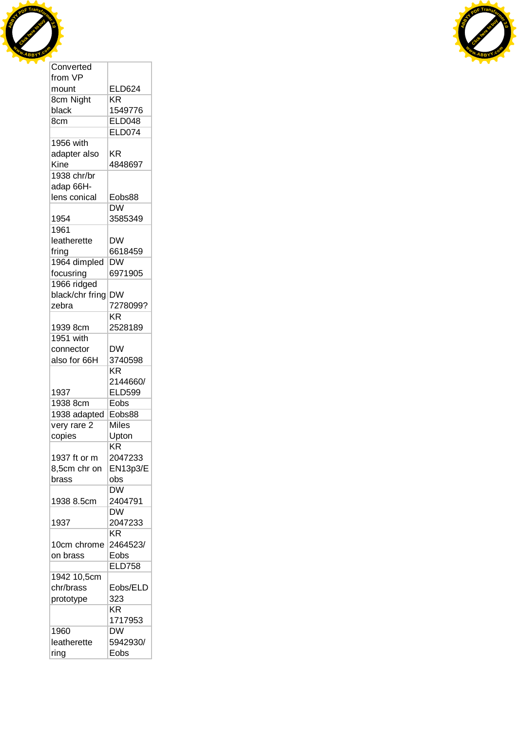| | |
|---|---|
| Converted from VP mount | ELD624 |
| 8cm Night black | KR 1549776 |
| 8cm | ELD048 |
| | ELD074 |
| 1956 with adapter also Kine | KR 4848697 |
| 1938 chr/br adap 66H-lens conical | Eobs88 |
| 1954 | DW 3585349 |
| 1961 leatherette fring | DW 6618459 |
| 1964 dimpled focusring | DW 6971905 |
| 1966 ridged black/chr fring zebra | DW 7278099? |
| 1939 8cm | KR 2528189 |
| 1951 with connector also for 66H | DW 3740598 |
| 1937 | KR 2144660/ ELD599 |
| 1938 8cm | Eobs |
| 1938 adapted | Eobs88 |
| very rare 2 copies | Miles Upton |
| 1937 ft or m 8,5cm chr on brass | KR 2047233 EN13p3/Eobs |
| 1938 8.5cm | DW 2404791 |
| 1937 | DW 2047233 |
| 10cm chrome on brass | KR 2464523/ Eobs |
| | ELD758 |
| 1942 10,5cm chr/brass prototype | Eobs/ELD 323 |
| | KR 1717953 |
| 1960 leatherette ring | DW 5942930/ Eobs |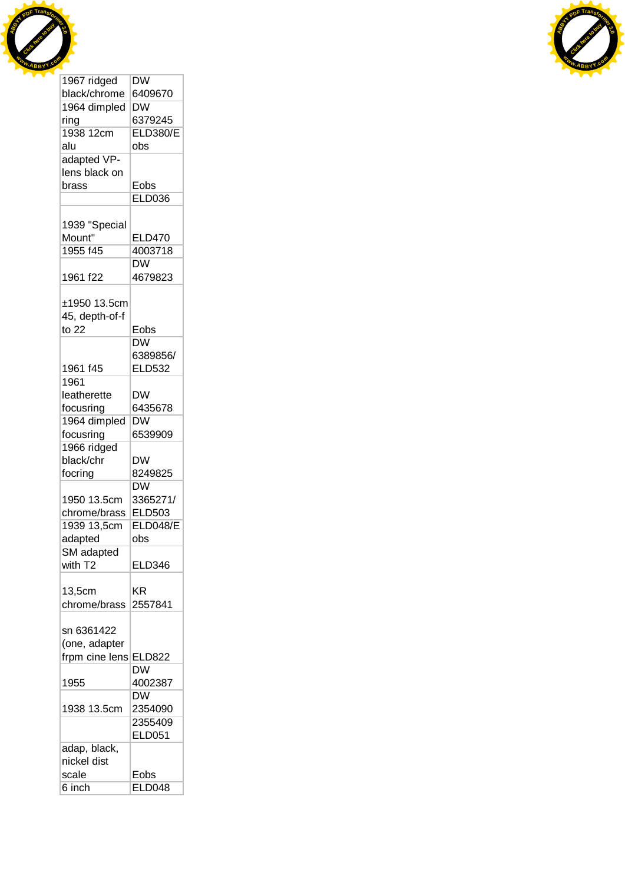| | |
|---|---|
| 1967 ridged black/chrome | DW 6409670 |
| 1964 dimpled ring | DW 6379245 |
| 1938 12cm alu | ELD380/Eobs |
| adapted VP-lens black on brass | Eobs |
| | ELD036 |
| 1939 "Special Mount" | ELD470 |
| 1955 f45 | 4003718 |
| 1961 f22 | DW 4679823 |
| ±1950 13.5cm 45, depth-of-f to 22 | Eobs |
| 1961 f45 | DW 6389856/ ELD532 |
| 1961 leatherette focusring | DW 6435678 |
| 1964 dimpled focusring | DW 6539909 |
| 1966 ridged black/chr focring | DW 8249825 |
| 1950 13.5cm chrome/brass | DW 3365271/ ELD503 |
| 1939 13,5cm adapted | ELD048/Eobs |
| SM adapted with T2 | ELD346 |
| 13,5cm chrome/brass | KR 2557841 |
| sn 6361422 (one, adapter frpm cine lens | ELD822 |
| 1955 | DW 4002387 |
| 1938 13.5cm | DW 2354090 |
| | 2355409 ELD051 |
| adap, black, nickel dist scale | Eobs |
| 6 inch | ELD048 |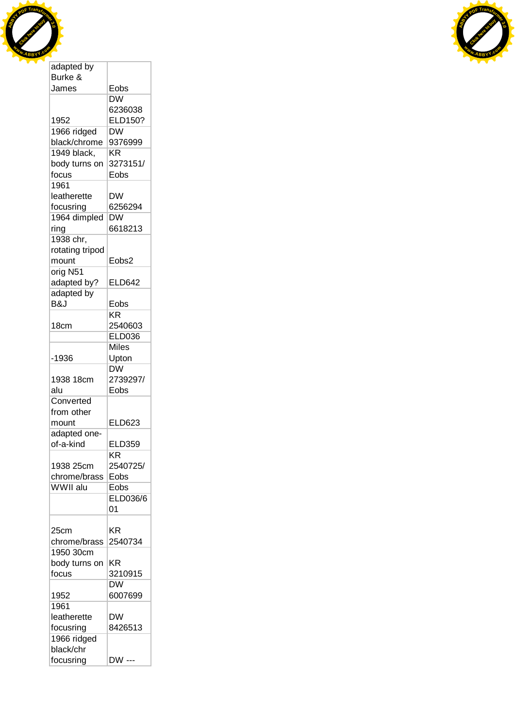| | |
|---|---|
| adapted by Burke & James | Eobs |
| 1952 | DW 6236038 ELD150? |
| 1966 ridged black/chrome | DW 9376999 |
| 1949 black, body turns on focus | KR 3273151/ Eobs |
| 1961 leatherette focusring | DW 6256294 |
| 1964 dimpled ring | DW 6618213 |
| 1938 chr, rotating tripod mount | Eobs2 |
| orig N51 adapted by? | ELD642 |
| adapted by B&J | Eobs |
| 18cm | KR 2540603 |
| | ELD036 |
| -1936 | Miles Upton |
| 1938 18cm alu | DW 2739297/ Eobs |
| Converted from other mount | ELD623 |
| adapted one-of-a-kind | ELD359 |
| 1938 25cm chrome/brass | KR 2540725/ Eobs |
| WWII alu | Eobs |
| | ELD036/601 |
| 25cm chrome/brass | KR 2540734 |
| 1950 30cm body turns on focus | KR 3210915 |
| 1952 | DW 6007699 |
| 1961 leatherette focusring | DW 8426513 |
| 1966 ridged black/chr focusring | DW --- |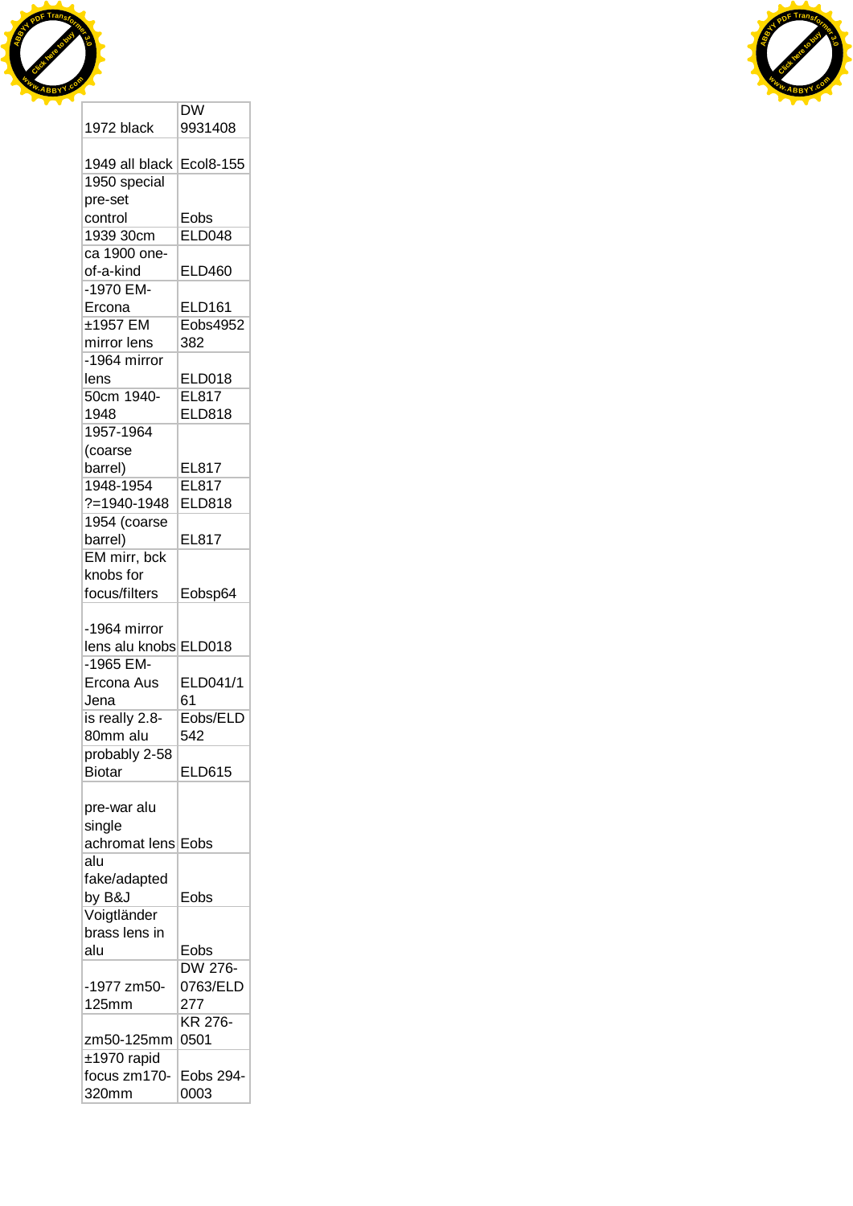| | |
|---|---|
| 1972 black | DW 9931408 |
| 1949 all black | Ecol8-155 |
| 1950 special pre-set control | Eobs |
| 1939 30cm | ELD048 |
| ca 1900 one-of-a-kind | ELD460 |
| -1970 EM-Ercona | ELD161 |
| ±1957 EM mirror lens | Eobs4952 382 |
| -1964 mirror lens | ELD018 |
| 50cm 1940-1948 | EL817 ELD818 |
| 1957-1964 (coarse barrel) | EL817 |
| 1948-1954 ?=1940-1948 | EL817 ELD818 |
| 1954 (coarse barrel) | EL817 |
| EM mirr, bck knobs for focus/filters | Eobsp64 |
| -1964 mirror lens alu knobs | ELD018 |
| -1965 EM-Ercona Aus Jena | ELD041/1 61 |
| is really 2.8-80mm alu | Eobs/ELD 542 |
| probably 2-58 Biotar | ELD615 |
| pre-war alu single achromat lens | Eobs |
| alu fake/adapted by B&J | Eobs |
| Voigtländer brass lens in alu | Eobs |
| -1977 zm50-125mm | DW 276-0763/ELD 277 |
| zm50-125mm | KR 276-0501 |
| ±1970 rapid focus zm170-320mm | Eobs 294-0003 |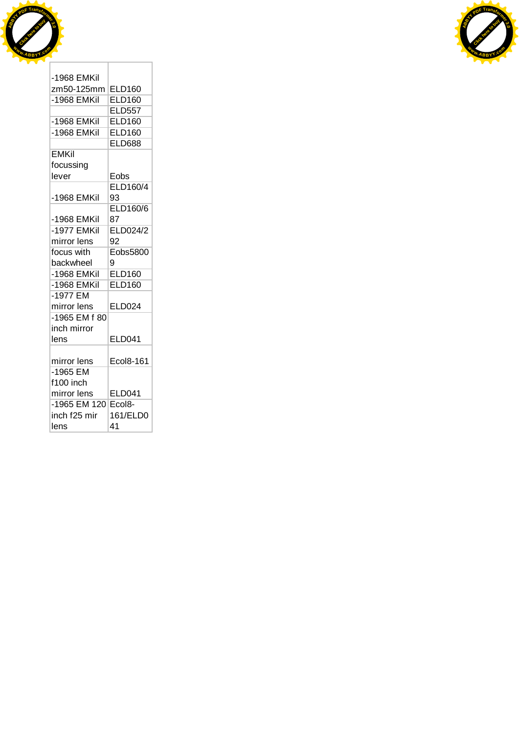| | |
|---|---|
| -1968 EMKil zm50-125mm | ELD160 |
| -1968 EMKil | ELD160 |
| | ELD557 |
| -1968 EMKil | ELD160 |
| -1968 EMKil | ELD160 |
| | ELD688 |
| EMKil focussing lever | Eobs |
| -1968 EMKil | ELD160/493 |
| -1968 EMKil | ELD160/687 |
| -1977 EMKil mirror lens | ELD024/292 |
| focus with backwheel | Eobs58009 |
| -1968 EMKil | ELD160 |
| -1968 EMKil | ELD160 |
| -1977 EM mirror lens | ELD024 |
| -1965 EM f 80 inch mirror lens | ELD041 |
| mirror lens | Ecol8-161 |
| -1965 EM f100 inch mirror lens | ELD041 |
| -1965 EM 120 inch f25 mir lens | Ecol8-161/ELD041 |